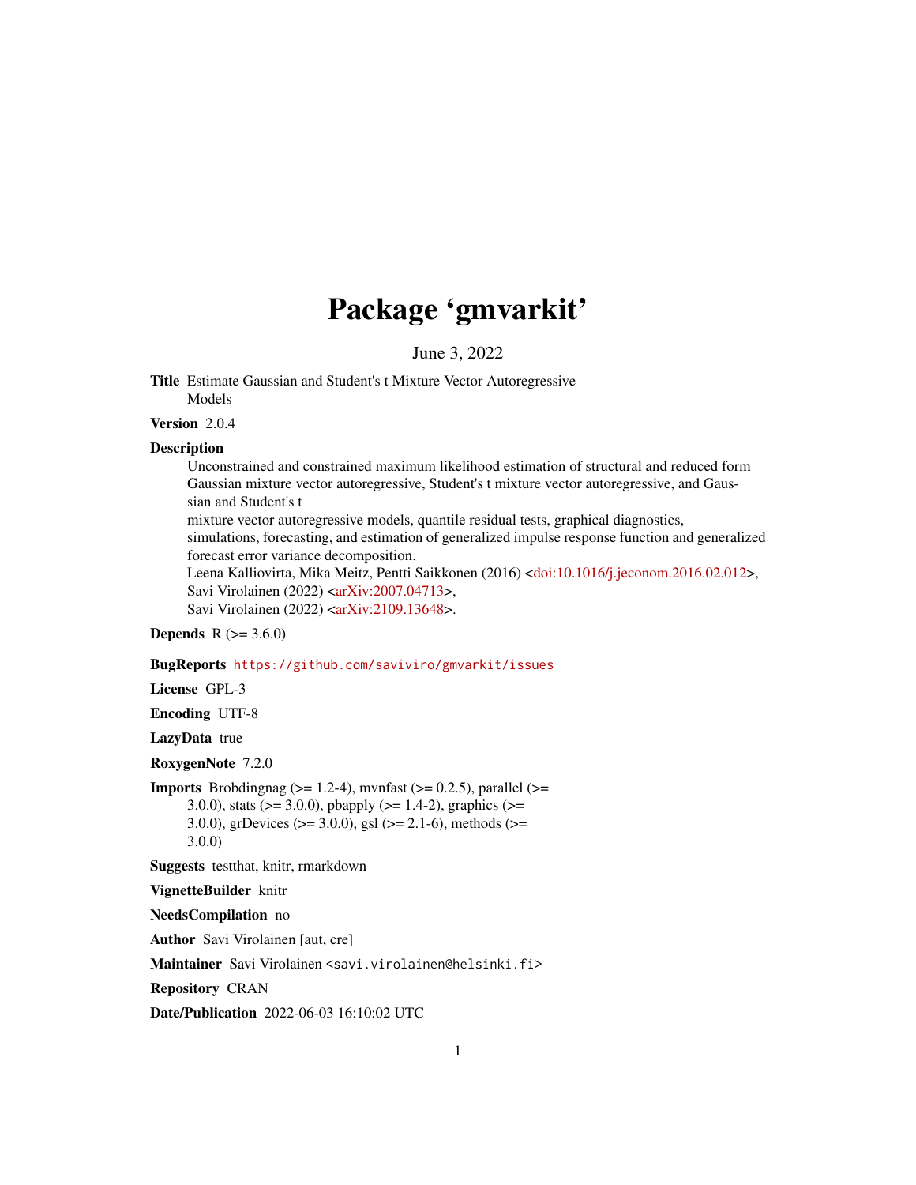# Package 'gmvarkit'

June 3, 2022

**Title** Estimate Gaussian and Student's t Mixture Vector Autoregressive Models

**Version** 2.0.4

**Description**
Unconstrained and constrained maximum likelihood estimation of structural and reduced form Gaussian mixture vector autoregressive, Student's t mixture vector autoregressive, and Gaussian and Student's t
mixture vector autoregressive models, quantile residual tests, graphical diagnostics, simulations, forecasting, and estimation of generalized impulse response function and generalized forecast error variance decomposition.
Leena Kalliovirta, Mika Meitz, Pentti Saikkonen (2016) <doi:10.1016/j.jeconom.2016.02.012>,
Savi Virolainen (2022) <arXiv:2007.04713>,
Savi Virolainen (2022) <arXiv:2109.13648>.

**Depends** R (>= 3.6.0)

**BugReports** https://github.com/saviviro/gmvarkit/issues

**License** GPL-3

**Encoding** UTF-8

**LazyData** true

**RoxygenNote** 7.2.0

**Imports** Brobdingnag (>= 1.2-4), mvnfast (>= 0.2.5), parallel (>= 3.0.0), stats (>= 3.0.0), pbapply (>= 1.4-2), graphics (>= 3.0.0), grDevices (>= 3.0.0), gsl (>= 2.1-6), methods (>= 3.0.0)

**Suggests** testthat, knitr, rmarkdown

**VignetteBuilder** knitr

**NeedsCompilation** no

**Author** Savi Virolainen [aut, cre]

**Maintainer** Savi Virolainen <savi.virolainen@helsinki.fi>

**Repository** CRAN

**Date/Publication** 2022-06-03 16:10:02 UTC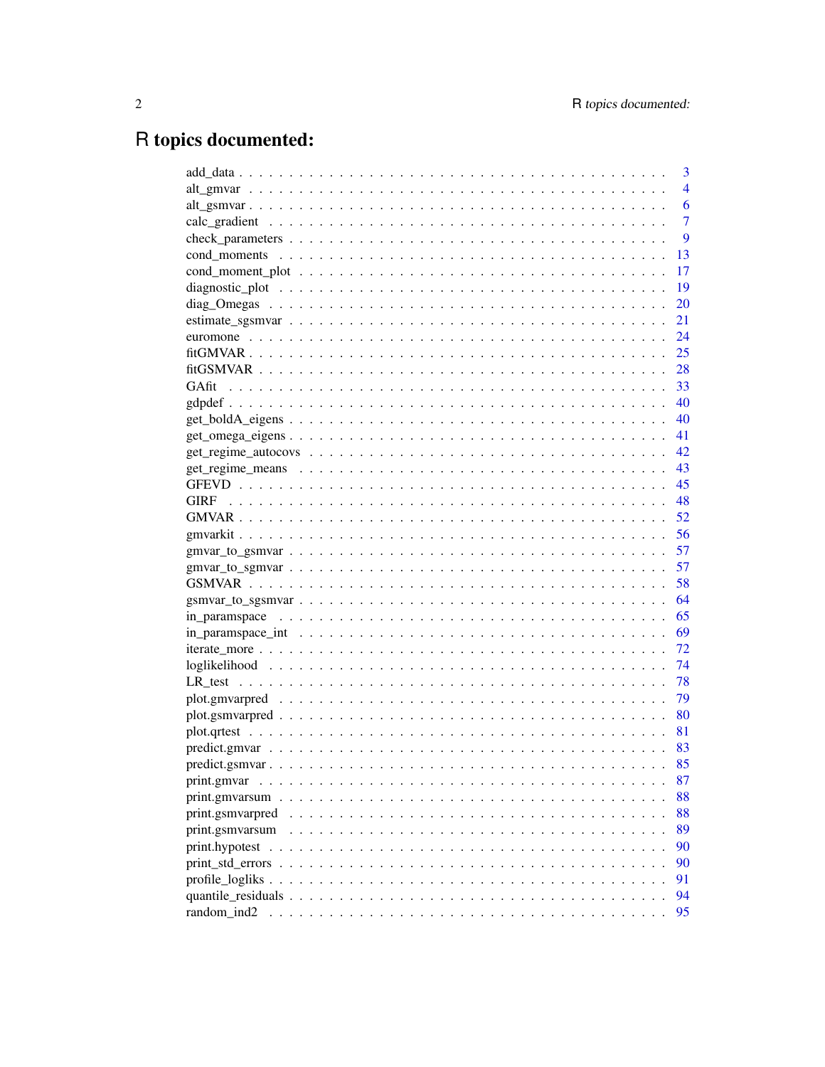# R topics documented:

| | |
|---|---|
| add_data | 3 |
| alt_gmvar | 4 |
| alt_gsmvar | 6 |
| calc_gradient | 7 |
| check_parameters | 9 |
| cond_moments | 13 |
| cond_moment_plot | 17 |
| diagnostic_plot | 19 |
| diag_Omegas | 20 |
| estimate_sgsmvar | 21 |
| euromone | 24 |
| fitGMVAR | 25 |
| fitGSMVAR | 28 |
| GAfit | 33 |
| gdpdef | 40 |
| get_boldA_eigens | 40 |
| get_omega_eigens | 41 |
| get_regime_autocovs | 42 |
| get_regime_means | 43 |
| GFEVD | 45 |
| GIRF | 48 |
| GMVAR | 52 |
| gmvarkit | 56 |
| gmvar_to_gsmvar | 57 |
| gmvar_to_sgmvar | 57 |
| GSMVAR | 58 |
| gsmvar_to_sgsmvar | 64 |
| in_paramspace | 65 |
| in_paramspace_int | 69 |
| iterate_more | 72 |
| loglikelihood | 74 |
| LR_test | 78 |
| plot.gmvarpred | 79 |
| plot.gsmvarpred | 80 |
| plot.qrtest | 81 |
| predict.gmvar | 83 |
| predict.gsmvar | 85 |
| print.gmvar | 87 |
| print.gmvarsum | 88 |
| print.gsmvarpred | 88 |
| print.gsmvarsum | 89 |
| print.hypotest | 90 |
| print_std_errors | 90 |
| profile_logliks | 91 |
| quantile_residuals | 94 |
| random_ind2 | 95 |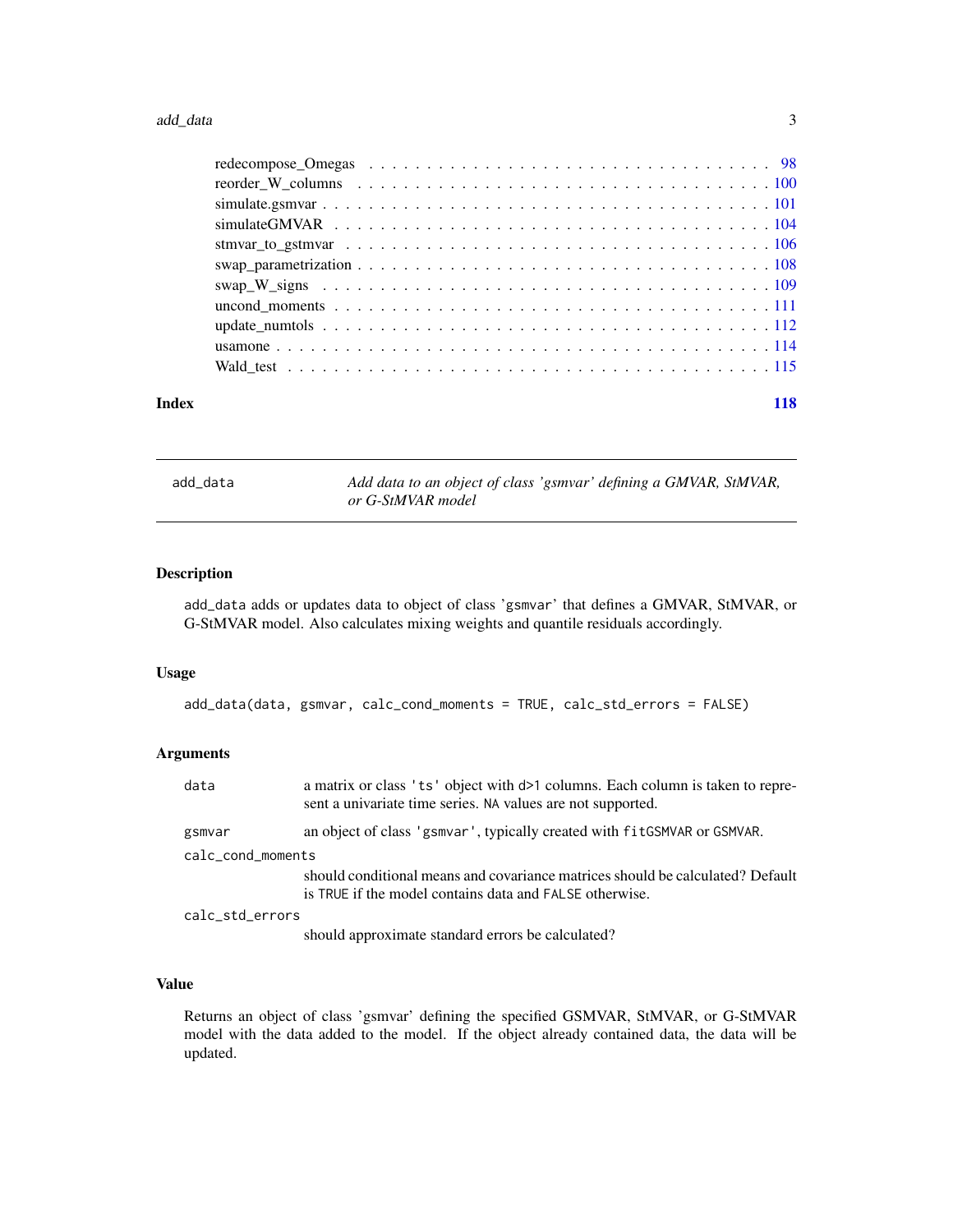| | |
|---|---|
| redecompose_Omegas | 98 |
| reorder_W_columns | 100 |
| simulate.gsmvar | 101 |
| simulateGMVAR | 104 |
| stmvar_to_gstmvar | 106 |
| swap_parametrization | 108 |
| swap_W_signs | 109 |
| uncond_moments | 111 |
| update_numtols | 112 |
| usamone | 114 |
| Wald_test | 115 |

**Index** **118**

---

`add_data` — *Add data to an object of class 'gsmvar' defining a GMVAR, StMVAR, or G-StMVAR model*

---

## Description

`add_data` adds or updates data to object of class '`gsmvar`' that defines a GMVAR, StMVAR, or G-StMVAR model. Also calculates mixing weights and quantile residuals accordingly.

## Usage

```
add_data(data, gsmvar, calc_cond_moments = TRUE, calc_std_errors = FALSE)
```

## Arguments

`data` — a matrix or class `'ts'` object with `d>1` columns. Each column is taken to represent a univariate time series. `NA` values are not supported.

`gsmvar` — an object of class `'gsmvar'`, typically created with `fitGSMVAR` or `GSMVAR`.

`calc_cond_moments` — should conditional means and covariance matrices should be calculated? Default is `TRUE` if the model contains data and `FALSE` otherwise.

`calc_std_errors` — should approximate standard errors be calculated?

## Value

Returns an object of class 'gsmvar' defining the specified GSMVAR, StMVAR, or G-StMVAR model with the data added to the model. If the object already contained data, the data will be updated.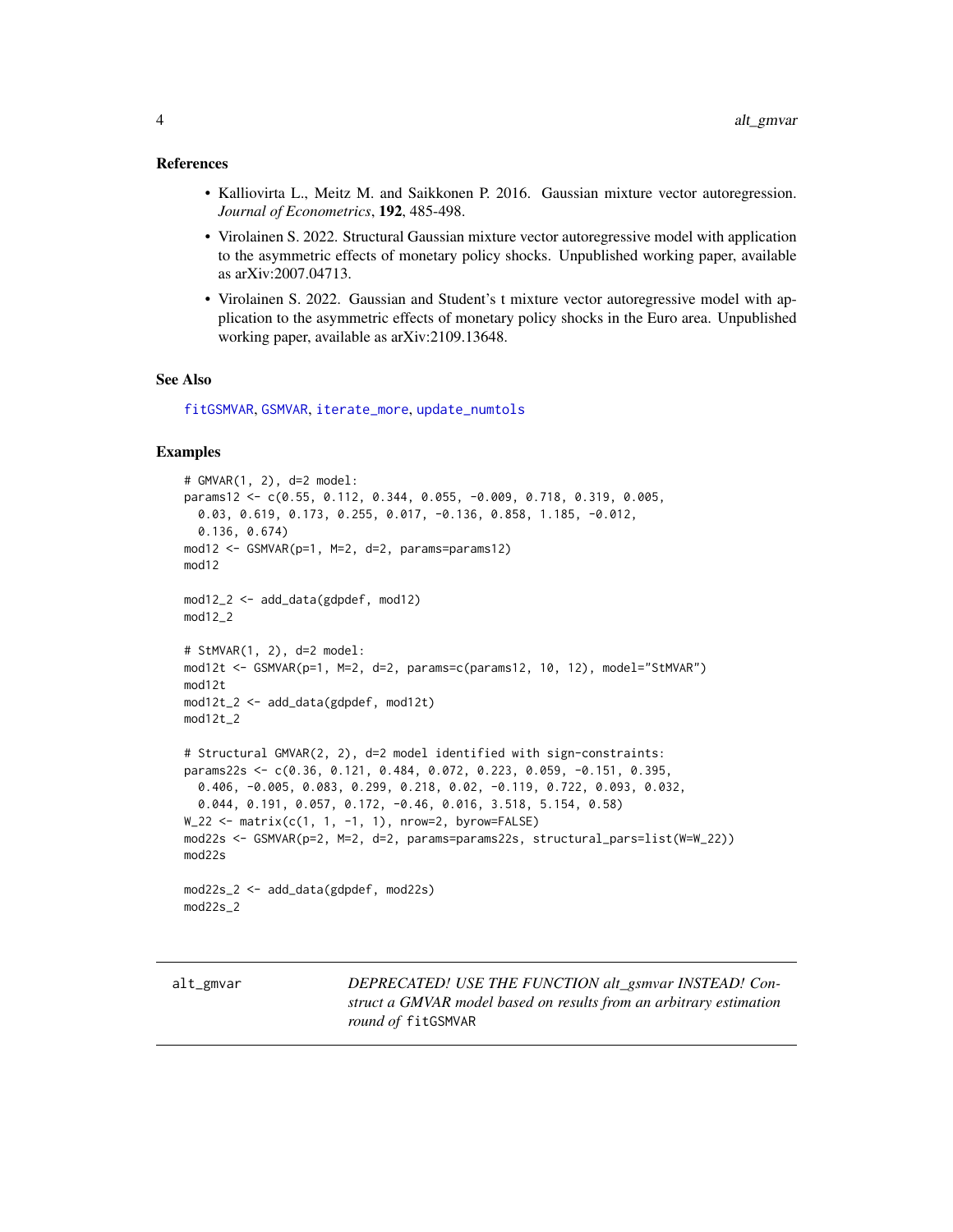## References

- Kalliovirta L., Meitz M. and Saikkonen P. 2016. Gaussian mixture vector autoregression. *Journal of Econometrics*, **192**, 485-498.
- Virolainen S. 2022. Structural Gaussian mixture vector autoregressive model with application to the asymmetric effects of monetary policy shocks. Unpublished working paper, available as arXiv:2007.04713.
- Virolainen S. 2022. Gaussian and Student's t mixture vector autoregressive model with application to the asymmetric effects of monetary policy shocks in the Euro area. Unpublished working paper, available as arXiv:2109.13648.

## See Also

fitGSMVAR, GSMVAR, iterate_more, update_numtols

## Examples

```
# GMVAR(1, 2), d=2 model:
params12 <- c(0.55, 0.112, 0.344, 0.055, -0.009, 0.718, 0.319, 0.005,
  0.03, 0.619, 0.173, 0.255, 0.017, -0.136, 0.858, 1.185, -0.012,
  0.136, 0.674)
mod12 <- GSMVAR(p=1, M=2, d=2, params=params12)
mod12

mod12_2 <- add_data(gdpdef, mod12)
mod12_2

# StMVAR(1, 2), d=2 model:
mod12t <- GSMVAR(p=1, M=2, d=2, params=c(params12, 10, 12), model="StMVAR")
mod12t
mod12t_2 <- add_data(gdpdef, mod12t)
mod12t_2

# Structural GMVAR(2, 2), d=2 model identified with sign-constraints:
params22s <- c(0.36, 0.121, 0.484, 0.072, 0.223, 0.059, -0.151, 0.395,
  0.406, -0.005, 0.083, 0.299, 0.218, 0.02, -0.119, 0.722, 0.093, 0.032,
  0.044, 0.191, 0.057, 0.172, -0.46, 0.016, 3.518, 5.154, 0.58)
W_22 <- matrix(c(1, 1, -1, 1), nrow=2, byrow=FALSE)
mod22s <- GSMVAR(p=2, M=2, d=2, params=params22s, structural_pars=list(W=W_22))
mod22s

mod22s_2 <- add_data(gdpdef, mod22s)
mod22s_2
```

---

alt_gmvar — *DEPRECATED! USE THE FUNCTION alt_gsmvar INSTEAD! Construct a GMVAR model based on results from an arbitrary estimation round of* fitGSMVAR

---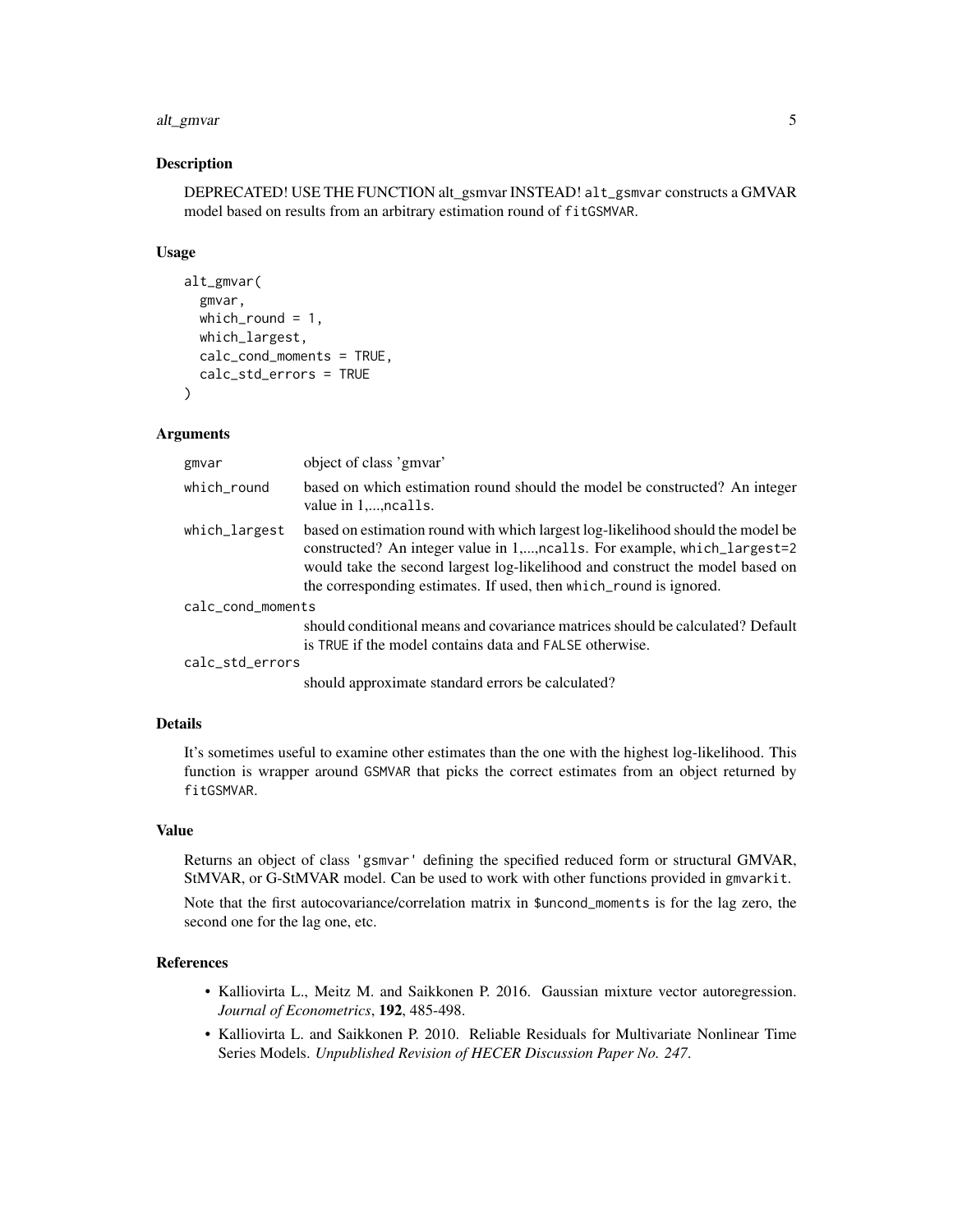## Description

DEPRECATED! USE THE FUNCTION alt_gsmvar INSTEAD! `alt_gsmvar` constructs a GMVAR model based on results from an arbitrary estimation round of `fitGSMVAR`.

## Usage

```
alt_gmvar(
  gmvar,
  which_round = 1,
  which_largest,
  calc_cond_moments = TRUE,
  calc_std_errors = TRUE
)
```

## Arguments

| | |
|---|---|
| `gmvar` | object of class 'gmvar' |
| `which_round` | based on which estimation round should the model be constructed? An integer value in 1,...,`ncalls`. |
| `which_largest` | based on estimation round with which largest log-likelihood should the model be constructed? An integer value in 1,...,`ncalls`. For example, `which_largest=2` would take the second largest log-likelihood and construct the model based on the corresponding estimates. If used, then `which_round` is ignored. |
| `calc_cond_moments` | should conditional means and covariance matrices should be calculated? Default is `TRUE` if the model contains data and `FALSE` otherwise. |
| `calc_std_errors` | should approximate standard errors be calculated? |

## Details

It's sometimes useful to examine other estimates than the one with the highest log-likelihood. This function is wrapper around `GSMVAR` that picks the correct estimates from an object returned by `fitGSMVAR`.

## Value

Returns an object of class `'gsmvar'` defining the specified reduced form or structural GMVAR, StMVAR, or G-StMVAR model. Can be used to work with other functions provided in `gmvarkit`.

Note that the first autocovariance/correlation matrix in `$uncond_moments` is for the lag zero, the second one for the lag one, etc.

## References

- Kalliovirta L., Meitz M. and Saikkonen P. 2016. Gaussian mixture vector autoregression. *Journal of Econometrics*, **192**, 485-498.
- Kalliovirta L. and Saikkonen P. 2010. Reliable Residuals for Multivariate Nonlinear Time Series Models. *Unpublished Revision of HECER Discussion Paper No. 247*.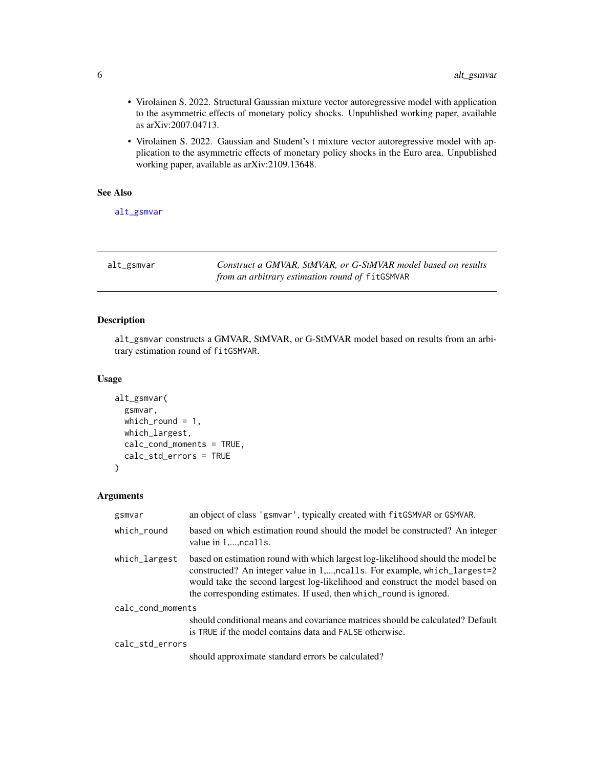- Virolainen S. 2022. Structural Gaussian mixture vector autoregressive model with application to the asymmetric effects of monetary policy shocks. Unpublished working paper, available as arXiv:2007.04713.
- Virolainen S. 2022. Gaussian and Student's t mixture vector autoregressive model with application to the asymmetric effects of monetary policy shocks in the Euro area. Unpublished working paper, available as arXiv:2109.13648.

### See Also

alt_gsmvar

---

## alt_gsmvar — *Construct a GMVAR, StMVAR, or G-StMVAR model based on results from an arbitrary estimation round of* `fitGSMVAR`

### Description

`alt_gsmvar` constructs a GMVAR, StMVAR, or G-StMVAR model based on results from an arbitrary estimation round of `fitGSMVAR`.

### Usage

```
alt_gsmvar(
  gsmvar,
  which_round = 1,
  which_largest,
  calc_cond_moments = TRUE,
  calc_std_errors = TRUE
)
```

### Arguments

| Argument | Description |
|---|---|
| `gsmvar` | an object of class `'gsmvar'`, typically created with `fitGSMVAR` or `GSMVAR`. |
| `which_round` | based on which estimation round should the model be constructed? An integer value in 1,...,`ncalls`. |
| `which_largest` | based on estimation round with which largest log-likelihood should the model be constructed? An integer value in 1,...,`ncalls`. For example, `which_largest=2` would take the second largest log-likelihood and construct the model based on the corresponding estimates. If used, then `which_round` is ignored. |
| `calc_cond_moments` | should conditional means and covariance matrices should be calculated? Default is `TRUE` if the model contains data and `FALSE` otherwise. |
| `calc_std_errors` | should approximate standard errors be calculated? |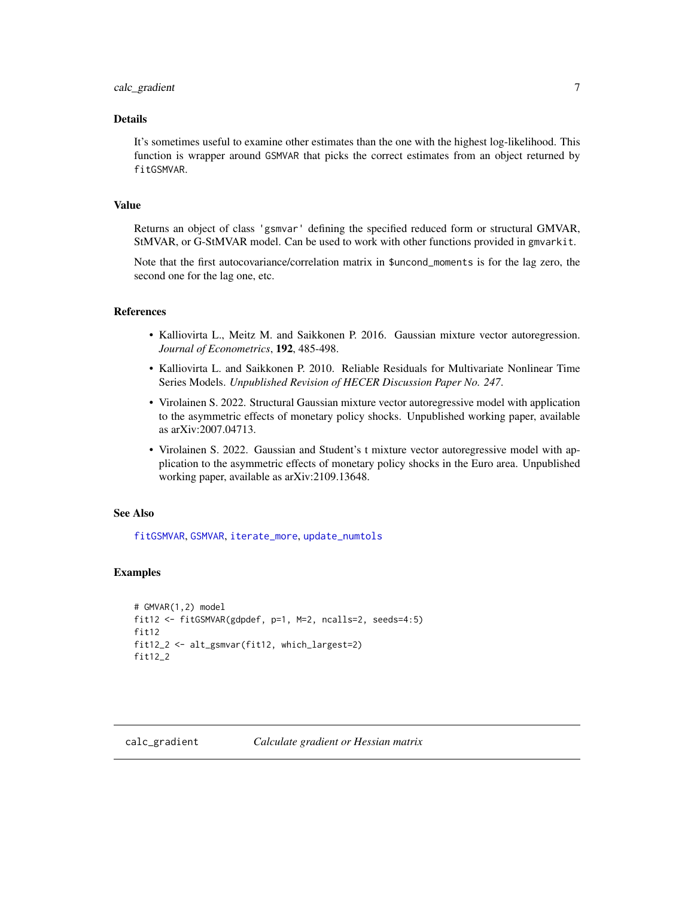### Details

It's sometimes useful to examine other estimates than the one with the highest log-likelihood. This function is wrapper around `GSMVAR` that picks the correct estimates from an object returned by `fitGSMVAR`.

### Value

Returns an object of class `'gsmvar'` defining the specified reduced form or structural GMVAR, StMVAR, or G-StMVAR model. Can be used to work with other functions provided in `gmvarkit`.

Note that the first autocovariance/correlation matrix in `$uncond_moments` is for the lag zero, the second one for the lag one, etc.

### References

- Kalliovirta L., Meitz M. and Saikkonen P. 2016. Gaussian mixture vector autoregression. *Journal of Econometrics*, **192**, 485-498.
- Kalliovirta L. and Saikkonen P. 2010. Reliable Residuals for Multivariate Nonlinear Time Series Models. *Unpublished Revision of HECER Discussion Paper No. 247*.
- Virolainen S. 2022. Structural Gaussian mixture vector autoregressive model with application to the asymmetric effects of monetary policy shocks. Unpublished working paper, available as arXiv:2007.04713.
- Virolainen S. 2022. Gaussian and Student's t mixture vector autoregressive model with application to the asymmetric effects of monetary policy shocks in the Euro area. Unpublished working paper, available as arXiv:2109.13648.

### See Also

`fitGSMVAR`, `GSMVAR`, `iterate_more`, `update_numtols`

### Examples

```
# GMVAR(1,2) model
fit12 <- fitGSMVAR(gdpdef, p=1, M=2, ncalls=2, seeds=4:5)
fit12
fit12_2 <- alt_gsmvar(fit12, which_largest=2)
fit12_2
```

---

## calc_gradient *Calculate gradient or Hessian matrix*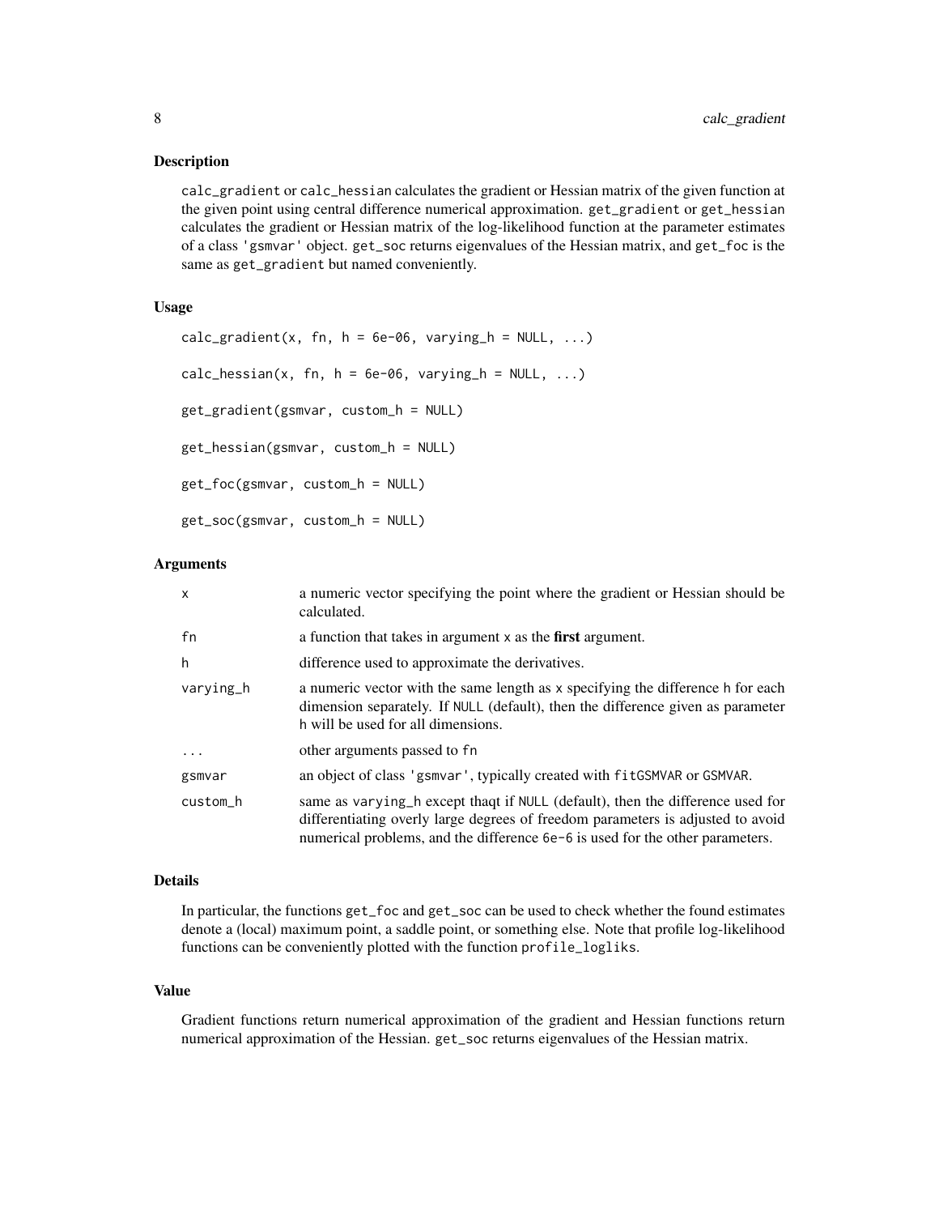## Description

calc_gradient or calc_hessian calculates the gradient or Hessian matrix of the given function at the given point using central difference numerical approximation. get_gradient or get_hessian calculates the gradient or Hessian matrix of the log-likelihood function at the parameter estimates of a class 'gsmvar' object. get_soc returns eigenvalues of the Hessian matrix, and get_foc is the same as get_gradient but named conveniently.

## Usage

```
calc_gradient(x, fn, h = 6e-06, varying_h = NULL, ...)

calc_hessian(x, fn, h = 6e-06, varying_h = NULL, ...)

get_gradient(gsmvar, custom_h = NULL)

get_hessian(gsmvar, custom_h = NULL)

get_foc(gsmvar, custom_h = NULL)

get_soc(gsmvar, custom_h = NULL)
```

## Arguments

| | |
|---|---|
| x | a numeric vector specifying the point where the gradient or Hessian should be calculated. |
| fn | a function that takes in argument x as the **first** argument. |
| h | difference used to approximate the derivatives. |
| varying_h | a numeric vector with the same length as x specifying the difference h for each dimension separately. If NULL (default), then the difference given as parameter h will be used for all dimensions. |
| ... | other arguments passed to fn |
| gsmvar | an object of class 'gsmvar', typically created with fitGSMVAR or GSMVAR. |
| custom_h | same as varying_h except thaqt if NULL (default), then the difference used for differentiating overly large degrees of freedom parameters is adjusted to avoid numerical problems, and the difference 6e-6 is used for the other parameters. |

## Details

In particular, the functions get_foc and get_soc can be used to check whether the found estimates denote a (local) maximum point, a saddle point, or something else. Note that profile log-likelihood functions can be conveniently plotted with the function profile_logliks.

## Value

Gradient functions return numerical approximation of the gradient and Hessian functions return numerical approximation of the Hessian. get_soc returns eigenvalues of the Hessian matrix.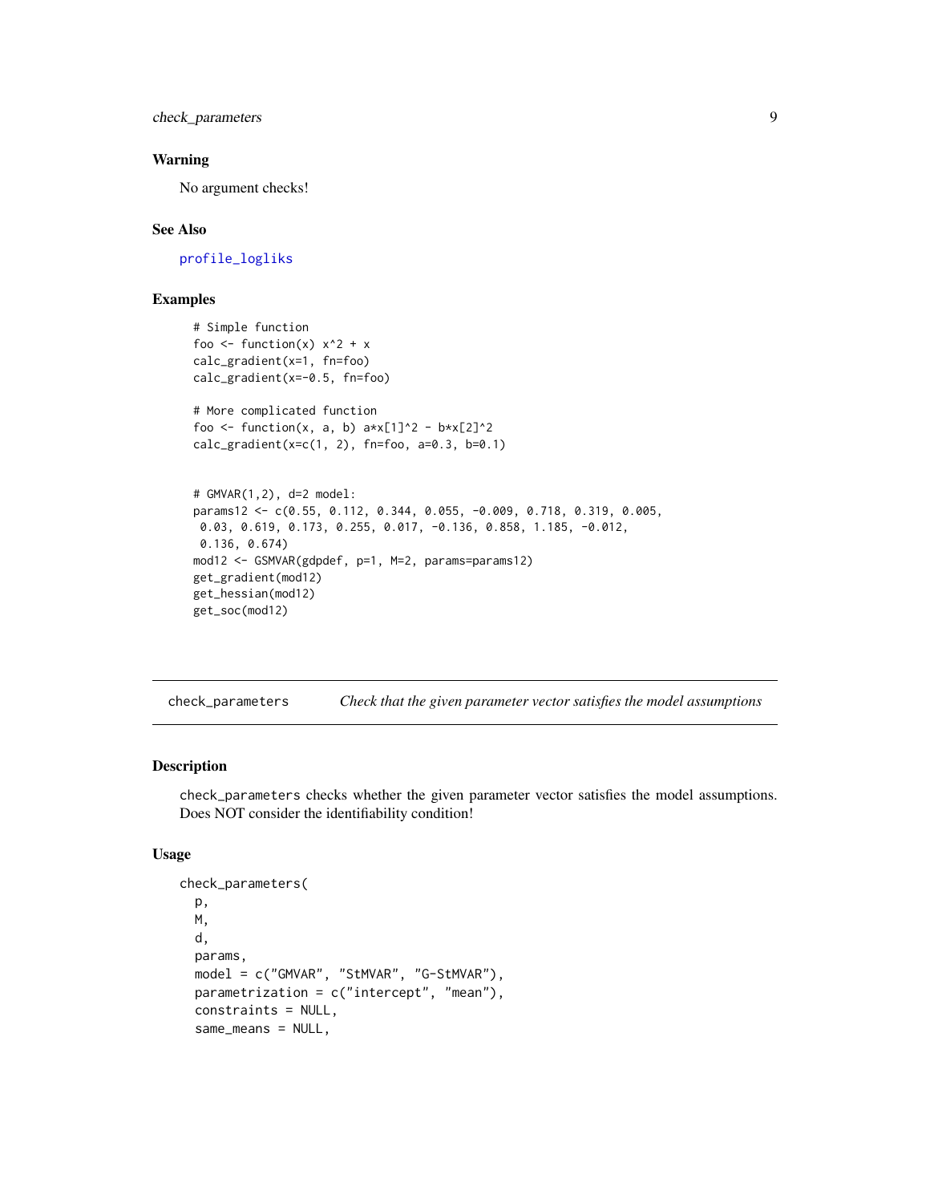### Warning

No argument checks!

### See Also

profile_logliks

### Examples

```
# Simple function
foo <- function(x) x^2 + x
calc_gradient(x=1, fn=foo)
calc_gradient(x=-0.5, fn=foo)

# More complicated function
foo <- function(x, a, b) a*x[1]^2 - b*x[2]^2
calc_gradient(x=c(1, 2), fn=foo, a=0.3, b=0.1)


# GMVAR(1,2), d=2 model:
params12 <- c(0.55, 0.112, 0.344, 0.055, -0.009, 0.718, 0.319, 0.005,
 0.03, 0.619, 0.173, 0.255, 0.017, -0.136, 0.858, 1.185, -0.012,
 0.136, 0.674)
mod12 <- GSMVAR(gdpdef, p=1, M=2, params=params12)
get_gradient(mod12)
get_hessian(mod12)
get_soc(mod12)
```

---

## check_parameters — *Check that the given parameter vector satisfies the model assumptions*

### Description

check_parameters checks whether the given parameter vector satisfies the model assumptions. Does NOT consider the identifiability condition!

### Usage

```
check_parameters(
  p,
  M,
  d,
  params,
  model = c("GMVAR", "StMVAR", "G-StMVAR"),
  parametrization = c("intercept", "mean"),
  constraints = NULL,
  same_means = NULL,
```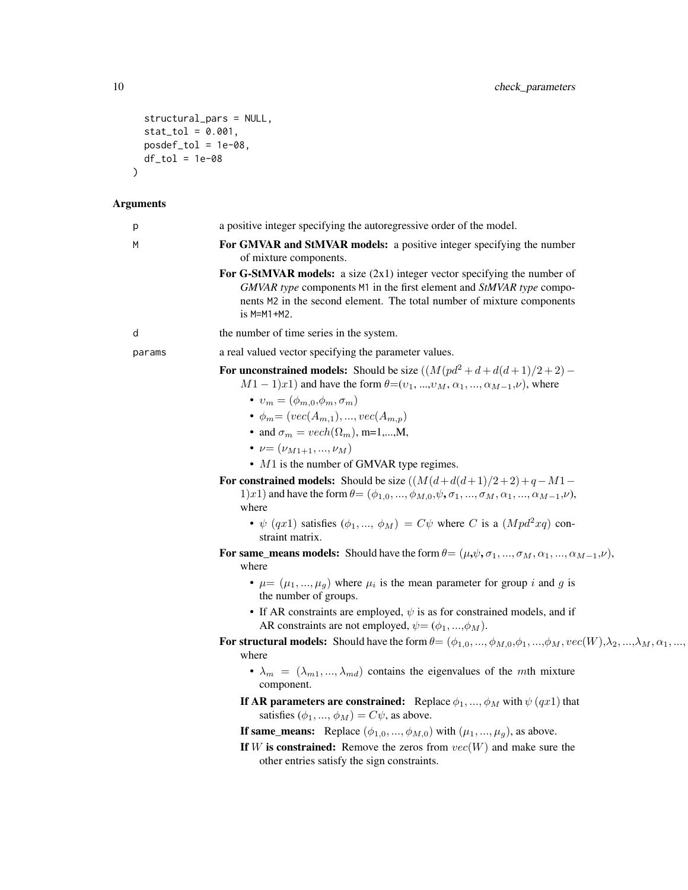```
  structural_pars = NULL,
  stat_tol = 0.001,
  posdef_tol = 1e-08,
  df_tol = 1e-08
)
```

## Arguments

**p** a positive integer specifying the autoregressive order of the model.

**M**
- **For GMVAR and StMVAR models:** a positive integer specifying the number of mixture components.
- **For G-StMVAR models:** a size (2x1) integer vector specifying the number of *GMVAR type* components `M1` in the first element and *StMVAR type* components `M2` in the second element. The total number of mixture components is `M=M1+M2`.

**d** the number of time series in the system.

**params** a real valued vector specifying the parameter values.

**For unconstrained models:** Should be size $((M(pd^2+d+d(d+1)/2+2)-M1-1)x1)$ and have the form $\theta=(\upsilon_1,...,\upsilon_M, \alpha_1,...,\alpha_{M-1},\nu)$, where
- $\upsilon_m = (\phi_{m,0},\phi_m,\sigma_m)$
- $\phi_m = (vec(A_{m,1}),...,vec(A_{m,p})$
- and $\sigma_m = vech(\Omega_m)$, m=1,...,M,
- $\nu = (\nu_{M1+1},...,\nu_M)$
- $M1$ is the number of GMVAR type regimes.

**For constrained models:** Should be size $((M(d+d(d+1)/2+2)+q-M1-1)x1)$ and have the form $\theta=(\phi_{1,0},...,\phi_{M,0},\psi,\sigma_1,...,\sigma_M,\alpha_1,...,\alpha_{M-1},\nu)$, where
- $\psi$ $(qx1)$ satisfies $(\phi_1,...,\phi_M) = C\psi$ where $C$ is a $(Mpd^2xq)$ constraint matrix.

**For same_means models:** Should have the form $\theta=(\mu,\psi,\sigma_1,...,\sigma_M,\alpha_1,...,\alpha_{M-1},\nu)$, where
- $\mu=(\mu_1,...,\mu_g)$ where $\mu_i$ is the mean parameter for group $i$ and $g$ is the number of groups.
- If AR constraints are employed, $\psi$ is as for constrained models, and if AR constraints are not employed, $\psi=(\phi_1,...,\phi_M)$.

**For structural models:** Should have the form $\theta=(\phi_{1,0},...,\phi_{M,0},\phi_1,...,\phi_M,vec(W),\lambda_2,...,\lambda_M,\alpha_1,...,$ where
- $\lambda_m = (\lambda_{m1},...,\lambda_{md})$ contains the eigenvalues of the $m$th mixture component.

**If AR parameters are constrained:** Replace $\phi_1,...,\phi_M$ with $\psi$ $(qx1)$ that satisfies $(\phi_1,...,\phi_M) = C\psi$, as above.

**If same_means:** Replace $(\phi_{1,0},...,\phi_{M,0})$ with $(\mu_1,...,\mu_g)$, as above.

**If $W$ is constrained:** Remove the zeros from $vec(W)$ and make sure the other entries satisfy the sign constraints.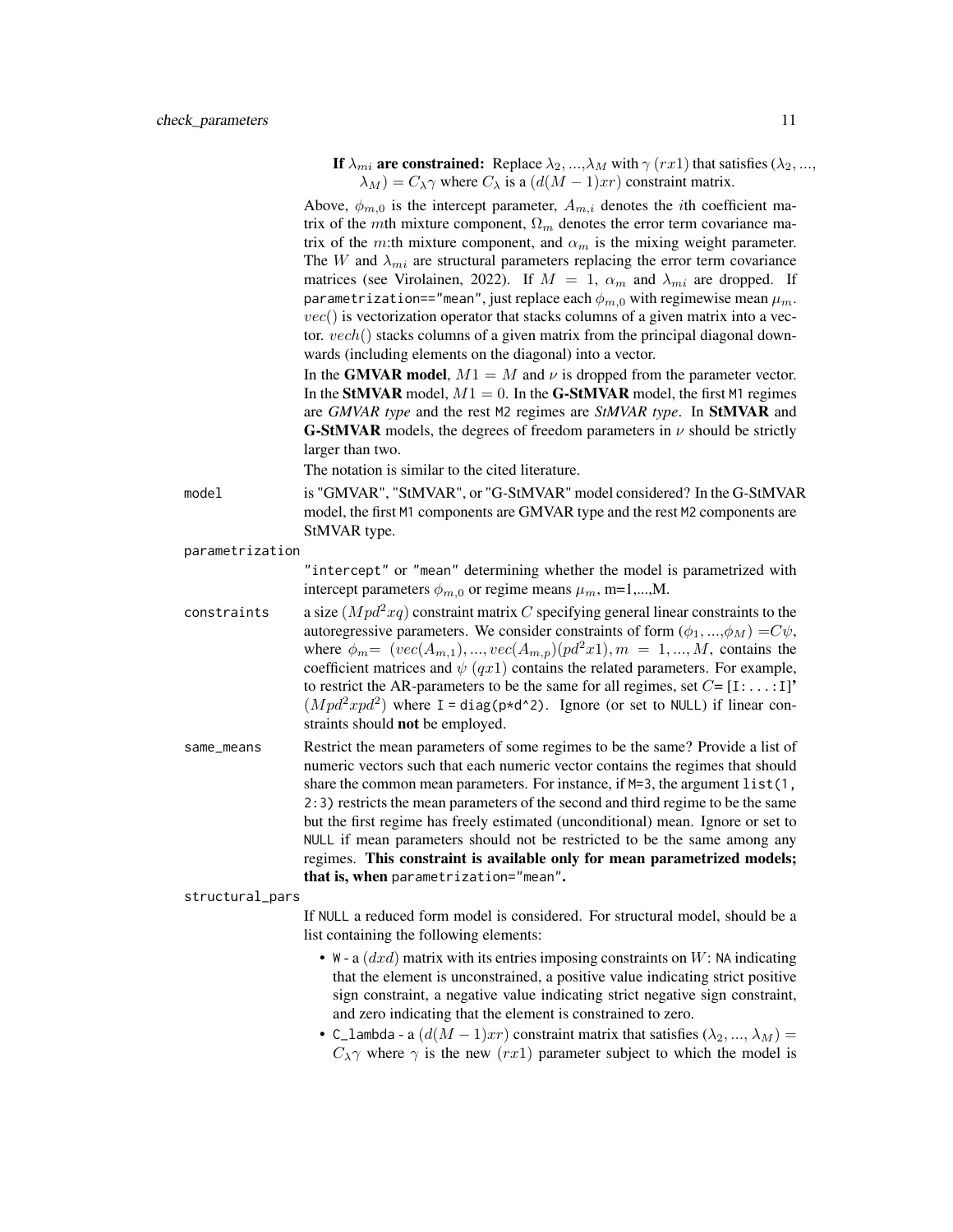**If $\lambda_{mi}$ are constrained:** Replace $\lambda_2, ..., \lambda_M$ with $\gamma$ $(rx1)$ that satisfies $(\lambda_2, ..., \lambda_M) = C_\lambda \gamma$ where $C_\lambda$ is a $(d(M-1)xr)$ constraint matrix.

Above, $\phi_{m,0}$ is the intercept parameter, $A_{m,i}$ denotes the $i$th coefficient matrix of the $m$th mixture component, $\Omega_m$ denotes the error term covariance matrix of the $m$:th mixture component, and $\alpha_m$ is the mixing weight parameter. The $W$ and $\lambda_{mi}$ are structural parameters replacing the error term covariance matrices (see Virolainen, 2022). If $M = 1$, $\alpha_m$ and $\lambda_{mi}$ are dropped. If `parametrization=="mean"`, just replace each $\phi_{m,0}$ with regimewise mean $\mu_m$. $vec()$ is vectorization operator that stacks columns of a given matrix into a vector. $vech()$ stacks columns of a given matrix from the principal diagonal downwards (including elements on the diagonal) into a vector.

In the **GMVAR model**, $M1 = M$ and $\nu$ is dropped from the parameter vector. In the **StMVAR** model, $M1 = 0$. In the **G-StMVAR** model, the first `M1` regimes are *GMVAR type* and the rest `M2` regimes are *StMVAR type*. In **StMVAR** and **G-StMVAR** models, the degrees of freedom parameters in $\nu$ should be strictly larger than two.

The notation is similar to the cited literature.

`model`
: is "GMVAR", "StMVAR", or "G-StMVAR" model considered? In the G-StMVAR model, the first `M1` components are GMVAR type and the rest `M2` components are StMVAR type.

`parametrization`
: `"intercept"` or `"mean"` determining whether the model is parametrized with intercept parameters $\phi_{m,0}$ or regime means $\mu_m$, m=1,...,M.

`constraints`
: a size $(Mpd^2xq)$ constraint matrix $C$ specifying general linear constraints to the autoregressive parameters. We consider constraints of form $(\phi_1, ..., \phi_M) = C\psi$, where $\phi_m = (vec(A_{m,1}), ..., vec(A_{m,p})(pd^2x1), m = 1, ..., M$, contains the coefficient matrices and $\psi$ $(qx1)$ contains the related parameters. For example, to restrict the AR-parameters to be the same for all regimes, set $C$=`[I:...:I]`' $(Mpd^2xpd^2)$ where `I = diag(p*d^2)`. Ignore (or set to `NULL`) if linear constraints should **not** be employed.

`same_means`
: Restrict the mean parameters of some regimes to be the same? Provide a list of numeric vectors such that each numeric vector contains the regimes that should share the common mean parameters. For instance, if `M=3`, the argument `list(1, 2:3)` restricts the mean parameters of the second and third regime to be the same but the first regime has freely estimated (unconditional) mean. Ignore or set to `NULL` if mean parameters should not be restricted to be the same among any regimes. **This constraint is available only for mean parametrized models; that is, when** `parametrization="mean"`**.**

`structural_pars`
: If `NULL` a reduced form model is considered. For structural model, should be a list containing the following elements:

- `W` - a $(dxd)$ matrix with its entries imposing constraints on $W$: `NA` indicating that the element is unconstrained, a positive value indicating strict positive sign constraint, a negative value indicating strict negative sign constraint, and zero indicating that the element is constrained to zero.
- `C_lambda` - a $(d(M-1)xr)$ constraint matrix that satisfies $(\lambda_2, ..., \lambda_M) = C_\lambda \gamma$ where $\gamma$ is the new $(rx1)$ parameter subject to which the model is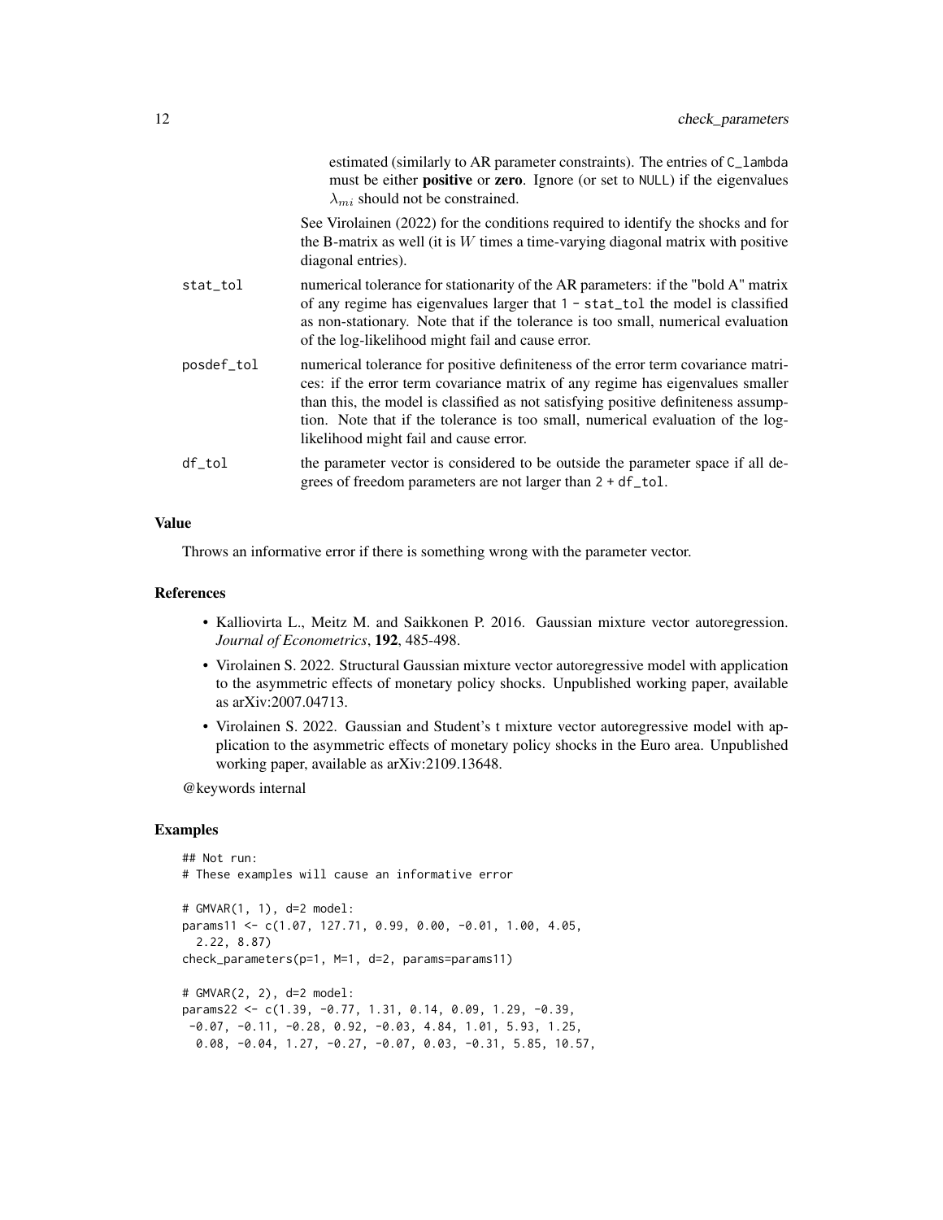estimated (similarly to AR parameter constraints). The entries of `C_lambda` must be either **positive** or **zero**. Ignore (or set to `NULL`) if the eigenvalues $\lambda_{mi}$ should not be constrained.

See Virolainen (2022) for the conditions required to identify the shocks and for the B-matrix as well (it is $W$ times a time-varying diagonal matrix with positive diagonal entries).

`stat_tol` numerical tolerance for stationarity of the AR parameters: if the "bold A" matrix of any regime has eigenvalues larger that `1 - stat_tol` the model is classified as non-stationary. Note that if the tolerance is too small, numerical evaluation of the log-likelihood might fail and cause error.

`posdef_tol` numerical tolerance for positive definiteness of the error term covariance matrices: if the error term covariance matrix of any regime has eigenvalues smaller than this, the model is classified as not satisfying positive definiteness assumption. Note that if the tolerance is too small, numerical evaluation of the log-likelihood might fail and cause error.

`df_tol` the parameter vector is considered to be outside the parameter space if all degrees of freedom parameters are not larger than `2 + df_tol`.

### Value

Throws an informative error if there is something wrong with the parameter vector.

### References

- Kalliovirta L., Meitz M. and Saikkonen P. 2016. Gaussian mixture vector autoregression. *Journal of Econometrics*, **192**, 485-498.
- Virolainen S. 2022. Structural Gaussian mixture vector autoregressive model with application to the asymmetric effects of monetary policy shocks. Unpublished working paper, available as arXiv:2007.04713.
- Virolainen S. 2022. Gaussian and Student's t mixture vector autoregressive model with application to the asymmetric effects of monetary policy shocks in the Euro area. Unpublished working paper, available as arXiv:2109.13648.

@keywords internal

### Examples

```
## Not run:
# These examples will cause an informative error

# GMVAR(1, 1), d=2 model:
params11 <- c(1.07, 127.71, 0.99, 0.00, -0.01, 1.00, 4.05,
  2.22, 8.87)
check_parameters(p=1, M=1, d=2, params=params11)

# GMVAR(2, 2), d=2 model:
params22 <- c(1.39, -0.77, 1.31, 0.14, 0.09, 1.29, -0.39,
 -0.07, -0.11, -0.28, 0.92, -0.03, 4.84, 1.01, 5.93, 1.25,
  0.08, -0.04, 1.27, -0.27, -0.07, 0.03, -0.31, 5.85, 10.57,
```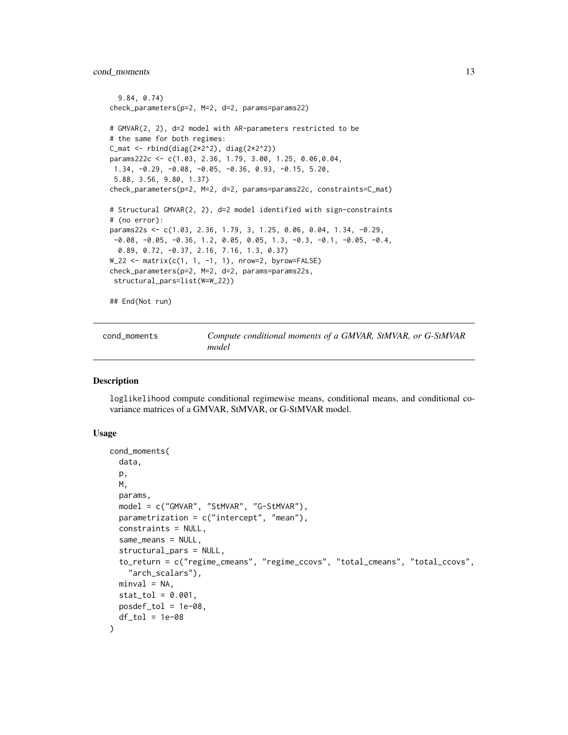```
  9.84, 0.74)
check_parameters(p=2, M=2, d=2, params=params22)

# GMVAR(2, 2), d=2 model with AR-parameters restricted to be
# the same for both regimes:
C_mat <- rbind(diag(2*2^2), diag(2*2^2))
params222c <- c(1.03, 2.36, 1.79, 3.00, 1.25, 0.06,0.04,
 1.34, -0.29, -0.08, -0.05, -0.36, 0.93, -0.15, 5.20,
 5.88, 3.56, 9.80, 1.37)
check_parameters(p=2, M=2, d=2, params=params22c, constraints=C_mat)

# Structural GMVAR(2, 2), d=2 model identified with sign-constraints
# (no error):
params22s <- c(1.03, 2.36, 1.79, 3, 1.25, 0.06, 0.04, 1.34, -0.29,
 -0.08, -0.05, -0.36, 1.2, 0.05, 0.05, 1.3, -0.3, -0.1, -0.05, -0.4,
  0.89, 0.72, -0.37, 2.16, 7.16, 1.3, 0.37)
W_22 <- matrix(c(1, 1, -1, 1), nrow=2, byrow=FALSE)
check_parameters(p=2, M=2, d=2, params=params22s,
 structural_pars=list(W=W_22))

## End(Not run)
```

## cond_moments — *Compute conditional moments of a GMVAR, StMVAR, or G-StMVAR model*

### Description

loglikelihood compute conditional regimewise means, conditional means, and conditional covariance matrices of a GMVAR, StMVAR, or G-StMVAR model.

### Usage

```
cond_moments(
  data,
  p,
  M,
  params,
  model = c("GMVAR", "StMVAR", "G-StMVAR"),
  parametrization = c("intercept", "mean"),
  constraints = NULL,
  same_means = NULL,
  structural_pars = NULL,
  to_return = c("regime_cmeans", "regime_ccovs", "total_cmeans", "total_ccovs",
    "arch_scalars"),
  minval = NA,
  stat_tol = 0.001,
  posdef_tol = 1e-08,
  df_tol = 1e-08
)
```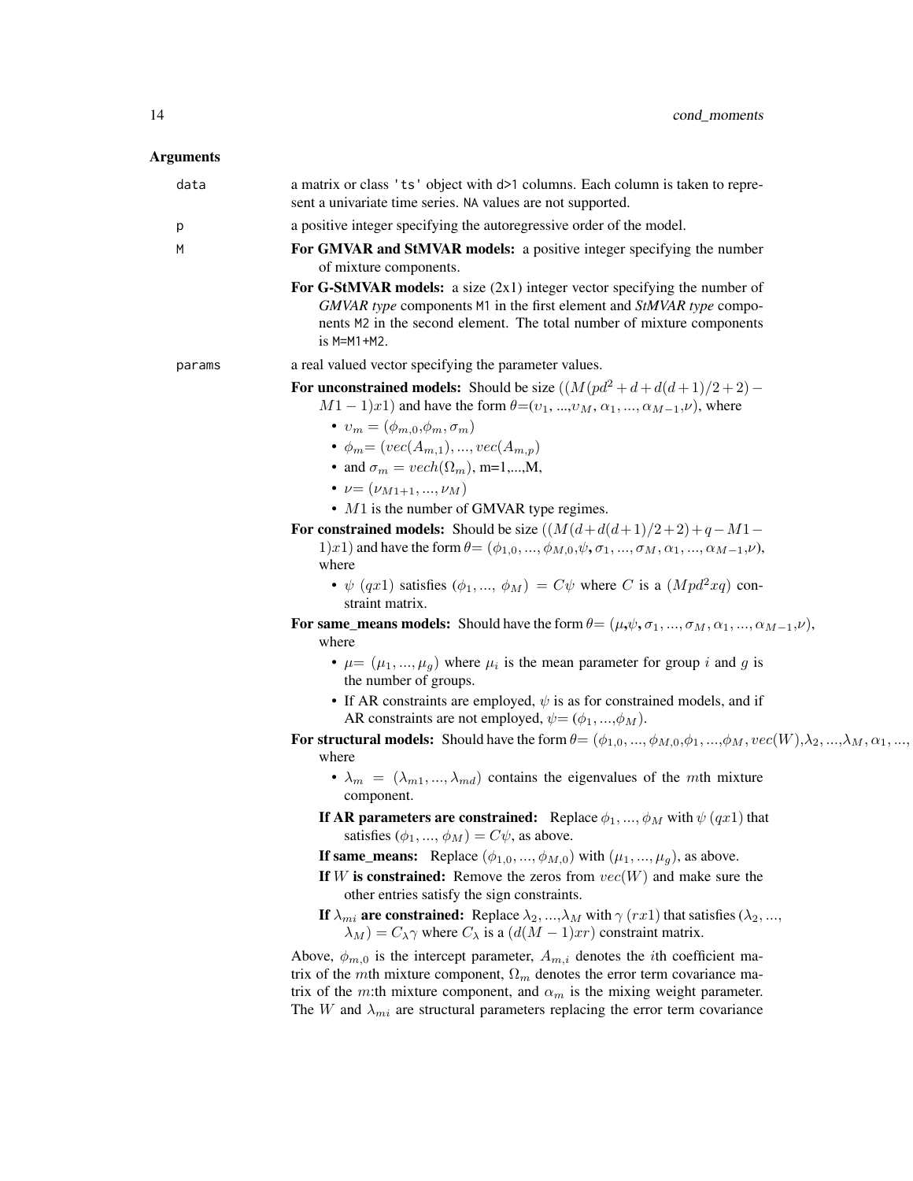## Arguments

`data` a matrix or class `'ts'` object with `d>1` columns. Each column is taken to represent a univariate time series. `NA` values are not supported.

`p` a positive integer specifying the autoregressive order of the model.

`M`

- **For GMVAR and StMVAR models:** a positive integer specifying the number of mixture components.
- **For G-StMVAR models:** a size (2x1) integer vector specifying the number of *GMVAR type* components `M1` in the first element and *StMVAR type* components `M2` in the second element. The total number of mixture components is `M=M1+M2`.

`params` a real valued vector specifying the parameter values.

**For unconstrained models:** Should be size $((M(pd^2+d+d(d+1)/2+2)-M1-1)x1)$ and have the form $\theta$=($\upsilon_1$, ...,$\upsilon_M$, $\alpha_1, ..., \alpha_{M-1}$,$\nu$), where

- $\upsilon_m = (\phi_{m,0}$,$\phi_m$, $\sigma_m)$
- $\phi_m$= $(vec(A_{m,1}), ..., vec(A_{m,p})$
- and $\sigma_m = vech(\Omega_m)$, m=1,...,M,
- $\nu$= $(\nu_{M1+1}, ..., \nu_M)$
- $M1$ is the number of GMVAR type regimes.

**For constrained models:** Should be size $((M(d+d(d+1)/2+2)+q-M1-1)x1)$ and have the form $\theta$= ($\phi_{1,0}, ..., \phi_{M,0}$,$\psi$, $\sigma_1, ..., \sigma_M, \alpha_1, ..., \alpha_{M-1}$,$\nu$), where

- $\psi$ $(qx1)$ satisfies ($\phi_1$,..., $\phi_M$) $= C\psi$ where $C$ is a $(Mpd^2xq)$ constraint matrix.

**For same_means models:** Should have the form $\theta$= ($\mu$,$\psi$, $\sigma_1, ..., \sigma_M, \alpha_1, ..., \alpha_{M-1}$,$\nu$), where

- $\mu$= $(\mu_1, ..., \mu_g)$ where $\mu_i$ is the mean parameter for group $i$ and $g$ is the number of groups.
- If AR constraints are employed, $\psi$ is as for constrained models, and if AR constraints are not employed, $\psi$= ($\phi_1$, ...,$\phi_M$).

**For structural models:** Should have the form $\theta$= ($\phi_{1,0}, ..., \phi_{M,0}$,$\phi_1$, ...,$\phi_M$, $vec(W)$,$\lambda_2$, ...,$\lambda_M$, $\alpha_1$, ..., where

- $\lambda_m = (\lambda_{m1}, ..., \lambda_{md})$ contains the eigenvalues of the $m$th mixture component.

**If AR parameters are constrained:** Replace $\phi_1, ..., \phi_M$ with $\psi$ $(qx1)$ that satisfies ($\phi_1$, ..., $\phi_M$) $= C\psi$, as above.

**If same_means:** Replace ($\phi_{1,0}, ..., \phi_{M,0}$) with $(\mu_1, ..., \mu_g)$, as above.

**If $W$ is constrained:** Remove the zeros from $vec(W)$ and make sure the other entries satisfy the sign constraints.

**If $\lambda_{mi}$ are constrained:** Replace $\lambda_2$, ...,$\lambda_M$ with $\gamma$ $(rx1)$ that satisfies ($\lambda_2$, ..., $\lambda_M$) $= C_{\lambda}\gamma$ where $C_{\lambda}$ is a $(d(M-1)xr)$ constraint matrix.

Above, $\phi_{m,0}$ is the intercept parameter, $A_{m,i}$ denotes the $i$th coefficient matrix of the $m$th mixture component, $\Omega_m$ denotes the error term covariance matrix of the $m$:th mixture component, and $\alpha_m$ is the mixing weight parameter. The $W$ and $\lambda_{mi}$ are structural parameters replacing the error term covariance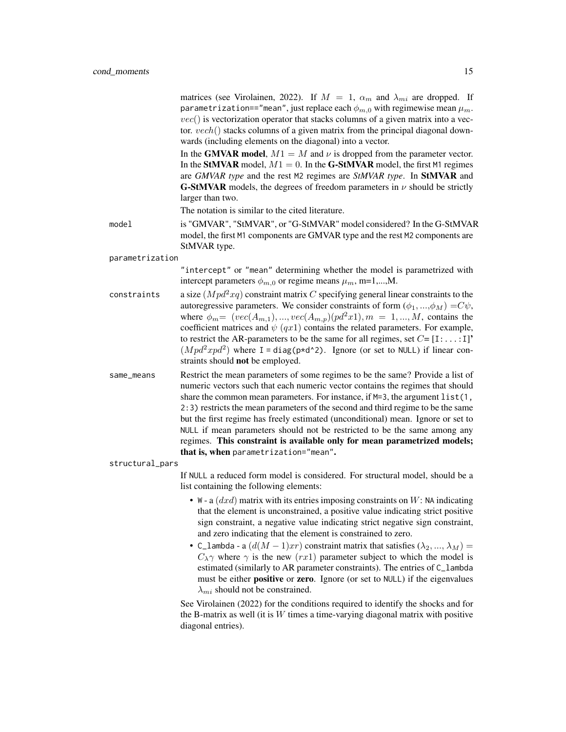matrices (see Virolainen, 2022). If $M = 1$, $\alpha_m$ and $\lambda_{mi}$ are dropped. If `parametrization=="mean"`, just replace each $\phi_{m,0}$ with regimewise mean $\mu_m$. $vec()$ is vectorization operator that stacks columns of a given matrix into a vector. $vech()$ stacks columns of a given matrix from the principal diagonal downwards (including elements on the diagonal) into a vector.

In the **GMVAR model**, $M1 = M$ and $\nu$ is dropped from the parameter vector. In the **StMVAR** model, $M1 = 0$. In the **G-StMVAR** model, the first `M1` regimes are *GMVAR type* and the rest `M2` regimes are *StMVAR type*. In **StMVAR** and **G-StMVAR** models, the degrees of freedom parameters in $\nu$ should be strictly larger than two.

The notation is similar to the cited literature.

`model` is "GMVAR", "StMVAR", or "G-StMVAR" model considered? In the G-StMVAR model, the first `M1` components are GMVAR type and the rest `M2` components are StMVAR type.

`parametrization` "intercept" or "mean" determining whether the model is parametrized with intercept parameters $\phi_{m,0}$ or regime means $\mu_m$, m=1,...,M.

`constraints` a size $(Mpd^2xq)$ constraint matrix $C$ specifying general linear constraints to the autoregressive parameters. We consider constraints of form ($\phi_1$,...,$\phi_M$) $=C\psi$, where $\phi_m =$ $(vec(A_{m,1}),...,vec(A_{m,p})(pd^2x1), m = 1,...,M$, contains the coefficient matrices and $\psi$ $(qx1)$ contains the related parameters. For example, to restrict the AR-parameters to be the same for all regimes, set $C$= `[I:...:I]`' $(Mpd^2xpd^2)$ where `I = diag(p*d^2)`. Ignore (or set to `NULL`) if linear constraints should **not** be employed.

`same_means` Restrict the mean parameters of some regimes to be the same? Provide a list of numeric vectors such that each numeric vector contains the regimes that should share the common mean parameters. For instance, if `M=3`, the argument `list(1, 2:3)` restricts the mean parameters of the second and third regime to be the same but the first regime has freely estimated (unconditional) mean. Ignore or set to `NULL` if mean parameters should not be restricted to be the same among any regimes. **This constraint is available only for mean parametrized models; that is, when** `parametrization="mean"`**.**

`structural_pars` If `NULL` a reduced form model is considered. For structural model, should be a list containing the following elements:

- `W` - a $(dxd)$ matrix with its entries imposing constraints on $W$: `NA` indicating that the element is unconstrained, a positive value indicating strict positive sign constraint, a negative value indicating strict negative sign constraint, and zero indicating that the element is constrained to zero.
- `C_lambda` - a $(d(M-1)xr)$ constraint matrix that satisfies $(\lambda_2,...,\lambda_M) = C_{\lambda}\gamma$ where $\gamma$ is the new $(rx1)$ parameter subject to which the model is estimated (similarly to AR parameter constraints). The entries of `C_lambda` must be either **positive** or **zero**. Ignore (or set to `NULL`) if the eigenvalues $\lambda_{mi}$ should not be constrained.

See Virolainen (2022) for the conditions required to identify the shocks and for the B-matrix as well (it is $W$ times a time-varying diagonal matrix with positive diagonal entries).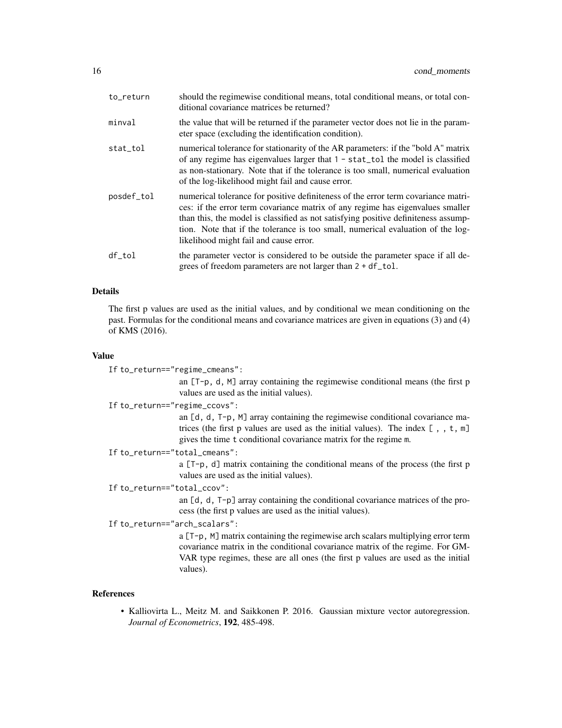| | |
|---|---|
| to_return | should the regimewise conditional means, total conditional means, or total conditional covariance matrices be returned? |
| minval | the value that will be returned if the parameter vector does not lie in the parameter space (excluding the identification condition). |
| stat_tol | numerical tolerance for stationarity of the AR parameters: if the "bold A" matrix of any regime has eigenvalues larger that 1 - stat_tol the model is classified as non-stationary. Note that if the tolerance is too small, numerical evaluation of the log-likelihood might fail and cause error. |
| posdef_tol | numerical tolerance for positive definiteness of the error term covariance matrices: if the error term covariance matrix of any regime has eigenvalues smaller than this, the model is classified as not satisfying positive definiteness assumption. Note that if the tolerance is too small, numerical evaluation of the log-likelihood might fail and cause error. |
| df_tol | the parameter vector is considered to be outside the parameter space if all degrees of freedom parameters are not larger than 2 + df_tol. |

### Details

The first p values are used as the initial values, and by conditional we mean conditioning on the past. Formulas for the conditional means and covariance matrices are given in equations (3) and (4) of KMS (2016).

### Value

If to_return=="regime_cmeans":
: an [T-p, d, M] array containing the regimewise conditional means (the first p values are used as the initial values).

If to_return=="regime_ccovs":
: an [d, d, T-p, M] array containing the regimewise conditional covariance matrices (the first p values are used as the initial values). The index [ , , t, m] gives the time t conditional covariance matrix for the regime m.

If to_return=="total_cmeans":
: a [T-p, d] matrix containing the conditional means of the process (the first p values are used as the initial values).

If to_return=="total_ccov":
: an [d, d, T-p] array containing the conditional covariance matrices of the process (the first p values are used as the initial values).

If to_return=="arch_scalars":
: a [T-p, M] matrix containing the regimewise arch scalars multiplying error term covariance matrix in the conditional covariance matrix of the regime. For GMVAR type regimes, these are all ones (the first p values are used as the initial values).

### References

- Kalliovirta L., Meitz M. and Saikkonen P. 2016. Gaussian mixture vector autoregression. *Journal of Econometrics*, **192**, 485-498.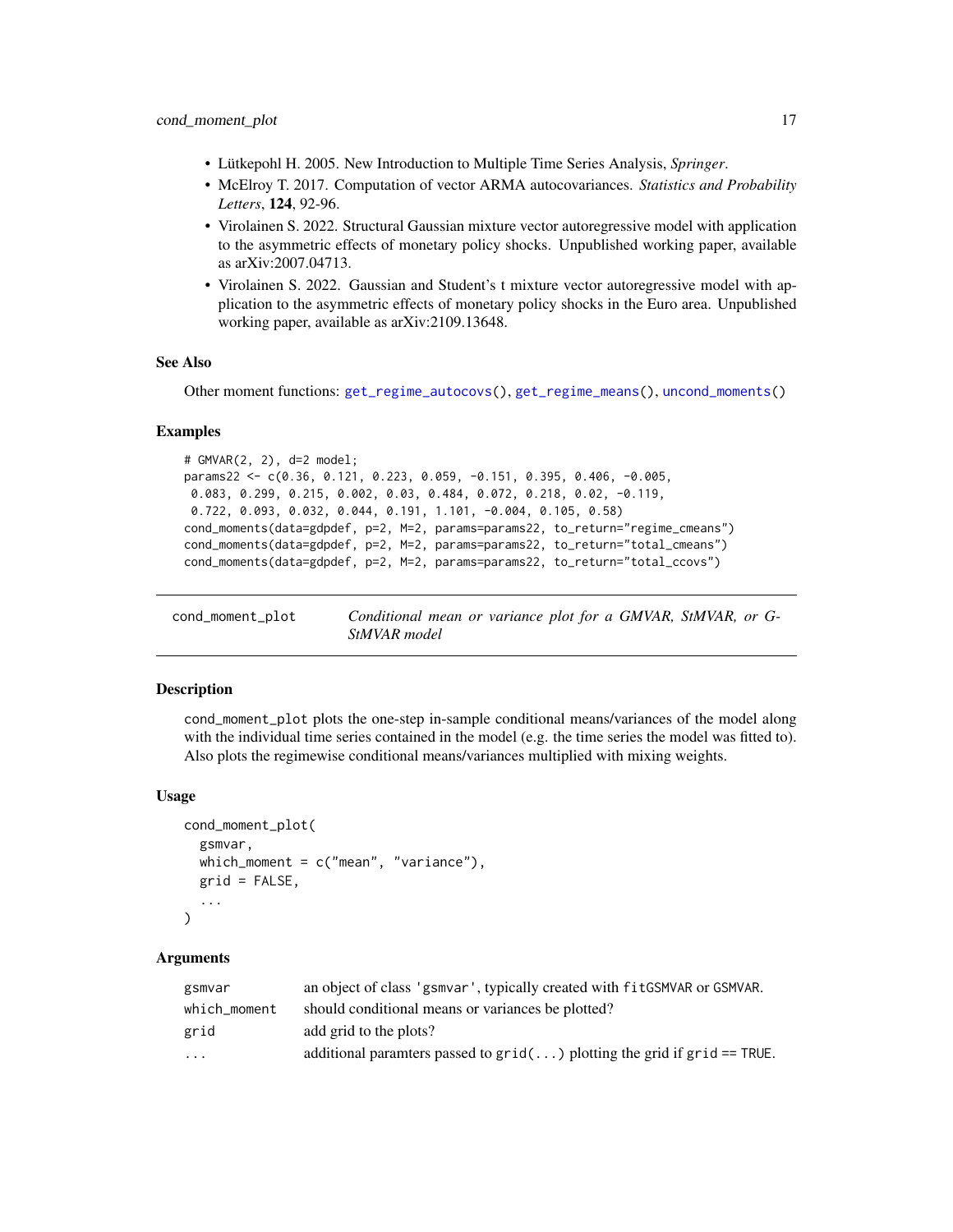- Lütkepohl H. 2005. New Introduction to Multiple Time Series Analysis, *Springer*.
- McElroy T. 2017. Computation of vector ARMA autocovariances. *Statistics and Probability Letters*, **124**, 92-96.
- Virolainen S. 2022. Structural Gaussian mixture vector autoregressive model with application to the asymmetric effects of monetary policy shocks. Unpublished working paper, available as arXiv:2007.04713.
- Virolainen S. 2022. Gaussian and Student's t mixture vector autoregressive model with application to the asymmetric effects of monetary policy shocks in the Euro area. Unpublished working paper, available as arXiv:2109.13648.

### See Also

Other moment functions: `get_regime_autocovs()`, `get_regime_means()`, `uncond_moments()`

### Examples

```
# GMVAR(2, 2), d=2 model;
params22 <- c(0.36, 0.121, 0.223, 0.059, -0.151, 0.395, 0.406, -0.005,
 0.083, 0.299, 0.215, 0.002, 0.03, 0.484, 0.072, 0.218, 0.02, -0.119,
 0.722, 0.093, 0.032, 0.044, 0.191, 1.101, -0.004, 0.105, 0.58)
cond_moments(data=gdpdef, p=2, M=2, params=params22, to_return="regime_cmeans")
cond_moments(data=gdpdef, p=2, M=2, params=params22, to_return="total_cmeans")
cond_moments(data=gdpdef, p=2, M=2, params=params22, to_return="total_ccovs")
```

---

## cond_moment_plot — *Conditional mean or variance plot for a GMVAR, StMVAR, or G-StMVAR model*

### Description

`cond_moment_plot` plots the one-step in-sample conditional means/variances of the model along with the individual time series contained in the model (e.g. the time series the model was fitted to). Also plots the regimewise conditional means/variances multiplied with mixing weights.

### Usage

```
cond_moment_plot(
  gsmvar,
  which_moment = c("mean", "variance"),
  grid = FALSE,
  ...
)
```

### Arguments

| | |
|---|---|
| `gsmvar` | an object of class `'gsmvar'`, typically created with `fitGSMVAR` or `GSMVAR`. |
| `which_moment` | should conditional means or variances be plotted? |
| `grid` | add grid to the plots? |
| `...` | additional paramters passed to `grid(...)` plotting the grid if `grid == TRUE`. |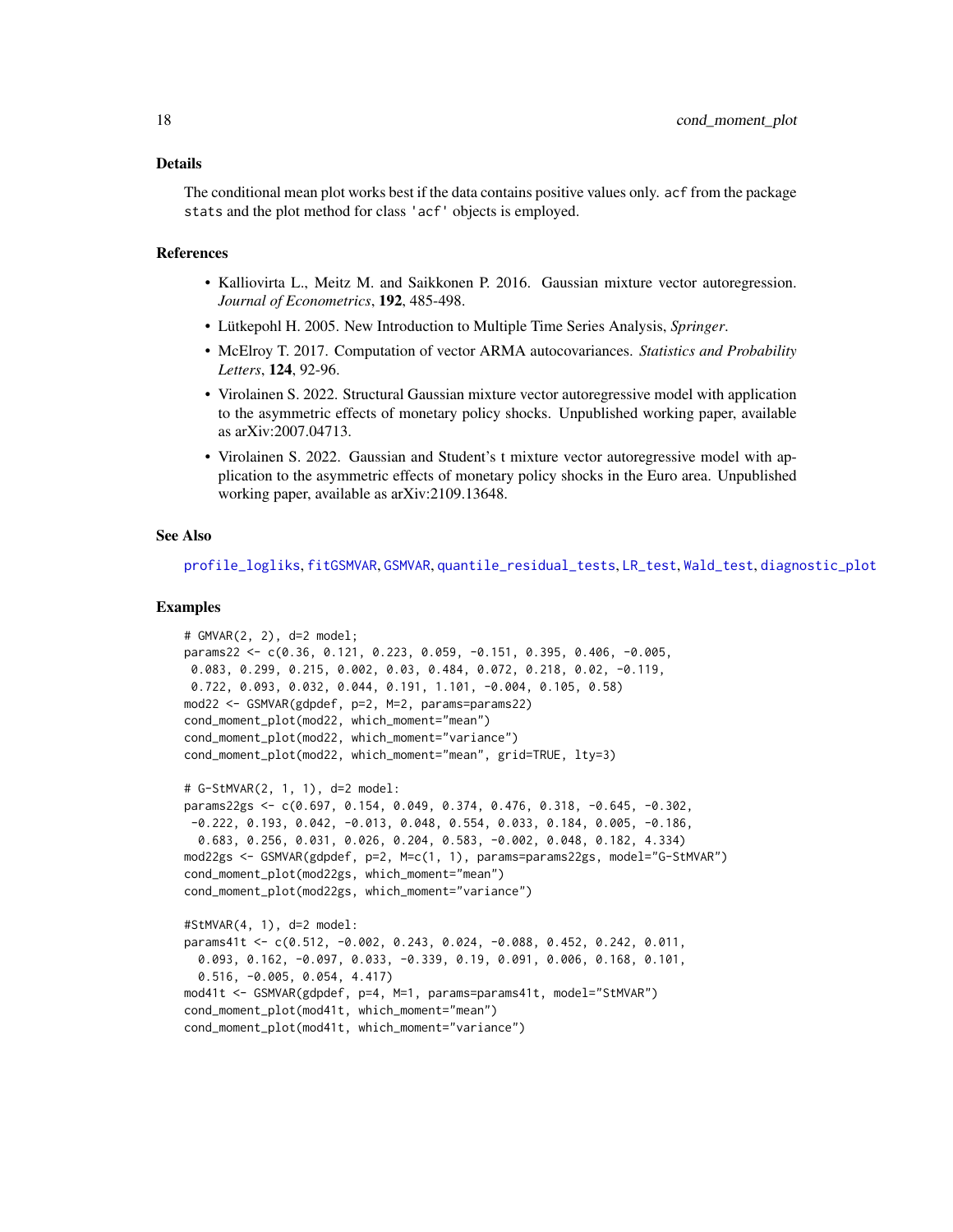## Details

The conditional mean plot works best if the data contains positive values only. `acf` from the package `stats` and the plot method for class `'acf'` objects is employed.

## References

- Kalliovirta L., Meitz M. and Saikkonen P. 2016. Gaussian mixture vector autoregression. *Journal of Econometrics*, **192**, 485-498.
- Lütkepohl H. 2005. New Introduction to Multiple Time Series Analysis, *Springer*.
- McElroy T. 2017. Computation of vector ARMA autocovariances. *Statistics and Probability Letters*, **124**, 92-96.
- Virolainen S. 2022. Structural Gaussian mixture vector autoregressive model with application to the asymmetric effects of monetary policy shocks. Unpublished working paper, available as arXiv:2007.04713.
- Virolainen S. 2022. Gaussian and Student's t mixture vector autoregressive model with application to the asymmetric effects of monetary policy shocks in the Euro area. Unpublished working paper, available as arXiv:2109.13648.

## See Also

`profile_logliks`, `fitGSMVAR`, `GSMVAR`, `quantile_residual_tests`, `LR_test`, `Wald_test`, `diagnostic_plot`

## Examples

```
# GMVAR(2, 2), d=2 model;
params22 <- c(0.36, 0.121, 0.223, 0.059, -0.151, 0.395, 0.406, -0.005,
 0.083, 0.299, 0.215, 0.002, 0.03, 0.484, 0.072, 0.218, 0.02, -0.119,
 0.722, 0.093, 0.032, 0.044, 0.191, 1.101, -0.004, 0.105, 0.58)
mod22 <- GSMVAR(gdpdef, p=2, M=2, params=params22)
cond_moment_plot(mod22, which_moment="mean")
cond_moment_plot(mod22, which_moment="variance")
cond_moment_plot(mod22, which_moment="mean", grid=TRUE, lty=3)

# G-StMVAR(2, 1, 1), d=2 model:
params22gs <- c(0.697, 0.154, 0.049, 0.374, 0.476, 0.318, -0.645, -0.302,
 -0.222, 0.193, 0.042, -0.013, 0.048, 0.554, 0.033, 0.184, 0.005, -0.186,
  0.683, 0.256, 0.031, 0.026, 0.204, 0.583, -0.002, 0.048, 0.182, 4.334)
mod22gs <- GSMVAR(gdpdef, p=2, M=c(1, 1), params=params22gs, model="G-StMVAR")
cond_moment_plot(mod22gs, which_moment="mean")
cond_moment_plot(mod22gs, which_moment="variance")

#StMVAR(4, 1), d=2 model:
params41t <- c(0.512, -0.002, 0.243, 0.024, -0.088, 0.452, 0.242, 0.011,
  0.093, 0.162, -0.097, 0.033, -0.339, 0.19, 0.091, 0.006, 0.168, 0.101,
  0.516, -0.005, 0.054, 4.417)
mod41t <- GSMVAR(gdpdef, p=4, M=1, params=params41t, model="StMVAR")
cond_moment_plot(mod41t, which_moment="mean")
cond_moment_plot(mod41t, which_moment="variance")
```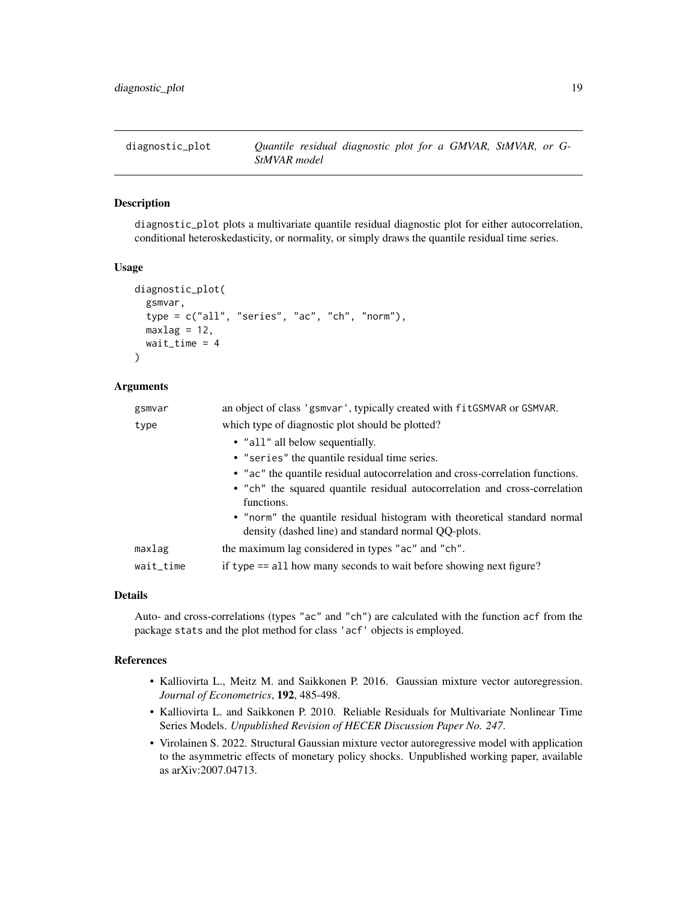## diagnostic_plot — *Quantile residual diagnostic plot for a GMVAR, StMVAR, or G-StMVAR model*

### Description

diagnostic_plot plots a multivariate quantile residual diagnostic plot for either autocorrelation, conditional heteroskedasticity, or normality, or simply draws the quantile residual time series.

### Usage

```
diagnostic_plot(
  gsmvar,
  type = c("all", "series", "ac", "ch", "norm"),
  maxlag = 12,
  wait_time = 4
)
```

### Arguments

| | |
|---|---|
| gsmvar | an object of class 'gsmvar', typically created with fitGSMVAR or GSMVAR. |
| type | which type of diagnostic plot should be plotted?<br>• "all" all below sequentially.<br>• "series" the quantile residual time series.<br>• "ac" the quantile residual autocorrelation and cross-correlation functions.<br>• "ch" the squared quantile residual autocorrelation and cross-correlation functions.<br>• "norm" the quantile residual histogram with theoretical standard normal density (dashed line) and standard normal QQ-plots. |
| maxlag | the maximum lag considered in types "ac" and "ch". |
| wait_time | if type == all how many seconds to wait before showing next figure? |

### Details

Auto- and cross-correlations (types "ac" and "ch") are calculated with the function acf from the package stats and the plot method for class 'acf' objects is employed.

### References

- Kalliovirta L., Meitz M. and Saikkonen P. 2016. Gaussian mixture vector autoregression. *Journal of Econometrics*, **192**, 485-498.
- Kalliovirta L. and Saikkonen P. 2010. Reliable Residuals for Multivariate Nonlinear Time Series Models. *Unpublished Revision of HECER Discussion Paper No. 247*.
- Virolainen S. 2022. Structural Gaussian mixture vector autoregressive model with application to the asymmetric effects of monetary policy shocks. Unpublished working paper, available as arXiv:2007.04713.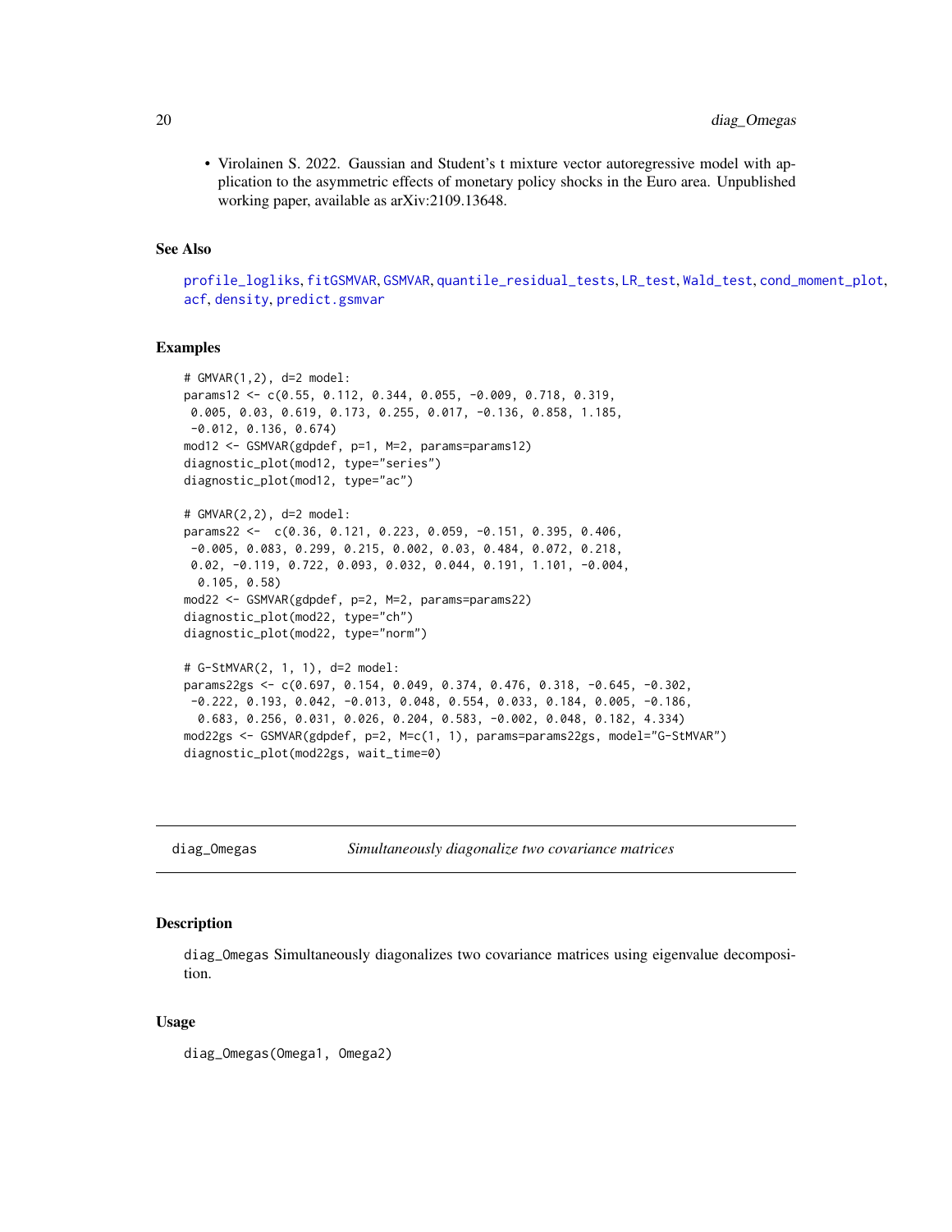- Virolainen S. 2022. Gaussian and Student's t mixture vector autoregressive model with application to the asymmetric effects of monetary policy shocks in the Euro area. Unpublished working paper, available as arXiv:2109.13648.

### See Also

profile_logliks, fitGSMVAR, GSMVAR, quantile_residual_tests, LR_test, Wald_test, cond_moment_plot, acf, density, predict.gsmvar

### Examples

```
# GMVAR(1,2), d=2 model:
params12 <- c(0.55, 0.112, 0.344, 0.055, -0.009, 0.718, 0.319,
 0.005, 0.03, 0.619, 0.173, 0.255, 0.017, -0.136, 0.858, 1.185,
 -0.012, 0.136, 0.674)
mod12 <- GSMVAR(gdpdef, p=1, M=2, params=params12)
diagnostic_plot(mod12, type="series")
diagnostic_plot(mod12, type="ac")

# GMVAR(2,2), d=2 model:
params22 <-  c(0.36, 0.121, 0.223, 0.059, -0.151, 0.395, 0.406,
 -0.005, 0.083, 0.299, 0.215, 0.002, 0.03, 0.484, 0.072, 0.218,
 0.02, -0.119, 0.722, 0.093, 0.032, 0.044, 0.191, 1.101, -0.004,
  0.105, 0.58)
mod22 <- GSMVAR(gdpdef, p=2, M=2, params=params22)
diagnostic_plot(mod22, type="ch")
diagnostic_plot(mod22, type="norm")

# G-StMVAR(2, 1, 1), d=2 model:
params22gs <- c(0.697, 0.154, 0.049, 0.374, 0.476, 0.318, -0.645, -0.302,
 -0.222, 0.193, 0.042, -0.013, 0.048, 0.554, 0.033, 0.184, 0.005, -0.186,
  0.683, 0.256, 0.031, 0.026, 0.204, 0.583, -0.002, 0.048, 0.182, 4.334)
mod22gs <- GSMVAR(gdpdef, p=2, M=c(1, 1), params=params22gs, model="G-StMVAR")
diagnostic_plot(mod22gs, wait_time=0)
```

---

## diag_Omegas — *Simultaneously diagonalize two covariance matrices*

### Description

diag_Omegas Simultaneously diagonalizes two covariance matrices using eigenvalue decomposition.

### Usage

```
diag_Omegas(Omega1, Omega2)
```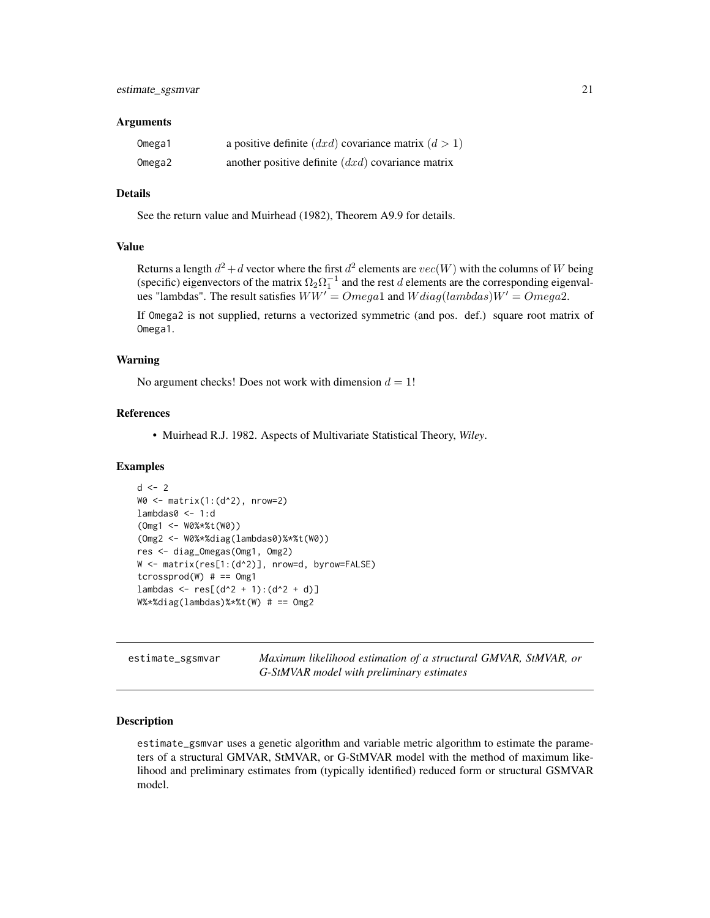### Arguments

| | |
|---|---|
| Omega1 | a positive definite $(dxd)$ covariance matrix $(d > 1)$ |
| Omega2 | another positive definite $(dxd)$ covariance matrix |

### Details

See the return value and Muirhead (1982), Theorem A9.9 for details.

### Value

Returns a length $d^2 + d$ vector where the first $d^2$ elements are $vec(W)$ with the columns of $W$ being (specific) eigenvectors of the matrix $\Omega_2\Omega_1^{-1}$ and the rest $d$ elements are the corresponding eigenvalues "lambdas". The result satisfies $WW' = Omega1$ and $Wdiag(lambdas)W' = Omega2$.

If Omega2 is not supplied, returns a vectorized symmetric (and pos. def.) square root matrix of Omega1.

### Warning

No argument checks! Does not work with dimension $d = 1$!

### References

- Muirhead R.J. 1982. Aspects of Multivariate Statistical Theory, *Wiley*.

### Examples

```
d <- 2
W0 <- matrix(1:(d^2), nrow=2)
lambdas0 <- 1:d
(Omg1 <- W0%*%t(W0))
(Omg2 <- W0%*%diag(lambdas0)%*%t(W0))
res <- diag_Omegas(Omg1, Omg2)
W <- matrix(res[1:(d^2)], nrow=d, byrow=FALSE)
tcrossprod(W) # == Omg1
lambdas <- res[(d^2 + 1):(d^2 + d)]
W%*%diag(lambdas)%*%t(W) # == Omg2
```

---

## estimate_sgsmvar — *Maximum likelihood estimation of a structural GMVAR, StMVAR, or G-StMVAR model with preliminary estimates*

### Description

estimate_gsmvar uses a genetic algorithm and variable metric algorithm to estimate the parameters of a structural GMVAR, StMVAR, or G-StMVAR model with the method of maximum likelihood and preliminary estimates from (typically identified) reduced form or structural GSMVAR model.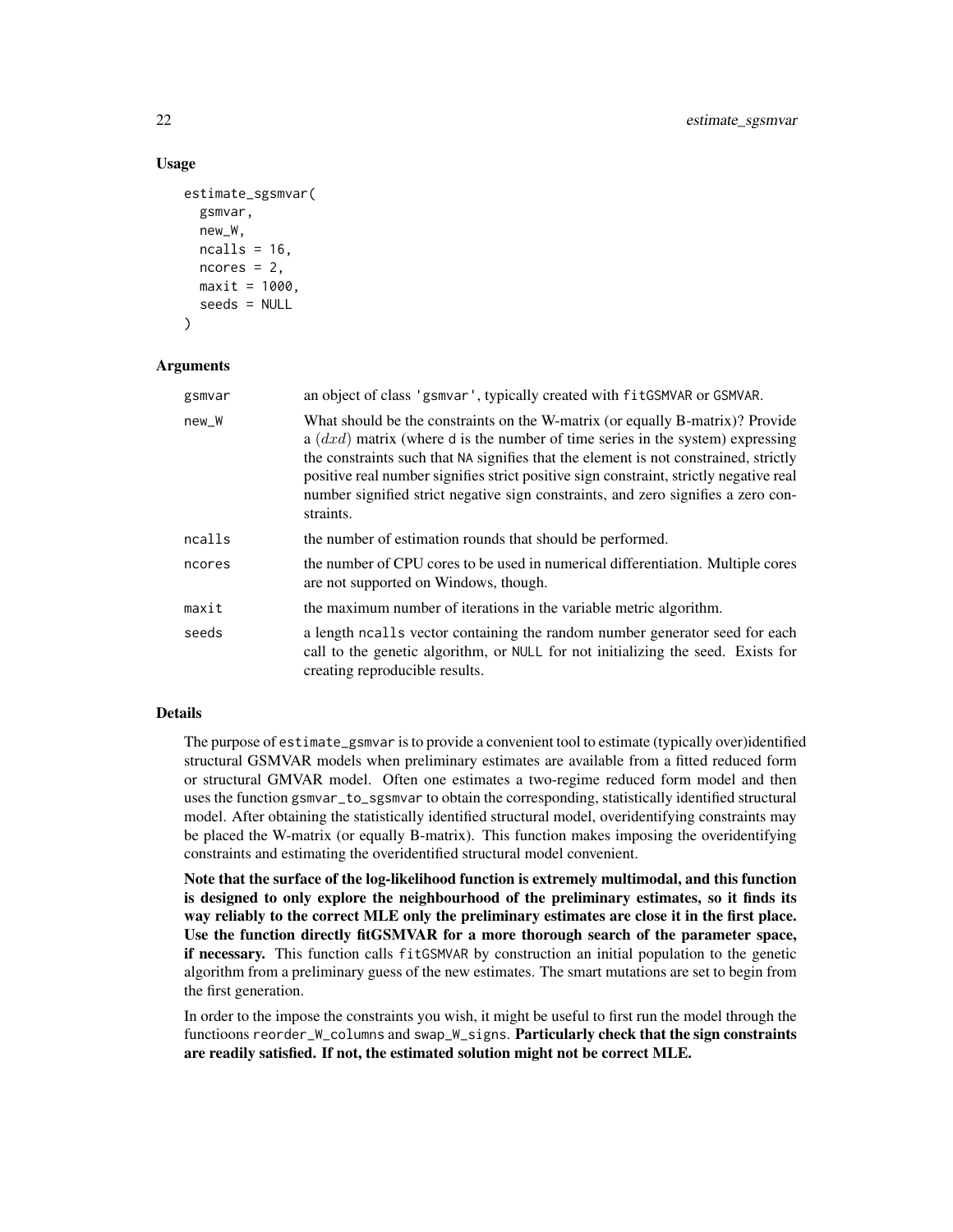### Usage

```
estimate_sgsmvar(
  gsmvar,
  new_W,
  ncalls = 16,
  ncores = 2,
  maxit = 1000,
  seeds = NULL
)
```

### Arguments

| | |
|---|---|
| gsmvar | an object of class 'gsmvar', typically created with fitGSMVAR or GSMVAR. |
| new_W | What should be the constraints on the W-matrix (or equally B-matrix)? Provide a $(dxd)$ matrix (where d is the number of time series in the system) expressing the constraints such that NA signifies that the element is not constrained, strictly positive real number signifies strict positive sign constraint, strictly negative real number signified strict negative sign constraints, and zero signifies a zero constraints. |
| ncalls | the number of estimation rounds that should be performed. |
| ncores | the number of CPU cores to be used in numerical differentiation. Multiple cores are not supported on Windows, though. |
| maxit | the maximum number of iterations in the variable metric algorithm. |
| seeds | a length ncalls vector containing the random number generator seed for each call to the genetic algorithm, or NULL for not initializing the seed. Exists for creating reproducible results. |

### Details

The purpose of estimate_gsmvar is to provide a convenient tool to estimate (typically over)identified structural GSMVAR models when preliminary estimates are available from a fitted reduced form or structural GMVAR model. Often one estimates a two-regime reduced form model and then uses the function gsmvar_to_sgsmvar to obtain the corresponding, statistically identified structural model. After obtaining the statistically identified structural model, overidentifying constraints may be placed the W-matrix (or equally B-matrix). This function makes imposing the overidentifying constraints and estimating the overidentified structural model convenient.

**Note that the surface of the log-likelihood function is extremely multimodal, and this function is designed to only explore the neighbourhood of the preliminary estimates, so it finds its way reliably to the correct MLE only the preliminary estimates are close it in the first place. Use the function directly fitGSMVAR for a more thorough search of the parameter space, if necessary.** This function calls fitGSMVAR by construction an initial population to the genetic algorithm from a preliminary guess of the new estimates. The smart mutations are set to begin from the first generation.

In order to the impose the constraints you wish, it might be useful to first run the model through the functioons reorder_W_columns and swap_W_signs. **Particularly check that the sign constraints are readily satisfied. If not, the estimated solution might not be correct MLE.**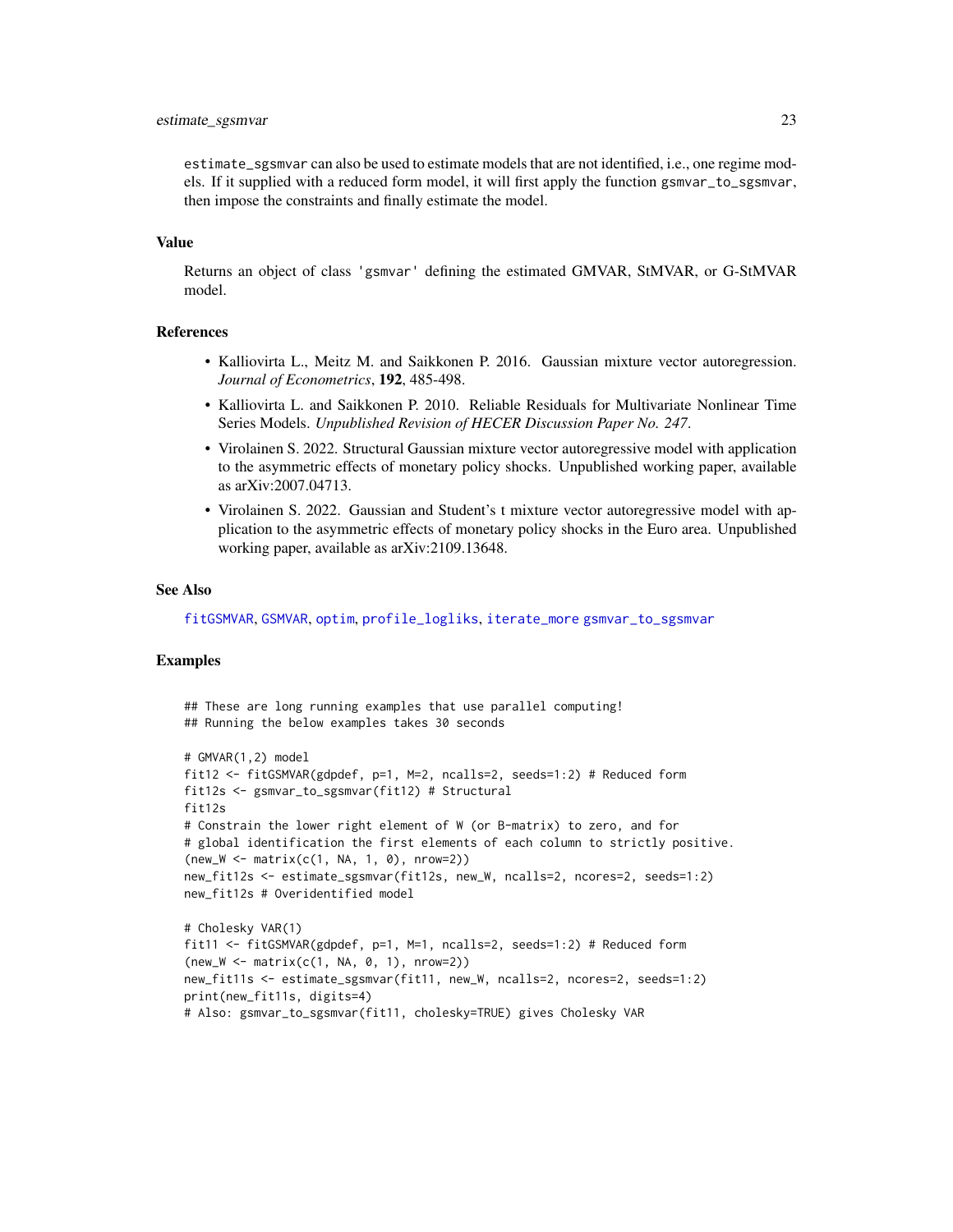estimate_sgsmvar can also be used to estimate models that are not identified, i.e., one regime models. If it supplied with a reduced form model, it will first apply the function gsmvar_to_sgsmvar, then impose the constraints and finally estimate the model.

### Value

Returns an object of class 'gsmvar' defining the estimated GMVAR, StMVAR, or G-StMVAR model.

### References

- Kalliovirta L., Meitz M. and Saikkonen P. 2016. Gaussian mixture vector autoregression. *Journal of Econometrics*, **192**, 485-498.
- Kalliovirta L. and Saikkonen P. 2010. Reliable Residuals for Multivariate Nonlinear Time Series Models. *Unpublished Revision of HECER Discussion Paper No. 247*.
- Virolainen S. 2022. Structural Gaussian mixture vector autoregressive model with application to the asymmetric effects of monetary policy shocks. Unpublished working paper, available as arXiv:2007.04713.
- Virolainen S. 2022. Gaussian and Student's t mixture vector autoregressive model with application to the asymmetric effects of monetary policy shocks in the Euro area. Unpublished working paper, available as arXiv:2109.13648.

### See Also

fitGSMVAR, GSMVAR, optim, profile_logliks, iterate_more gsmvar_to_sgsmvar

### Examples

```
## These are long running examples that use parallel computing!
## Running the below examples takes 30 seconds

# GMVAR(1,2) model
fit12 <- fitGSMVAR(gdpdef, p=1, M=2, ncalls=2, seeds=1:2) # Reduced form
fit12s <- gsmvar_to_sgsmvar(fit12) # Structural
fit12s
# Constrain the lower right element of W (or B-matrix) to zero, and for
# global identification the first elements of each column to strictly positive.
(new_W <- matrix(c(1, NA, 1, 0), nrow=2))
new_fit12s <- estimate_sgsmvar(fit12s, new_W, ncalls=2, ncores=2, seeds=1:2)
new_fit12s # Overidentified model

# Cholesky VAR(1)
fit11 <- fitGSMVAR(gdpdef, p=1, M=1, ncalls=2, seeds=1:2) # Reduced form
(new_W <- matrix(c(1, NA, 0, 1), nrow=2))
new_fit11s <- estimate_sgsmvar(fit11, new_W, ncalls=2, ncores=2, seeds=1:2)
print(new_fit11s, digits=4)
# Also: gsmvar_to_sgsmvar(fit11, cholesky=TRUE) gives Cholesky VAR
```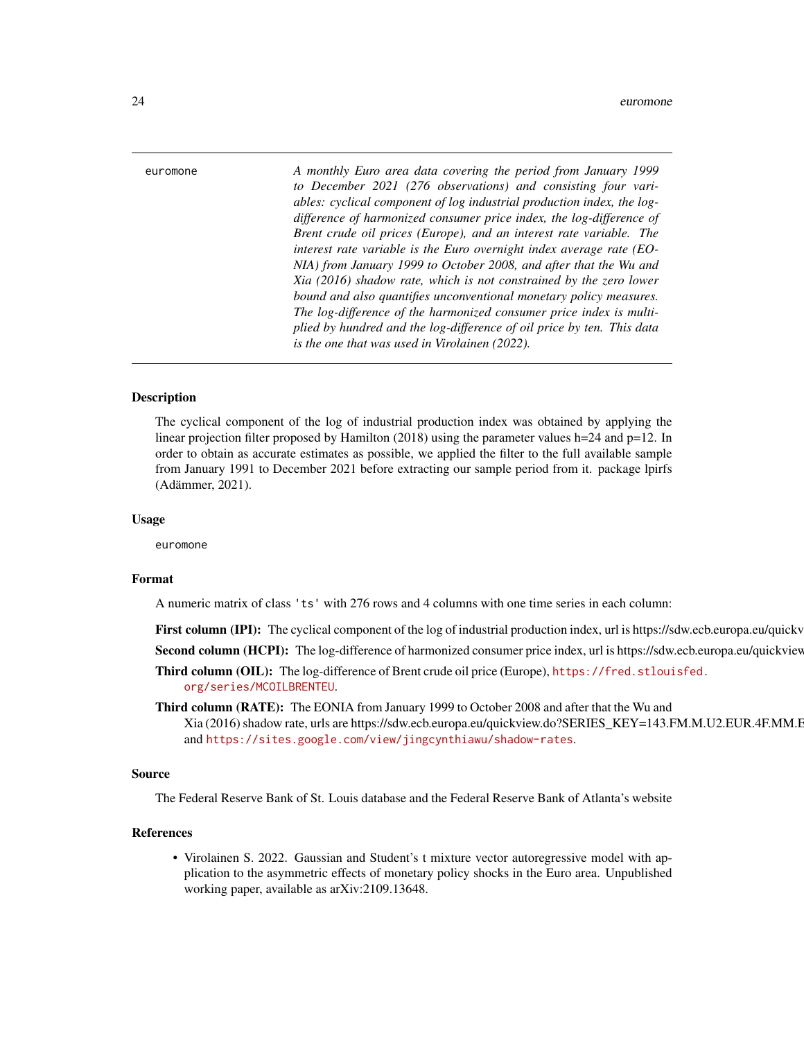euromone *A monthly Euro area data covering the period from January 1999 to December 2021 (276 observations) and consisting four variables: cyclical component of log industrial production index, the log-difference of harmonized consumer price index, the log-difference of Brent crude oil prices (Europe), and an interest rate variable. The interest rate variable is the Euro overnight index average rate (EONIA) from January 1999 to October 2008, and after that the Wu and Xia (2016) shadow rate, which is not constrained by the zero lower bound and also quantifies unconventional monetary policy measures. The log-difference of the harmonized consumer price index is multiplied by hundred and the log-difference of oil price by ten. This data is the one that was used in Virolainen (2022).*

### Description

The cyclical component of the log of industrial production index was obtained by applying the linear projection filter proposed by Hamilton (2018) using the parameter values h=24 and p=12. In order to obtain as accurate estimates as possible, we applied the filter to the full available sample from January 1991 to December 2021 before extracting our sample period from it. package lpirfs (Adämmer, 2021).

### Usage

```
euromone
```

### Format

A numeric matrix of class `'ts'` with 276 rows and 4 columns with one time series in each column:

**First column (IPI):** The cyclical component of the log of industrial production index, url is https://sdw.ecb.europa.eu/quickv

**Second column (HCPI):** The log-difference of harmonized consumer price index, url is https://sdw.ecb.europa.eu/quickview

**Third column (OIL):** The log-difference of Brent crude oil price (Europe), https://fred.stlouisfed.org/series/MCOILBRENTEU.

**Third column (RATE):** The EONIA from January 1999 to October 2008 and after that the Wu and Xia (2016) shadow rate, urls are https://sdw.ecb.europa.eu/quickview.do?SERIES_KEY=143.FM.M.U2.EUR.4F.MM.E and https://sites.google.com/view/jingcynthiawu/shadow-rates.

### Source

The Federal Reserve Bank of St. Louis database and the Federal Reserve Bank of Atlanta's website

### References

- Virolainen S. 2022. Gaussian and Student's t mixture vector autoregressive model with application to the asymmetric effects of monetary policy shocks in the Euro area. Unpublished working paper, available as arXiv:2109.13648.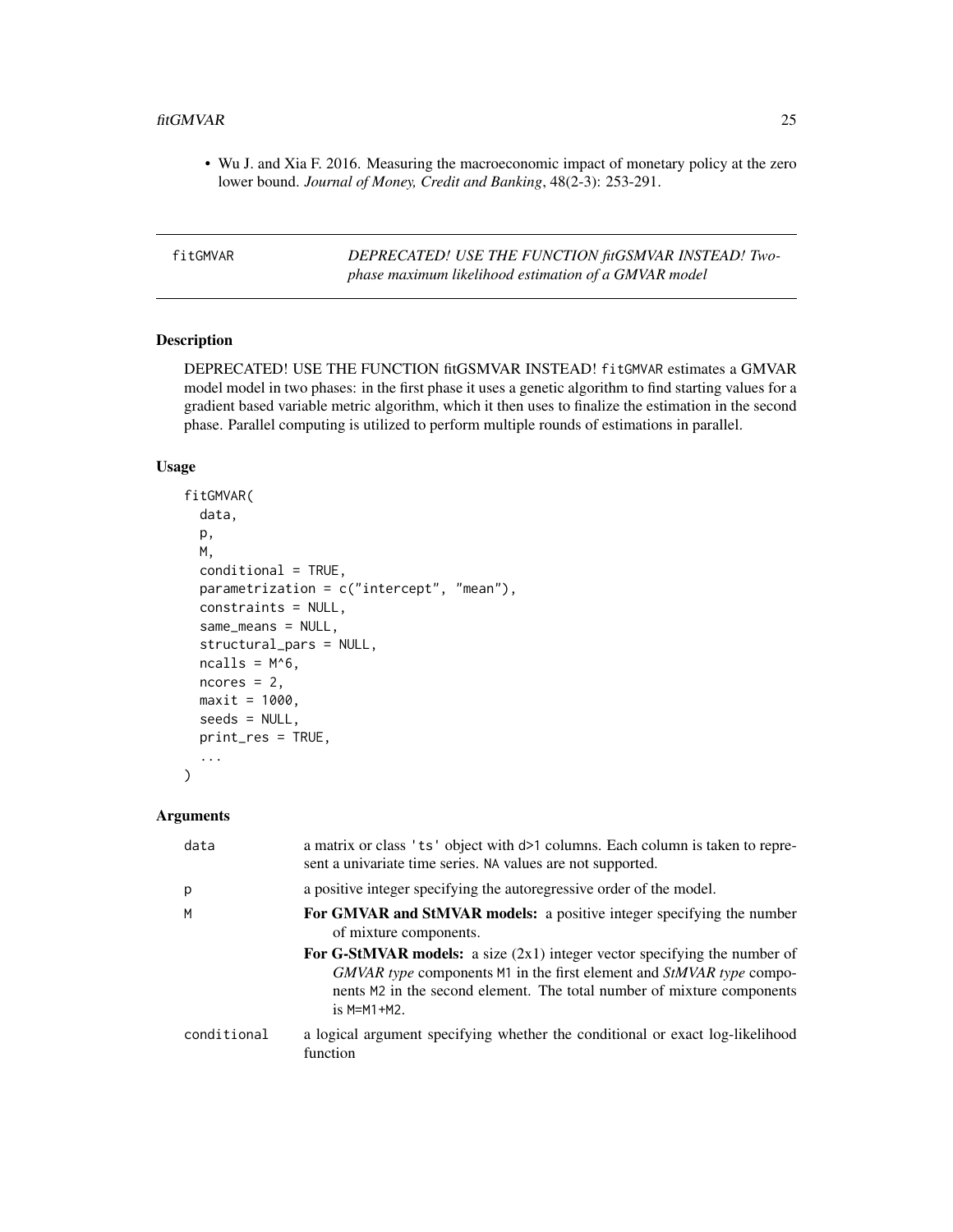- Wu J. and Xia F. 2016. Measuring the macroeconomic impact of monetary policy at the zero lower bound. *Journal of Money, Credit and Banking*, 48(2-3): 253-291.

---

## fitGMVAR — *DEPRECATED! USE THE FUNCTION fitGSMVAR INSTEAD! Two-phase maximum likelihood estimation of a GMVAR model*

### Description

DEPRECATED! USE THE FUNCTION fitGSMVAR INSTEAD! `fitGMVAR` estimates a GMVAR model model in two phases: in the first phase it uses a genetic algorithm to find starting values for a gradient based variable metric algorithm, which it then uses to finalize the estimation in the second phase. Parallel computing is utilized to perform multiple rounds of estimations in parallel.

### Usage

```
fitGMVAR(
  data,
  p,
  M,
  conditional = TRUE,
  parametrization = c("intercept", "mean"),
  constraints = NULL,
  same_means = NULL,
  structural_pars = NULL,
  ncalls = M^6,
  ncores = 2,
  maxit = 1000,
  seeds = NULL,
  print_res = TRUE,
  ...
)
```

### Arguments

| | |
|---|---|
| `data` | a matrix or class `'ts'` object with `d>1` columns. Each column is taken to represent a univariate time series. `NA` values are not supported. |
| `p` | a positive integer specifying the autoregressive order of the model. |
| `M` | **For GMVAR and StMVAR models:** a positive integer specifying the number of mixture components.<br>**For G-StMVAR models:** a size (2x1) integer vector specifying the number of *GMVAR type* components `M1` in the first element and *StMVAR type* components `M2` in the second element. The total number of mixture components is `M=M1+M2`. |
| `conditional` | a logical argument specifying whether the conditional or exact log-likelihood function |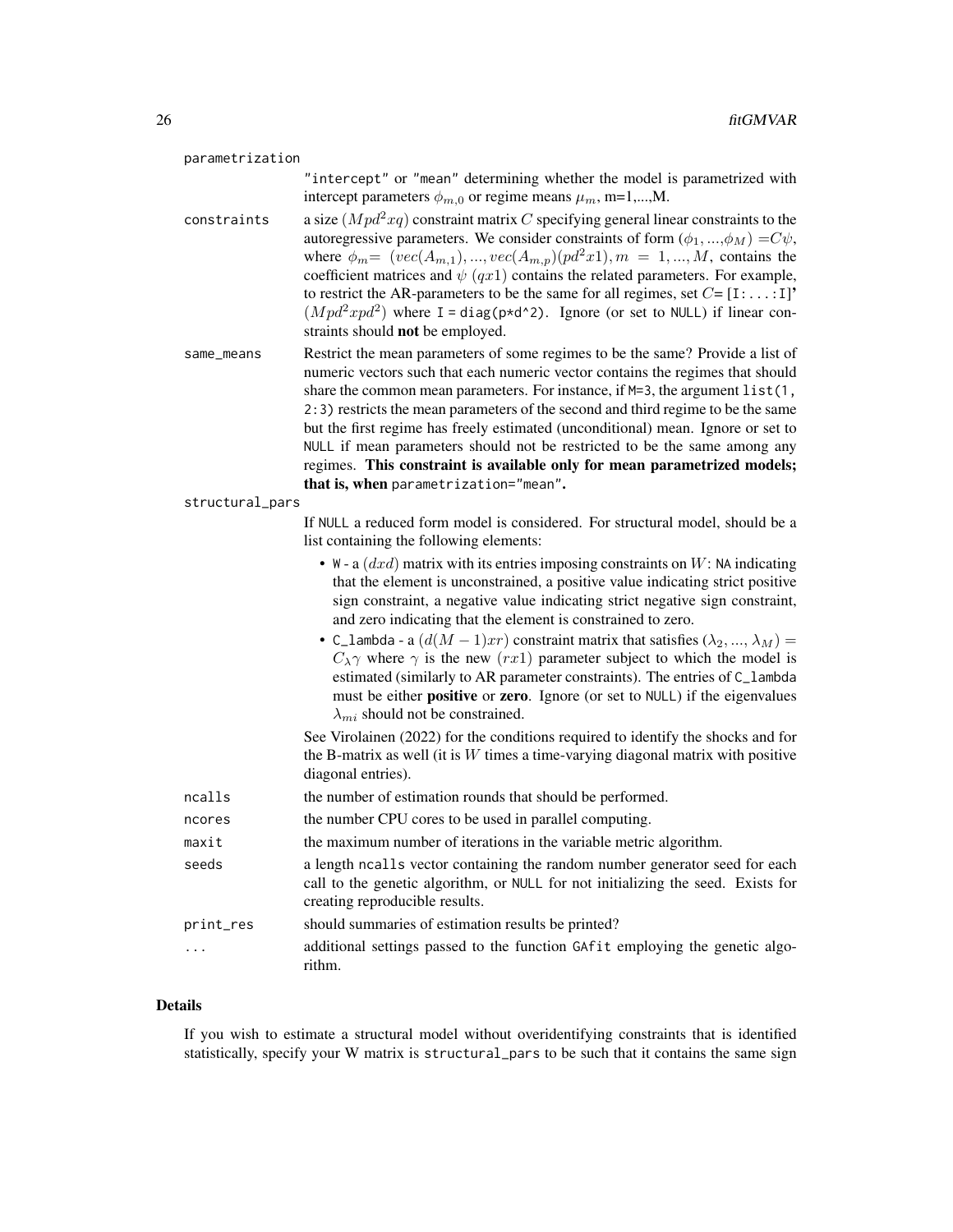parametrization
: "intercept" or "mean" determining whether the model is parametrized with intercept parameters $\phi_{m,0}$ or regime means $\mu_m$, m=1,...,M.

constraints
: a size $(Mpd^2xq)$ constraint matrix $C$ specifying general linear constraints to the autoregressive parameters. We consider constraints of form $(\phi_1,...,\phi_M) = C\psi$, where $\phi_m = (vec(A_{m,1}),...,vec(A_{m,p})(pd^2x1), m = 1,...,M$, contains the coefficient matrices and $\psi$ $(qx1)$ contains the related parameters. For example, to restrict the AR-parameters to be the same for all regimes, set $C$=`[I:...:I]`' $(Mpd^2xpd^2)$ where `I = diag(p*d^2)`. Ignore (or set to `NULL`) if linear constraints should **not** be employed.

same_means
: Restrict the mean parameters of some regimes to be the same? Provide a list of numeric vectors such that each numeric vector contains the regimes that should share the common mean parameters. For instance, if `M=3`, the argument `list(1, 2:3)` restricts the mean parameters of the second and third regime to be the same but the first regime has freely estimated (unconditional) mean. Ignore or set to `NULL` if mean parameters should not be restricted to be the same among any regimes. **This constraint is available only for mean parametrized models; that is, when** `parametrization="mean"`**.**

structural_pars
: If `NULL` a reduced form model is considered. For structural model, should be a list containing the following elements:

  - `W` - a $(dxd)$ matrix with its entries imposing constraints on $W$: `NA` indicating that the element is unconstrained, a positive value indicating strict positive sign constraint, a negative value indicating strict negative sign constraint, and zero indicating that the element is constrained to zero.
  - `C_lambda` - a $(d(M-1)xr)$ constraint matrix that satisfies $(\lambda_2,...,\lambda_M) = C_\lambda \gamma$ where $\gamma$ is the new $(rx1)$ parameter subject to which the model is estimated (similarly to AR parameter constraints). The entries of `C_lambda` must be either **positive** or **zero**. Ignore (or set to `NULL`) if the eigenvalues $\lambda_{mi}$ should not be constrained.

  See Virolainen (2022) for the conditions required to identify the shocks and for the B-matrix as well (it is $W$ times a time-varying diagonal matrix with positive diagonal entries).

ncalls
: the number of estimation rounds that should be performed.

ncores
: the number CPU cores to be used in parallel computing.

maxit
: the maximum number of iterations in the variable metric algorithm.

seeds
: a length `ncalls` vector containing the random number generator seed for each call to the genetic algorithm, or `NULL` for not initializing the seed. Exists for creating reproducible results.

print_res
: should summaries of estimation results be printed?

...
: additional settings passed to the function `GAfit` employing the genetic algorithm.

## Details

If you wish to estimate a structural model without overidentifying constraints that is identified statistically, specify your W matrix is `structural_pars` to be such that it contains the same sign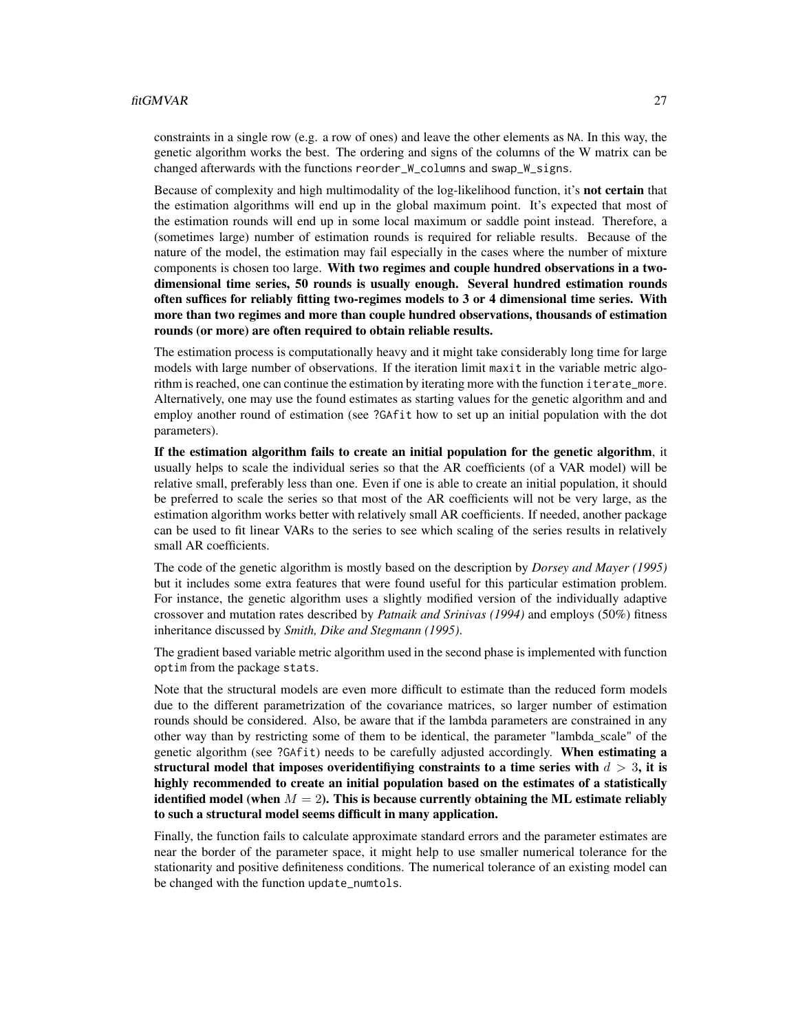constraints in a single row (e.g. a row of ones) and leave the other elements as NA. In this way, the genetic algorithm works the best. The ordering and signs of the columns of the W matrix can be changed afterwards with the functions reorder_W_columns and swap_W_signs.

Because of complexity and high multimodality of the log-likelihood function, it's **not certain** that the estimation algorithms will end up in the global maximum point. It's expected that most of the estimation rounds will end up in some local maximum or saddle point instead. Therefore, a (sometimes large) number of estimation rounds is required for reliable results. Because of the nature of the model, the estimation may fail especially in the cases where the number of mixture components is chosen too large. **With two regimes and couple hundred observations in a two-dimensional time series, 50 rounds is usually enough. Several hundred estimation rounds often suffices for reliably fitting two-regimes models to 3 or 4 dimensional time series. With more than two regimes and more than couple hundred observations, thousands of estimation rounds (or more) are often required to obtain reliable results.**

The estimation process is computationally heavy and it might take considerably long time for large models with large number of observations. If the iteration limit maxit in the variable metric algorithm is reached, one can continue the estimation by iterating more with the function iterate_more. Alternatively, one may use the found estimates as starting values for the genetic algorithm and and employ another round of estimation (see ?GAfit how to set up an initial population with the dot parameters).

**If the estimation algorithm fails to create an initial population for the genetic algorithm**, it usually helps to scale the individual series so that the AR coefficients (of a VAR model) will be relative small, preferably less than one. Even if one is able to create an initial population, it should be preferred to scale the series so that most of the AR coefficients will not be very large, as the estimation algorithm works better with relatively small AR coefficients. If needed, another package can be used to fit linear VARs to the series to see which scaling of the series results in relatively small AR coefficients.

The code of the genetic algorithm is mostly based on the description by *Dorsey and Mayer (1995)* but it includes some extra features that were found useful for this particular estimation problem. For instance, the genetic algorithm uses a slightly modified version of the individually adaptive crossover and mutation rates described by *Patnaik and Srinivas (1994)* and employs (50%) fitness inheritance discussed by *Smith, Dike and Stegmann (1995)*.

The gradient based variable metric algorithm used in the second phase is implemented with function optim from the package stats.

Note that the structural models are even more difficult to estimate than the reduced form models due to the different parametrization of the covariance matrices, so larger number of estimation rounds should be considered. Also, be aware that if the lambda parameters are constrained in any other way than by restricting some of them to be identical, the parameter "lambda_scale" of the genetic algorithm (see ?GAfit) needs to be carefully adjusted accordingly. **When estimating a structural model that imposes overidentifiying constraints to a time series with $d > 3$, it is highly recommended to create an initial population based on the estimates of a statistically identified model (when $M = 2$). This is because currently obtaining the ML estimate reliably to such a structural model seems difficult in many application.**

Finally, the function fails to calculate approximate standard errors and the parameter estimates are near the border of the parameter space, it might help to use smaller numerical tolerance for the stationarity and positive definiteness conditions. The numerical tolerance of an existing model can be changed with the function update_numtols.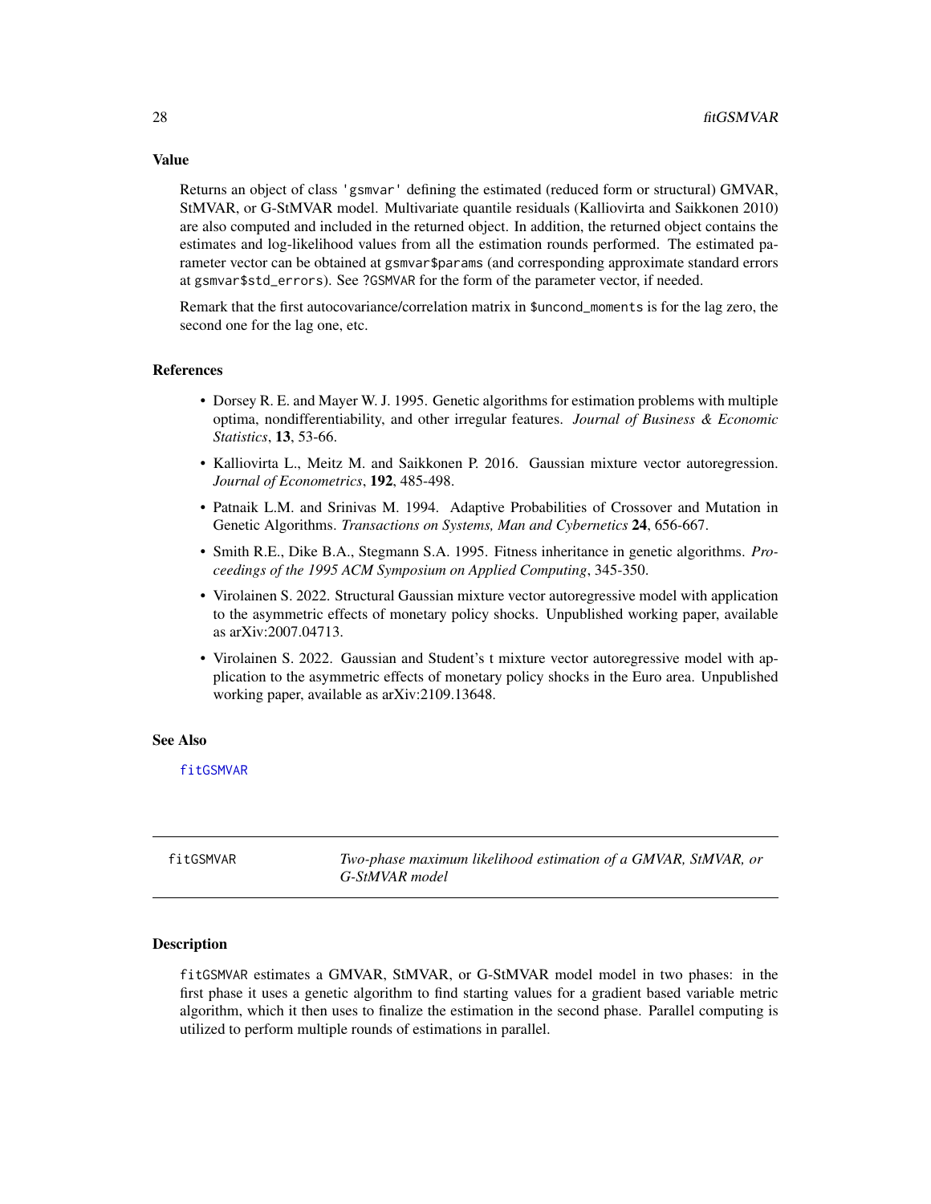## Value

Returns an object of class 'gsmvar' defining the estimated (reduced form or structural) GMVAR, StMVAR, or G-StMVAR model. Multivariate quantile residuals (Kalliovirta and Saikkonen 2010) are also computed and included in the returned object. In addition, the returned object contains the estimates and log-likelihood values from all the estimation rounds performed. The estimated parameter vector can be obtained at `gsmvar$params` (and corresponding approximate standard errors at `gsmvar$std_errors`). See `?GSMVAR` for the form of the parameter vector, if needed.

Remark that the first autocovariance/correlation matrix in `$uncond_moments` is for the lag zero, the second one for the lag one, etc.

## References

- Dorsey R. E. and Mayer W. J. 1995. Genetic algorithms for estimation problems with multiple optima, nondifferentiability, and other irregular features. *Journal of Business & Economic Statistics*, **13**, 53-66.
- Kalliovirta L., Meitz M. and Saikkonen P. 2016. Gaussian mixture vector autoregression. *Journal of Econometrics*, **192**, 485-498.
- Patnaik L.M. and Srinivas M. 1994. Adaptive Probabilities of Crossover and Mutation in Genetic Algorithms. *Transactions on Systems, Man and Cybernetics* **24**, 656-667.
- Smith R.E., Dike B.A., Stegmann S.A. 1995. Fitness inheritance in genetic algorithms. *Proceedings of the 1995 ACM Symposium on Applied Computing*, 345-350.
- Virolainen S. 2022. Structural Gaussian mixture vector autoregressive model with application to the asymmetric effects of monetary policy shocks. Unpublished working paper, available as arXiv:2007.04713.
- Virolainen S. 2022. Gaussian and Student's t mixture vector autoregressive model with application to the asymmetric effects of monetary policy shocks in the Euro area. Unpublished working paper, available as arXiv:2109.13648.

## See Also

`fitGSMVAR`

---

# fitGSMVAR — *Two-phase maximum likelihood estimation of a GMVAR, StMVAR, or G-StMVAR model*

## Description

`fitGSMVAR` estimates a GMVAR, StMVAR, or G-StMVAR model model in two phases: in the first phase it uses a genetic algorithm to find starting values for a gradient based variable metric algorithm, which it then uses to finalize the estimation in the second phase. Parallel computing is utilized to perform multiple rounds of estimations in parallel.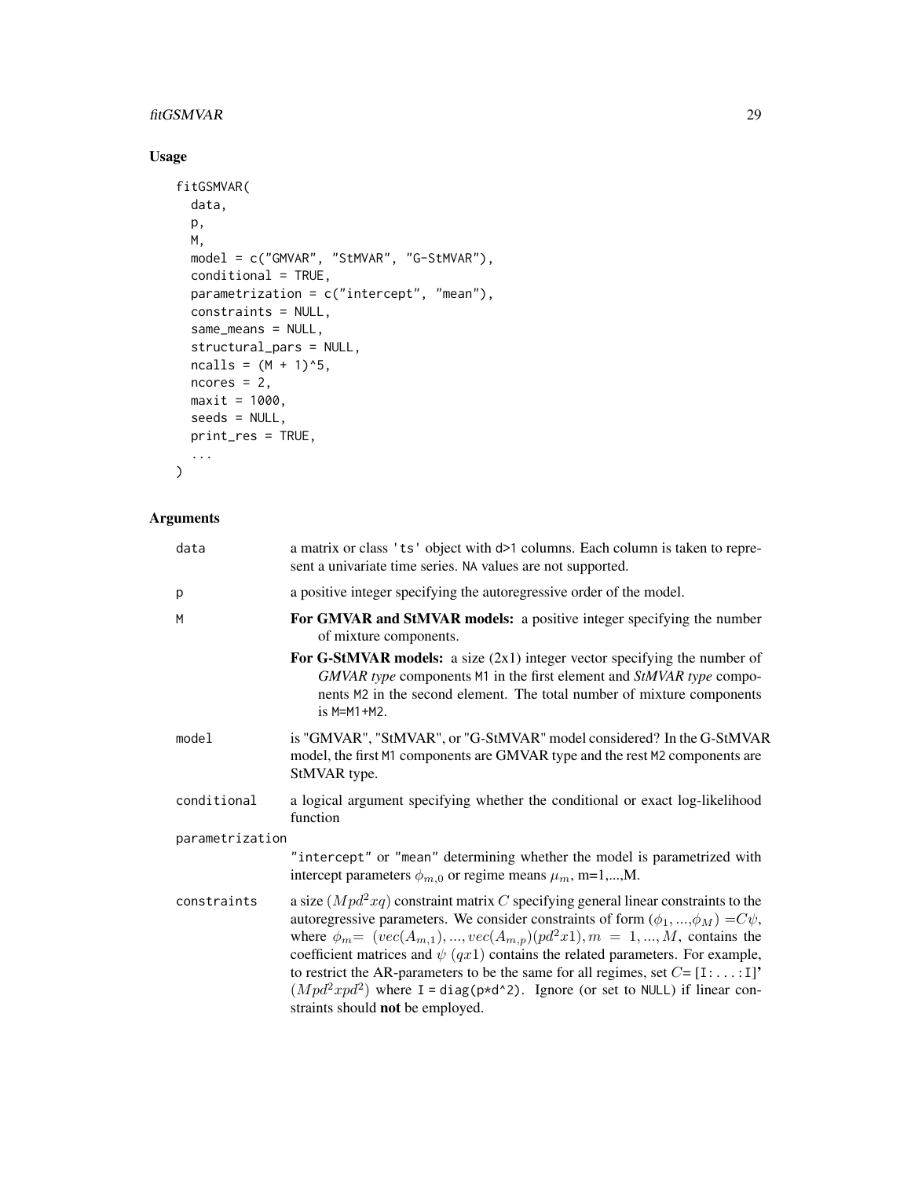## Usage

```
fitGSMVAR(
  data,
  p,
  M,
  model = c("GMVAR", "StMVAR", "G-StMVAR"),
  conditional = TRUE,
  parametrization = c("intercept", "mean"),
  constraints = NULL,
  same_means = NULL,
  structural_pars = NULL,
  ncalls = (M + 1)^5,
  ncores = 2,
  maxit = 1000,
  seeds = NULL,
  print_res = TRUE,
  ...
)
```

## Arguments

`data` a matrix or class 'ts' object with d>1 columns. Each column is taken to represent a univariate time series. NA values are not supported.

`p` a positive integer specifying the autoregressive order of the model.

`M` **For GMVAR and StMVAR models:** a positive integer specifying the number of mixture components.

**For G-StMVAR models:** a size (2x1) integer vector specifying the number of *GMVAR type* components M1 in the first element and *StMVAR type* components M2 in the second element. The total number of mixture components is M=M1+M2.

`model` is "GMVAR", "StMVAR", or "G-StMVAR" model considered? In the G-StMVAR model, the first M1 components are GMVAR type and the rest M2 components are StMVAR type.

`conditional` a logical argument specifying whether the conditional or exact log-likelihood function

`parametrization` "intercept" or "mean" determining whether the model is parametrized with intercept parameters $\phi_{m,0}$ or regime means $\mu_m$, m=1,...,M.

`constraints` a size $(Mpd^2xq)$ constraint matrix $C$ specifying general linear constraints to the autoregressive parameters. We consider constraints of form $(\phi_1,...,\phi_M) = C\psi$, where $\phi_m = (vec(A_{m,1}),...,vec(A_{m,p})(pd^2x1), m = 1,...,M$, contains the coefficient matrices and $\psi$ $(qx1)$ contains the related parameters. For example, to restrict the AR-parameters to be the same for all regimes, set $C$= [I:...:I]' $(Mpd^2xpd^2)$ where I = diag(p*d^2). Ignore (or set to NULL) if linear constraints should **not** be employed.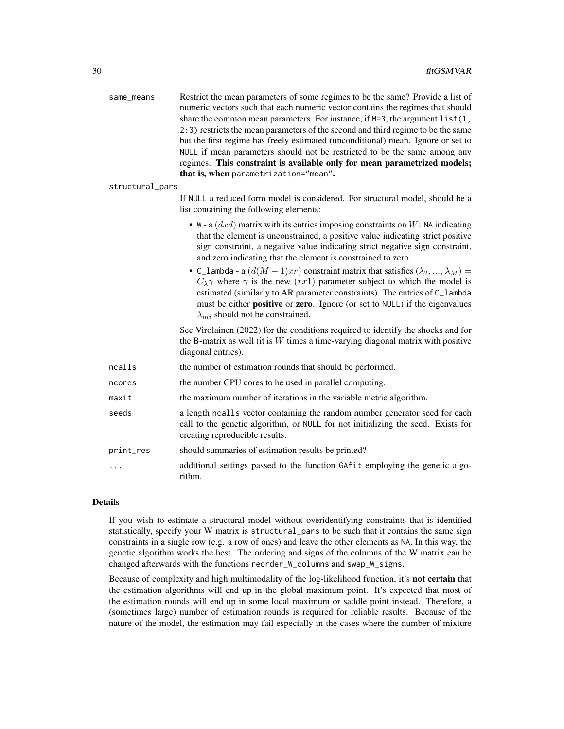same_means
: Restrict the mean parameters of some regimes to be the same? Provide a list of numeric vectors such that each numeric vector contains the regimes that should share the common mean parameters. For instance, if `M=3`, the argument `list(1, 2:3)` restricts the mean parameters of the second and third regime to be the same but the first regime has freely estimated (unconditional) mean. Ignore or set to `NULL` if mean parameters should not be restricted to be the same among any regimes. **This constraint is available only for mean parametrized models; that is, when `parametrization="mean"`.**

structural_pars
: If `NULL` a reduced form model is considered. For structural model, should be a list containing the following elements:

- `W` - a $(dxd)$ matrix with its entries imposing constraints on $W$: `NA` indicating that the element is unconstrained, a positive value indicating strict positive sign constraint, a negative value indicating strict negative sign constraint, and zero indicating that the element is constrained to zero.
- `C_lambda` - a $(d(M-1)xr)$ constraint matrix that satisfies $(\lambda_2, ..., \lambda_M) = C_{\lambda}\gamma$ where $\gamma$ is the new $(rx1)$ parameter subject to which the model is estimated (similarly to AR parameter constraints). The entries of `C_lambda` must be either **positive** or **zero**. Ignore (or set to `NULL`) if the eigenvalues $\lambda_{mi}$ should not be constrained.

See Virolainen (2022) for the conditions required to identify the shocks and for the B-matrix as well (it is $W$ times a time-varying diagonal matrix with positive diagonal entries).

ncalls
: the number of estimation rounds that should be performed.

ncores
: the number CPU cores to be used in parallel computing.

maxit
: the maximum number of iterations in the variable metric algorithm.

seeds
: a length `ncalls` vector containing the random number generator seed for each call to the genetic algorithm, or `NULL` for not initializing the seed. Exists for creating reproducible results.

print_res
: should summaries of estimation results be printed?

...
: additional settings passed to the function `GAfit` employing the genetic algorithm.

## Details

If you wish to estimate a structural model without overidentifying constraints that is identified statistically, specify your W matrix is `structural_pars` to be such that it contains the same sign constraints in a single row (e.g. a row of ones) and leave the other elements as `NA`. In this way, the genetic algorithm works the best. The ordering and signs of the columns of the W matrix can be changed afterwards with the functions `reorder_W_columns` and `swap_W_signs`.

Because of complexity and high multimodality of the log-likelihood function, it's **not certain** that the estimation algorithms will end up in the global maximum point. It's expected that most of the estimation rounds will end up in some local maximum or saddle point instead. Therefore, a (sometimes large) number of estimation rounds is required for reliable results. Because of the nature of the model, the estimation may fail especially in the cases where the number of mixture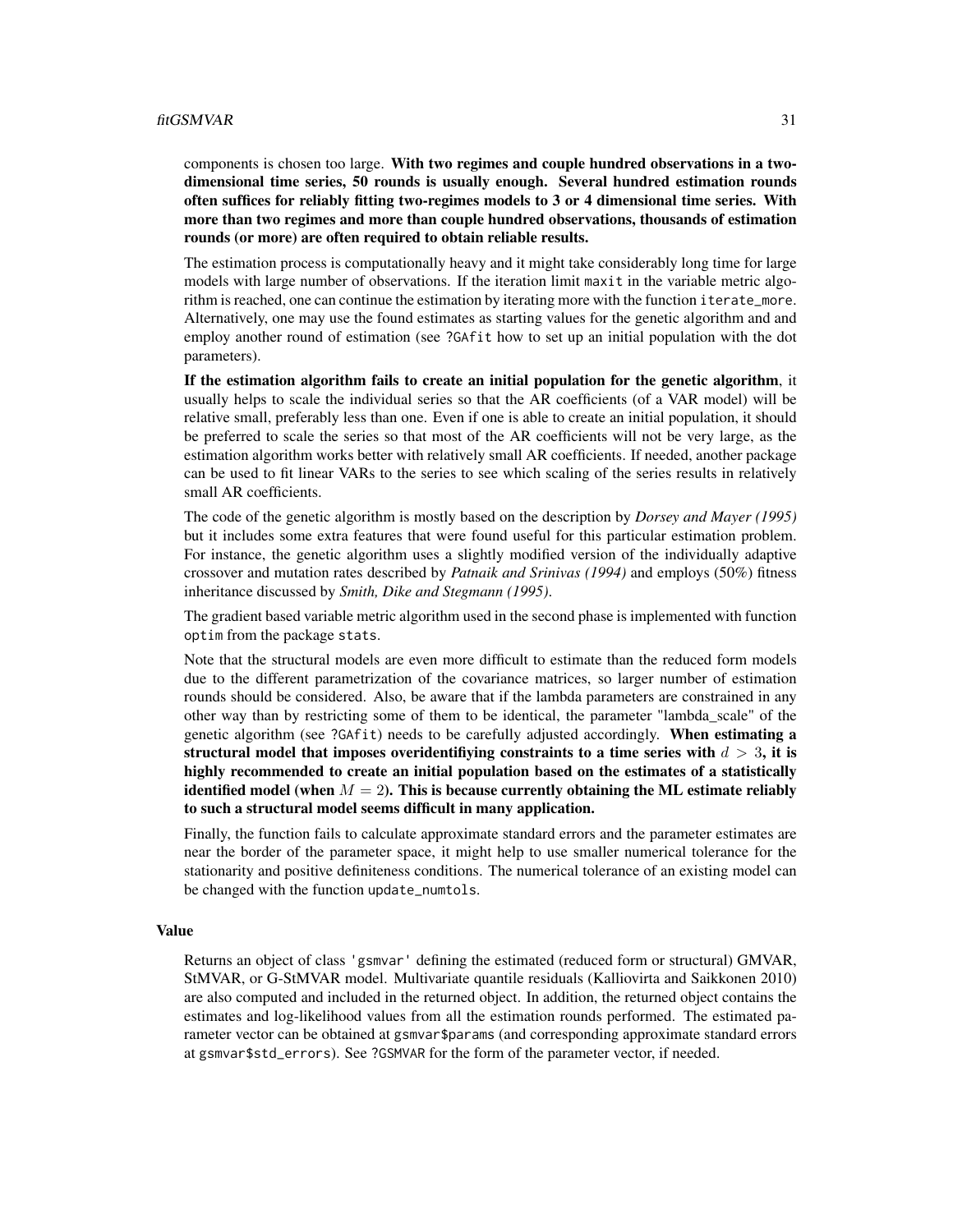components is chosen too large. **With two regimes and couple hundred observations in a two-dimensional time series, 50 rounds is usually enough. Several hundred estimation rounds often suffices for reliably fitting two-regimes models to 3 or 4 dimensional time series. With more than two regimes and more than couple hundred observations, thousands of estimation rounds (or more) are often required to obtain reliable results.**

The estimation process is computationally heavy and it might take considerably long time for large models with large number of observations. If the iteration limit `maxit` in the variable metric algorithm is reached, one can continue the estimation by iterating more with the function `iterate_more`. Alternatively, one may use the found estimates as starting values for the genetic algorithm and and employ another round of estimation (see `?GAfit` how to set up an initial population with the dot parameters).

**If the estimation algorithm fails to create an initial population for the genetic algorithm**, it usually helps to scale the individual series so that the AR coefficients (of a VAR model) will be relative small, preferably less than one. Even if one is able to create an initial population, it should be preferred to scale the series so that most of the AR coefficients will not be very large, as the estimation algorithm works better with relatively small AR coefficients. If needed, another package can be used to fit linear VARs to the series to see which scaling of the series results in relatively small AR coefficients.

The code of the genetic algorithm is mostly based on the description by *Dorsey and Mayer (1995)* but it includes some extra features that were found useful for this particular estimation problem. For instance, the genetic algorithm uses a slightly modified version of the individually adaptive crossover and mutation rates described by *Patnaik and Srinivas (1994)* and employs (50%) fitness inheritance discussed by *Smith, Dike and Stegmann (1995)*.

The gradient based variable metric algorithm used in the second phase is implemented with function `optim` from the package `stats`.

Note that the structural models are even more difficult to estimate than the reduced form models due to the different parametrization of the covariance matrices, so larger number of estimation rounds should be considered. Also, be aware that if the lambda parameters are constrained in any other way than by restricting some of them to be identical, the parameter "lambda_scale" of the genetic algorithm (see `?GAfit`) needs to be carefully adjusted accordingly. **When estimating a structural model that imposes overidentifiying constraints to a time series with $d > 3$, it is highly recommended to create an initial population based on the estimates of a statistically identified model (when $M = 2$). This is because currently obtaining the ML estimate reliably to such a structural model seems difficult in many application.**

Finally, the function fails to calculate approximate standard errors and the parameter estimates are near the border of the parameter space, it might help to use smaller numerical tolerance for the stationarity and positive definiteness conditions. The numerical tolerance of an existing model can be changed with the function `update_numtols`.

### Value

Returns an object of class `'gsmvar'` defining the estimated (reduced form or structural) GMVAR, StMVAR, or G-StMVAR model. Multivariate quantile residuals (Kalliovirta and Saikkonen 2010) are also computed and included in the returned object. In addition, the returned object contains the estimates and log-likelihood values from all the estimation rounds performed. The estimated parameter vector can be obtained at `gsmvar$params` (and corresponding approximate standard errors at `gsmvar$std_errors`). See `?GSMVAR` for the form of the parameter vector, if needed.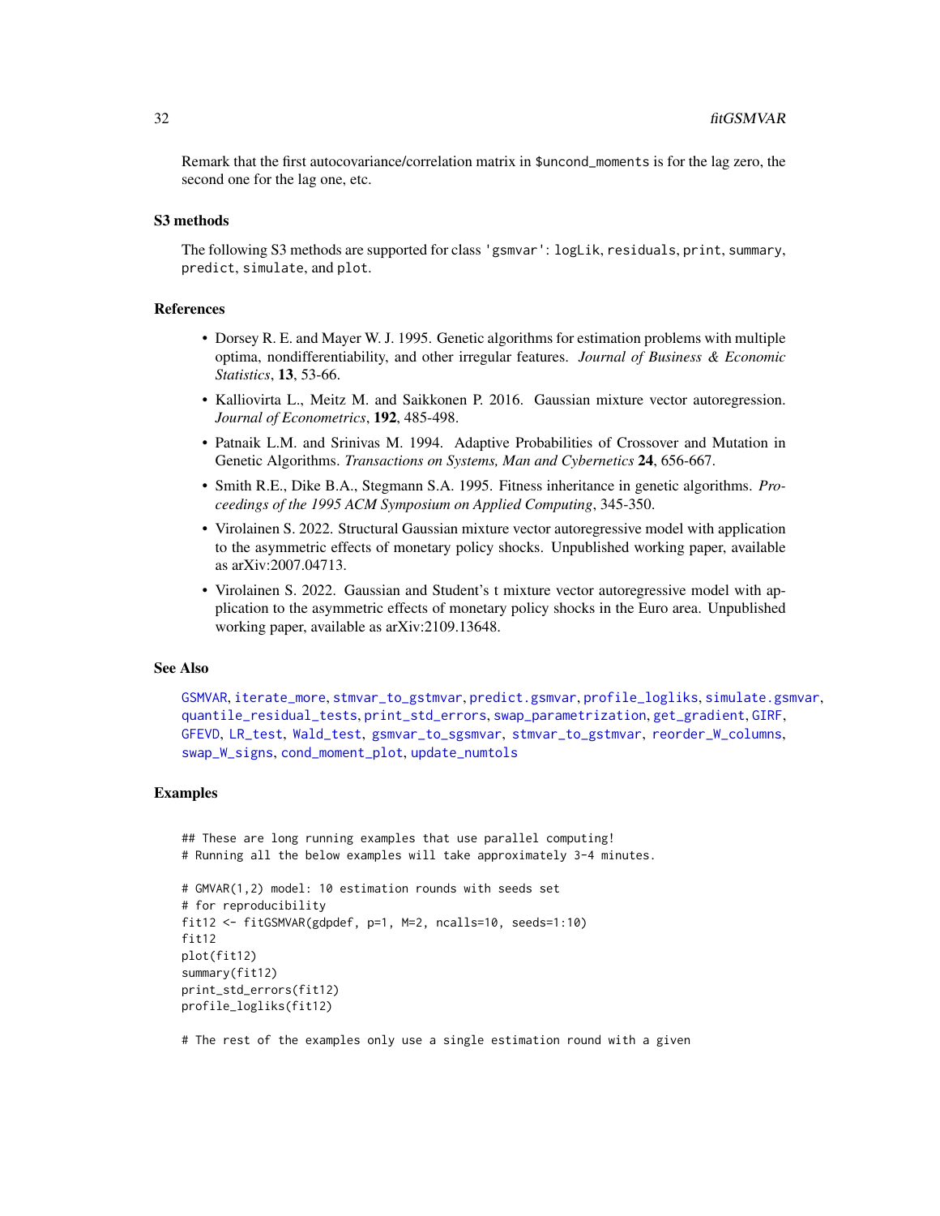Remark that the first autocovariance/correlation matrix in `$uncond_moments` is for the lag zero, the second one for the lag one, etc.

## S3 methods

The following S3 methods are supported for class `'gsmvar'`: `logLik`, `residuals`, `print`, `summary`, `predict`, `simulate`, and `plot`.

## References

- Dorsey R. E. and Mayer W. J. 1995. Genetic algorithms for estimation problems with multiple optima, nondifferentiability, and other irregular features. *Journal of Business & Economic Statistics*, **13**, 53-66.
- Kalliovirta L., Meitz M. and Saikkonen P. 2016. Gaussian mixture vector autoregression. *Journal of Econometrics*, **192**, 485-498.
- Patnaik L.M. and Srinivas M. 1994. Adaptive Probabilities of Crossover and Mutation in Genetic Algorithms. *Transactions on Systems, Man and Cybernetics* **24**, 656-667.
- Smith R.E., Dike B.A., Stegmann S.A. 1995. Fitness inheritance in genetic algorithms. *Proceedings of the 1995 ACM Symposium on Applied Computing*, 345-350.
- Virolainen S. 2022. Structural Gaussian mixture vector autoregressive model with application to the asymmetric effects of monetary policy shocks. Unpublished working paper, available as arXiv:2007.04713.
- Virolainen S. 2022. Gaussian and Student's t mixture vector autoregressive model with application to the asymmetric effects of monetary policy shocks in the Euro area. Unpublished working paper, available as arXiv:2109.13648.

## See Also

`GSMVAR`, `iterate_more`, `stmvar_to_gstmvar`, `predict.gsmvar`, `profile_logliks`, `simulate.gsmvar`, `quantile_residual_tests`, `print_std_errors`, `swap_parametrization`, `get_gradient`, `GIRF`, `GFEVD`, `LR_test`, `Wald_test`, `gsmvar_to_sgsmvar`, `stmvar_to_gstmvar`, `reorder_W_columns`, `swap_W_signs`, `cond_moment_plot`, `update_numtols`

## Examples

```
## These are long running examples that use parallel computing!
# Running all the below examples will take approximately 3-4 minutes.

# GMVAR(1,2) model: 10 estimation rounds with seeds set
# for reproducibility
fit12 <- fitGSMVAR(gdpdef, p=1, M=2, ncalls=10, seeds=1:10)
fit12
plot(fit12)
summary(fit12)
print_std_errors(fit12)
profile_logliks(fit12)

# The rest of the examples only use a single estimation round with a given
```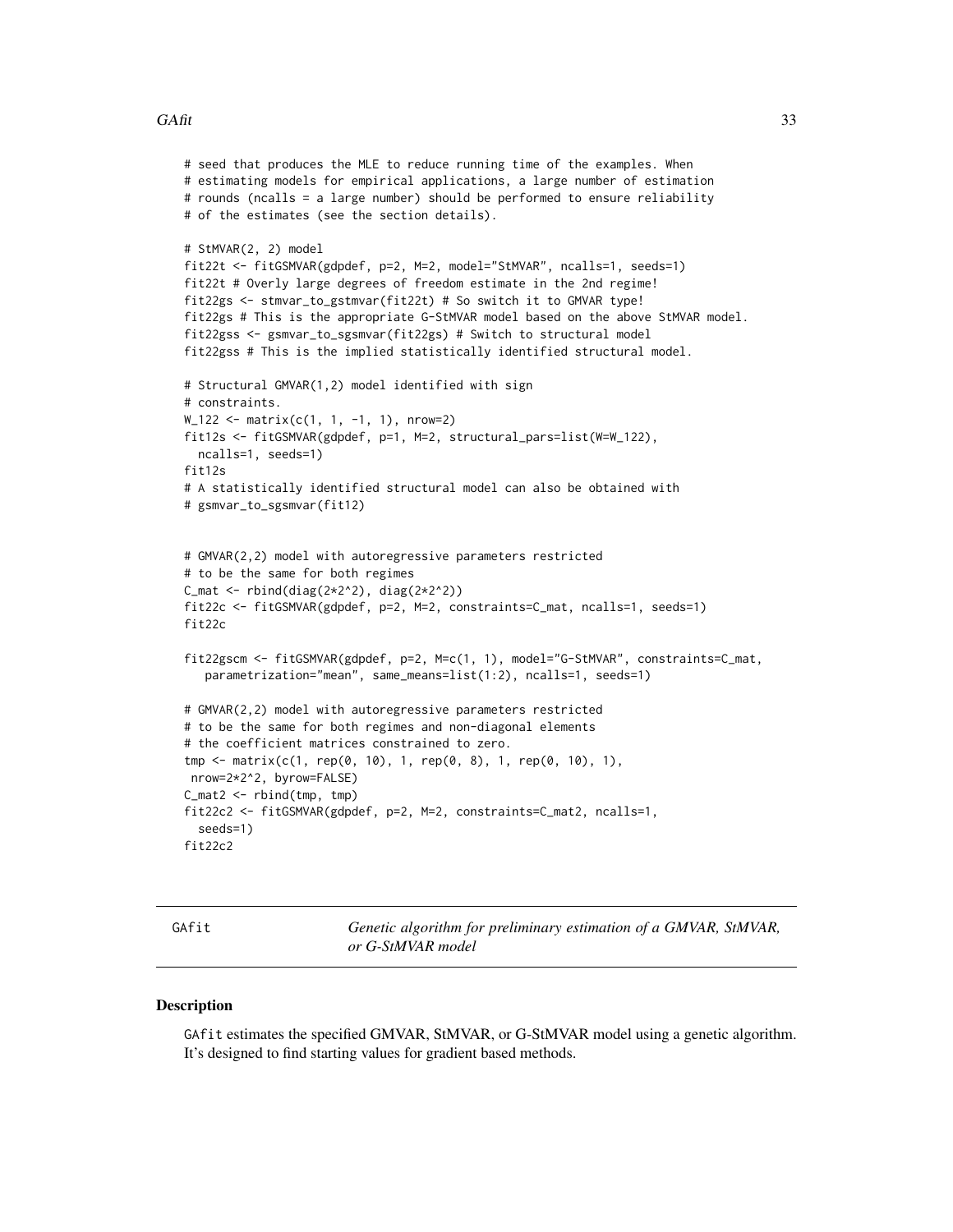```
# seed that produces the MLE to reduce running time of the examples. When
# estimating models for empirical applications, a large number of estimation
# rounds (ncalls = a large number) should be performed to ensure reliability
# of the estimates (see the section details).

# StMVAR(2, 2) model
fit22t <- fitGSMVAR(gdpdef, p=2, M=2, model="StMVAR", ncalls=1, seeds=1)
fit22t # Overly large degrees of freedom estimate in the 2nd regime!
fit22gs <- stmvar_to_gstmvar(fit22t) # So switch it to GMVAR type!
fit22gs # This is the appropriate G-StMVAR model based on the above StMVAR model.
fit22gss <- gsmvar_to_sgsmvar(fit22gs) # Switch to structural model
fit22gss # This is the implied statistically identified structural model.

# Structural GMVAR(1,2) model identified with sign
# constraints.
W_122 <- matrix(c(1, 1, -1, 1), nrow=2)
fit12s <- fitGSMVAR(gdpdef, p=1, M=2, structural_pars=list(W=W_122),
  ncalls=1, seeds=1)
fit12s
# A statistically identified structural model can also be obtained with
# gsmvar_to_sgsmvar(fit12)


# GMVAR(2,2) model with autoregressive parameters restricted
# to be the same for both regimes
C_mat <- rbind(diag(2*2^2), diag(2*2^2))
fit22c <- fitGSMVAR(gdpdef, p=2, M=2, constraints=C_mat, ncalls=1, seeds=1)
fit22c

fit22gscm <- fitGSMVAR(gdpdef, p=2, M=c(1, 1), model="G-StMVAR", constraints=C_mat,
   parametrization="mean", same_means=list(1:2), ncalls=1, seeds=1)

# GMVAR(2,2) model with autoregressive parameters restricted
# to be the same for both regimes and non-diagonal elements
# the coefficient matrices constrained to zero.
tmp <- matrix(c(1, rep(0, 10), 1, rep(0, 8), 1, rep(0, 10), 1),
 nrow=2*2^2, byrow=FALSE)
C_mat2 <- rbind(tmp, tmp)
fit22c2 <- fitGSMVAR(gdpdef, p=2, M=2, constraints=C_mat2, ncalls=1,
  seeds=1)
fit22c2
```

---

GAfit — *Genetic algorithm for preliminary estimation of a GMVAR, StMVAR, or G-StMVAR model*

---

## Description

GAfit estimates the specified GMVAR, StMVAR, or G-StMVAR model using a genetic algorithm. It's designed to find starting values for gradient based methods.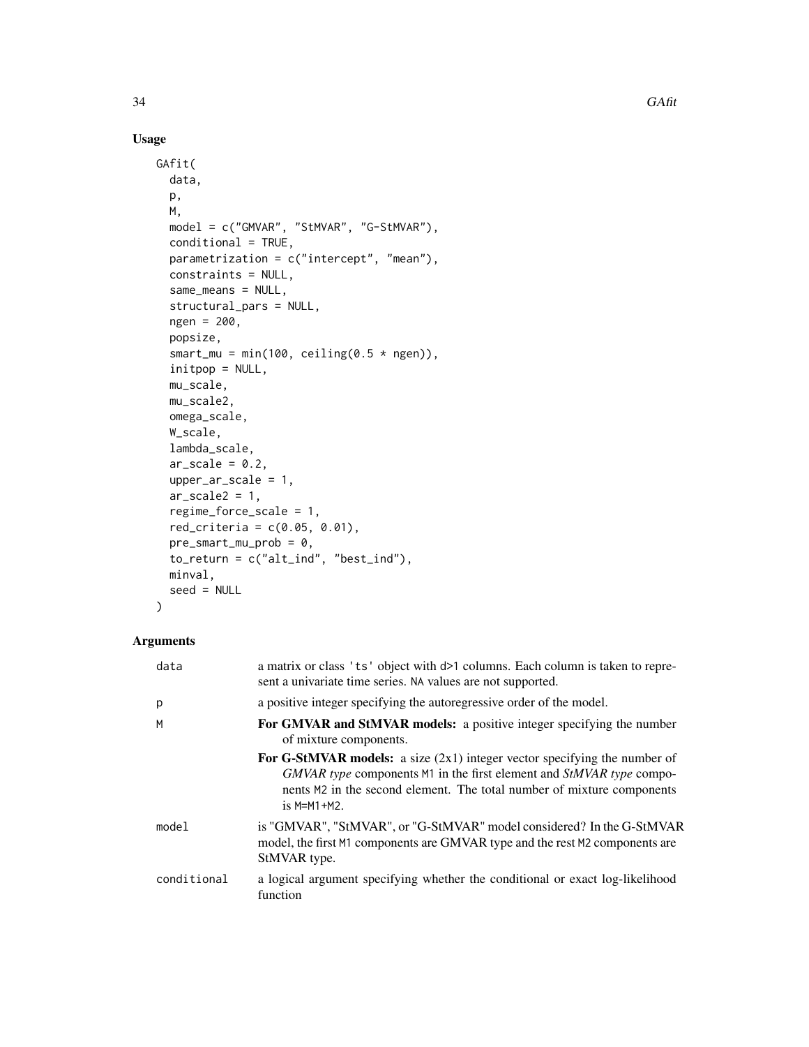## Usage

```
GAfit(
  data,
  p,
  M,
  model = c("GMVAR", "StMVAR", "G-StMVAR"),
  conditional = TRUE,
  parametrization = c("intercept", "mean"),
  constraints = NULL,
  same_means = NULL,
  structural_pars = NULL,
  ngen = 200,
  popsize,
  smart_mu = min(100, ceiling(0.5 * ngen)),
  initpop = NULL,
  mu_scale,
  mu_scale2,
  omega_scale,
  W_scale,
  lambda_scale,
  ar_scale = 0.2,
  upper_ar_scale = 1,
  ar_scale2 = 1,
  regime_force_scale = 1,
  red_criteria = c(0.05, 0.01),
  pre_smart_mu_prob = 0,
  to_return = c("alt_ind", "best_ind"),
  minval,
  seed = NULL
)
```

## Arguments

| | |
|---|---|
| data | a matrix or class 'ts' object with d>1 columns. Each column is taken to represent a univariate time series. NA values are not supported. |
| p | a positive integer specifying the autoregressive order of the model. |
| M | **For GMVAR and StMVAR models:** a positive integer specifying the number of mixture components. <br> **For G-StMVAR models:** a size (2x1) integer vector specifying the number of *GMVAR type* components M1 in the first element and *StMVAR type* components M2 in the second element. The total number of mixture components is M=M1+M2. |
| model | is "GMVAR", "StMVAR", or "G-StMVAR" model considered? In the G-StMVAR model, the first M1 components are GMVAR type and the rest M2 components are StMVAR type. |
| conditional | a logical argument specifying whether the conditional or exact log-likelihood function |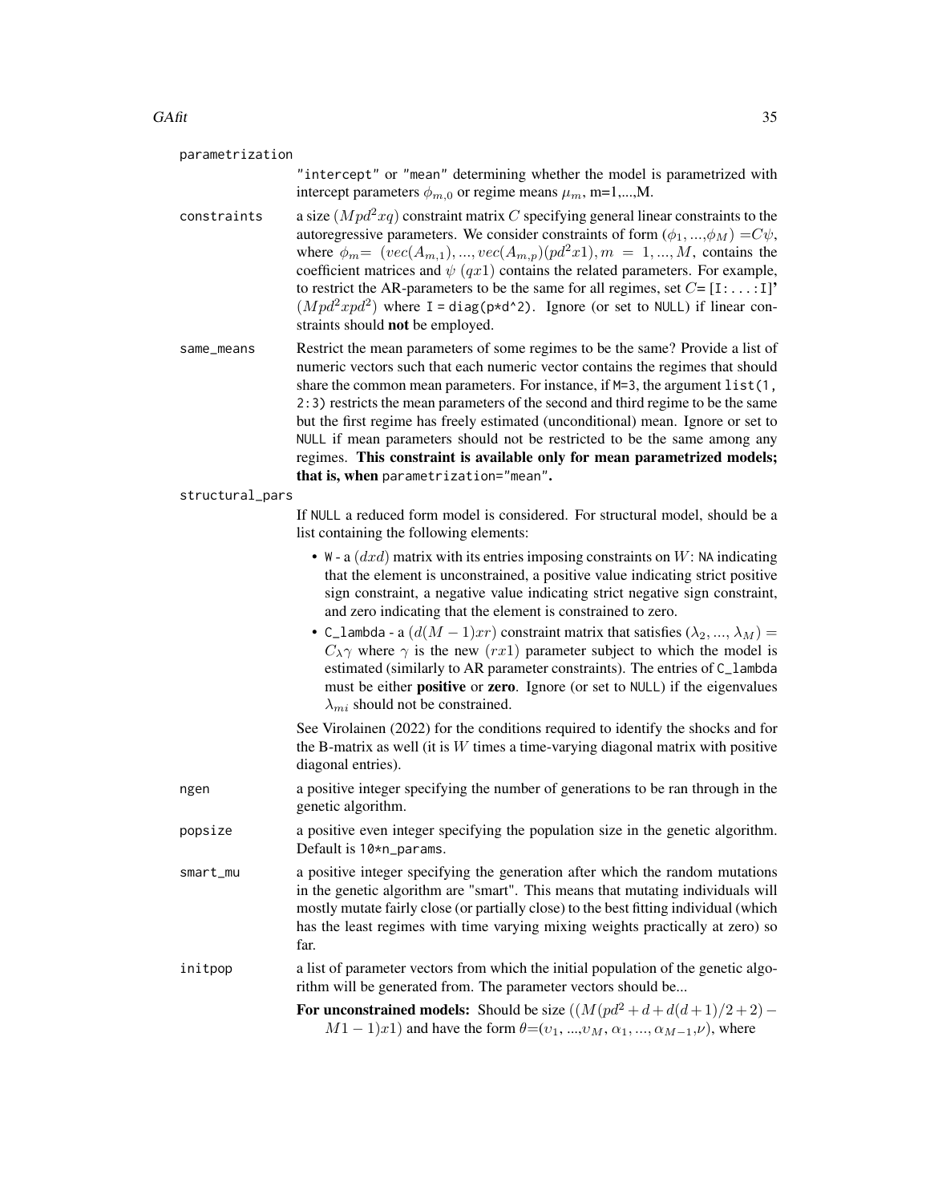**parametrization**
: "intercept" or "mean" determining whether the model is parametrized with intercept parameters $\phi_{m,0}$ or regime means $\mu_m$, m=1,...,M.

**constraints**
: a size $(Mpd^2xq)$ constraint matrix $C$ specifying general linear constraints to the autoregressive parameters. We consider constraints of form $(\phi_1,...,\phi_M) = C\psi$, where $\phi_m = (vec(A_{m,1}),...,vec(A_{m,p})(pd^2x1), m = 1,...,M$, contains the coefficient matrices and $\psi$ $(qx1)$ contains the related parameters. For example, to restrict the AR-parameters to be the same for all regimes, set $C$= [I:...:I]' $(Mpd^2xpd^2)$ where I = diag(p*d^2). Ignore (or set to NULL) if linear constraints should **not** be employed.

**same_means**
: Restrict the mean parameters of some regimes to be the same? Provide a list of numeric vectors such that each numeric vector contains the regimes that should share the common mean parameters. For instance, if M=3, the argument list(1, 2:3) restricts the mean parameters of the second and third regime to be the same but the first regime has freely estimated (unconditional) mean. Ignore or set to NULL if mean parameters should not be restricted to be the same among any regimes. **This constraint is available only for mean parametrized models; that is, when parametrization="mean".**

**structural_pars**
: If NULL a reduced form model is considered. For structural model, should be a list containing the following elements:

  - W - a $(dxd)$ matrix with its entries imposing constraints on $W$: NA indicating that the element is unconstrained, a positive value indicating strict positive sign constraint, a negative value indicating strict negative sign constraint, and zero indicating that the element is constrained to zero.
  - C_lambda - a $(d(M-1)xr)$ constraint matrix that satisfies $(\lambda_2,...,\lambda_M) = C_{\lambda}\gamma$ where $\gamma$ is the new $(rx1)$ parameter subject to which the model is estimated (similarly to AR parameter constraints). The entries of C_lambda must be either **positive** or **zero**. Ignore (or set to NULL) if the eigenvalues $\lambda_{mi}$ should not be constrained.

  See Virolainen (2022) for the conditions required to identify the shocks and for the B-matrix as well (it is $W$ times a time-varying diagonal matrix with positive diagonal entries).

**ngen**
: a positive integer specifying the number of generations to be ran through in the genetic algorithm.

**popsize**
: a positive even integer specifying the population size in the genetic algorithm. Default is 10*n_params.

**smart_mu**
: a positive integer specifying the generation after which the random mutations in the genetic algorithm are "smart". This means that mutating individuals will mostly mutate fairly close (or partially close) to the best fitting individual (which has the least regimes with time varying mixing weights practically at zero) so far.

**initpop**
: a list of parameter vectors from which the initial population of the genetic algorithm will be generated from. The parameter vectors should be...

  **For unconstrained models:** Should be size $((M(pd^2+d+d(d+1)/2+2)-M1-1)x1)$ and have the form $\theta$=($\upsilon_1$, ...,$\upsilon_M$, $\alpha_1,...,\alpha_{M-1}$,$\nu$), where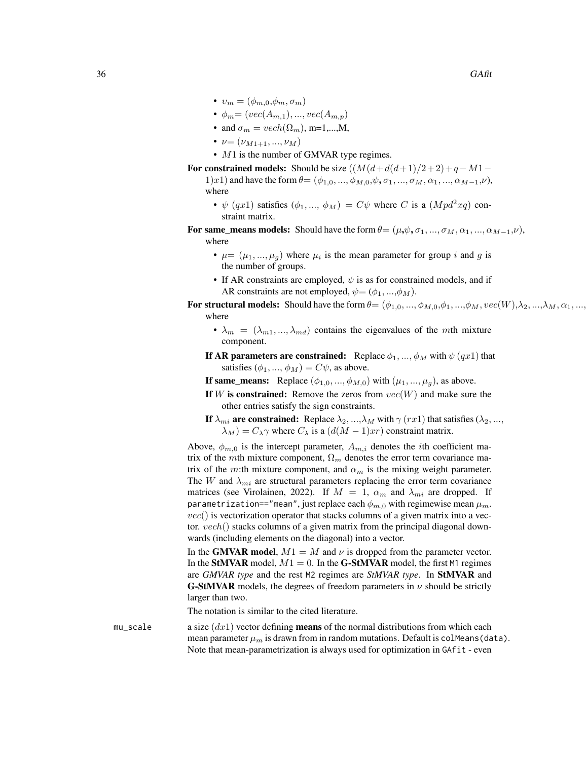- $\upsilon_m = (\phi_{m,0}, \phi_m, \sigma_m)$
- $\phi_m = (vec(A_{m,1}), ..., vec(A_{m,p})$
- and $\sigma_m = vech(\Omega_m)$, m=1,...,M,
- $\nu = (\nu_{M1+1}, ..., \nu_M)$
- $M1$ is the number of GMVAR type regimes.

**For constrained models:** Should be size $((M(d+d(d+1)/2+2)+q-M1-1)x1)$ and have the form $\theta = (\phi_{1,0}, ..., \phi_{M,0}, \psi, \sigma_1, ..., \sigma_M, \alpha_1, ..., \alpha_{M-1}, \nu)$, where

- $\psi$ $(qx1)$ satisfies $(\phi_1, ..., \phi_M) = C\psi$ where $C$ is a $(Mpd^2xq)$ constraint matrix.

**For same_means models:** Should have the form $\theta = (\mu, \psi, \sigma_1, ..., \sigma_M, \alpha_1, ..., \alpha_{M-1}, \nu)$, where

- $\mu = (\mu_1, ..., \mu_g)$ where $\mu_i$ is the mean parameter for group $i$ and $g$ is the number of groups.
- If AR constraints are employed, $\psi$ is as for constrained models, and if AR constraints are not employed, $\psi = (\phi_1, ..., \phi_M)$.

**For structural models:** Should have the form $\theta = (\phi_{1,0}, ..., \phi_{M,0}, \phi_1, ..., \phi_M, vec(W), \lambda_2, ..., \lambda_M, \alpha_1, ...,$ where

- $\lambda_m = (\lambda_{m1}, ..., \lambda_{md})$ contains the eigenvalues of the $m$th mixture component.

**If AR parameters are constrained:** Replace $\phi_1, ..., \phi_M$ with $\psi$ $(qx1)$ that satisfies $(\phi_1, ..., \phi_M) = C\psi$, as above.

**If same_means:** Replace $(\phi_{1,0}, ..., \phi_{M,0})$ with $(\mu_1, ..., \mu_g)$, as above.

**If $W$ is constrained:** Remove the zeros from $vec(W)$ and make sure the other entries satisfy the sign constraints.

**If $\lambda_{mi}$ are constrained:** Replace $\lambda_2, ..., \lambda_M$ with $\gamma$ $(rx1)$ that satisfies $(\lambda_2, ..., \lambda_M) = C_\lambda \gamma$ where $C_\lambda$ is a $(d(M-1)xr)$ constraint matrix.

Above, $\phi_{m,0}$ is the intercept parameter, $A_{m,i}$ denotes the $i$th coefficient matrix of the $m$th mixture component, $\Omega_m$ denotes the error term covariance matrix of the $m$:th mixture component, and $\alpha_m$ is the mixing weight parameter. The $W$ and $\lambda_{mi}$ are structural parameters replacing the error term covariance matrices (see Virolainen, 2022). If $M = 1$, $\alpha_m$ and $\lambda_{mi}$ are dropped. If `parametrization=="mean"`, just replace each $\phi_{m,0}$ with regimewise mean $\mu_m$. $vec()$ is vectorization operator that stacks columns of a given matrix into a vector. $vech()$ stacks columns of a given matrix from the principal diagonal downwards (including elements on the diagonal) into a vector.

In the **GMVAR model**, $M1 = M$ and $\nu$ is dropped from the parameter vector. In the **StMVAR** model, $M1 = 0$. In the **G-StMVAR** model, the first `M1` regimes are ***GMVAR type*** and the rest `M2` regimes are ***StMVAR type***. In **StMVAR** and **G-StMVAR** models, the degrees of freedom parameters in $\nu$ should be strictly larger than two.

The notation is similar to the cited literature.

`mu_scale` a size $(dx1)$ vector defining **means** of the normal distributions from which each mean parameter $\mu_m$ is drawn from in random mutations. Default is `colMeans(data)`. Note that mean-parametrization is always used for optimization in `GAfit` - even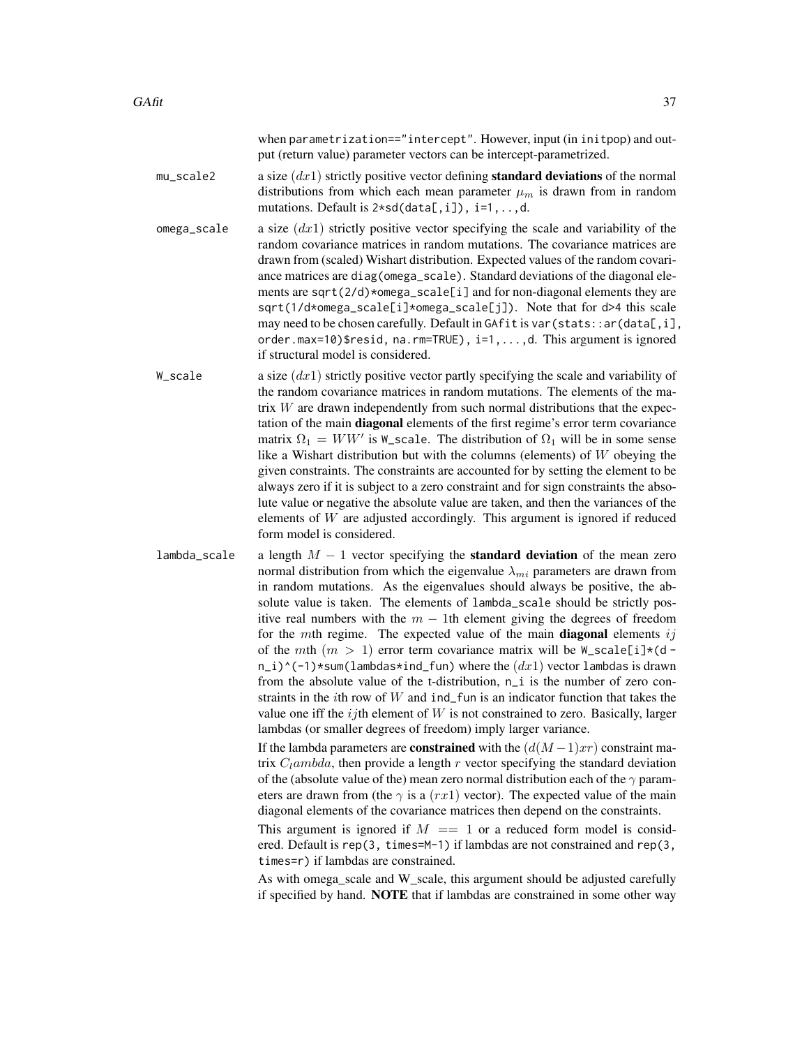when parametrization=="intercept". However, input (in initpop) and output (return value) parameter vectors can be intercept-parametrized.

**mu_scale2** a size $(dx1)$ strictly positive vector defining **standard deviations** of the normal distributions from which each mean parameter $\mu_m$ is drawn from in random mutations. Default is 2*sd(data[,i]), i=1,..,d.

**omega_scale** a size $(dx1)$ strictly positive vector specifying the scale and variability of the random covariance matrices in random mutations. The covariance matrices are drawn from (scaled) Wishart distribution. Expected values of the random covariance matrices are diag(omega_scale). Standard deviations of the diagonal elements are sqrt(2/d)*omega_scale[i] and for non-diagonal elements they are sqrt(1/d*omega_scale[i]*omega_scale[j]). Note that for d>4 this scale may need to be chosen carefully. Default in GAfit is var(stats::ar(data[,i], order.max=10)$resid, na.rm=TRUE), i=1,...,d. This argument is ignored if structural model is considered.

**W_scale** a size $(dx1)$ strictly positive vector partly specifying the scale and variability of the random covariance matrices in random mutations. The elements of the matrix $W$ are drawn independently from such normal distributions that the expectation of the main **diagonal** elements of the first regime's error term covariance matrix $\Omega_1 = WW'$ is W_scale. The distribution of $\Omega_1$ will be in some sense like a Wishart distribution but with the columns (elements) of $W$ obeying the given constraints. The constraints are accounted for by setting the element to be always zero if it is subject to a zero constraint and for sign constraints the absolute value or negative the absolute value are taken, and then the variances of the elements of $W$ are adjusted accordingly. This argument is ignored if reduced form model is considered.

**lambda_scale** a length $M - 1$ vector specifying the **standard deviation** of the mean zero normal distribution from which the eigenvalue $\lambda_{mi}$ parameters are drawn from in random mutations. As the eigenvalues should always be positive, the absolute value is taken. The elements of lambda_scale should be strictly positive real numbers with the $m - 1$th element giving the degrees of freedom for the $m$th regime. The expected value of the main **diagonal** elements $ij$ of the $m$th $(m > 1)$ error term covariance matrix will be W_scale[i]*(d - n_i)^(-1)*sum(lambdas*ind_fun) where the $(dx1)$ vector lambdas is drawn from the absolute value of the t-distribution, n_i is the number of zero constraints in the $i$th row of $W$ and ind_fun is an indicator function that takes the value one iff the $ij$th element of $W$ is not constrained to zero. Basically, larger lambdas (or smaller degrees of freedom) imply larger variance.

If the lambda parameters are **constrained** with the $(d(M-1)xr)$ constraint matrix $C_lambda$, then provide a length $r$ vector specifying the standard deviation of the (absolute value of the) mean zero normal distribution each of the $\gamma$ parameters are drawn from (the $\gamma$ is a $(rx1)$ vector). The expected value of the main diagonal elements of the covariance matrices then depend on the constraints.

This argument is ignored if $M == 1$ or a reduced form model is considered. Default is rep(3, times=M-1) if lambdas are not constrained and rep(3, times=r) if lambdas are constrained.

As with omega_scale and W_scale, this argument should be adjusted carefully if specified by hand. **NOTE** that if lambdas are constrained in some other way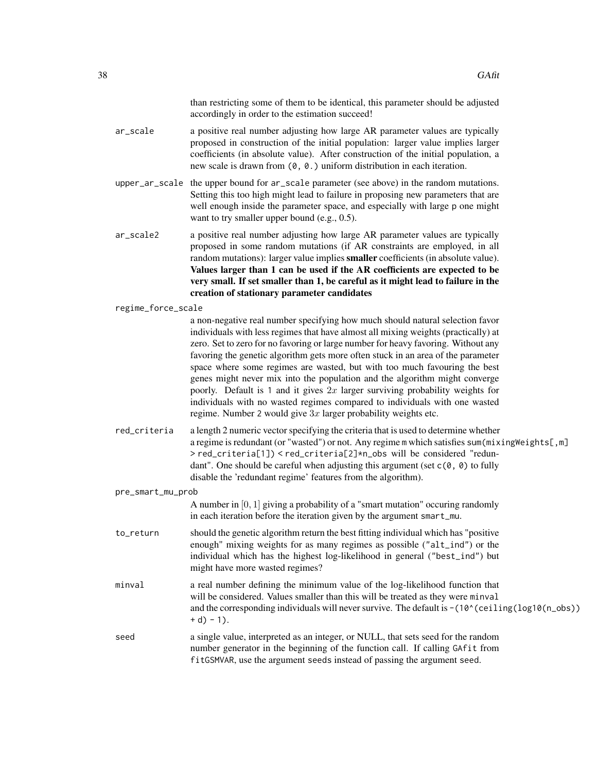than restricting some of them to be identical, this parameter should be adjusted accordingly in order to the estimation succeed!

**ar_scale**
: a positive real number adjusting how large AR parameter values are typically proposed in construction of the initial population: larger value implies larger coefficients (in absolute value). After construction of the initial population, a new scale is drawn from `(0, 0.)` uniform distribution in each iteration.

**upper_ar_scale**
: the upper bound for `ar_scale` parameter (see above) in the random mutations. Setting this too high might lead to failure in proposing new parameters that are well enough inside the parameter space, and especially with large `p` one might want to try smaller upper bound (e.g., 0.5).

**ar_scale2**
: a positive real number adjusting how large AR parameter values are typically proposed in some random mutations (if AR constraints are employed, in all random mutations): larger value implies **smaller** coefficients (in absolute value). **Values larger than 1 can be used if the AR coefficients are expected to be very small. If set smaller than 1, be careful as it might lead to failure in the creation of stationary parameter candidates**

**regime_force_scale**
: a non-negative real number specifying how much should natural selection favor individuals with less regimes that have almost all mixing weights (practically) at zero. Set to zero for no favoring or large number for heavy favoring. Without any favoring the genetic algorithm gets more often stuck in an area of the parameter space where some regimes are wasted, but with too much favouring the best genes might never mix into the population and the algorithm might converge poorly. Default is `1` and it gives $2x$ larger surviving probability weights for individuals with no wasted regimes compared to individuals with one wasted regime. Number `2` would give $3x$ larger probability weights etc.

**red_criteria**
: a length 2 numeric vector specifying the criteria that is used to determine whether a regime is redundant (or "wasted") or not. Any regime `m` which satisfies `sum(mixingWeights[,m] > red_criteria[1]) < red_criteria[2]*n_obs` will be considered "redundant". One should be careful when adjusting this argument (set `c(0, 0)` to fully disable the 'redundant regime' features from the algorithm).

**pre_smart_mu_prob**
: A number in $[0, 1]$ giving a probability of a "smart mutation" occuring randomly in each iteration before the iteration given by the argument `smart_mu`.

**to_return**
: should the genetic algorithm return the best fitting individual which has "positive enough" mixing weights for as many regimes as possible (`"alt_ind"`) or the individual which has the highest log-likelihood in general (`"best_ind"`) but might have more wasted regimes?

**minval**
: a real number defining the minimum value of the log-likelihood function that will be considered. Values smaller than this will be treated as they were `minval` and the corresponding individuals will never survive. The default is `-(10^(ceiling(log10(n_obs)) + d) - 1)`.

**seed**
: a single value, interpreted as an integer, or NULL, that sets seed for the random number generator in the beginning of the function call. If calling `GAfit` from `fitGSMVAR`, use the argument `seeds` instead of passing the argument `seed`.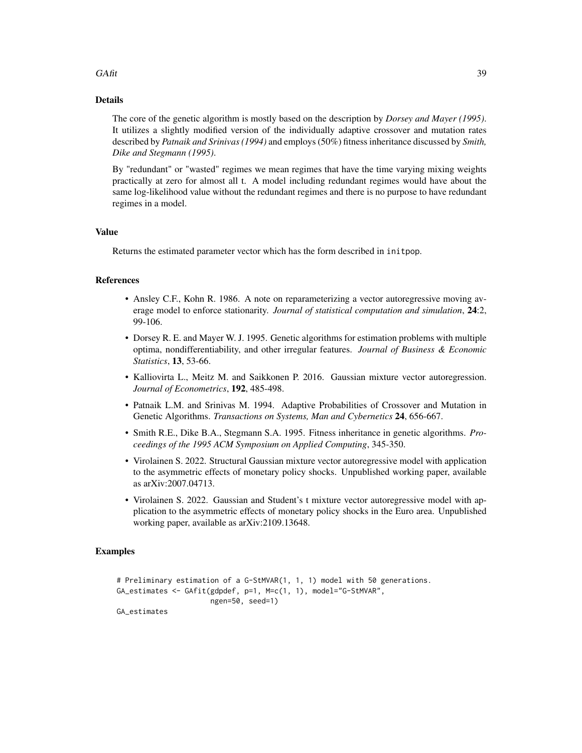## Details

The core of the genetic algorithm is mostly based on the description by *Dorsey and Mayer (1995)*. It utilizes a slightly modified version of the individually adaptive crossover and mutation rates described by *Patnaik and Srinivas (1994)* and employs (50%) fitness inheritance discussed by *Smith, Dike and Stegmann (1995)*.

By "redundant" or "wasted" regimes we mean regimes that have the time varying mixing weights practically at zero for almost all t. A model including redundant regimes would have about the same log-likelihood value without the redundant regimes and there is no purpose to have redundant regimes in a model.

## Value

Returns the estimated parameter vector which has the form described in `initpop`.

## References

- Ansley C.F., Kohn R. 1986. A note on reparameterizing a vector autoregressive moving average model to enforce stationarity. *Journal of statistical computation and simulation*, **24**:2, 99-106.
- Dorsey R. E. and Mayer W. J. 1995. Genetic algorithms for estimation problems with multiple optima, nondifferentiability, and other irregular features. *Journal of Business & Economic Statistics*, **13**, 53-66.
- Kalliovirta L., Meitz M. and Saikkonen P. 2016. Gaussian mixture vector autoregression. *Journal of Econometrics*, **192**, 485-498.
- Patnaik L.M. and Srinivas M. 1994. Adaptive Probabilities of Crossover and Mutation in Genetic Algorithms. *Transactions on Systems, Man and Cybernetics* **24**, 656-667.
- Smith R.E., Dike B.A., Stegmann S.A. 1995. Fitness inheritance in genetic algorithms. *Proceedings of the 1995 ACM Symposium on Applied Computing*, 345-350.
- Virolainen S. 2022. Structural Gaussian mixture vector autoregressive model with application to the asymmetric effects of monetary policy shocks. Unpublished working paper, available as arXiv:2007.04713.
- Virolainen S. 2022. Gaussian and Student's t mixture vector autoregressive model with application to the asymmetric effects of monetary policy shocks in the Euro area. Unpublished working paper, available as arXiv:2109.13648.

## Examples

```
# Preliminary estimation of a G-StMVAR(1, 1, 1) model with 50 generations.
GA_estimates <- GAfit(gdpdef, p=1, M=c(1, 1), model="G-StMVAR",
                      ngen=50, seed=1)
GA_estimates
```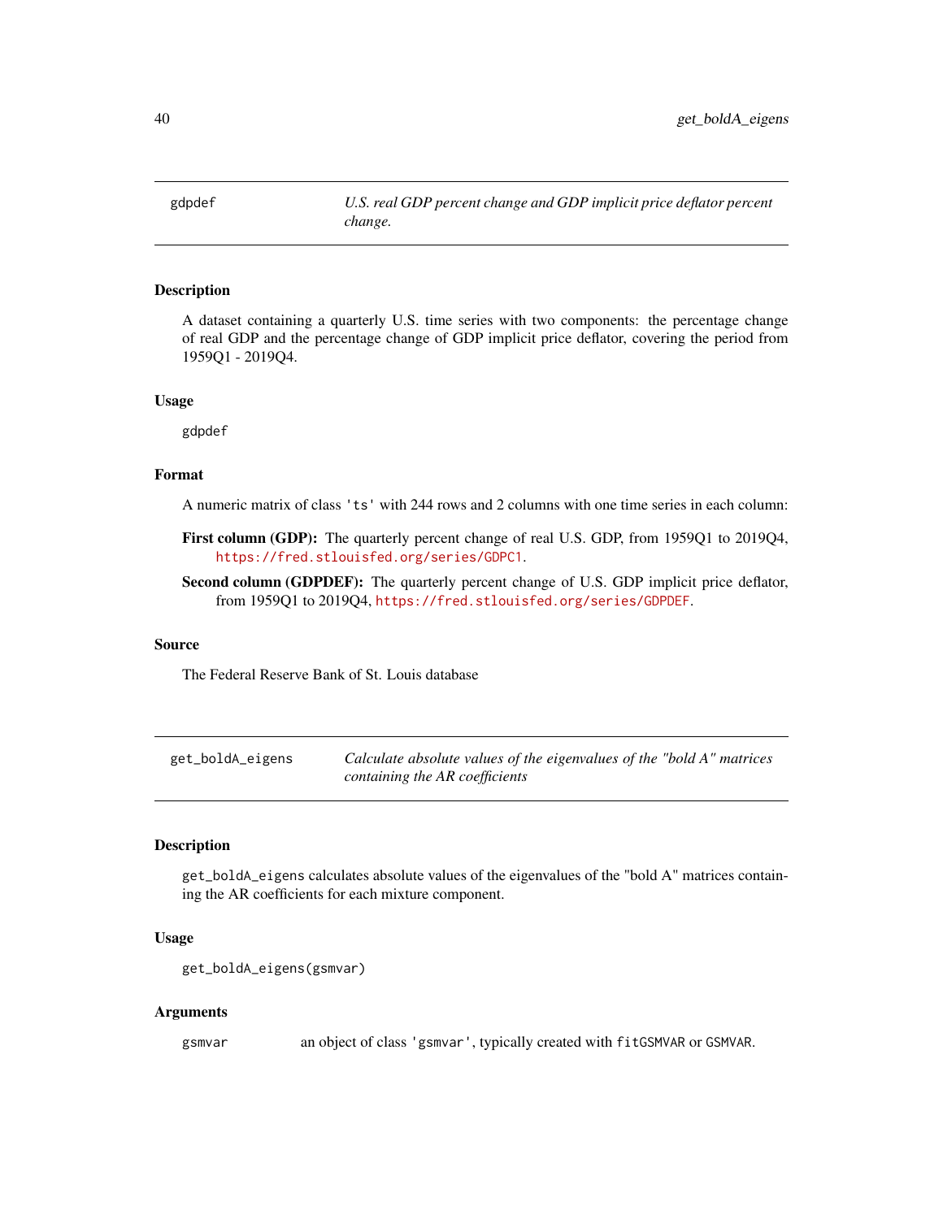## gdpdef — *U.S. real GDP percent change and GDP implicit price deflator percent change.*

### Description

A dataset containing a quarterly U.S. time series with two components: the percentage change of real GDP and the percentage change of GDP implicit price deflator, covering the period from 1959Q1 - 2019Q4.

### Usage

```
gdpdef
```

### Format

A numeric matrix of class 'ts' with 244 rows and 2 columns with one time series in each column:

**First column (GDP):** The quarterly percent change of real U.S. GDP, from 1959Q1 to 2019Q4, https://fred.stlouisfed.org/series/GDPC1.

**Second column (GDPDEF):** The quarterly percent change of U.S. GDP implicit price deflator, from 1959Q1 to 2019Q4, https://fred.stlouisfed.org/series/GDPDEF.

### Source

The Federal Reserve Bank of St. Louis database

## get_boldA_eigens — *Calculate absolute values of the eigenvalues of the "bold A" matrices containing the AR coefficients*

### Description

get_boldA_eigens calculates absolute values of the eigenvalues of the "bold A" matrices containing the AR coefficients for each mixture component.

### Usage

```
get_boldA_eigens(gsmvar)
```

### Arguments

| | |
|---|---|
| gsmvar | an object of class 'gsmvar', typically created with fitGSMVAR or GSMVAR. |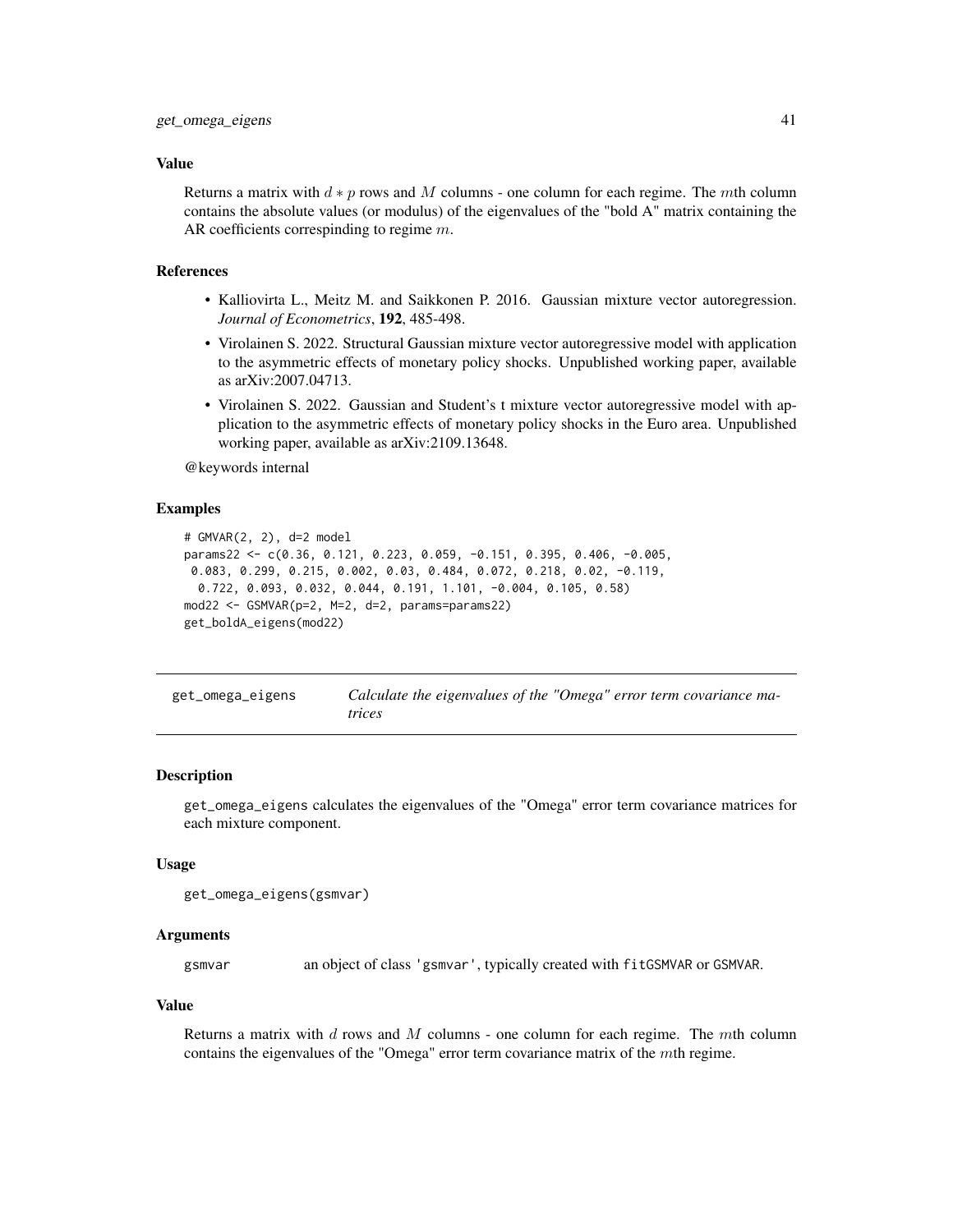### Value

Returns a matrix with $d * p$ rows and $M$ columns - one column for each regime. The $m$th column contains the absolute values (or modulus) of the eigenvalues of the "bold A" matrix containing the AR coefficients correspinding to regime $m$.

### References

- Kalliovirta L., Meitz M. and Saikkonen P. 2016. Gaussian mixture vector autoregression. *Journal of Econometrics*, **192**, 485-498.
- Virolainen S. 2022. Structural Gaussian mixture vector autoregressive model with application to the asymmetric effects of monetary policy shocks. Unpublished working paper, available as arXiv:2007.04713.
- Virolainen S. 2022. Gaussian and Student's t mixture vector autoregressive model with application to the asymmetric effects of monetary policy shocks in the Euro area. Unpublished working paper, available as arXiv:2109.13648.

@keywords internal

### Examples

```
# GMVAR(2, 2), d=2 model
params22 <- c(0.36, 0.121, 0.223, 0.059, -0.151, 0.395, 0.406, -0.005,
 0.083, 0.299, 0.215, 0.002, 0.03, 0.484, 0.072, 0.218, 0.02, -0.119,
  0.722, 0.093, 0.032, 0.044, 0.191, 1.101, -0.004, 0.105, 0.58)
mod22 <- GSMVAR(p=2, M=2, d=2, params=params22)
get_boldA_eigens(mod22)
```

---

## get_omega_eigens — *Calculate the eigenvalues of the "Omega" error term covariance matrices*

### Description

get_omega_eigens calculates the eigenvalues of the "Omega" error term covariance matrices for each mixture component.

### Usage

```
get_omega_eigens(gsmvar)
```

### Arguments

gsmvar — an object of class 'gsmvar', typically created with fitGSMVAR or GSMVAR.

### Value

Returns a matrix with $d$ rows and $M$ columns - one column for each regime. The $m$th column contains the eigenvalues of the "Omega" error term covariance matrix of the $m$th regime.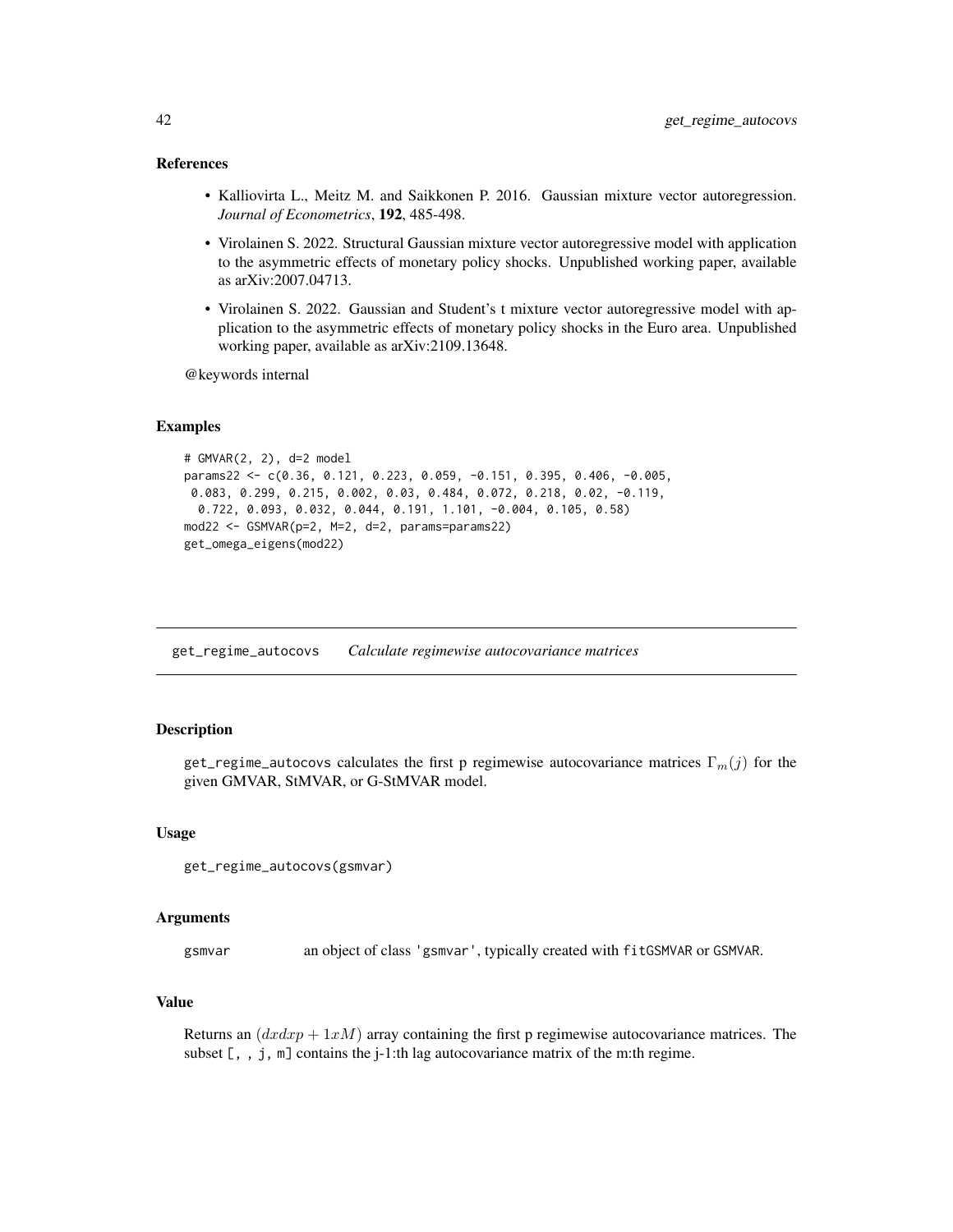### References

- Kalliovirta L., Meitz M. and Saikkonen P. 2016. Gaussian mixture vector autoregression. *Journal of Econometrics*, **192**, 485-498.
- Virolainen S. 2022. Structural Gaussian mixture vector autoregressive model with application to the asymmetric effects of monetary policy shocks. Unpublished working paper, available as arXiv:2007.04713.
- Virolainen S. 2022. Gaussian and Student's t mixture vector autoregressive model with application to the asymmetric effects of monetary policy shocks in the Euro area. Unpublished working paper, available as arXiv:2109.13648.

@keywords internal

### Examples

```
# GMVAR(2, 2), d=2 model
params22 <- c(0.36, 0.121, 0.223, 0.059, -0.151, 0.395, 0.406, -0.005,
 0.083, 0.299, 0.215, 0.002, 0.03, 0.484, 0.072, 0.218, 0.02, -0.119,
  0.722, 0.093, 0.032, 0.044, 0.191, 1.101, -0.004, 0.105, 0.58)
mod22 <- GSMVAR(p=2, M=2, d=2, params=params22)
get_omega_eigens(mod22)
```

---

## get_regime_autocovs *Calculate regimewise autocovariance matrices*

### Description

get_regime_autocovs calculates the first p regimewise autocovariance matrices $\Gamma_m(j)$ for the given GMVAR, StMVAR, or G-StMVAR model.

### Usage

```
get_regime_autocovs(gsmvar)
```

### Arguments

| | |
|---|---|
| gsmvar | an object of class 'gsmvar', typically created with fitGSMVAR or GSMVAR. |

### Value

Returns an $(dxdxp + 1xM)$ array containing the first p regimewise autocovariance matrices. The subset [, , j, m] contains the j-1:th lag autocovariance matrix of the m:th regime.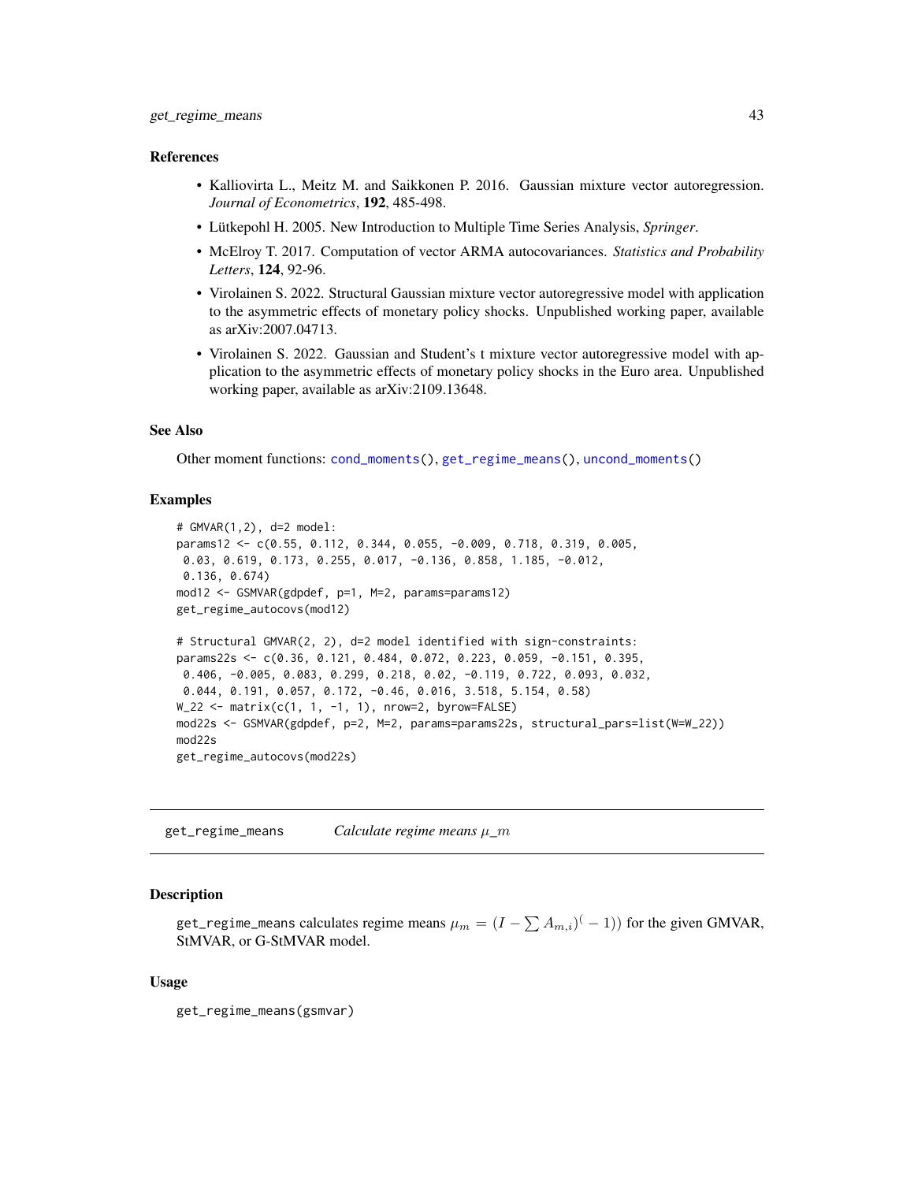## References

- Kalliovirta L., Meitz M. and Saikkonen P. 2016. Gaussian mixture vector autoregression. *Journal of Econometrics*, **192**, 485-498.
- Lütkepohl H. 2005. New Introduction to Multiple Time Series Analysis, *Springer*.
- McElroy T. 2017. Computation of vector ARMA autocovariances. *Statistics and Probability Letters*, **124**, 92-96.
- Virolainen S. 2022. Structural Gaussian mixture vector autoregressive model with application to the asymmetric effects of monetary policy shocks. Unpublished working paper, available as arXiv:2007.04713.
- Virolainen S. 2022. Gaussian and Student's t mixture vector autoregressive model with application to the asymmetric effects of monetary policy shocks in the Euro area. Unpublished working paper, available as arXiv:2109.13648.

## See Also

Other moment functions: `cond_moments()`, `get_regime_means()`, `uncond_moments()`

## Examples

```
# GMVAR(1,2), d=2 model:
params12 <- c(0.55, 0.112, 0.344, 0.055, -0.009, 0.718, 0.319, 0.005,
 0.03, 0.619, 0.173, 0.255, 0.017, -0.136, 0.858, 1.185, -0.012,
 0.136, 0.674)
mod12 <- GSMVAR(gdpdef, p=1, M=2, params=params12)
get_regime_autocovs(mod12)

# Structural GMVAR(2, 2), d=2 model identified with sign-constraints:
params22s <- c(0.36, 0.121, 0.484, 0.072, 0.223, 0.059, -0.151, 0.395,
 0.406, -0.005, 0.083, 0.299, 0.218, 0.02, -0.119, 0.722, 0.093, 0.032,
 0.044, 0.191, 0.057, 0.172, -0.46, 0.016, 3.518, 5.154, 0.58)
W_22 <- matrix(c(1, 1, -1, 1), nrow=2, byrow=FALSE)
mod22s <- GSMVAR(gdpdef, p=2, M=2, params=params22s, structural_pars=list(W=W_22))
mod22s
get_regime_autocovs(mod22s)
```

---

# get_regime_means — *Calculate regime means $\mu\_m$*

## Description

`get_regime_means` calculates regime means $\mu_m = (I - \sum A_{m,i})^(-1))$ for the given GMVAR, StMVAR, or G-StMVAR model.

## Usage

```
get_regime_means(gsmvar)
```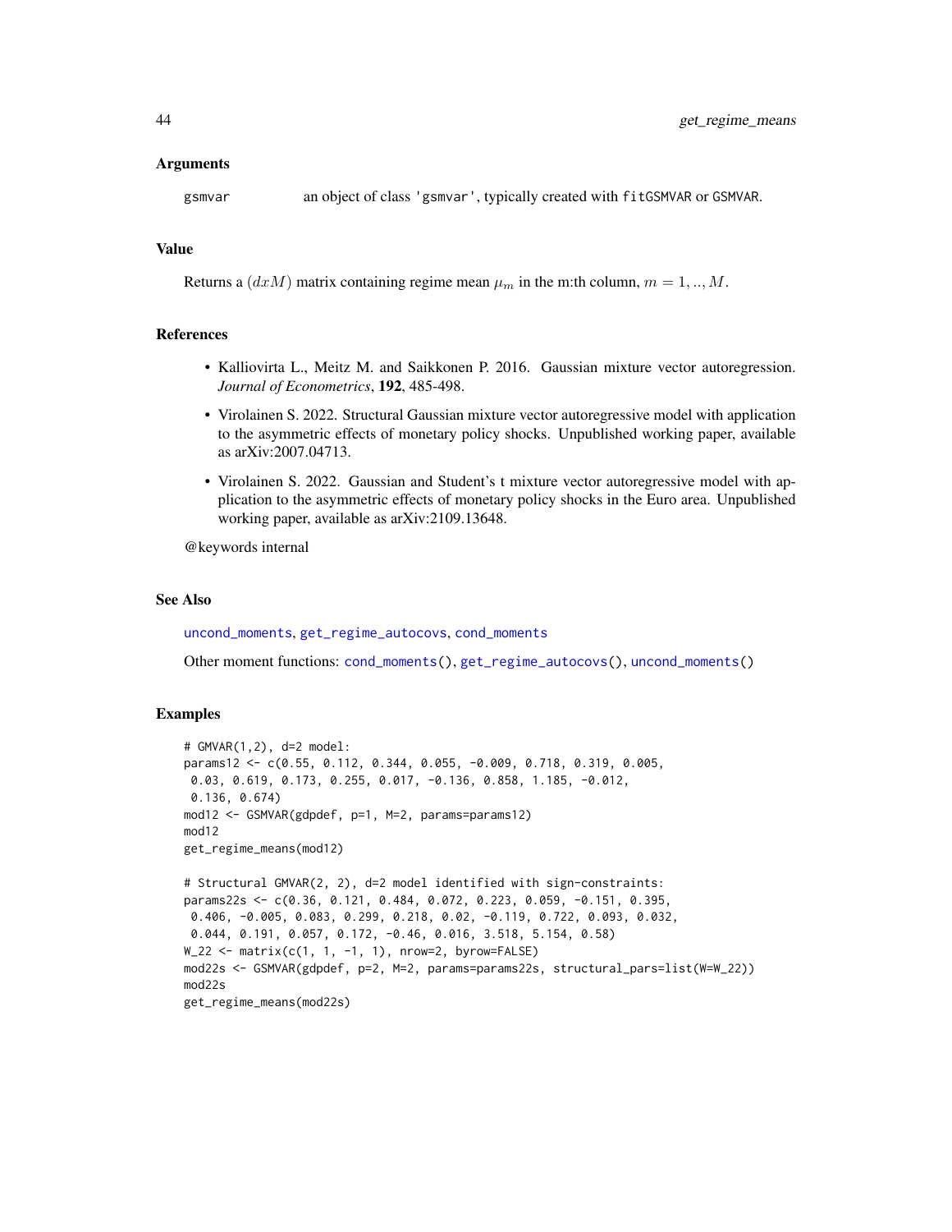### Arguments

gsmvar  an object of class 'gsmvar', typically created with fitGSMVAR or GSMVAR.

### Value

Returns a $(dxM)$ matrix containing regime mean $\mu_m$ in the m:th column, $m = 1, .., M$.

### References

- Kalliovirta L., Meitz M. and Saikkonen P. 2016. Gaussian mixture vector autoregression. *Journal of Econometrics*, **192**, 485-498.
- Virolainen S. 2022. Structural Gaussian mixture vector autoregressive model with application to the asymmetric effects of monetary policy shocks. Unpublished working paper, available as arXiv:2007.04713.
- Virolainen S. 2022. Gaussian and Student's t mixture vector autoregressive model with application to the asymmetric effects of monetary policy shocks in the Euro area. Unpublished working paper, available as arXiv:2109.13648.

@keywords internal

### See Also

uncond_moments, get_regime_autocovs, cond_moments

Other moment functions: cond_moments(), get_regime_autocovs(), uncond_moments()

### Examples

```
# GMVAR(1,2), d=2 model:
params12 <- c(0.55, 0.112, 0.344, 0.055, -0.009, 0.718, 0.319, 0.005,
 0.03, 0.619, 0.173, 0.255, 0.017, -0.136, 0.858, 1.185, -0.012,
 0.136, 0.674)
mod12 <- GSMVAR(gdpdef, p=1, M=2, params=params12)
mod12
get_regime_means(mod12)

# Structural GMVAR(2, 2), d=2 model identified with sign-constraints:
params22s <- c(0.36, 0.121, 0.484, 0.072, 0.223, 0.059, -0.151, 0.395,
 0.406, -0.005, 0.083, 0.299, 0.218, 0.02, -0.119, 0.722, 0.093, 0.032,
 0.044, 0.191, 0.057, 0.172, -0.46, 0.016, 3.518, 5.154, 0.58)
W_22 <- matrix(c(1, 1, -1, 1), nrow=2, byrow=FALSE)
mod22s <- GSMVAR(gdpdef, p=2, M=2, params=params22s, structural_pars=list(W=W_22))
mod22s
get_regime_means(mod22s)
```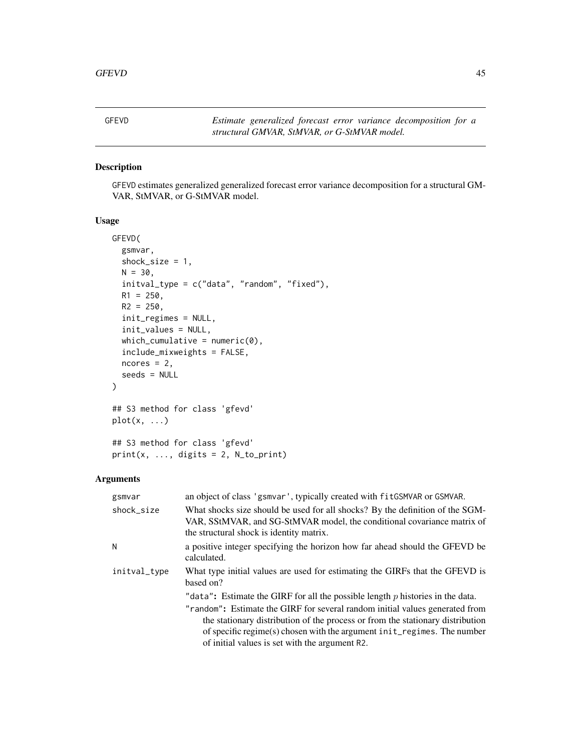GFEVD *Estimate generalized forecast error variance decomposition for a structural GMVAR, StMVAR, or G-StMVAR model.*

## Description

GFEVD estimates generalized generalized forecast error variance decomposition for a structural GM-VAR, StMVAR, or G-StMVAR model.

## Usage

```
GFEVD(
  gsmvar,
  shock_size = 1,
  N = 30,
  initval_type = c("data", "random", "fixed"),
  R1 = 250,
  R2 = 250,
  init_regimes = NULL,
  init_values = NULL,
  which_cumulative = numeric(0),
  include_mixweights = FALSE,
  ncores = 2,
  seeds = NULL
)

## S3 method for class 'gfevd'
plot(x, ...)

## S3 method for class 'gfevd'
print(x, ..., digits = 2, N_to_print)
```

## Arguments

| | |
|---|---|
| gsmvar | an object of class 'gsmvar', typically created with fitGSMVAR or GSMVAR. |
| shock_size | What shocks size should be used for all shocks? By the definition of the SGM-VAR, SStMVAR, and SG-StMVAR model, the conditional covariance matrix of the structural shock is identity matrix. |
| N | a positive integer specifying the horizon how far ahead should the GFEVD be calculated. |
| initval_type | What type initial values are used for estimating the GIRFs that the GFEVD is based on?<br>"data": Estimate the GIRF for all the possible length $p$ histories in the data.<br>"random": Estimate the GIRF for several random initial values generated from the stationary distribution of the process or from the stationary distribution of specific regime(s) chosen with the argument init_regimes. The number of initial values is set with the argument R2. |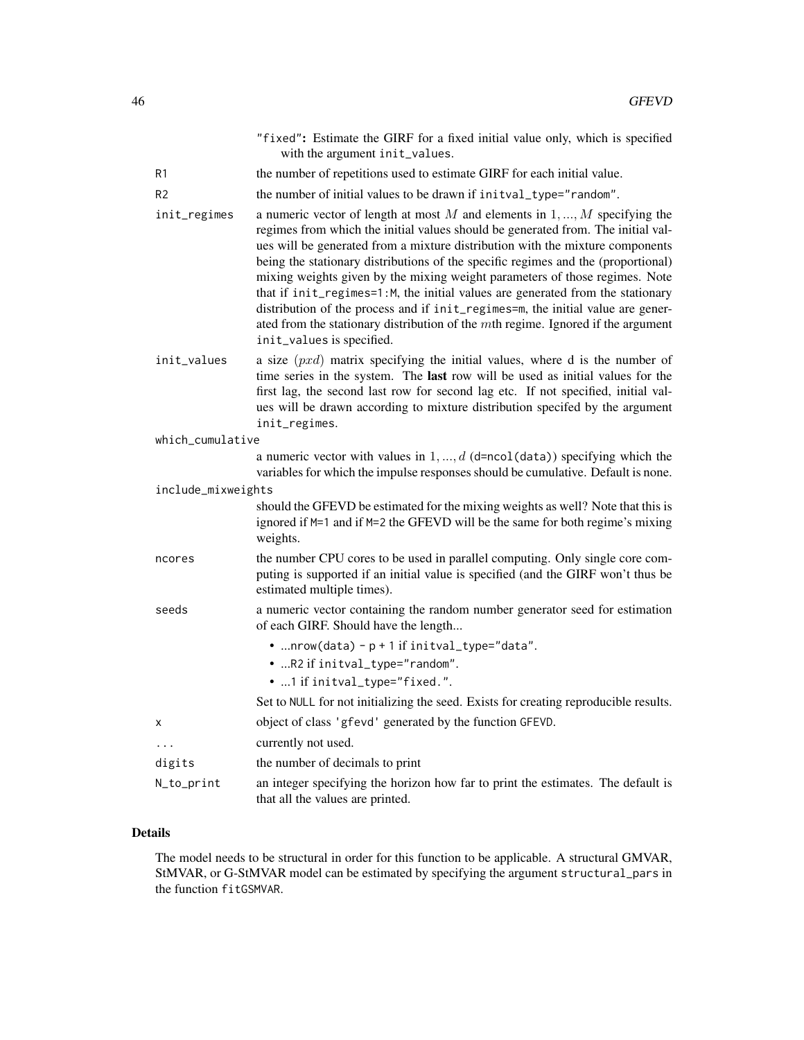"fixed": Estimate the GIRF for a fixed initial value only, which is specified with the argument init_values.

R1 the number of repetitions used to estimate GIRF for each initial value.

R2 the number of initial values to be drawn if initval_type="random".

init_regimes a numeric vector of length at most $M$ and elements in $1,...,M$ specifying the regimes from which the initial values should be generated from. The initial values will be generated from a mixture distribution with the mixture components being the stationary distributions of the specific regimes and the (proportional) mixing weights given by the mixing weight parameters of those regimes. Note that if init_regimes=1:M, the initial values are generated from the stationary distribution of the process and if init_regimes=m, the initial value are generated from the stationary distribution of the $m$th regime. Ignored if the argument init_values is specified.

init_values a size $(pxd)$ matrix specifying the initial values, where d is the number of time series in the system. The **last** row will be used as initial values for the first lag, the second last row for second lag etc. If not specified, initial values will be drawn according to mixture distribution specifed by the argument init_regimes.

which_cumulative a numeric vector with values in $1,...,d$ (d=ncol(data)) specifying which the variables for which the impulse responses should be cumulative. Default is none.

include_mixweights should the GFEVD be estimated for the mixing weights as well? Note that this is ignored if M=1 and if M=2 the GFEVD will be the same for both regime's mixing weights.

ncores the number CPU cores to be used in parallel computing. Only single core computing is supported if an initial value is specified (and the GIRF won't thus be estimated multiple times).

seeds a numeric vector containing the random number generator seed for estimation of each GIRF. Should have the length...

- ...nrow(data) - p + 1 if initval_type="data".
- ...R2 if initval_type="random".
- ...1 if initval_type="fixed.".

Set to NULL for not initializing the seed. Exists for creating reproducible results.

x object of class 'gfevd' generated by the function GFEVD.

... currently not used.

digits the number of decimals to print

N_to_print an integer specifying the horizon how far to print the estimates. The default is that all the values are printed.

## Details

The model needs to be structural in order for this function to be applicable. A structural GMVAR, StMVAR, or G-StMVAR model can be estimated by specifying the argument structural_pars in the function fitGSMVAR.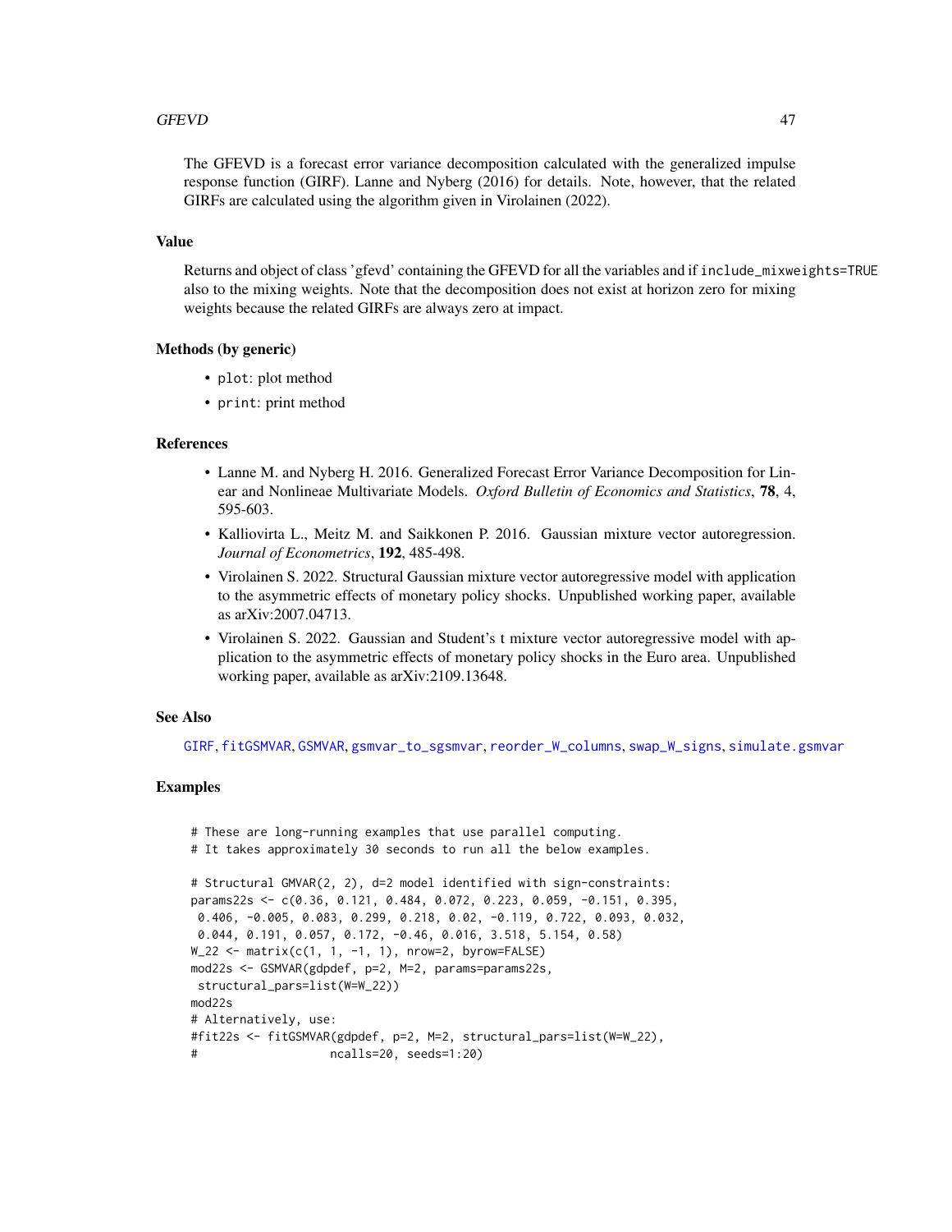The GFEVD is a forecast error variance decomposition calculated with the generalized impulse response function (GIRF). Lanne and Nyberg (2016) for details. Note, however, that the related GIRFs are calculated using the algorithm given in Virolainen (2022).

## Value

Returns and object of class 'gfevd' containing the GFEVD for all the variables and if `include_mixweights=TRUE` also to the mixing weights. Note that the decomposition does not exist at horizon zero for mixing weights because the related GIRFs are always zero at impact.

## Methods (by generic)

- `plot`: plot method
- `print`: print method

## References

- Lanne M. and Nyberg H. 2016. Generalized Forecast Error Variance Decomposition for Linear and Nonlineae Multivariate Models. *Oxford Bulletin of Economics and Statistics*, **78**, 4, 595-603.
- Kalliovirta L., Meitz M. and Saikkonen P. 2016. Gaussian mixture vector autoregression. *Journal of Econometrics*, **192**, 485-498.
- Virolainen S. 2022. Structural Gaussian mixture vector autoregressive model with application to the asymmetric effects of monetary policy shocks. Unpublished working paper, available as arXiv:2007.04713.
- Virolainen S. 2022. Gaussian and Student's t mixture vector autoregressive model with application to the asymmetric effects of monetary policy shocks in the Euro area. Unpublished working paper, available as arXiv:2109.13648.

## See Also

GIRF, fitGSMVAR, GSMVAR, gsmvar_to_sgsmvar, reorder_W_columns, swap_W_signs, simulate.gsmvar

## Examples

```
# These are long-running examples that use parallel computing.
# It takes approximately 30 seconds to run all the below examples.

# Structural GMVAR(2, 2), d=2 model identified with sign-constraints:
params22s <- c(0.36, 0.121, 0.484, 0.072, 0.223, 0.059, -0.151, 0.395,
 0.406, -0.005, 0.083, 0.299, 0.218, 0.02, -0.119, 0.722, 0.093, 0.032,
 0.044, 0.191, 0.057, 0.172, -0.46, 0.016, 3.518, 5.154, 0.58)
W_22 <- matrix(c(1, 1, -1, 1), nrow=2, byrow=FALSE)
mod22s <- GSMVAR(gdpdef, p=2, M=2, params=params22s,
 structural_pars=list(W=W_22))
mod22s
# Alternatively, use:
#fit22s <- fitGSMVAR(gdpdef, p=2, M=2, structural_pars=list(W=W_22),
#                   ncalls=20, seeds=1:20)
```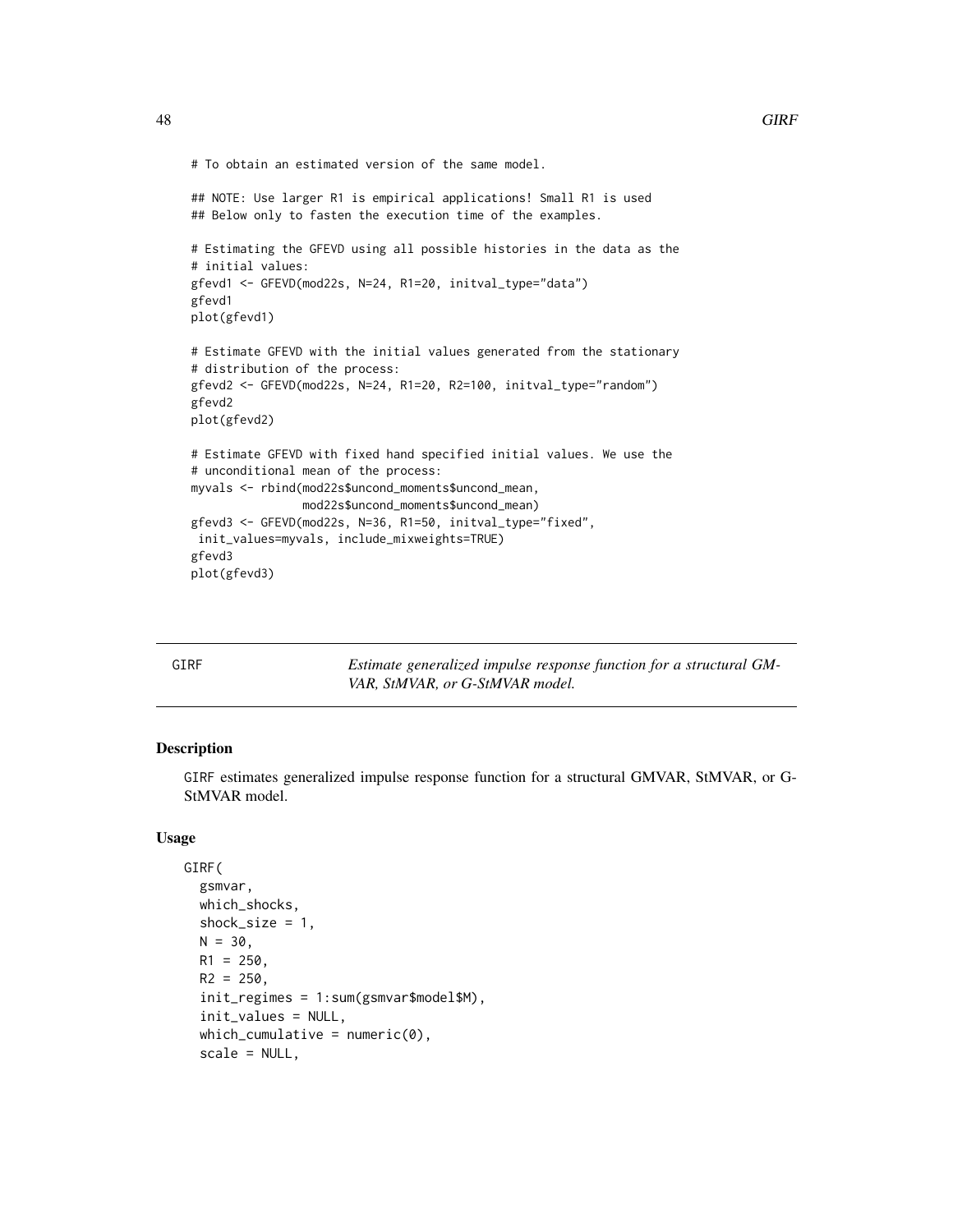```
# To obtain an estimated version of the same model.

## NOTE: Use larger R1 is empirical applications! Small R1 is used
## Below only to fasten the execution time of the examples.

# Estimating the GFEVD using all possible histories in the data as the
# initial values:
gfevd1 <- GFEVD(mod22s, N=24, R1=20, initval_type="data")
gfevd1
plot(gfevd1)

# Estimate GFEVD with the initial values generated from the stationary
# distribution of the process:
gfevd2 <- GFEVD(mod22s, N=24, R1=20, R2=100, initval_type="random")
gfevd2
plot(gfevd2)

# Estimate GFEVD with fixed hand specified initial values. We use the
# unconditional mean of the process:
myvals <- rbind(mod22s$uncond_moments$uncond_mean,
                mod22s$uncond_moments$uncond_mean)
gfevd3 <- GFEVD(mod22s, N=36, R1=50, initval_type="fixed",
 init_values=myvals, include_mixweights=TRUE)
gfevd3
plot(gfevd3)
```

---

GIRF — *Estimate generalized impulse response function for a structural GM-VAR, StMVAR, or G-StMVAR model.*

---

### Description

GIRF estimates generalized impulse response function for a structural GMVAR, StMVAR, or G-StMVAR model.

### Usage

```
GIRF(
  gsmvar,
  which_shocks,
  shock_size = 1,
  N = 30,
  R1 = 250,
  R2 = 250,
  init_regimes = 1:sum(gsmvar$model$M),
  init_values = NULL,
  which_cumulative = numeric(0),
  scale = NULL,
```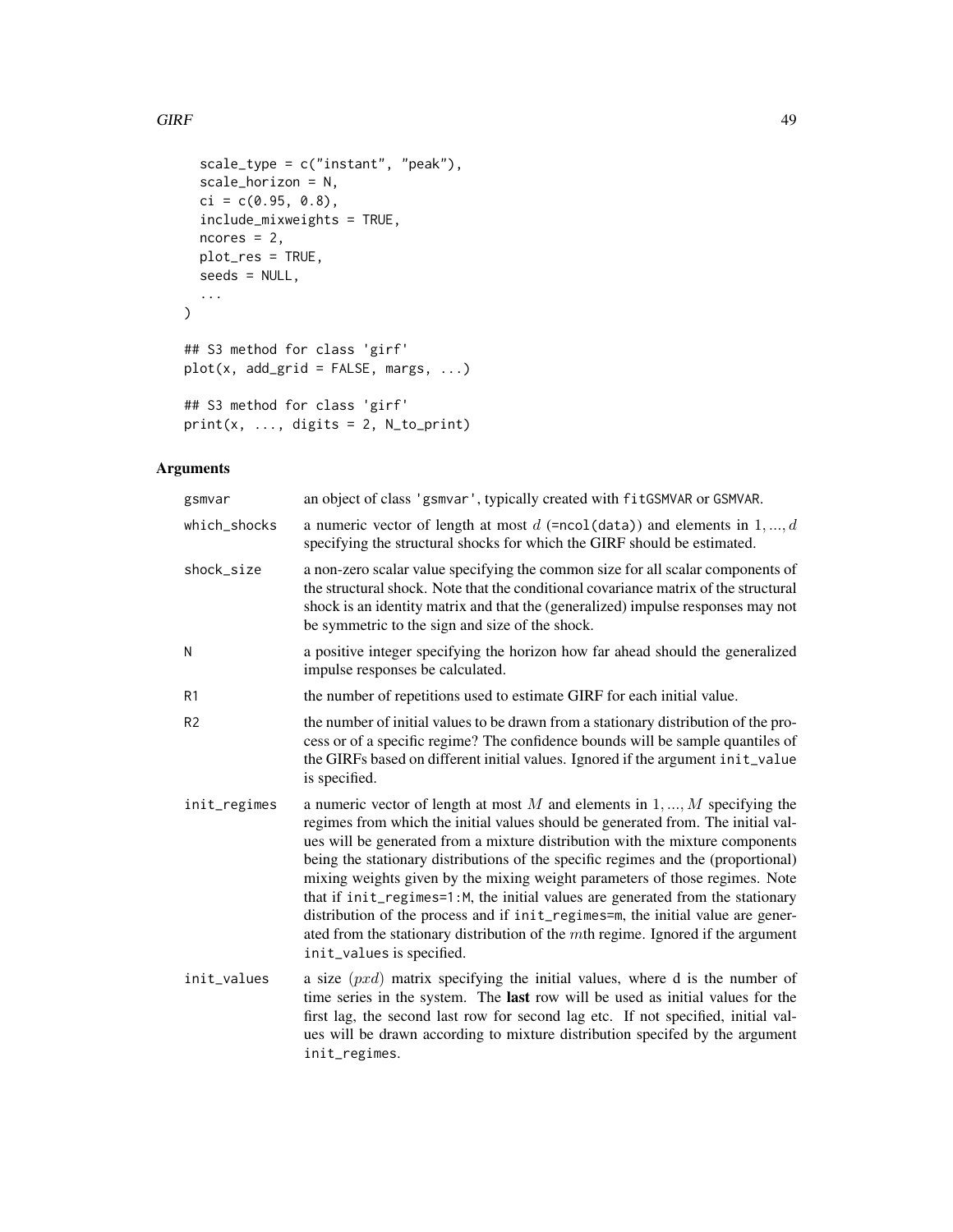```
  scale_type = c("instant", "peak"),
  scale_horizon = N,
  ci = c(0.95, 0.8),
  include_mixweights = TRUE,
  ncores = 2,
  plot_res = TRUE,
  seeds = NULL,
  ...
)

## S3 method for class 'girf'
plot(x, add_grid = FALSE, margs, ...)

## S3 method for class 'girf'
print(x, ..., digits = 2, N_to_print)
```

## Arguments

| | |
|---|---|
| gsmvar | an object of class 'gsmvar', typically created with fitGSMVAR or GSMVAR. |
| which_shocks | a numeric vector of length at most $d$ (=ncol(data)) and elements in $1, ..., d$ specifying the structural shocks for which the GIRF should be estimated. |
| shock_size | a non-zero scalar value specifying the common size for all scalar components of the structural shock. Note that the conditional covariance matrix of the structural shock is an identity matrix and that the (generalized) impulse responses may not be symmetric to the sign and size of the shock. |
| N | a positive integer specifying the horizon how far ahead should the generalized impulse responses be calculated. |
| R1 | the number of repetitions used to estimate GIRF for each initial value. |
| R2 | the number of initial values to be drawn from a stationary distribution of the process or of a specific regime? The confidence bounds will be sample quantiles of the GIRFs based on different initial values. Ignored if the argument init_value is specified. |
| init_regimes | a numeric vector of length at most $M$ and elements in $1, ..., M$ specifying the regimes from which the initial values should be generated from. The initial values will be generated from a mixture distribution with the mixture components being the stationary distributions of the specific regimes and the (proportional) mixing weights given by the mixing weight parameters of those regimes. Note that if init_regimes=1:M, the initial values are generated from the stationary distribution of the process and if init_regimes=m, the initial value are generated from the stationary distribution of the $m$th regime. Ignored if the argument init_values is specified. |
| init_values | a size $(pxd)$ matrix specifying the initial values, where d is the number of time series in the system. The **last** row will be used as initial values for the first lag, the second last row for second lag etc. If not specified, initial values will be drawn according to mixture distribution specifed by the argument init_regimes. |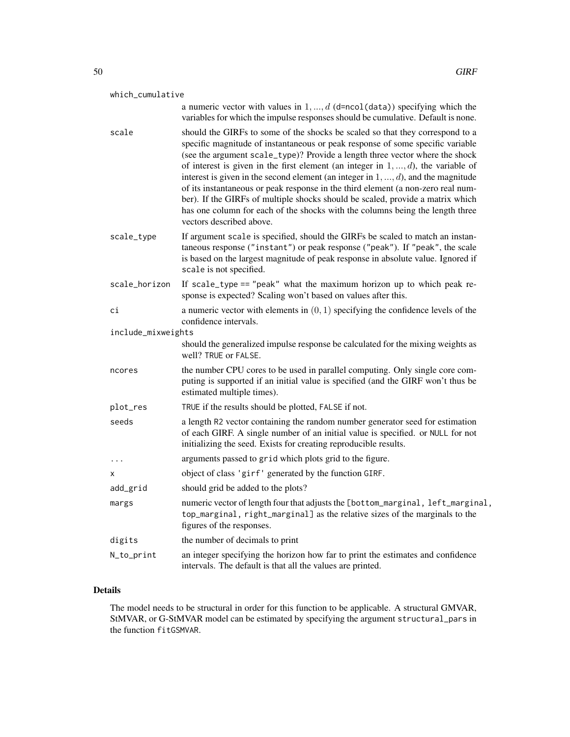`which_cumulative`
: a numeric vector with values in $1, ..., d$ (`d=ncol(data)`) specifying which the variables for which the impulse responses should be cumulative. Default is none.

`scale`
: should the GIRFs to some of the shocks be scaled so that they correspond to a specific magnitude of instantaneous or peak response of some specific variable (see the argument `scale_type`)? Provide a length three vector where the shock of interest is given in the first element (an integer in $1, ..., d$), the variable of interest is given in the second element (an integer in $1, ..., d$), and the magnitude of its instantaneous or peak response in the third element (a non-zero real number). If the GIRFs of multiple shocks should be scaled, provide a matrix which has one column for each of the shocks with the columns being the length three vectors described above.

`scale_type`
: If argument `scale` is specified, should the GIRFs be scaled to match an instantaneous response (`"instant"`) or peak response (`"peak"`). If `"peak"`, the scale is based on the largest magnitude of peak response in absolute value. Ignored if `scale` is not specified.

`scale_horizon`
: If `scale_type == "peak"` what the maximum horizon up to which peak response is expected? Scaling won't based on values after this.

`ci`
: a numeric vector with elements in $(0, 1)$ specifying the confidence levels of the confidence intervals.

`include_mixweights`
: should the generalized impulse response be calculated for the mixing weights as well? `TRUE` or `FALSE`.

`ncores`
: the number CPU cores to be used in parallel computing. Only single core computing is supported if an initial value is specified (and the GIRF won't thus be estimated multiple times).

`plot_res`
: `TRUE` if the results should be plotted, `FALSE` if not.

`seeds`
: a length `R2` vector containing the random number generator seed for estimation of each GIRF. A single number of an initial value is specified. or `NULL` for not initializing the seed. Exists for creating reproducible results.

`...`
: arguments passed to `grid` which plots grid to the figure.

`x`
: object of class `'girf'` generated by the function `GIRF`.

`add_grid`
: should grid be added to the plots?

`margs`
: numeric vector of length four that adjusts the `[bottom_marginal, left_marginal, top_marginal, right_marginal]` as the relative sizes of the marginals to the figures of the responses.

`digits`
: the number of decimals to print

`N_to_print`
: an integer specifying the horizon how far to print the estimates and confidence intervals. The default is that all the values are printed.

## Details

The model needs to be structural in order for this function to be applicable. A structural GMVAR, StMVAR, or G-StMVAR model can be estimated by specifying the argument `structural_pars` in the function `fitGSMVAR`.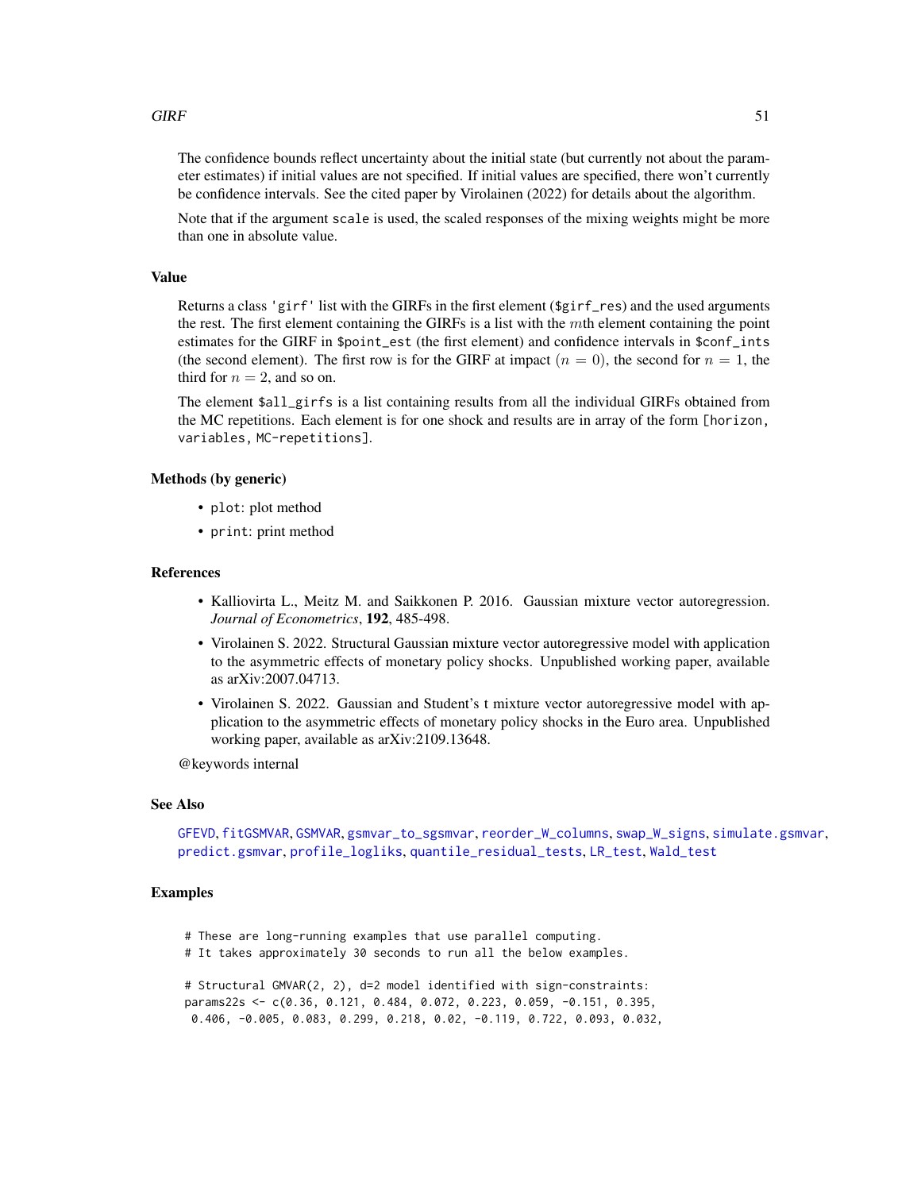The confidence bounds reflect uncertainty about the initial state (but currently not about the parameter estimates) if initial values are not specified. If initial values are specified, there won't currently be confidence intervals. See the cited paper by Virolainen (2022) for details about the algorithm.

Note that if the argument `scale` is used, the scaled responses of the mixing weights might be more than one in absolute value.

## Value

Returns a class `'girf'` list with the GIRFs in the first element (`$girf_res`) and the used arguments the rest. The first element containing the GIRFs is a list with the $m$th element containing the point estimates for the GIRF in `$point_est` (the first element) and confidence intervals in `$conf_ints` (the second element). The first row is for the GIRF at impact ($n = 0$), the second for $n = 1$, the third for $n = 2$, and so on.

The element `$all_girfs` is a list containing results from all the individual GIRFs obtained from the MC repetitions. Each element is for one shock and results are in array of the form `[horizon, variables, MC-repetitions]`.

## Methods (by generic)

- `plot`: plot method
- `print`: print method

## References

- Kalliovirta L., Meitz M. and Saikkonen P. 2016. Gaussian mixture vector autoregression. *Journal of Econometrics*, **192**, 485-498.
- Virolainen S. 2022. Structural Gaussian mixture vector autoregressive model with application to the asymmetric effects of monetary policy shocks. Unpublished working paper, available as arXiv:2007.04713.
- Virolainen S. 2022. Gaussian and Student's t mixture vector autoregressive model with application to the asymmetric effects of monetary policy shocks in the Euro area. Unpublished working paper, available as arXiv:2109.13648.

@keywords internal

## See Also

GFEVD, fitGSMVAR, GSMVAR, gsmvar_to_sgsmvar, reorder_W_columns, swap_W_signs, simulate.gsmvar, predict.gsmvar, profile_logliks, quantile_residual_tests, LR_test, Wald_test

## Examples

```
# These are long-running examples that use parallel computing.
# It takes approximately 30 seconds to run all the below examples.

# Structural GMVAR(2, 2), d=2 model identified with sign-constraints:
params22s <- c(0.36, 0.121, 0.484, 0.072, 0.223, 0.059, -0.151, 0.395,
 0.406, -0.005, 0.083, 0.299, 0.218, 0.02, -0.119, 0.722, 0.093, 0.032,
```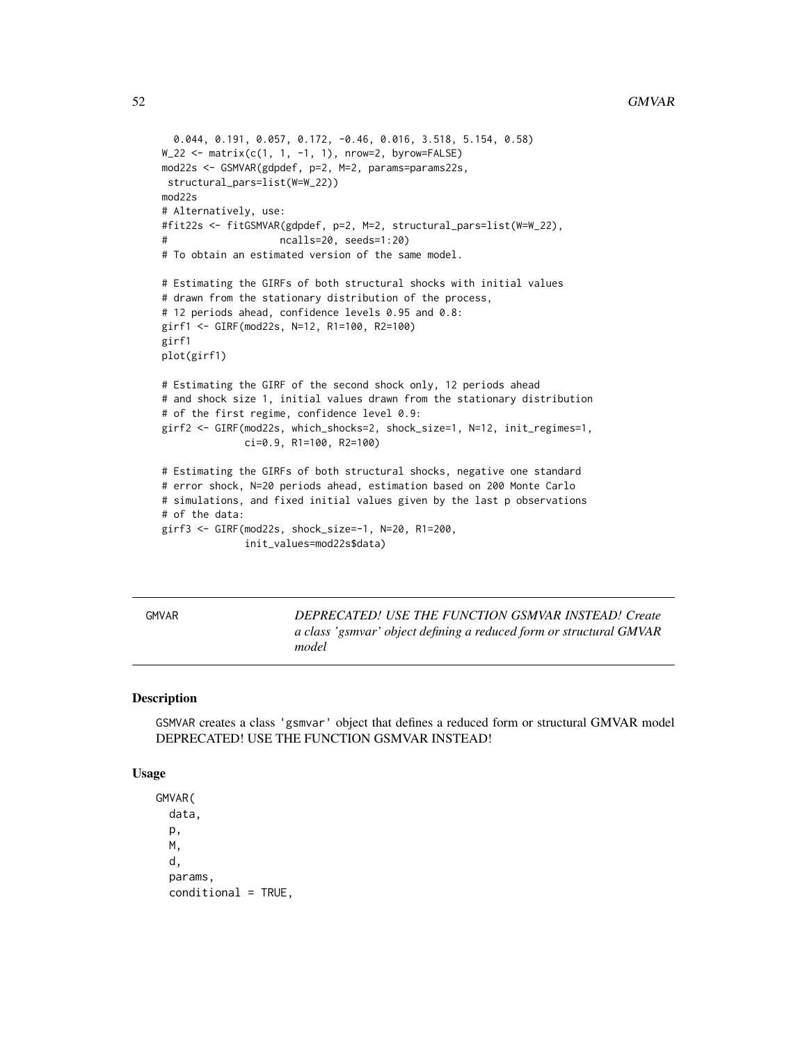```
  0.044, 0.191, 0.057, 0.172, -0.46, 0.016, 3.518, 5.154, 0.58)
W_22 <- matrix(c(1, 1, -1, 1), nrow=2, byrow=FALSE)
mod22s <- GSMVAR(gdpdef, p=2, M=2, params=params22s,
 structural_pars=list(W=W_22))
mod22s
# Alternatively, use:
#fit22s <- fitGSMVAR(gdpdef, p=2, M=2, structural_pars=list(W=W_22),
#                    ncalls=20, seeds=1:20)
# To obtain an estimated version of the same model.

# Estimating the GIRFs of both structural shocks with initial values
# drawn from the stationary distribution of the process,
# 12 periods ahead, confidence levels 0.95 and 0.8:
girf1 <- GIRF(mod22s, N=12, R1=100, R2=100)
girf1
plot(girf1)

# Estimating the GIRF of the second shock only, 12 periods ahead
# and shock size 1, initial values drawn from the stationary distribution
# of the first regime, confidence level 0.9:
girf2 <- GIRF(mod22s, which_shocks=2, shock_size=1, N=12, init_regimes=1,
              ci=0.9, R1=100, R2=100)

# Estimating the GIRFs of both structural shocks, negative one standard
# error shock, N=20 periods ahead, estimation based on 200 Monte Carlo
# simulations, and fixed initial values given by the last p observations
# of the data:
girf3 <- GIRF(mod22s, shock_size=-1, N=20, R1=200,
              init_values=mod22s$data)
```

---

GMVAR — *DEPRECATED! USE THE FUNCTION GSMVAR INSTEAD! Create a class 'gsmvar' object defining a reduced form or structural GMVAR model*

---

### Description

GSMVAR creates a class 'gsmvar' object that defines a reduced form or structural GMVAR model DEPRECATED! USE THE FUNCTION GSMVAR INSTEAD!

### Usage

```
GMVAR(
  data,
  p,
  M,
  d,
  params,
  conditional = TRUE,
```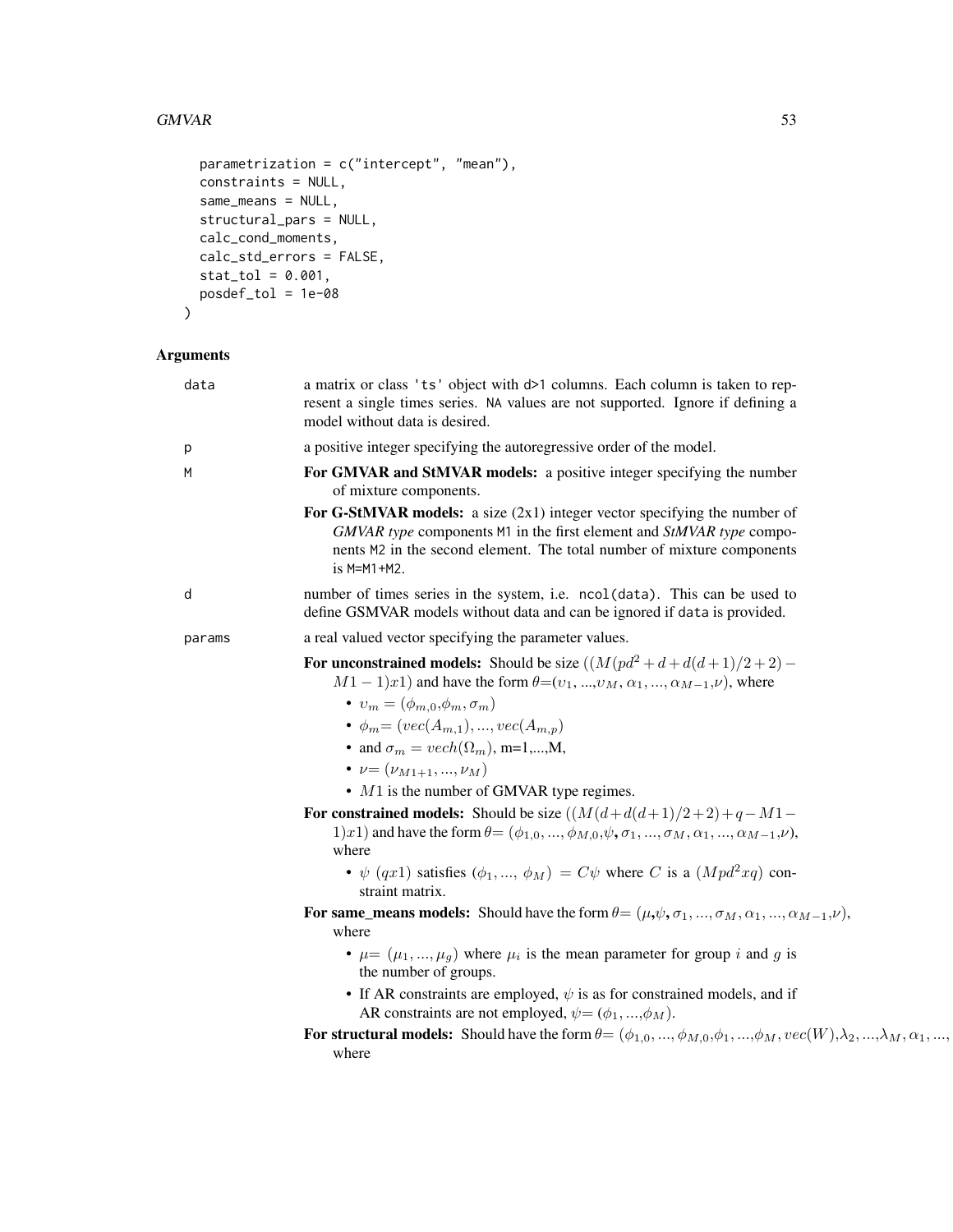```
  parametrization = c("intercept", "mean"),
  constraints = NULL,
  same_means = NULL,
  structural_pars = NULL,
  calc_cond_moments,
  calc_std_errors = FALSE,
  stat_tol = 0.001,
  posdef_tol = 1e-08
)
```

## Arguments

**data** a matrix or class 'ts' object with d>1 columns. Each column is taken to represent a single times series. NA values are not supported. Ignore if defining a model without data is desired.

**p** a positive integer specifying the autoregressive order of the model.

**M**

- **For GMVAR and StMVAR models:** a positive integer specifying the number of mixture components.
- **For G-StMVAR models:** a size (2x1) integer vector specifying the number of *GMVAR type* components M1 in the first element and *StMVAR type* components M2 in the second element. The total number of mixture components is M=M1+M2.

**d** number of times series in the system, i.e. ncol(data). This can be used to define GSMVAR models without data and can be ignored if data is provided.

**params** a real valued vector specifying the parameter values.

- **For unconstrained models:** Should be size $((M(pd^2+d+d(d+1)/2+2)-M1-1)x1)$ and have the form $\theta=(\upsilon_1,...,\upsilon_M, \alpha_1,...,\alpha_{M-1},\nu)$, where
  - $\upsilon_m = (\phi_{m,0},\phi_m,\sigma_m)$
  - $\phi_m= (vec(A_{m,1}),...,vec(A_{m,p})$
  - and $\sigma_m = vech(\Omega_m)$, m=1,...,M,
  - $\nu= (\nu_{M1+1},...,\nu_M)$
  - $M1$ is the number of GMVAR type regimes.
- **For constrained models:** Should be size $((M(d+d(d+1)/2+2)+q-M1-1)x1)$ and have the form $\theta= (\phi_{1,0},...,\phi_{M,0},\psi,\sigma_1,...,\sigma_M,\alpha_1,...,\alpha_{M-1},\nu)$, where
  - $\psi$ $(qx1)$ satisfies $(\phi_1,..., \phi_M) = C\psi$ where $C$ is a $(Mpd^2xq)$ constraint matrix.
- **For same_means models:** Should have the form $\theta= (\mu,\psi,\sigma_1,...,\sigma_M,\alpha_1,...,\alpha_{M-1},\nu)$, where
  - $\mu= (\mu_1,...,\mu_g)$ where $\mu_i$ is the mean parameter for group $i$ and $g$ is the number of groups.
  - If AR constraints are employed, $\psi$ is as for constrained models, and if AR constraints are not employed, $\psi= (\phi_1,...,\phi_M)$.
- **For structural models:** Should have the form $\theta= (\phi_{1,0},...,\phi_{M,0},\phi_1,...,\phi_M,vec(W),\lambda_2,...,\lambda_M,\alpha_1,...,$ where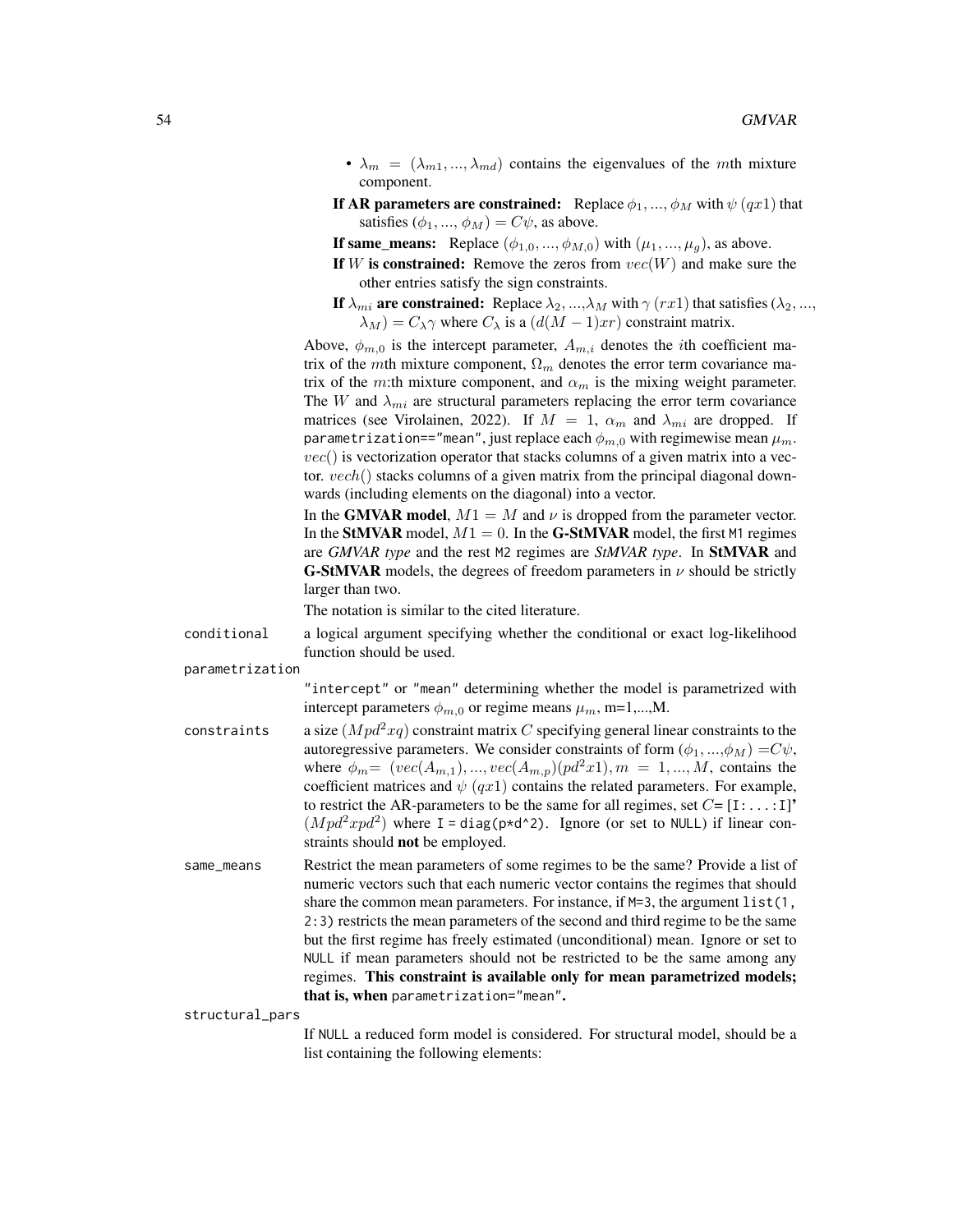- $\lambda_m = (\lambda_{m1}, ..., \lambda_{md})$ contains the eigenvalues of the $m$th mixture component.

**If AR parameters are constrained:** Replace $\phi_1, ..., \phi_M$ with $\psi$ $(qx1)$ that satisfies $(\phi_1, ..., \phi_M) = C\psi$, as above.

**If same_means:** Replace $(\phi_{1,0}, ..., \phi_{M,0})$ with $(\mu_1, ..., \mu_g)$, as above.

**If $W$ is constrained:** Remove the zeros from $vec(W)$ and make sure the other entries satisfy the sign constraints.

**If $\lambda_{mi}$ are constrained:** Replace $\lambda_2, ..., \lambda_M$ with $\gamma$ $(rx1)$ that satisfies $(\lambda_2, ..., \lambda_M) = C_\lambda \gamma$ where $C_\lambda$ is a $(d(M-1)xr)$ constraint matrix.

Above, $\phi_{m,0}$ is the intercept parameter, $A_{m,i}$ denotes the $i$th coefficient matrix of the $m$th mixture component, $\Omega_m$ denotes the error term covariance matrix of the $m$:th mixture component, and $\alpha_m$ is the mixing weight parameter. The $W$ and $\lambda_{mi}$ are structural parameters replacing the error term covariance matrices (see Virolainen, 2022). If $M = 1$, $\alpha_m$ and $\lambda_{mi}$ are dropped. If parametrization=="mean", just replace each $\phi_{m,0}$ with regimewise mean $\mu_m$. $vec()$ is vectorization operator that stacks columns of a given matrix into a vector. $vech()$ stacks columns of a given matrix from the principal diagonal downwards (including elements on the diagonal) into a vector.

In the **GMVAR model**, $M1 = M$ and $\nu$ is dropped from the parameter vector. In the **StMVAR** model, $M1 = 0$. In the **G-StMVAR** model, the first M1 regimes are *GMVAR type* and the rest M2 regimes are *StMVAR type*. In **StMVAR** and **G-StMVAR** models, the degrees of freedom parameters in $\nu$ should be strictly larger than two.

The notation is similar to the cited literature.

conditional
: a logical argument specifying whether the conditional or exact log-likelihood function should be used.

parametrization
: "intercept" or "mean" determining whether the model is parametrized with intercept parameters $\phi_{m,0}$ or regime means $\mu_m$, m=1,...,M.

constraints
: a size $(Mpd^2xq)$ constraint matrix $C$ specifying general linear constraints to the autoregressive parameters. We consider constraints of form $(\phi_1, ..., \phi_M) = C\psi$, where $\phi_m = (vec(A_{m,1}), ..., vec(A_{m,p})(pd^2x1), m = 1, ..., M$, contains the coefficient matrices and $\psi$ $(qx1)$ contains the related parameters. For example, to restrict the AR-parameters to be the same for all regimes, set $C$= [I:...:I]' $(Mpd^2xpd^2)$ where I = diag(p*d^2). Ignore (or set to NULL) if linear constraints should **not** be employed.

same_means
: Restrict the mean parameters of some regimes to be the same? Provide a list of numeric vectors such that each numeric vector contains the regimes that should share the common mean parameters. For instance, if M=3, the argument list(1, 2:3) restricts the mean parameters of the second and third regime to be the same but the first regime has freely estimated (unconditional) mean. Ignore or set to NULL if mean parameters should not be restricted to be the same among any regimes. **This constraint is available only for mean parametrized models; that is, when parametrization="mean".**

structural_pars
: If NULL a reduced form model is considered. For structural model, should be a list containing the following elements: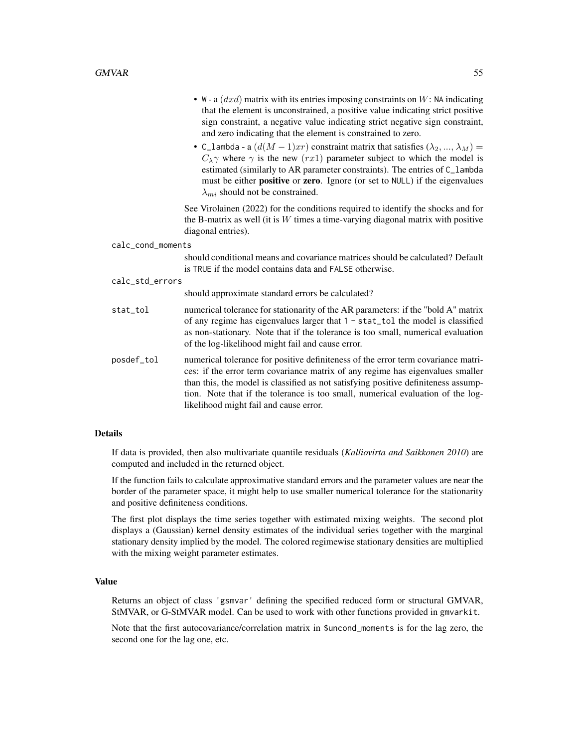- `W` - a $(dxd)$ matrix with its entries imposing constraints on $W$: `NA` indicating that the element is unconstrained, a positive value indicating strict positive sign constraint, a negative value indicating strict negative sign constraint, and zero indicating that the element is constrained to zero.
- `C_lambda` - a $(d(M-1)xr)$ constraint matrix that satisfies $(\lambda_2, ..., \lambda_M) = C_{\lambda}\gamma$ where $\gamma$ is the new $(rx1)$ parameter subject to which the model is estimated (similarly to AR parameter constraints). The entries of `C_lambda` must be either **positive** or **zero**. Ignore (or set to `NULL`) if the eigenvalues $\lambda_{mi}$ should not be constrained.

See Virolainen (2022) for the conditions required to identify the shocks and for the B-matrix as well (it is $W$ times a time-varying diagonal matrix with positive diagonal entries).

`calc_cond_moments`
: should conditional means and covariance matrices should be calculated? Default is `TRUE` if the model contains data and `FALSE` otherwise.

`calc_std_errors`
: should approximate standard errors be calculated?

`stat_tol`
: numerical tolerance for stationarity of the AR parameters: if the "bold A" matrix of any regime has eigenvalues larger that `1 - stat_tol` the model is classified as non-stationary. Note that if the tolerance is too small, numerical evaluation of the log-likelihood might fail and cause error.

`posdef_tol`
: numerical tolerance for positive definiteness of the error term covariance matrices: if the error term covariance matrix of any regime has eigenvalues smaller than this, the model is classified as not satisfying positive definiteness assumption. Note that if the tolerance is too small, numerical evaluation of the log-likelihood might fail and cause error.

## Details

If data is provided, then also multivariate quantile residuals (*Kalliovirta and Saikkonen 2010*) are computed and included in the returned object.

If the function fails to calculate approximative standard errors and the parameter values are near the border of the parameter space, it might help to use smaller numerical tolerance for the stationarity and positive definiteness conditions.

The first plot displays the time series together with estimated mixing weights. The second plot displays a (Gaussian) kernel density estimates of the individual series together with the marginal stationary density implied by the model. The colored regimewise stationary densities are multiplied with the mixing weight parameter estimates.

## Value

Returns an object of class `'gsmvar'` defining the specified reduced form or structural GMVAR, StMVAR, or G-StMVAR model. Can be used to work with other functions provided in `gmvarkit`.

Note that the first autocovariance/correlation matrix in `$uncond_moments` is for the lag zero, the second one for the lag one, etc.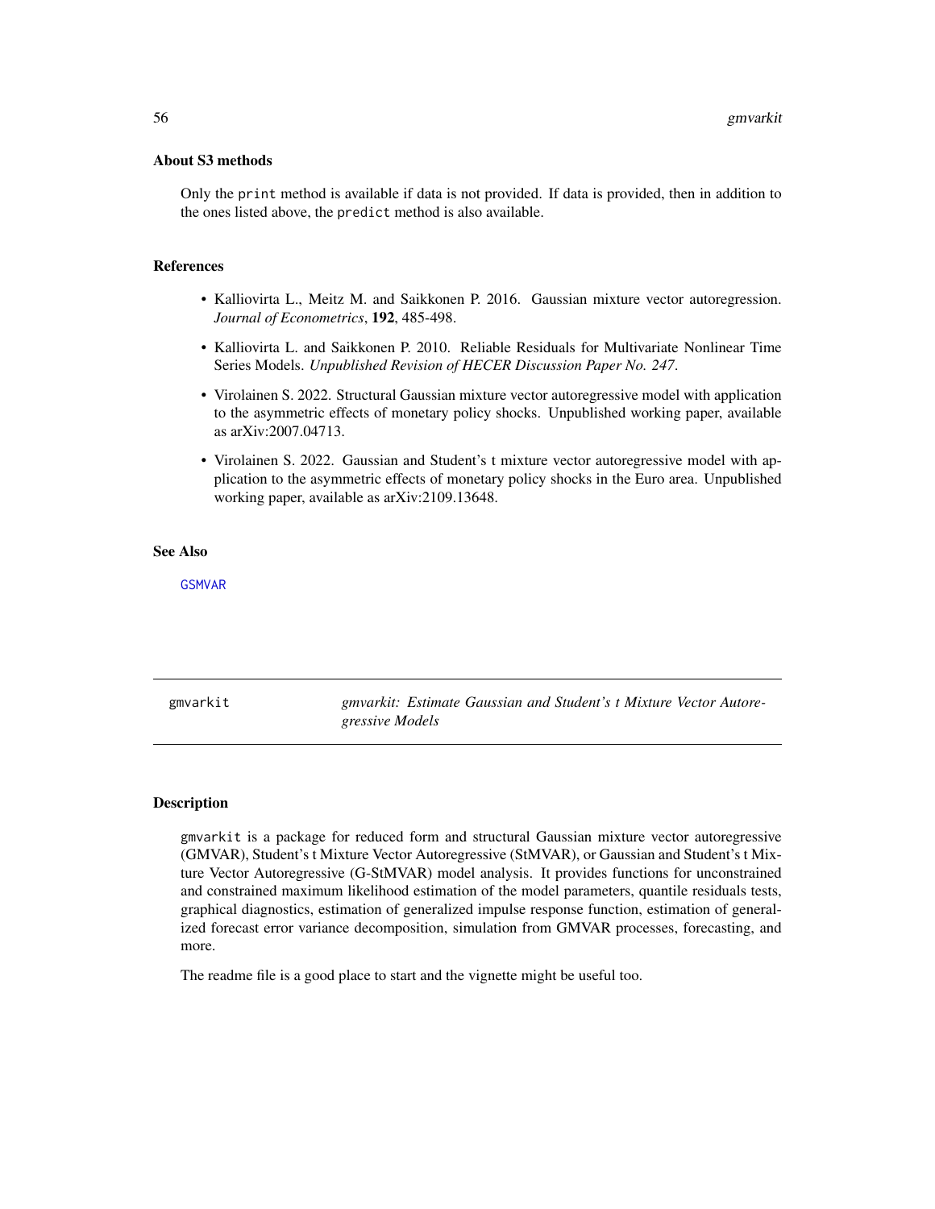### About S3 methods

Only the `print` method is available if data is not provided. If data is provided, then in addition to the ones listed above, the `predict` method is also available.

### References

- Kalliovirta L., Meitz M. and Saikkonen P. 2016. Gaussian mixture vector autoregression. *Journal of Econometrics*, **192**, 485-498.
- Kalliovirta L. and Saikkonen P. 2010. Reliable Residuals for Multivariate Nonlinear Time Series Models. *Unpublished Revision of HECER Discussion Paper No. 247*.
- Virolainen S. 2022. Structural Gaussian mixture vector autoregressive model with application to the asymmetric effects of monetary policy shocks. Unpublished working paper, available as arXiv:2007.04713.
- Virolainen S. 2022. Gaussian and Student's t mixture vector autoregressive model with application to the asymmetric effects of monetary policy shocks in the Euro area. Unpublished working paper, available as arXiv:2109.13648.

### See Also

GSMVAR

---

## gmvarkit — *gmvarkit: Estimate Gaussian and Student's t Mixture Vector Autoregressive Models*

### Description

`gmvarkit` is a package for reduced form and structural Gaussian mixture vector autoregressive (GMVAR), Student's t Mixture Vector Autoregressive (StMVAR), or Gaussian and Student's t Mixture Vector Autoregressive (G-StMVAR) model analysis. It provides functions for unconstrained and constrained maximum likelihood estimation of the model parameters, quantile residuals tests, graphical diagnostics, estimation of generalized impulse response function, estimation of generalized forecast error variance decomposition, simulation from GMVAR processes, forecasting, and more.

The readme file is a good place to start and the vignette might be useful too.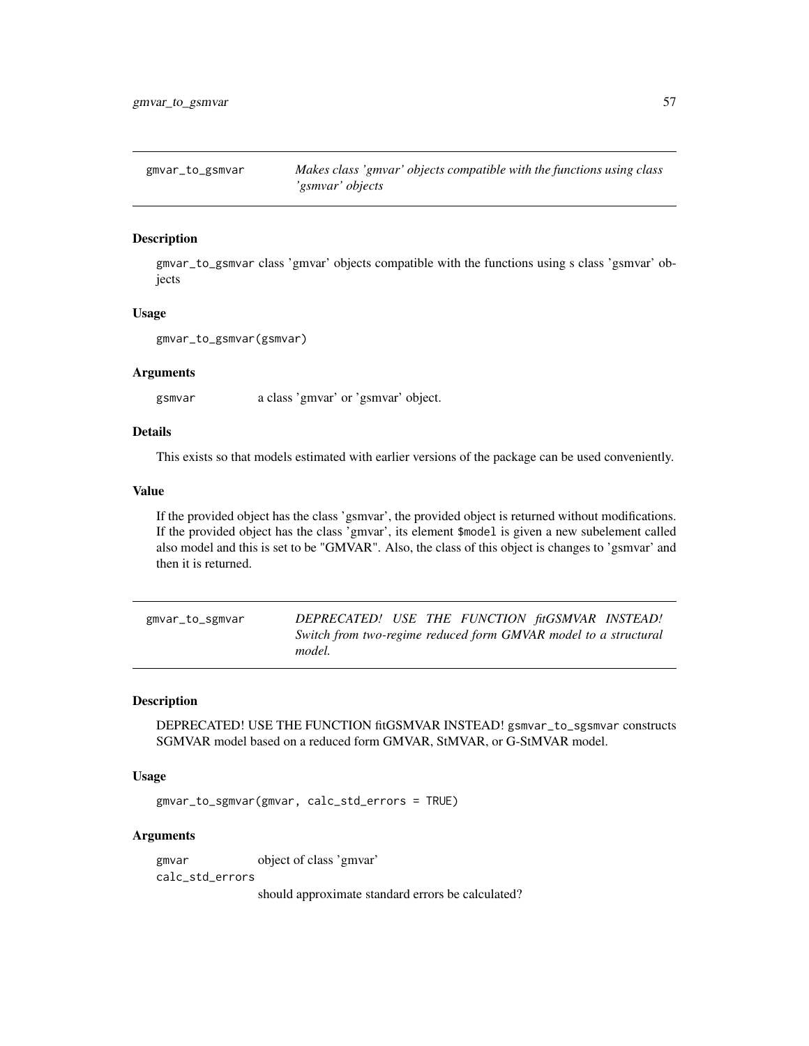## gmvar_to_gsmvar — *Makes class 'gmvar' objects compatible with the functions using class 'gsmvar' objects*

### Description

gmvar_to_gsmvar class 'gmvar' objects compatible with the functions using s class 'gsmvar' objects

### Usage

```
gmvar_to_gsmvar(gsmvar)
```

### Arguments

gsmvar — a class 'gmvar' or 'gsmvar' object.

### Details

This exists so that models estimated with earlier versions of the package can be used conveniently.

### Value

If the provided object has the class 'gsmvar', the provided object is returned without modifications. If the provided object has the class 'gmvar', its element `$model` is given a new subelement called also model and this is set to be "GMVAR". Also, the class of this object is changes to 'gsmvar' and then it is returned.

## gmvar_to_sgmvar — *DEPRECATED! USE THE FUNCTION fitGSMVAR INSTEAD! Switch from two-regime reduced form GMVAR model to a structural model.*

### Description

DEPRECATED! USE THE FUNCTION fitGSMVAR INSTEAD! gsmvar_to_sgsmvar constructs SGMVAR model based on a reduced form GMVAR, StMVAR, or G-StMVAR model.

### Usage

```
gmvar_to_sgmvar(gmvar, calc_std_errors = TRUE)
```

### Arguments

gmvar — object of class 'gmvar'

calc_std_errors — should approximate standard errors be calculated?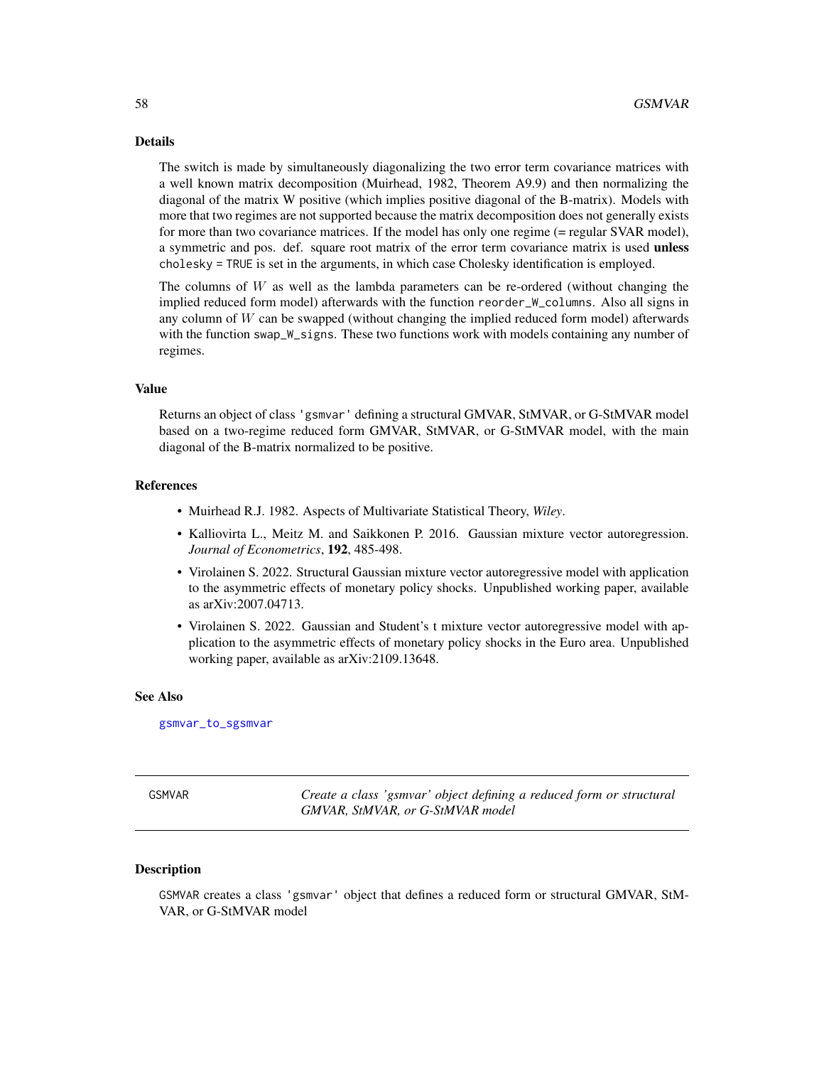### Details

The switch is made by simultaneously diagonalizing the two error term covariance matrices with a well known matrix decomposition (Muirhead, 1982, Theorem A9.9) and then normalizing the diagonal of the matrix W positive (which implies positive diagonal of the B-matrix). Models with more that two regimes are not supported because the matrix decomposition does not generally exists for more than two covariance matrices. If the model has only one regime (= regular SVAR model), a symmetric and pos. def. square root matrix of the error term covariance matrix is used **unless** `cholesky = TRUE` is set in the arguments, in which case Cholesky identification is employed.

The columns of $W$ as well as the lambda parameters can be re-ordered (without changing the implied reduced form model) afterwards with the function `reorder_W_columns`. Also all signs in any column of $W$ can be swapped (without changing the implied reduced form model) afterwards with the function `swap_W_signs`. These two functions work with models containing any number of regimes.

### Value

Returns an object of class `'gsmvar'` defining a structural GMVAR, StMVAR, or G-StMVAR model based on a two-regime reduced form GMVAR, StMVAR, or G-StMVAR model, with the main diagonal of the B-matrix normalized to be positive.

### References

- Muirhead R.J. 1982. Aspects of Multivariate Statistical Theory, *Wiley*.
- Kalliovirta L., Meitz M. and Saikkonen P. 2016. Gaussian mixture vector autoregression. *Journal of Econometrics*, **192**, 485-498.
- Virolainen S. 2022. Structural Gaussian mixture vector autoregressive model with application to the asymmetric effects of monetary policy shocks. Unpublished working paper, available as arXiv:2007.04713.
- Virolainen S. 2022. Gaussian and Student's t mixture vector autoregressive model with application to the asymmetric effects of monetary policy shocks in the Euro area. Unpublished working paper, available as arXiv:2109.13648.

### See Also

`gsmvar_to_sgsmvar`

---

## GSMVAR — *Create a class 'gsmvar' object defining a reduced form or structural GMVAR, StMVAR, or G-StMVAR model*

### Description

`GSMVAR` creates a class `'gsmvar'` object that defines a reduced form or structural GMVAR, StMVAR, or G-StMVAR model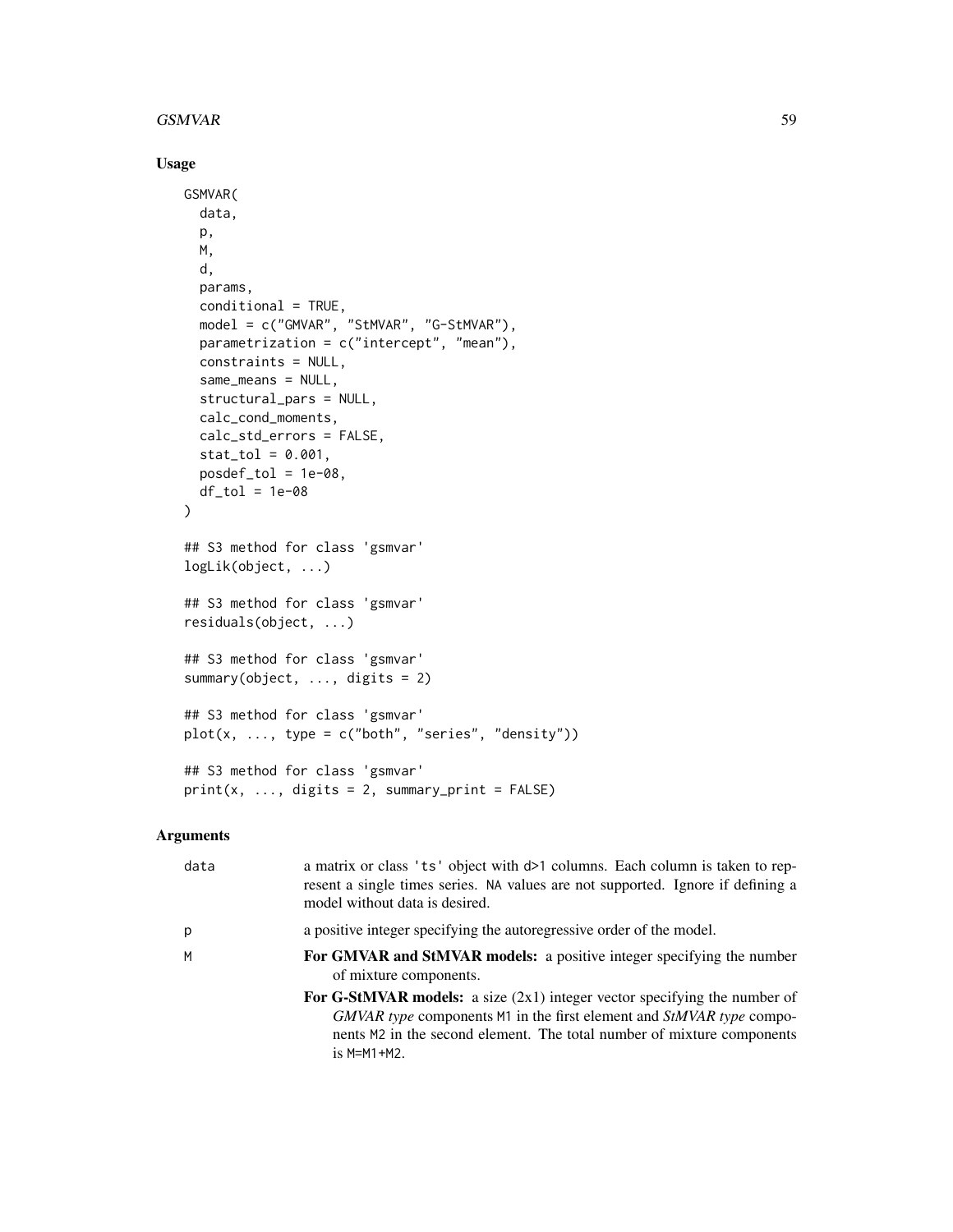## Usage

```
GSMVAR(
  data,
  p,
  M,
  d,
  params,
  conditional = TRUE,
  model = c("GMVAR", "StMVAR", "G-StMVAR"),
  parametrization = c("intercept", "mean"),
  constraints = NULL,
  same_means = NULL,
  structural_pars = NULL,
  calc_cond_moments,
  calc_std_errors = FALSE,
  stat_tol = 0.001,
  posdef_tol = 1e-08,
  df_tol = 1e-08
)

## S3 method for class 'gsmvar'
logLik(object, ...)

## S3 method for class 'gsmvar'
residuals(object, ...)

## S3 method for class 'gsmvar'
summary(object, ..., digits = 2)

## S3 method for class 'gsmvar'
plot(x, ..., type = c("both", "series", "density"))

## S3 method for class 'gsmvar'
print(x, ..., digits = 2, summary_print = FALSE)
```

## Arguments

| | |
|---|---|
| `data` | a matrix or class `'ts'` object with `d>1` columns. Each column is taken to represent a single times series. `NA` values are not supported. Ignore if defining a model without data is desired. |
| `p` | a positive integer specifying the autoregressive order of the model. |
| `M` | **For GMVAR and StMVAR models:** a positive integer specifying the number of mixture components.<br>**For G-StMVAR models:** a size (2x1) integer vector specifying the number of *GMVAR type* components `M1` in the first element and *StMVAR type* components `M2` in the second element. The total number of mixture components is `M=M1+M2`. |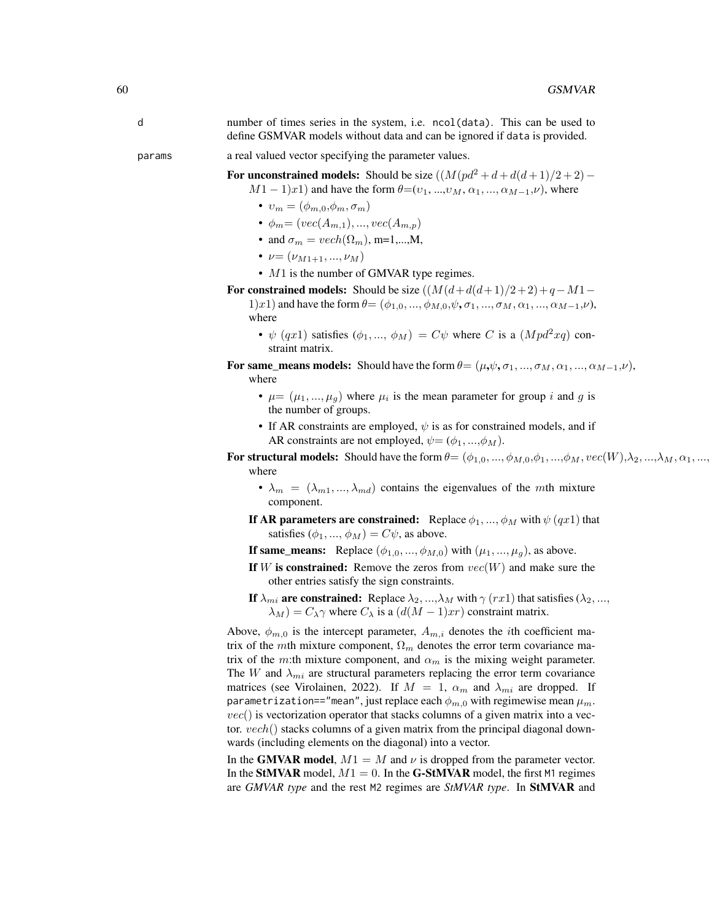d
: number of times series in the system, i.e. `ncol(data)`. This can be used to define GSMVAR models without data and can be ignored if `data` is provided.

params
: a real valued vector specifying the parameter values.

**For unconstrained models:** Should be size $((M(pd^2+d+d(d+1)/2+2)-M1-1)x1)$ and have the form $\theta$=($\upsilon_1$, ...,$\upsilon_M$, $\alpha_1, ..., \alpha_{M-1}$,$\nu$), where

- $\upsilon_m = (\phi_{m,0}$,$\phi_m, \sigma_m)$
- $\phi_m$= $(vec(A_{m,1}), ..., vec(A_{m,p})$
- and $\sigma_m = vech(\Omega_m)$, m=1,...,M,
- $\nu$= $(\nu_{M1+1}, ..., \nu_M)$
- $M1$ is the number of GMVAR type regimes.

**For constrained models:** Should be size $((M(d+d(d+1)/2+2)+q-M1-1)x1)$ and have the form $\theta$= ($\phi_{1,0}, ..., \phi_{M,0}$,$\psi$, $\sigma_1, ..., \sigma_M, \alpha_1, ..., \alpha_{M-1}$,$\nu$), where

- $\psi$ $(qx1)$ satisfies ($\phi_1$,..., $\phi_M$) $= C\psi$ where $C$ is a $(Mpd^2xq)$ constraint matrix.

**For same_means models:** Should have the form $\theta$= ($\mu$,$\psi$, $\sigma_1, ..., \sigma_M, \alpha_1, ..., \alpha_{M-1}$,$\nu$), where

- $\mu$= $(\mu_1, ..., \mu_g)$ where $\mu_i$ is the mean parameter for group $i$ and $g$ is the number of groups.
- If AR constraints are employed, $\psi$ is as for constrained models, and if AR constraints are not employed, $\psi$= ($\phi_1$, ...,$\phi_M$).

**For structural models:** Should have the form $\theta$= ($\phi_{1,0}, ..., \phi_{M,0}$,$\phi_1$, ...,$\phi_M$, $vec(W)$,$\lambda_2$, ...,$\lambda_M$, $\alpha_1$, ..., where

- $\lambda_m = (\lambda_{m1}, ..., \lambda_{md})$ contains the eigenvalues of the $m$th mixture component.

**If AR parameters are constrained:** Replace $\phi_1, ..., \phi_M$ with $\psi$ $(qx1)$ that satisfies ($\phi_1$,..., $\phi_M$) $= C\psi$, as above.

**If same_means:** Replace $(\phi_{1,0}, ..., \phi_{M,0})$ with $(\mu_1, ..., \mu_g)$, as above.

**If $W$ is constrained:** Remove the zeros from $vec(W)$ and make sure the other entries satisfy the sign constraints.

**If $\lambda_{mi}$ are constrained:** Replace $\lambda_2$, ...,$\lambda_M$ with $\gamma$ $(rx1)$ that satisfies ($\lambda_2$, ..., $\lambda_M$) $= C_\lambda\gamma$ where $C_\lambda$ is a $(d(M-1)xr)$ constraint matrix.

Above, $\phi_{m,0}$ is the intercept parameter, $A_{m,i}$ denotes the $i$th coefficient matrix of the $m$th mixture component, $\Omega_m$ denotes the error term covariance matrix of the $m$:th mixture component, and $\alpha_m$ is the mixing weight parameter. The $W$ and $\lambda_{mi}$ are structural parameters replacing the error term covariance matrices (see Virolainen, 2022). If $M=1$, $\alpha_m$ and $\lambda_{mi}$ are dropped. If `parametrization=="mean"`, just replace each $\phi_{m,0}$ with regimewise mean $\mu_m$. $vec()$ is vectorization operator that stacks columns of a given matrix into a vector. $vech()$ stacks columns of a given matrix from the principal diagonal downwards (including elements on the diagonal) into a vector.

In the **GMVAR model**, $M1=M$ and $\nu$ is dropped from the parameter vector. In the **StMVAR** model, $M1=0$. In the **G-StMVAR** model, the first `M1` regimes are *GMVAR type* and the rest `M2` regimes are *StMVAR type*. In **StMVAR** and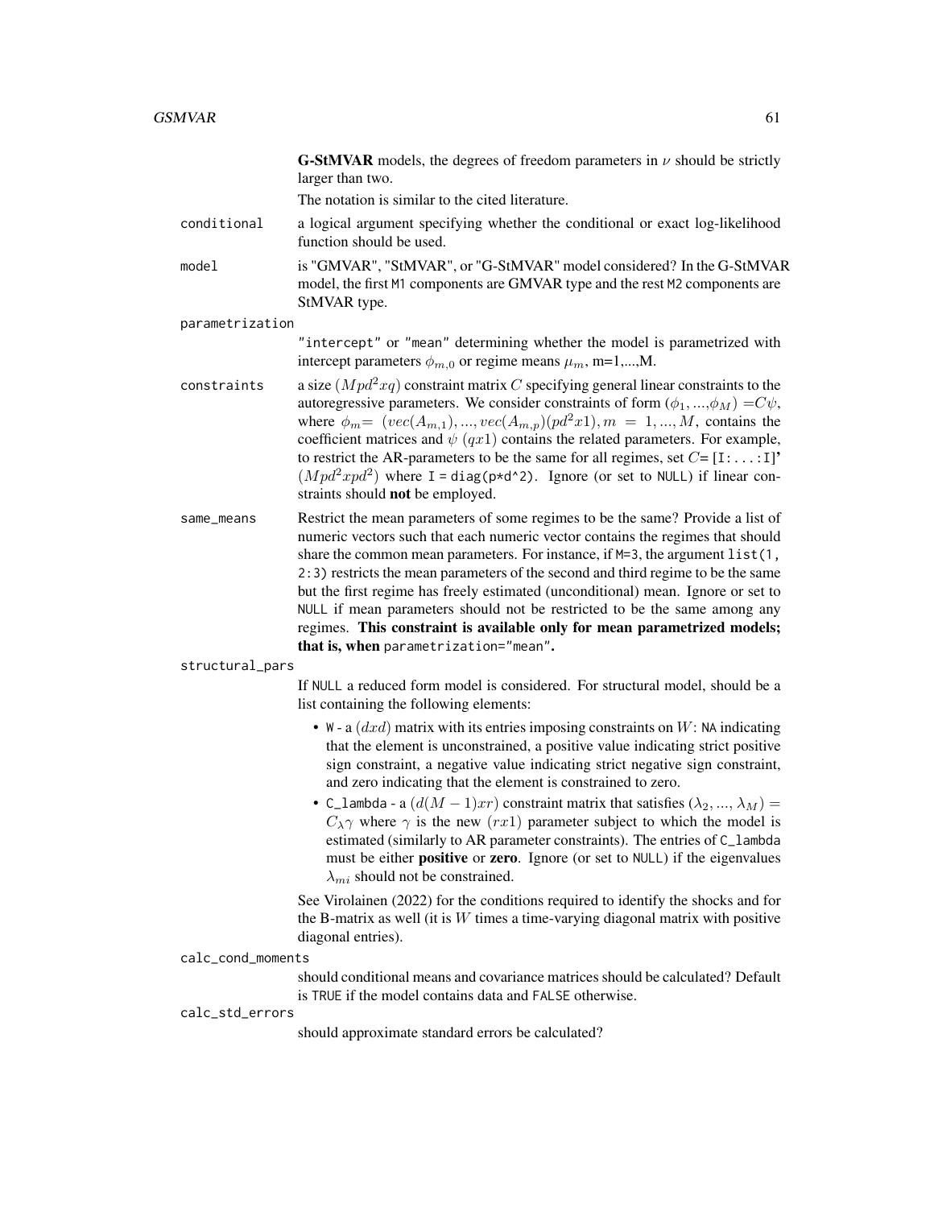**G-StMVAR** models, the degrees of freedom parameters in $\nu$ should be strictly larger than two.

The notation is similar to the cited literature.

`conditional`
: a logical argument specifying whether the conditional or exact log-likelihood function should be used.

`model`
: is "GMVAR", "StMVAR", or "G-StMVAR" model considered? In the G-StMVAR model, the first `M1` components are GMVAR type and the rest `M2` components are StMVAR type.

`parametrization`
: `"intercept"` or `"mean"` determining whether the model is parametrized with intercept parameters $\phi_{m,0}$ or regime means $\mu_m$, m=1,...,M.

`constraints`
: a size $(Mpd^2xq)$ constraint matrix $C$ specifying general linear constraints to the autoregressive parameters. We consider constraints of form $(\phi_1,...,\phi_M) = C\psi$, where $\phi_m = (vec(A_{m,1}),...,vec(A_{m,p})(pd^2x1), m = 1,...,M$, contains the coefficient matrices and $\psi$ $(qx1)$ contains the related parameters. For example, to restrict the AR-parameters to be the same for all regimes, set $C$= `[I:...:I]`' $(Mpd^2xpd^2)$ where `I = diag(p*d^2)`. Ignore (or set to `NULL`) if linear constraints should **not** be employed.

`same_means`
: Restrict the mean parameters of some regimes to be the same? Provide a list of numeric vectors such that each numeric vector contains the regimes that should share the common mean parameters. For instance, if `M=3`, the argument `list(1, 2:3)` restricts the mean parameters of the second and third regime to be the same but the first regime has freely estimated (unconditional) mean. Ignore or set to `NULL` if mean parameters should not be restricted to be the same among any regimes. **This constraint is available only for mean parametrized models; that is, when `parametrization="mean"`.**

`structural_pars`
: If `NULL` a reduced form model is considered. For structural model, should be a list containing the following elements:

    - `W` - a $(dxd)$ matrix with its entries imposing constraints on $W$: `NA` indicating that the element is unconstrained, a positive value indicating strict positive sign constraint, a negative value indicating strict negative sign constraint, and zero indicating that the element is constrained to zero.
    - `C_lambda` - a $(d(M-1)xr)$ constraint matrix that satisfies $(\lambda_2,...,\lambda_M) = C_\lambda \gamma$ where $\gamma$ is the new $(rx1)$ parameter subject to which the model is estimated (similarly to AR parameter constraints). The entries of `C_lambda` must be either **positive** or **zero**. Ignore (or set to `NULL`) if the eigenvalues $\lambda_{mi}$ should not be constrained.

    See Virolainen (2022) for the conditions required to identify the shocks and for the B-matrix as well (it is $W$ times a time-varying diagonal matrix with positive diagonal entries).

`calc_cond_moments`
: should conditional means and covariance matrices should be calculated? Default is `TRUE` if the model contains data and `FALSE` otherwise.

`calc_std_errors`
: should approximate standard errors be calculated?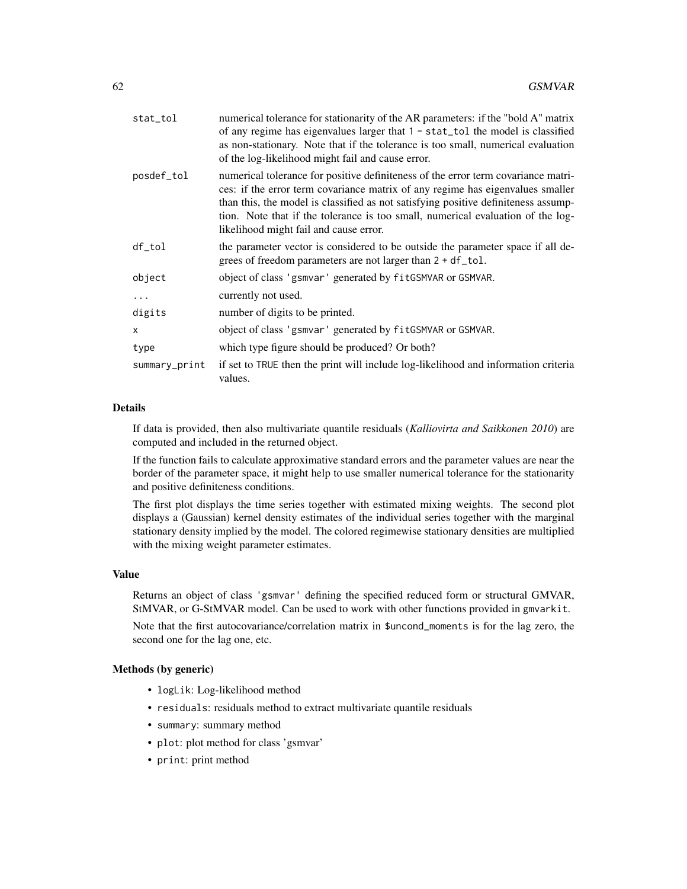| | |
|---|---|
| `stat_tol` | numerical tolerance for stationarity of the AR parameters: if the "bold A" matrix of any regime has eigenvalues larger that `1 - stat_tol` the model is classified as non-stationary. Note that if the tolerance is too small, numerical evaluation of the log-likelihood might fail and cause error. |
| `posdef_tol` | numerical tolerance for positive definiteness of the error term covariance matrices: if the error term covariance matrix of any regime has eigenvalues smaller than this, the model is classified as not satisfying positive definiteness assumption. Note that if the tolerance is too small, numerical evaluation of the log-likelihood might fail and cause error. |
| `df_tol` | the parameter vector is considered to be outside the parameter space if all degrees of freedom parameters are not larger than `2 + df_tol`. |
| `object` | object of class `'gsmvar'` generated by `fitGSMVAR` or `GSMVAR`. |
| `...` | currently not used. |
| `digits` | number of digits to be printed. |
| `x` | object of class `'gsmvar'` generated by `fitGSMVAR` or `GSMVAR`. |
| `type` | which type figure should be produced? Or both? |
| `summary_print` | if set to `TRUE` then the print will include log-likelihood and information criteria values. |

### Details

If data is provided, then also multivariate quantile residuals (*Kalliovirta and Saikkonen 2010*) are computed and included in the returned object.

If the function fails to calculate approximative standard errors and the parameter values are near the border of the parameter space, it might help to use smaller numerical tolerance for the stationarity and positive definiteness conditions.

The first plot displays the time series together with estimated mixing weights. The second plot displays a (Gaussian) kernel density estimates of the individual series together with the marginal stationary density implied by the model. The colored regimewise stationary densities are multiplied with the mixing weight parameter estimates.

### Value

Returns an object of class `'gsmvar'` defining the specified reduced form or structural GMVAR, StMVAR, or G-StMVAR model. Can be used to work with other functions provided in `gmvarkit`.

Note that the first autocovariance/correlation matrix in `$uncond_moments` is for the lag zero, the second one for the lag one, etc.

### Methods (by generic)

- `logLik`: Log-likelihood method
- `residuals`: residuals method to extract multivariate quantile residuals
- `summary`: summary method
- `plot`: plot method for class 'gsmvar'
- `print`: print method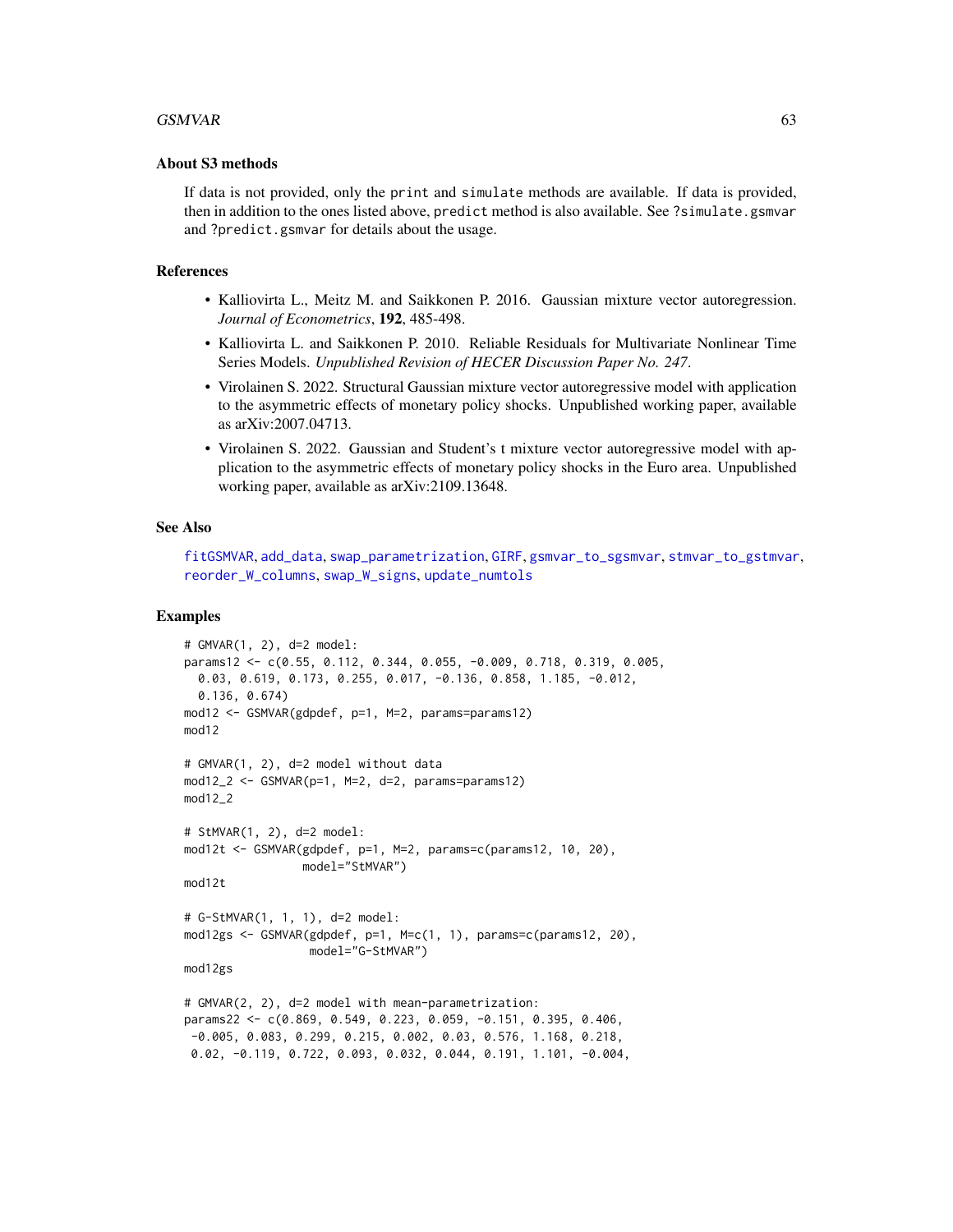### About S3 methods

If data is not provided, only the `print` and `simulate` methods are available. If data is provided, then in addition to the ones listed above, `predict` method is also available. See `?simulate.gsmvar` and `?predict.gsmvar` for details about the usage.

### References

- Kalliovirta L., Meitz M. and Saikkonen P. 2016. Gaussian mixture vector autoregression. *Journal of Econometrics*, **192**, 485-498.
- Kalliovirta L. and Saikkonen P. 2010. Reliable Residuals for Multivariate Nonlinear Time Series Models. *Unpublished Revision of HECER Discussion Paper No. 247*.
- Virolainen S. 2022. Structural Gaussian mixture vector autoregressive model with application to the asymmetric effects of monetary policy shocks. Unpublished working paper, available as arXiv:2007.04713.
- Virolainen S. 2022. Gaussian and Student's t mixture vector autoregressive model with application to the asymmetric effects of monetary policy shocks in the Euro area. Unpublished working paper, available as arXiv:2109.13648.

### See Also

fitGSMVAR, add_data, swap_parametrization, GIRF, gsmvar_to_sgsmvar, stmvar_to_gstmvar, reorder_W_columns, swap_W_signs, update_numtols

### Examples

```
# GMVAR(1, 2), d=2 model:
params12 <- c(0.55, 0.112, 0.344, 0.055, -0.009, 0.718, 0.319, 0.005,
  0.03, 0.619, 0.173, 0.255, 0.017, -0.136, 0.858, 1.185, -0.012,
  0.136, 0.674)
mod12 <- GSMVAR(gdpdef, p=1, M=2, params=params12)
mod12

# GMVAR(1, 2), d=2 model without data
mod12_2 <- GSMVAR(p=1, M=2, d=2, params=params12)
mod12_2

# StMVAR(1, 2), d=2 model:
mod12t <- GSMVAR(gdpdef, p=1, M=2, params=c(params12, 10, 20),
                 model="StMVAR")
mod12t

# G-StMVAR(1, 1, 1), d=2 model:
mod12gs <- GSMVAR(gdpdef, p=1, M=c(1, 1), params=c(params12, 20),
                  model="G-StMVAR")
mod12gs

# GMVAR(2, 2), d=2 model with mean-parametrization:
params22 <- c(0.869, 0.549, 0.223, 0.059, -0.151, 0.395, 0.406,
 -0.005, 0.083, 0.299, 0.215, 0.002, 0.03, 0.576, 1.168, 0.218,
 0.02, -0.119, 0.722, 0.093, 0.032, 0.044, 0.191, 1.101, -0.004,
```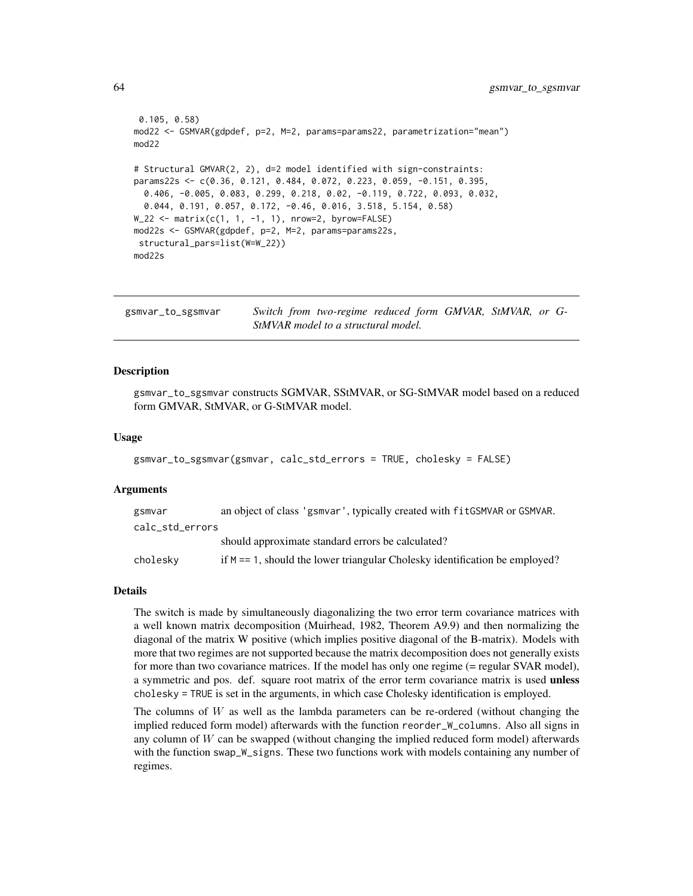```
 0.105, 0.58)
mod22 <- GSMVAR(gdpdef, p=2, M=2, params=params22, parametrization="mean")
mod22

# Structural GMVAR(2, 2), d=2 model identified with sign-constraints:
params22s <- c(0.36, 0.121, 0.484, 0.072, 0.223, 0.059, -0.151, 0.395,
  0.406, -0.005, 0.083, 0.299, 0.218, 0.02, -0.119, 0.722, 0.093, 0.032,
  0.044, 0.191, 0.057, 0.172, -0.46, 0.016, 3.518, 5.154, 0.58)
W_22 <- matrix(c(1, 1, -1, 1), nrow=2, byrow=FALSE)
mod22s <- GSMVAR(gdpdef, p=2, M=2, params=params22s,
 structural_pars=list(W=W_22))
mod22s
```

## gsmvar_to_sgsmvar — *Switch from two-regime reduced form GMVAR, StMVAR, or G-StMVAR model to a structural model.*

### Description

gsmvar_to_sgsmvar constructs SGMVAR, SStMVAR, or SG-StMVAR model based on a reduced form GMVAR, StMVAR, or G-StMVAR model.

### Usage

```
gsmvar_to_sgsmvar(gsmvar, calc_std_errors = TRUE, cholesky = FALSE)
```

### Arguments

| | |
|---|---|
| gsmvar | an object of class 'gsmvar', typically created with fitGSMVAR or GSMVAR. |
| calc_std_errors | should approximate standard errors be calculated? |
| cholesky | if M == 1, should the lower triangular Cholesky identification be employed? |

### Details

The switch is made by simultaneously diagonalizing the two error term covariance matrices with a well known matrix decomposition (Muirhead, 1982, Theorem A9.9) and then normalizing the diagonal of the matrix W positive (which implies positive diagonal of the B-matrix). Models with more that two regimes are not supported because the matrix decomposition does not generally exists for more than two covariance matrices. If the model has only one regime (= regular SVAR model), a symmetric and pos. def. square root matrix of the error term covariance matrix is used **unless** cholesky = TRUE is set in the arguments, in which case Cholesky identification is employed.

The columns of $W$ as well as the lambda parameters can be re-ordered (without changing the implied reduced form model) afterwards with the function reorder_W_columns. Also all signs in any column of $W$ can be swapped (without changing the implied reduced form model) afterwards with the function swap_W_signs. These two functions work with models containing any number of regimes.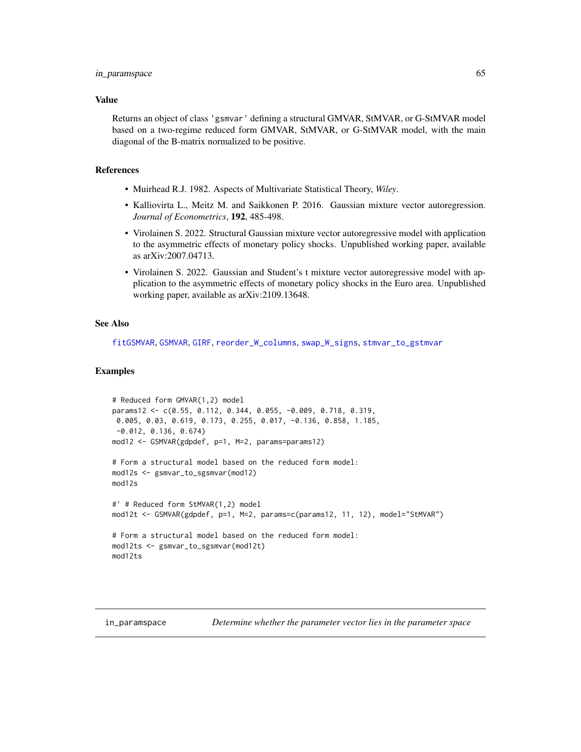## Value

Returns an object of class 'gsmvar' defining a structural GMVAR, StMVAR, or G-StMVAR model based on a two-regime reduced form GMVAR, StMVAR, or G-StMVAR model, with the main diagonal of the B-matrix normalized to be positive.

## References

- Muirhead R.J. 1982. Aspects of Multivariate Statistical Theory, *Wiley*.
- Kalliovirta L., Meitz M. and Saikkonen P. 2016. Gaussian mixture vector autoregression. *Journal of Econometrics*, **192**, 485-498.
- Virolainen S. 2022. Structural Gaussian mixture vector autoregressive model with application to the asymmetric effects of monetary policy shocks. Unpublished working paper, available as arXiv:2007.04713.
- Virolainen S. 2022. Gaussian and Student's t mixture vector autoregressive model with application to the asymmetric effects of monetary policy shocks in the Euro area. Unpublished working paper, available as arXiv:2109.13648.

## See Also

fitGSMVAR, GSMVAR, GIRF, reorder_W_columns, swap_W_signs, stmvar_to_gstmvar

## Examples

```
# Reduced form GMVAR(1,2) model
params12 <- c(0.55, 0.112, 0.344, 0.055, -0.009, 0.718, 0.319,
 0.005, 0.03, 0.619, 0.173, 0.255, 0.017, -0.136, 0.858, 1.185,
 -0.012, 0.136, 0.674)
mod12 <- GSMVAR(gdpdef, p=1, M=2, params=params12)

# Form a structural model based on the reduced form model:
mod12s <- gsmvar_to_sgsmvar(mod12)
mod12s

#' # Reduced form StMVAR(1,2) model
mod12t <- GSMVAR(gdpdef, p=1, M=2, params=c(params12, 11, 12), model="StMVAR")

# Form a structural model based on the reduced form model:
mod12ts <- gsmvar_to_sgsmvar(mod12t)
mod12ts
```

---

# in_paramspace — *Determine whether the parameter vector lies in the parameter space*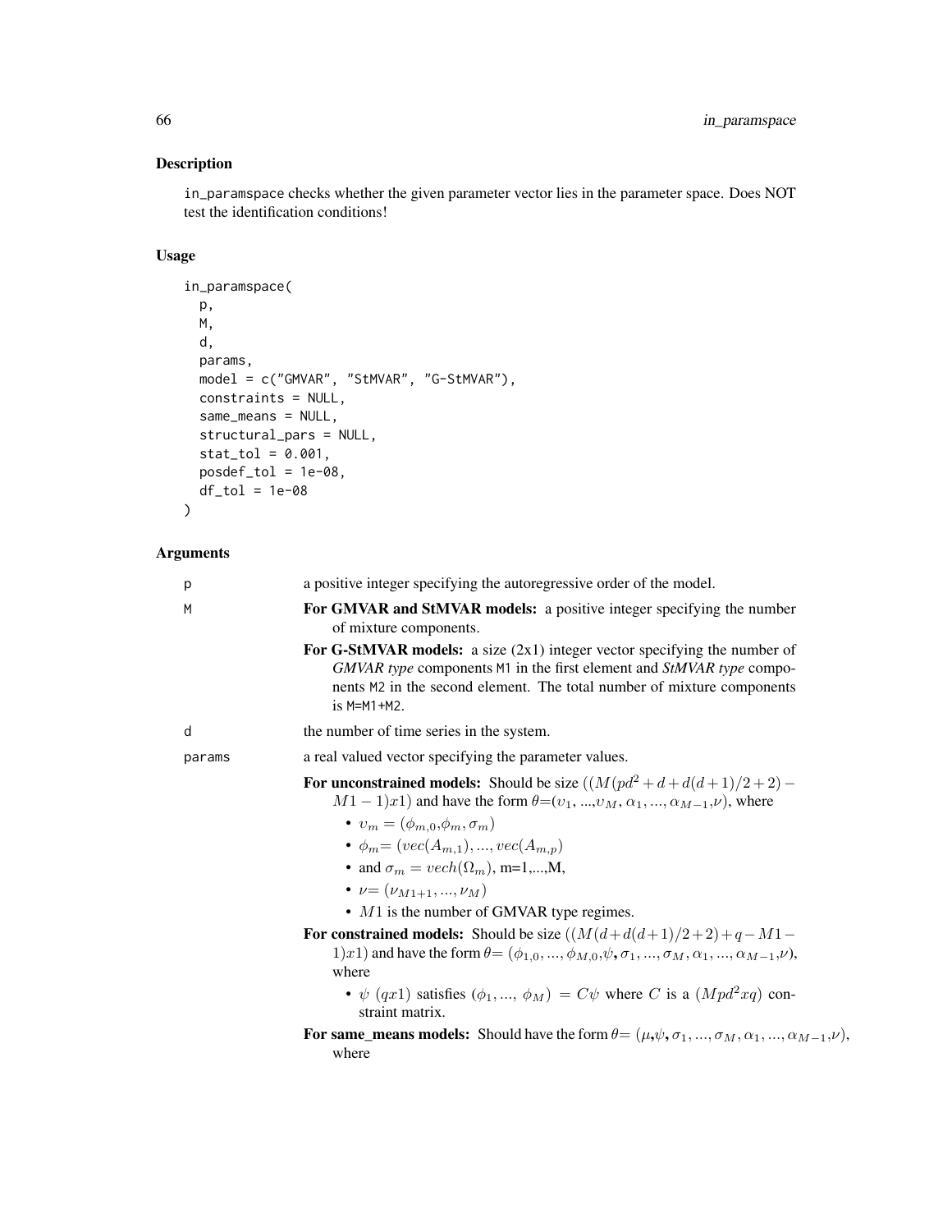## Description

in_paramspace checks whether the given parameter vector lies in the parameter space. Does NOT test the identification conditions!

## Usage

```
in_paramspace(
  p,
  M,
  d,
  params,
  model = c("GMVAR", "StMVAR", "G-StMVAR"),
  constraints = NULL,
  same_means = NULL,
  structural_pars = NULL,
  stat_tol = 0.001,
  posdef_tol = 1e-08,
  df_tol = 1e-08
)
```

## Arguments

**p** a positive integer specifying the autoregressive order of the model.

**M**

**For GMVAR and StMVAR models:** a positive integer specifying the number of mixture components.

**For G-StMVAR models:** a size (2x1) integer vector specifying the number of *GMVAR type* components M1 in the first element and *StMVAR type* components M2 in the second element. The total number of mixture components is M=M1+M2.

**d** the number of time series in the system.

**params** a real valued vector specifying the parameter values.

**For unconstrained models:** Should be size $((M(pd^2+d+d(d+1)/2+2)-M1-1)x1)$ and have the form $\theta=(\upsilon_1,...,\upsilon_M,\alpha_1,...,\alpha_{M-1},\nu)$, where

- $\upsilon_m = (\phi_{m,0},\phi_m,\sigma_m)$
- $\phi_m= (vec(A_{m,1}),...,vec(A_{m,p})$
- and $\sigma_m = vech(\Omega_m)$, m=1,...,M,
- $\nu=(\nu_{M1+1},...,\nu_M)$
- $M1$ is the number of GMVAR type regimes.

**For constrained models:** Should be size $((M(d+d(d+1)/2+2)+q-M1-1)x1)$ and have the form $\theta=(\phi_{1,0},...,\phi_{M,0},\psi,\sigma_1,...,\sigma_M,\alpha_1,...,\alpha_{M-1},\nu)$, where

- $\psi$ $(qx1)$ satisfies $(\phi_1,...,\phi_M) = C\psi$ where $C$ is a $(Mpd^2xq)$ constraint matrix.

**For same_means models:** Should have the form $\theta=(\mu,\psi,\sigma_1,...,\sigma_M,\alpha_1,...,\alpha_{M-1},\nu)$, where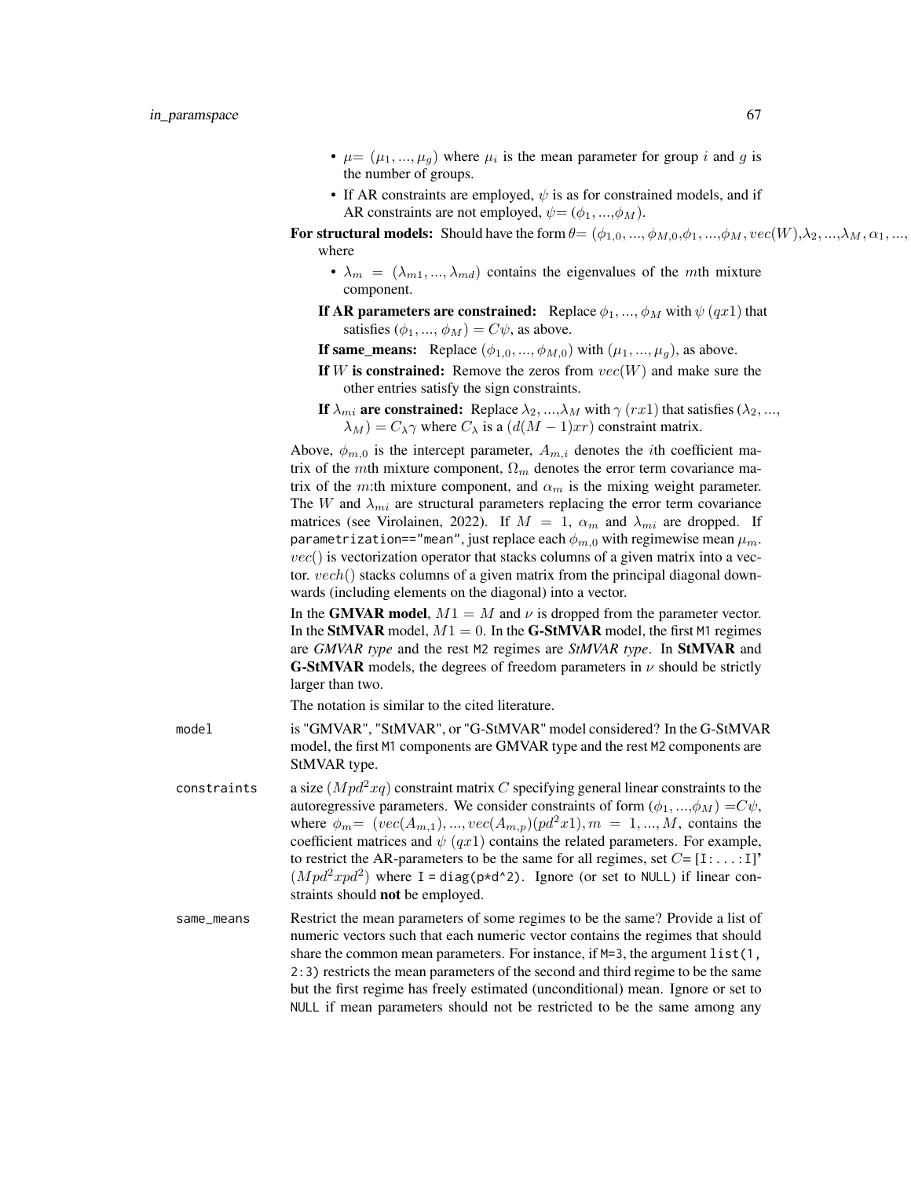- $\mu = (\mu_1, ..., \mu_g)$ where $\mu_i$ is the mean parameter for group $i$ and $g$ is the number of groups.
- If AR constraints are employed, $\psi$ is as for constrained models, and if AR constraints are not employed, $\psi = (\phi_1, ..., \phi_M)$.

**For structural models:** Should have the form $\theta = (\phi_{1,0}, ..., \phi_{M,0}, \phi_1, ..., \phi_M, vec(W), \lambda_2, ..., \lambda_M, \alpha_1, ...,$ where

- $\lambda_m = (\lambda_{m1}, ..., \lambda_{md})$ contains the eigenvalues of the $m$th mixture component.

**If AR parameters are constrained:** Replace $\phi_1, ..., \phi_M$ with $\psi$ $(qx1)$ that satisfies $(\phi_1, ..., \phi_M) = C\psi$, as above.

**If same_means:** Replace $(\phi_{1,0}, ..., \phi_{M,0})$ with $(\mu_1, ..., \mu_g)$, as above.

**If $W$ is constrained:** Remove the zeros from $vec(W)$ and make sure the other entries satisfy the sign constraints.

**If $\lambda_{mi}$ are constrained:** Replace $\lambda_2, ..., \lambda_M$ with $\gamma$ $(rx1)$ that satisfies $(\lambda_2, ..., \lambda_M) = C_\lambda \gamma$ where $C_\lambda$ is a $(d(M-1)xr)$ constraint matrix.

Above, $\phi_{m,0}$ is the intercept parameter, $A_{m,i}$ denotes the $i$th coefficient matrix of the $m$th mixture component, $\Omega_m$ denotes the error term covariance matrix of the $m$:th mixture component, and $\alpha_m$ is the mixing weight parameter. The $W$ and $\lambda_{mi}$ are structural parameters replacing the error term covariance matrices (see Virolainen, 2022). If $M = 1$, $\alpha_m$ and $\lambda_{mi}$ are dropped. If `parametrization=="mean"`, just replace each $\phi_{m,0}$ with regimewise mean $\mu_m$. $vec()$ is vectorization operator that stacks columns of a given matrix into a vector. $vech()$ stacks columns of a given matrix from the principal diagonal downwards (including elements on the diagonal) into a vector.

In the **GMVAR model**, $M1 = M$ and $\nu$ is dropped from the parameter vector. In the **StMVAR** model, $M1 = 0$. In the **G-StMVAR** model, the first `M1` regimes are *GMVAR type* and the rest `M2` regimes are *StMVAR type*. In **StMVAR** and **G-StMVAR** models, the degrees of freedom parameters in $\nu$ should be strictly larger than two.

The notation is similar to the cited literature.

`model` is "GMVAR", "StMVAR", or "G-StMVAR" model considered? In the G-StMVAR model, the first `M1` components are GMVAR type and the rest `M2` components are StMVAR type.

`constraints` a size $(Mpd^2xq)$ constraint matrix $C$ specifying general linear constraints to the autoregressive parameters. We consider constraints of form $(\phi_1, ..., \phi_M) = C\psi$, where $\phi_m = (vec(A_{m,1}), ..., vec(A_{m,p})(pd^2x1), m = 1, ..., M$, contains the coefficient matrices and $\psi$ $(qx1)$ contains the related parameters. For example, to restrict the AR-parameters to be the same for all regimes, set $C$= `[I:...:I]`' $(Mpd^2xpd^2)$ where `I = diag(p*d^2)`. Ignore (or set to `NULL`) if linear constraints should **not** be employed.

`same_means` Restrict the mean parameters of some regimes to be the same? Provide a list of numeric vectors such that each numeric vector contains the regimes that should share the common mean parameters. For instance, if `M=3`, the argument `list(1, 2:3)` restricts the mean parameters of the second and third regime to be the same but the first regime has freely estimated (unconditional) mean. Ignore or set to `NULL` if mean parameters should not be restricted to be the same among any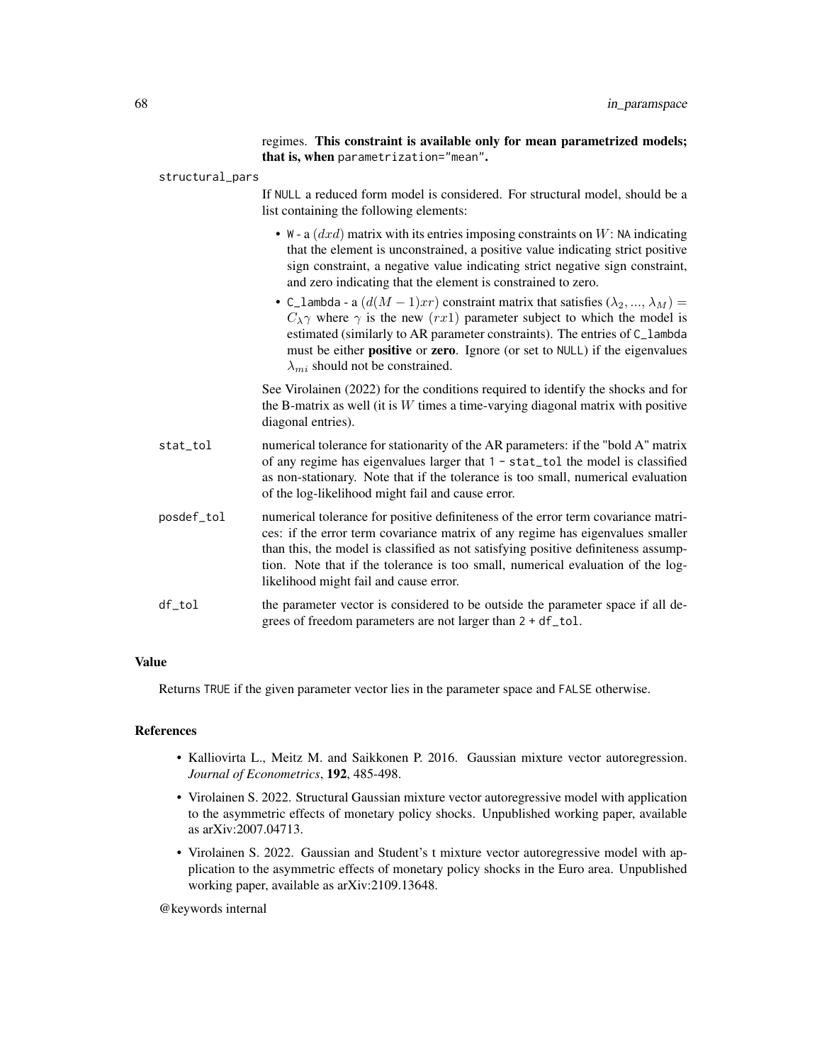regimes. **This constraint is available only for mean parametrized models; that is, when** `parametrization="mean"`**.**

structural_pars
: If NULL a reduced form model is considered. For structural model, should be a list containing the following elements:

  - W - a $(dxd)$ matrix with its entries imposing constraints on $W$: NA indicating that the element is unconstrained, a positive value indicating strict positive sign constraint, a negative value indicating strict negative sign constraint, and zero indicating that the element is constrained to zero.
  - C_lambda - a $(d(M-1)xr)$ constraint matrix that satisfies $(\lambda_2, ..., \lambda_M) = C_{\lambda}\gamma$ where $\gamma$ is the new $(rx1)$ parameter subject to which the model is estimated (similarly to AR parameter constraints). The entries of C_lambda must be either **positive** or **zero**. Ignore (or set to NULL) if the eigenvalues $\lambda_{mi}$ should not be constrained.

  See Virolainen (2022) for the conditions required to identify the shocks and for the B-matrix as well (it is $W$ times a time-varying diagonal matrix with positive diagonal entries).

stat_tol
: numerical tolerance for stationarity of the AR parameters: if the "bold A" matrix of any regime has eigenvalues larger that 1 - stat_tol the model is classified as non-stationary. Note that if the tolerance is too small, numerical evaluation of the log-likelihood might fail and cause error.

posdef_tol
: numerical tolerance for positive definiteness of the error term covariance matrices: if the error term covariance matrix of any regime has eigenvalues smaller than this, the model is classified as not satisfying positive definiteness assumption. Note that if the tolerance is too small, numerical evaluation of the log-likelihood might fail and cause error.

df_tol
: the parameter vector is considered to be outside the parameter space if all degrees of freedom parameters are not larger than 2 + df_tol.

## Value

Returns TRUE if the given parameter vector lies in the parameter space and FALSE otherwise.

## References

- Kalliovirta L., Meitz M. and Saikkonen P. 2016. Gaussian mixture vector autoregression. *Journal of Econometrics*, **192**, 485-498.
- Virolainen S. 2022. Structural Gaussian mixture vector autoregressive model with application to the asymmetric effects of monetary policy shocks. Unpublished working paper, available as arXiv:2007.04713.
- Virolainen S. 2022. Gaussian and Student's t mixture vector autoregressive model with application to the asymmetric effects of monetary policy shocks in the Euro area. Unpublished working paper, available as arXiv:2109.13648.

@keywords internal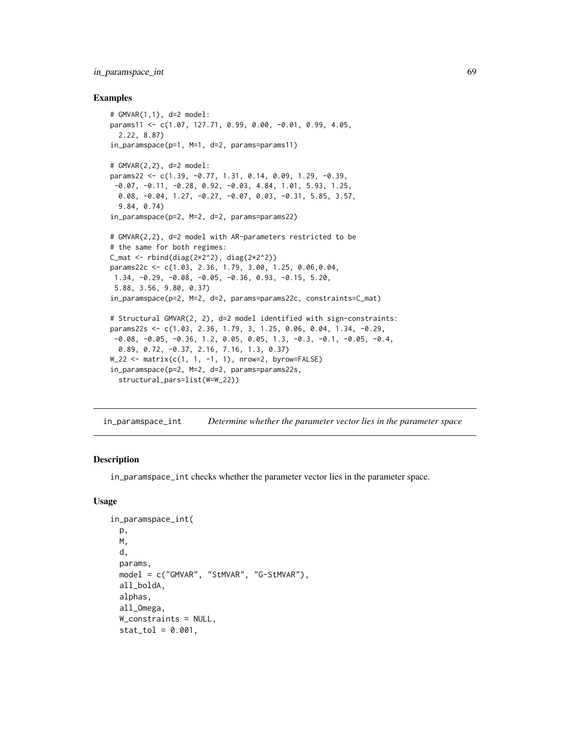## Examples

```
# GMVAR(1,1), d=2 model:
params11 <- c(1.07, 127.71, 0.99, 0.00, -0.01, 0.99, 4.05,
  2.22, 8.87)
in_paramspace(p=1, M=1, d=2, params=params11)

# GMVAR(2,2), d=2 model:
params22 <- c(1.39, -0.77, 1.31, 0.14, 0.09, 1.29, -0.39,
 -0.07, -0.11, -0.28, 0.92, -0.03, 4.84, 1.01, 5.93, 1.25,
  0.08, -0.04, 1.27, -0.27, -0.07, 0.03, -0.31, 5.85, 3.57,
  9.84, 0.74)
in_paramspace(p=2, M=2, d=2, params=params22)

# GMVAR(2,2), d=2 model with AR-parameters restricted to be
# the same for both regimes:
C_mat <- rbind(diag(2*2^2), diag(2*2^2))
params22c <- c(1.03, 2.36, 1.79, 3.00, 1.25, 0.06,0.04,
 1.34, -0.29, -0.08, -0.05, -0.36, 0.93, -0.15, 5.20,
 5.88, 3.56, 9.80, 0.37)
in_paramspace(p=2, M=2, d=2, params=params22c, constraints=C_mat)

# Structural GMVAR(2, 2), d=2 model identified with sign-constraints:
params22s <- c(1.03, 2.36, 1.79, 3, 1.25, 0.06, 0.04, 1.34, -0.29,
 -0.08, -0.05, -0.36, 1.2, 0.05, 0.05, 1.3, -0.3, -0.1, -0.05, -0.4,
  0.89, 0.72, -0.37, 2.16, 7.16, 1.3, 0.37)
W_22 <- matrix(c(1, 1, -1, 1), nrow=2, byrow=FALSE)
in_paramspace(p=2, M=2, d=2, params=params22s,
  structural_pars=list(W=W_22))
```

---

# in_paramspace_int *Determine whether the parameter vector lies in the parameter space*

## Description

in_paramspace_int checks whether the parameter vector lies in the parameter space.

## Usage

```
in_paramspace_int(
  p,
  M,
  d,
  params,
  model = c("GMVAR", "StMVAR", "G-StMVAR"),
  all_boldA,
  alphas,
  all_Omega,
  W_constraints = NULL,
  stat_tol = 0.001,
```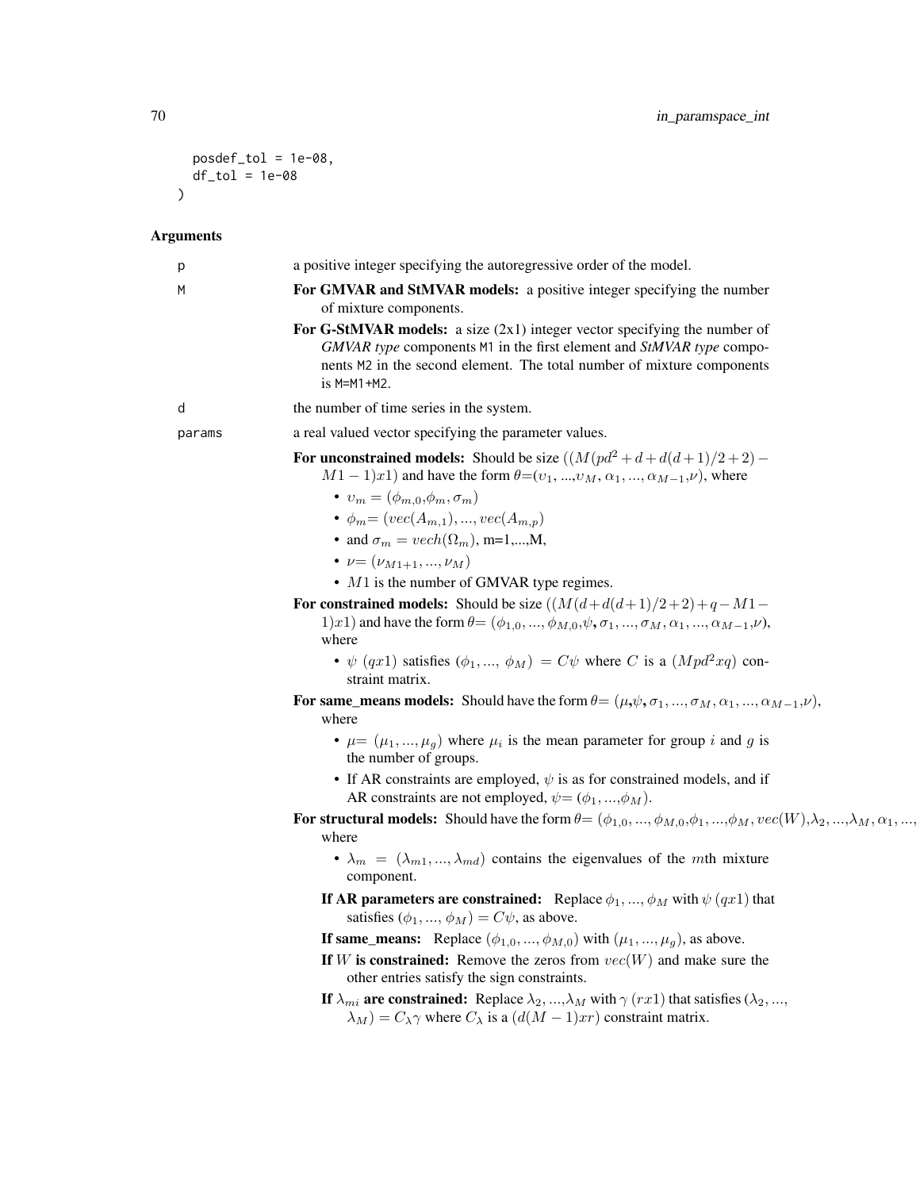```
  posdef_tol = 1e-08,
  df_tol = 1e-08
)
```

## Arguments

p
: a positive integer specifying the autoregressive order of the model.

M
: **For GMVAR and StMVAR models:** a positive integer specifying the number of mixture components.

  **For G-StMVAR models:** a size (2x1) integer vector specifying the number of *GMVAR type* components `M1` in the first element and *StMVAR type* components `M2` in the second element. The total number of mixture components is `M=M1+M2`.

d
: the number of time series in the system.

params
: a real valued vector specifying the parameter values.

  **For unconstrained models:** Should be size $((M(pd^2+d+d(d+1)/2+2)-M1-1)x1)$ and have the form $\theta=(\upsilon_1,...,\upsilon_M,\alpha_1,...,\alpha_{M-1},\nu)$, where

  - $\upsilon_m=(\phi_{m,0},\phi_m,\sigma_m)$
  - $\phi_m=(vec(A_{m,1}),...,vec(A_{m,p})$
  - and $\sigma_m=vech(\Omega_m)$, m=1,...,M,
  - $\nu=(\nu_{M1+1},...,\nu_M)$
  - $M1$ is the number of GMVAR type regimes.

  **For constrained models:** Should be size $((M(d+d(d+1)/2+2)+q-M1-1)x1)$ and have the form $\theta=(\phi_{1,0},...,\phi_{M,0},\psi,\sigma_1,...,\sigma_M,\alpha_1,...,\alpha_{M-1},\nu)$, where

  - $\psi$ $(qx1)$ satisfies $(\phi_1,...,\phi_M)=C\psi$ where $C$ is a $(Mpd^2xq)$ constraint matrix.

  **For same_means models:** Should have the form $\theta=(\mu,\psi,\sigma_1,...,\sigma_M,\alpha_1,...,\alpha_{M-1},\nu)$, where

  - $\mu=(\mu_1,...,\mu_g)$ where $\mu_i$ is the mean parameter for group $i$ and $g$ is the number of groups.
  - If AR constraints are employed, $\psi$ is as for constrained models, and if AR constraints are not employed, $\psi=(\phi_1,...,\phi_M)$.

  **For structural models:** Should have the form $\theta=(\phi_{1,0},...,\phi_{M,0},\phi_1,...,\phi_M,vec(W),\lambda_2,...,\lambda_M,\alpha_1,...,$ where

  - $\lambda_m=(\lambda_{m1},...,\lambda_{md})$ contains the eigenvalues of the $m$th mixture component.

  **If AR parameters are constrained:** Replace $\phi_1,...,\phi_M$ with $\psi$ $(qx1)$ that satisfies $(\phi_1,...,\phi_M)=C\psi$, as above.

  **If same_means:** Replace $(\phi_{1,0},...,\phi_{M,0})$ with $(\mu_1,...,\mu_g)$, as above.

  **If $W$ is constrained:** Remove the zeros from $vec(W)$ and make sure the other entries satisfy the sign constraints.

  **If $\lambda_{mi}$ are constrained:** Replace $\lambda_2,...,\lambda_M$ with $\gamma$ $(rx1)$ that satisfies $(\lambda_2,...,\lambda_M)=C_\lambda\gamma$ where $C_\lambda$ is a $(d(M-1)xr)$ constraint matrix.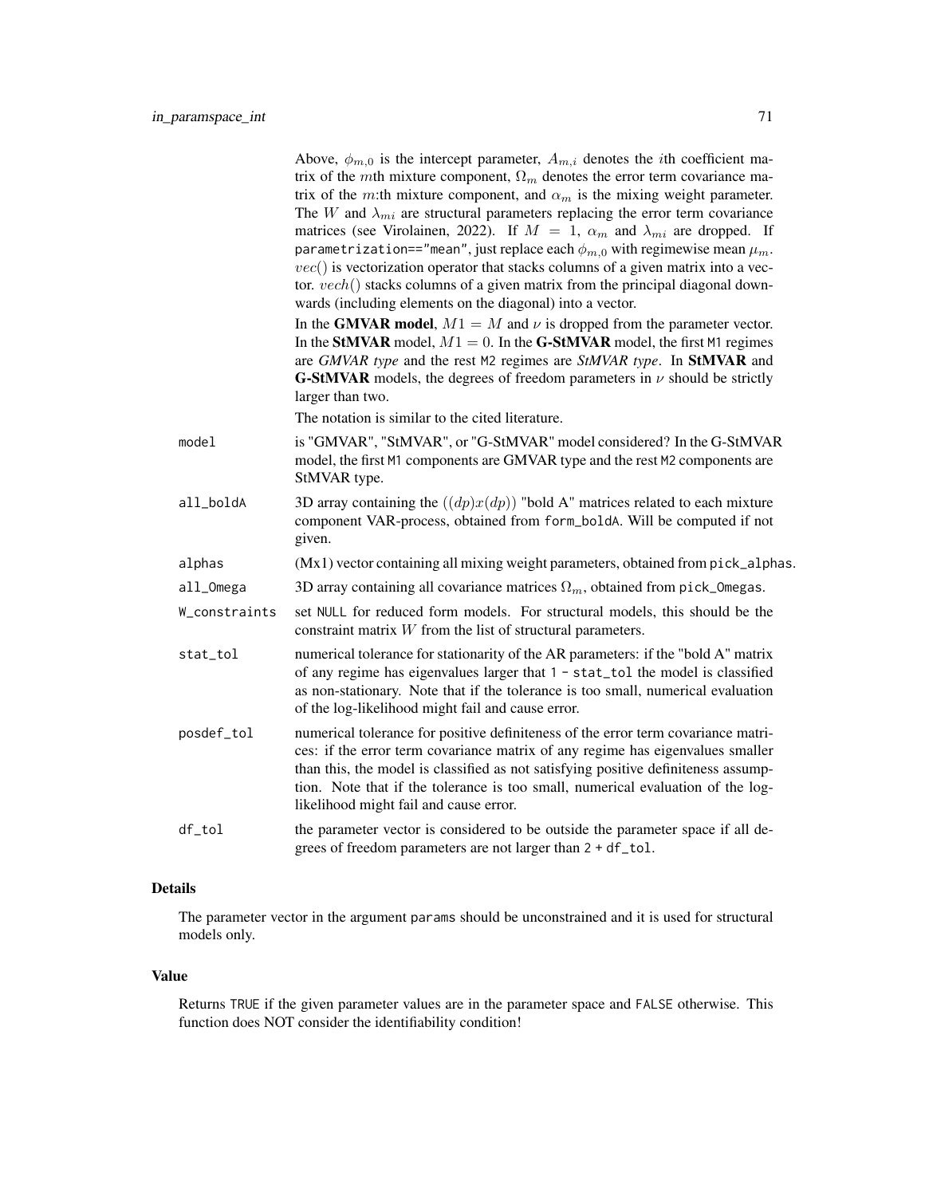Above, $\phi_{m,0}$ is the intercept parameter, $A_{m,i}$ denotes the $i$th coefficient matrix of the $m$th mixture component, $\Omega_m$ denotes the error term covariance matrix of the $m$:th mixture component, and $\alpha_m$ is the mixing weight parameter. The $W$ and $\lambda_{mi}$ are structural parameters replacing the error term covariance matrices (see Virolainen, 2022). If $M = 1$, $\alpha_m$ and $\lambda_{mi}$ are dropped. If `parametrization=="mean"`, just replace each $\phi_{m,0}$ with regimewise mean $\mu_m$. $vec()$ is vectorization operator that stacks columns of a given matrix into a vector. $vech()$ stacks columns of a given matrix from the principal diagonal downwards (including elements on the diagonal) into a vector.

In the **GMVAR model**, $M1 = M$ and $\nu$ is dropped from the parameter vector. In the **StMVAR** model, $M1 = 0$. In the **G-StMVAR** model, the first `M1` regimes are *GMVAR type* and the rest `M2` regimes are *StMVAR type*. In **StMVAR** and **G-StMVAR** models, the degrees of freedom parameters in $\nu$ should be strictly larger than two.

The notation is similar to the cited literature.

`model` is "GMVAR", "StMVAR", or "G-StMVAR" model considered? In the G-StMVAR model, the first `M1` components are GMVAR type and the rest `M2` components are StMVAR type.

`all_boldA` 3D array containing the $((dp)x(dp))$ "bold A" matrices related to each mixture component VAR-process, obtained from `form_boldA`. Will be computed if not given.

`alphas` (Mx1) vector containing all mixing weight parameters, obtained from `pick_alphas`.

`all_Omega` 3D array containing all covariance matrices $\Omega_m$, obtained from `pick_Omegas`.

`W_constraints` set `NULL` for reduced form models. For structural models, this should be the constraint matrix $W$ from the list of structural parameters.

`stat_tol` numerical tolerance for stationarity of the AR parameters: if the "bold A" matrix of any regime has eigenvalues larger that `1 - stat_tol` the model is classified as non-stationary. Note that if the tolerance is too small, numerical evaluation of the log-likelihood might fail and cause error.

`posdef_tol` numerical tolerance for positive definiteness of the error term covariance matrices: if the error term covariance matrix of any regime has eigenvalues smaller than this, the model is classified as not satisfying positive definiteness assumption. Note that if the tolerance is too small, numerical evaluation of the log-likelihood might fail and cause error.

`df_tol` the parameter vector is considered to be outside the parameter space if all degrees of freedom parameters are not larger than `2 + df_tol`.

## Details

The parameter vector in the argument `params` should be unconstrained and it is used for structural models only.

## Value

Returns `TRUE` if the given parameter values are in the parameter space and `FALSE` otherwise. This function does NOT consider the identifiability condition!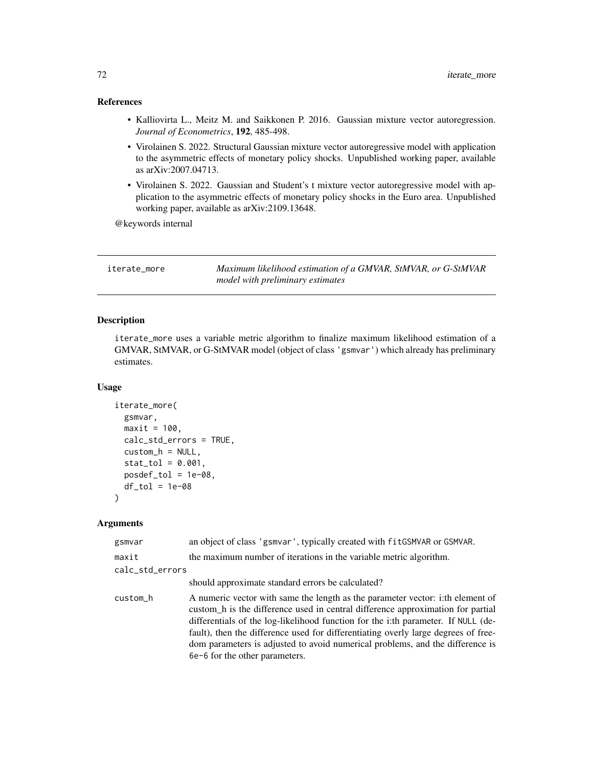### References

- Kalliovirta L., Meitz M. and Saikkonen P. 2016. Gaussian mixture vector autoregression. *Journal of Econometrics*, **192**, 485-498.
- Virolainen S. 2022. Structural Gaussian mixture vector autoregressive model with application to the asymmetric effects of monetary policy shocks. Unpublished working paper, available as arXiv:2007.04713.
- Virolainen S. 2022. Gaussian and Student's t mixture vector autoregressive model with application to the asymmetric effects of monetary policy shocks in the Euro area. Unpublished working paper, available as arXiv:2109.13648.

@keywords internal

---

## iterate_more — *Maximum likelihood estimation of a GMVAR, StMVAR, or G-StMVAR model with preliminary estimates*

### Description

`iterate_more` uses a variable metric algorithm to finalize maximum likelihood estimation of a GMVAR, StMVAR, or G-StMVAR model (object of class `'gsmvar'`) which already has preliminary estimates.

### Usage

```
iterate_more(
  gsmvar,
  maxit = 100,
  calc_std_errors = TRUE,
  custom_h = NULL,
  stat_tol = 0.001,
  posdef_tol = 1e-08,
  df_tol = 1e-08
)
```

### Arguments

| | |
|---|---|
| `gsmvar` | an object of class `'gsmvar'`, typically created with `fitGSMVAR` or `GSMVAR`. |
| `maxit` | the maximum number of iterations in the variable metric algorithm. |
| `calc_std_errors` | should approximate standard errors be calculated? |
| `custom_h` | A numeric vector with same the length as the parameter vector: i:th element of custom_h is the difference used in central difference approximation for partial differentials of the log-likelihood function for the i:th parameter. If `NULL` (default), then the difference used for differentiating overly large degrees of freedom parameters is adjusted to avoid numerical problems, and the difference is `6e-6` for the other parameters. |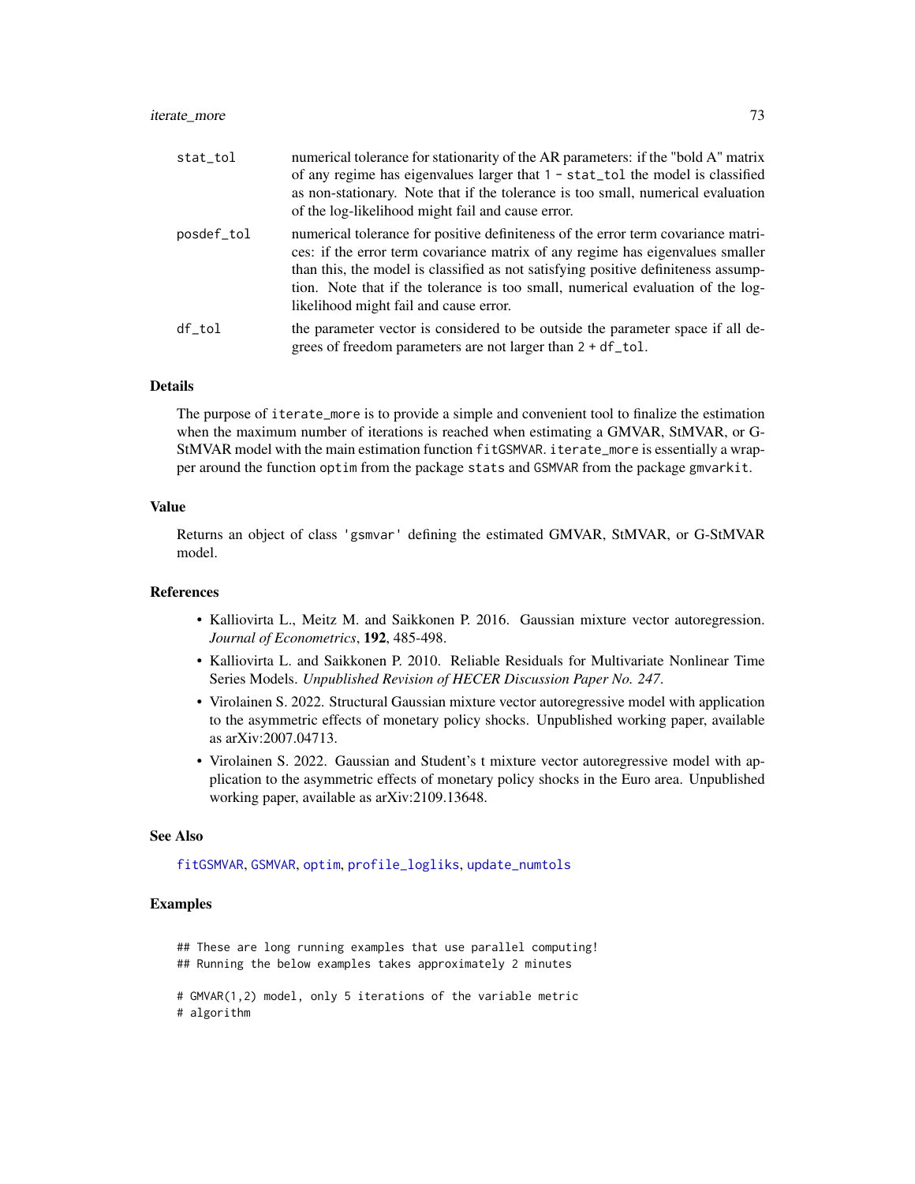| | |
|---|---|
| `stat_tol` | numerical tolerance for stationarity of the AR parameters: if the "bold A" matrix of any regime has eigenvalues larger that `1 - stat_tol` the model is classified as non-stationary. Note that if the tolerance is too small, numerical evaluation of the log-likelihood might fail and cause error. |
| `posdef_tol` | numerical tolerance for positive definiteness of the error term covariance matrices: if the error term covariance matrix of any regime has eigenvalues smaller than this, the model is classified as not satisfying positive definiteness assumption. Note that if the tolerance is too small, numerical evaluation of the log-likelihood might fail and cause error. |
| `df_tol` | the parameter vector is considered to be outside the parameter space if all degrees of freedom parameters are not larger than `2 + df_tol`. |

## Details

The purpose of `iterate_more` is to provide a simple and convenient tool to finalize the estimation when the maximum number of iterations is reached when estimating a GMVAR, StMVAR, or G-StMVAR model with the main estimation function `fitGSMVAR`. `iterate_more` is essentially a wrapper around the function `optim` from the package `stats` and `GSMVAR` from the package `gmvarkit`.

## Value

Returns an object of class `'gsmvar'` defining the estimated GMVAR, StMVAR, or G-StMVAR model.

## References

- Kalliovirta L., Meitz M. and Saikkonen P. 2016. Gaussian mixture vector autoregression. *Journal of Econometrics*, **192**, 485-498.
- Kalliovirta L. and Saikkonen P. 2010. Reliable Residuals for Multivariate Nonlinear Time Series Models. *Unpublished Revision of HECER Discussion Paper No. 247*.
- Virolainen S. 2022. Structural Gaussian mixture vector autoregressive model with application to the asymmetric effects of monetary policy shocks. Unpublished working paper, available as arXiv:2007.04713.
- Virolainen S. 2022. Gaussian and Student's t mixture vector autoregressive model with application to the asymmetric effects of monetary policy shocks in the Euro area. Unpublished working paper, available as arXiv:2109.13648.

## See Also

`fitGSMVAR`, `GSMVAR`, `optim`, `profile_logliks`, `update_numtols`

## Examples

```
## These are long running examples that use parallel computing!
## Running the below examples takes approximately 2 minutes

# GMVAR(1,2) model, only 5 iterations of the variable metric
# algorithm
```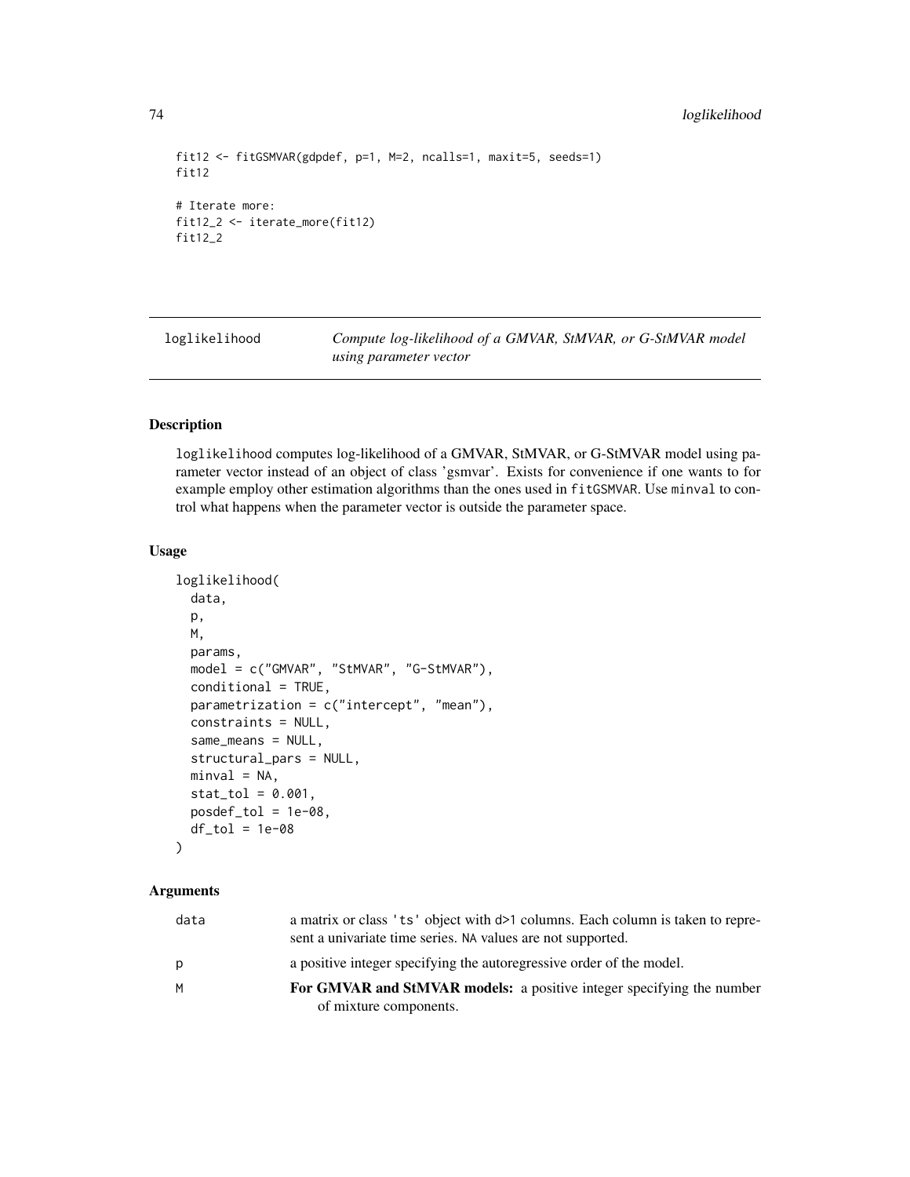```
fit12 <- fitGSMVAR(gdpdef, p=1, M=2, ncalls=1, maxit=5, seeds=1)
fit12

# Iterate more:
fit12_2 <- iterate_more(fit12)
fit12_2
```

---

## loglikelihood — *Compute log-likelihood of a GMVAR, StMVAR, or G-StMVAR model using parameter vector*

---

### Description

`loglikelihood` computes log-likelihood of a GMVAR, StMVAR, or G-StMVAR model using parameter vector instead of an object of class 'gsmvar'. Exists for convenience if one wants to for example employ other estimation algorithms than the ones used in `fitGSMVAR`. Use `minval` to control what happens when the parameter vector is outside the parameter space.

### Usage

```
loglikelihood(
  data,
  p,
  M,
  params,
  model = c("GMVAR", "StMVAR", "G-StMVAR"),
  conditional = TRUE,
  parametrization = c("intercept", "mean"),
  constraints = NULL,
  same_means = NULL,
  structural_pars = NULL,
  minval = NA,
  stat_tol = 0.001,
  posdef_tol = 1e-08,
  df_tol = 1e-08
)
```

### Arguments

| | |
|---|---|
| `data` | a matrix or class 'ts' object with `d>1` columns. Each column is taken to represent a univariate time series. `NA` values are not supported. |
| `p` | a positive integer specifying the autoregressive order of the model. |
| `M` | **For GMVAR and StMVAR models:** a positive integer specifying the number of mixture components. |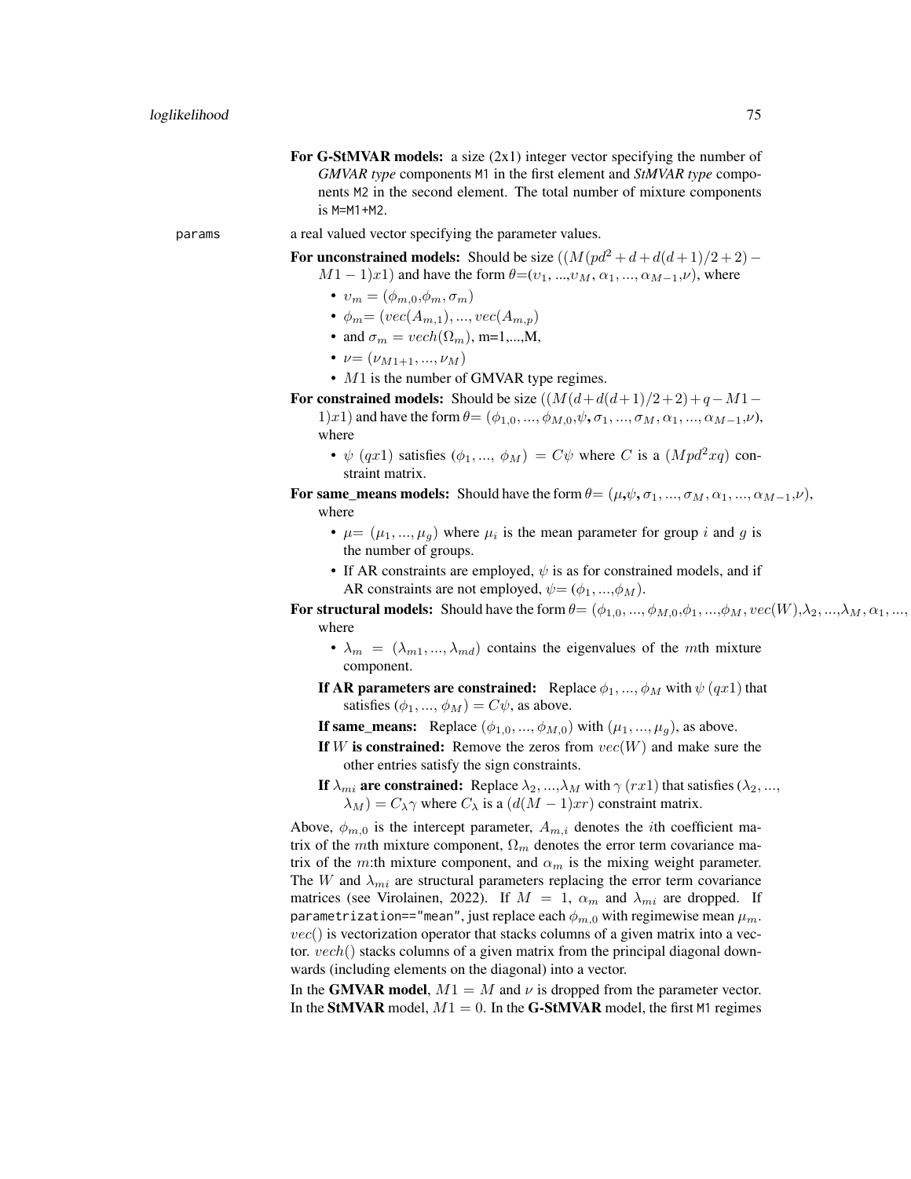**For G-StMVAR models:** a size (2x1) integer vector specifying the number of *GMVAR type* components `M1` in the first element and *StMVAR type* components `M2` in the second element. The total number of mixture components is `M=M1+M2`.

`params` a real valued vector specifying the parameter values.

**For unconstrained models:** Should be size $((M(pd^2+d+d(d+1)/2+2)-M1-1)x1)$ and have the form $\theta$=($\upsilon_1$, ...,$\upsilon_M$, $\alpha_1, ..., \alpha_{M-1}$,$\nu$), where

- $\upsilon_m = (\phi_{m,0}$,$\phi_m$, $\sigma_m)$
- $\phi_m$= $(vec(A_{m,1}), ..., vec(A_{m,p})$
- and $\sigma_m = vech(\Omega_m)$, m=1,...,M,
- $\nu$= $(\nu_{M1+1}, ..., \nu_M)$
- $M1$ is the number of GMVAR type regimes.

**For constrained models:** Should be size $((M(d+d(d+1)/2+2)+q-M1-1)x1)$ and have the form $\theta$= $(\phi_{1,0}, ..., \phi_{M,0}$,$\psi$, $\sigma_1, ..., \sigma_M, \alpha_1, ..., \alpha_{M-1}$,$\nu$), where

- $\psi$ $(qx1)$ satisfies $(\phi_1$,..., $\phi_M)$ $= C\psi$ where $C$ is a $(Mpd^2xq)$ constraint matrix.

**For same_means models:** Should have the form $\theta$= ($\mu$,$\psi$, $\sigma_1, ..., \sigma_M, \alpha_1, ..., \alpha_{M-1}$,$\nu$), where

- $\mu$= $(\mu_1, ..., \mu_g)$ where $\mu_i$ is the mean parameter for group $i$ and $g$ is the number of groups.
- If AR constraints are employed, $\psi$ is as for constrained models, and if AR constraints are not employed, $\psi$= ($\phi_1$, ...,$\phi_M$).

**For structural models:** Should have the form $\theta$= $(\phi_{1,0}, ..., \phi_{M,0}$,$\phi_1, ...$,$\phi_M$, $vec(W)$,$\lambda_2$, ...,$\lambda_M$, $\alpha_1, ...,$ where

- $\lambda_m$ $=$ $(\lambda_{m1}, ..., \lambda_{md})$ contains the eigenvalues of the $m$th mixture component.

**If AR parameters are constrained:** Replace $\phi_1, ..., \phi_M$ with $\psi$ $(qx1)$ that satisfies $(\phi_1$, ..., $\phi_M) = C\psi$, as above.

**If same_means:** Replace $(\phi_{1,0}, ..., \phi_{M,0})$ with $(\mu_1, ..., \mu_g)$, as above.

**If $W$ is constrained:** Remove the zeros from $vec(W)$ and make sure the other entries satisfy the sign constraints.

**If $\lambda_{mi}$ are constrained:** Replace $\lambda_2$, ...,$\lambda_M$ with $\gamma$ $(rx1)$ that satisfies ($\lambda_2$, ..., $\lambda_M) = C_{\lambda}\gamma$ where $C_{\lambda}$ is a $(d(M-1)xr)$ constraint matrix.

Above, $\phi_{m,0}$ is the intercept parameter, $A_{m,i}$ denotes the $i$th coefficient matrix of the $m$th mixture component, $\Omega_m$ denotes the error term covariance matrix of the $m$:th mixture component, and $\alpha_m$ is the mixing weight parameter. The $W$ and $\lambda_{mi}$ are structural parameters replacing the error term covariance matrices (see Virolainen, 2022). If $M = 1$, $\alpha_m$ and $\lambda_{mi}$ are dropped. If `parametrization=="mean"`, just replace each $\phi_{m,0}$ with regimewise mean $\mu_m$. $vec()$ is vectorization operator that stacks columns of a given matrix into a vector. $vech()$ stacks columns of a given matrix from the principal diagonal downwards (including elements on the diagonal) into a vector.

In the **GMVAR model**, $M1 = M$ and $\nu$ is dropped from the parameter vector. In the **StMVAR** model, $M1 = 0$. In the **G-StMVAR** model, the first `M1` regimes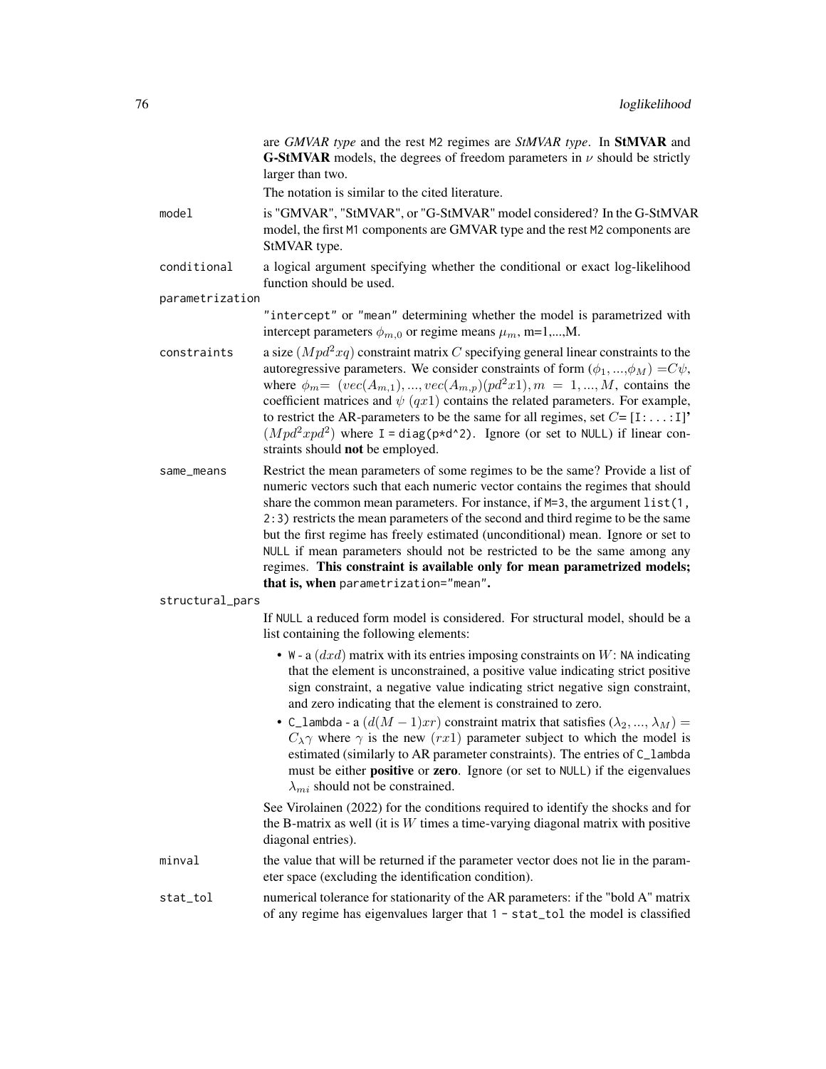are *GMVAR type* and the rest M2 regimes are *StMVAR type*. In **StMVAR** and **G-StMVAR** models, the degrees of freedom parameters in $\nu$ should be strictly larger than two.

The notation is similar to the cited literature.

`model` is "GMVAR", "StMVAR", or "G-StMVAR" model considered? In the G-StMVAR model, the first M1 components are GMVAR type and the rest M2 components are StMVAR type.

`conditional` a logical argument specifying whether the conditional or exact log-likelihood function should be used.

`parametrization` "intercept" or "mean" determining whether the model is parametrized with intercept parameters $\phi_{m,0}$ or regime means $\mu_m$, m=1,...,M.

`constraints` a size $(Mpd^2xq)$ constraint matrix $C$ specifying general linear constraints to the autoregressive parameters. We consider constraints of form $(\phi_1,...,\phi_M) = C\psi$, where $\phi_m = (vec(A_{m,1}),...,vec(A_{m,p})(pd^2x1), m = 1,...,M$, contains the coefficient matrices and $\psi$ $(qx1)$ contains the related parameters. For example, to restrict the AR-parameters to be the same for all regimes, set $C$= [I:...:I]' $(Mpd^2xpd^2)$ where I = diag(p*d^2). Ignore (or set to NULL) if linear constraints should **not** be employed.

`same_means` Restrict the mean parameters of some regimes to be the same? Provide a list of numeric vectors such that each numeric vector contains the regimes that should share the common mean parameters. For instance, if M=3, the argument list(1, 2:3) restricts the mean parameters of the second and third regime to be the same but the first regime has freely estimated (unconditional) mean. Ignore or set to NULL if mean parameters should not be restricted to be the same among any regimes. **This constraint is available only for mean parametrized models; that is, when** parametrization="mean"**.**

`structural_pars` If NULL a reduced form model is considered. For structural model, should be a list containing the following elements:

- W - a $(dxd)$ matrix with its entries imposing constraints on $W$: NA indicating that the element is unconstrained, a positive value indicating strict positive sign constraint, a negative value indicating strict negative sign constraint, and zero indicating that the element is constrained to zero.
- C_lambda - a $(d(M-1)xr)$ constraint matrix that satisfies $(\lambda_2,...,\lambda_M) = C_{\lambda}\gamma$ where $\gamma$ is the new $(rx1)$ parameter subject to which the model is estimated (similarly to AR parameter constraints). The entries of C_lambda must be either **positive** or **zero**. Ignore (or set to NULL) if the eigenvalues $\lambda_{mi}$ should not be constrained.

See Virolainen (2022) for the conditions required to identify the shocks and for the B-matrix as well (it is $W$ times a time-varying diagonal matrix with positive diagonal entries).

`minval` the value that will be returned if the parameter vector does not lie in the parameter space (excluding the identification condition).

`stat_tol` numerical tolerance for stationarity of the AR parameters: if the "bold A" matrix of any regime has eigenvalues larger that 1 - stat_tol the model is classified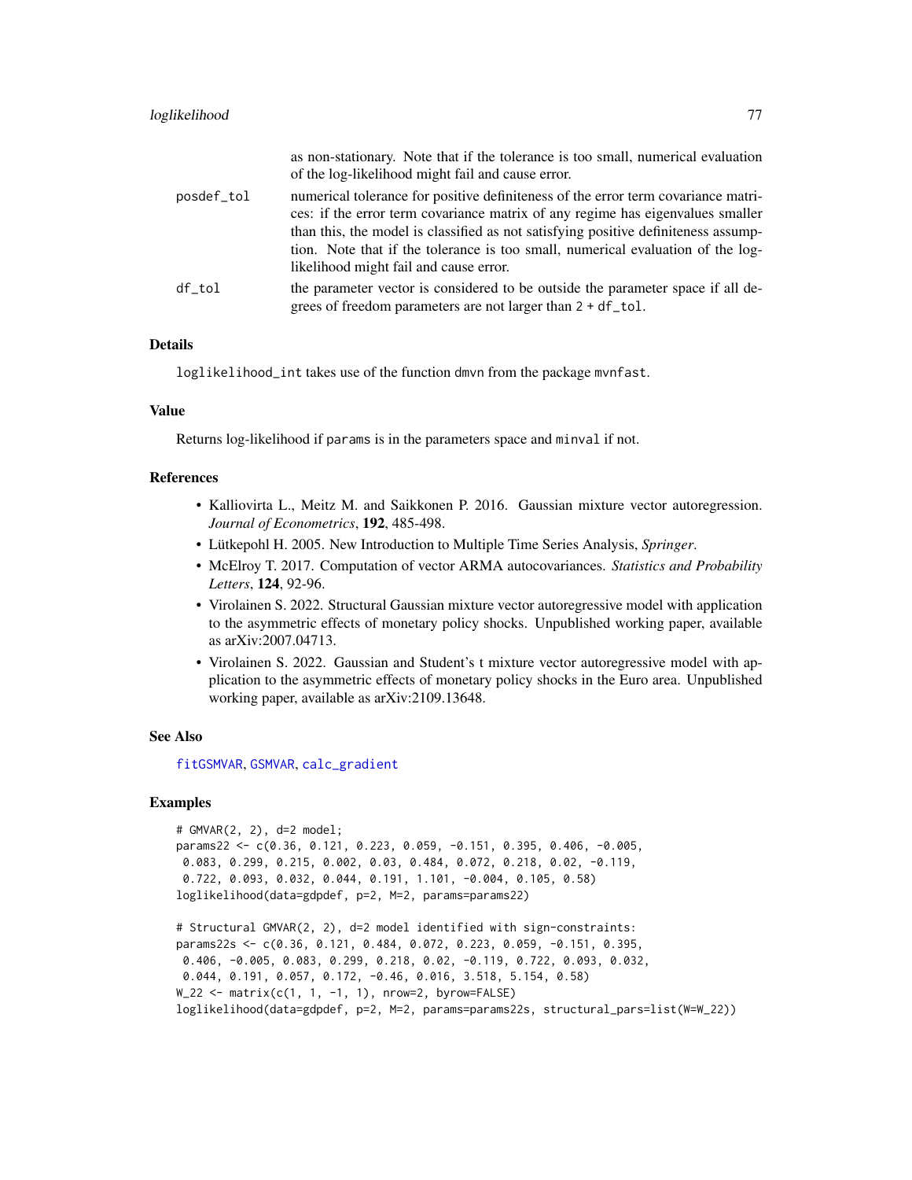| | |
|---|---|
| | as non-stationary. Note that if the tolerance is too small, numerical evaluation of the log-likelihood might fail and cause error. |
| posdef_tol | numerical tolerance for positive definiteness of the error term covariance matrices: if the error term covariance matrix of any regime has eigenvalues smaller than this, the model is classified as not satisfying positive definiteness assumption. Note that if the tolerance is too small, numerical evaluation of the log-likelihood might fail and cause error. |
| df_tol | the parameter vector is considered to be outside the parameter space if all degrees of freedom parameters are not larger than 2 + df_tol. |

## Details

loglikelihood_int takes use of the function dmvn from the package mvnfast.

## Value

Returns log-likelihood if params is in the parameters space and minval if not.

## References

- Kalliovirta L., Meitz M. and Saikkonen P. 2016. Gaussian mixture vector autoregression. *Journal of Econometrics*, **192**, 485-498.
- Lütkepohl H. 2005. New Introduction to Multiple Time Series Analysis, *Springer*.
- McElroy T. 2017. Computation of vector ARMA autocovariances. *Statistics and Probability Letters*, **124**, 92-96.
- Virolainen S. 2022. Structural Gaussian mixture vector autoregressive model with application to the asymmetric effects of monetary policy shocks. Unpublished working paper, available as arXiv:2007.04713.
- Virolainen S. 2022. Gaussian and Student's t mixture vector autoregressive model with application to the asymmetric effects of monetary policy shocks in the Euro area. Unpublished working paper, available as arXiv:2109.13648.

## See Also

fitGSMVAR, GSMVAR, calc_gradient

## Examples

```
# GMVAR(2, 2), d=2 model;
params22 <- c(0.36, 0.121, 0.223, 0.059, -0.151, 0.395, 0.406, -0.005,
 0.083, 0.299, 0.215, 0.002, 0.03, 0.484, 0.072, 0.218, 0.02, -0.119,
 0.722, 0.093, 0.032, 0.044, 0.191, 1.101, -0.004, 0.105, 0.58)
loglikelihood(data=gdpdef, p=2, M=2, params=params22)

# Structural GMVAR(2, 2), d=2 model identified with sign-constraints:
params22s <- c(0.36, 0.121, 0.484, 0.072, 0.223, 0.059, -0.151, 0.395,
 0.406, -0.005, 0.083, 0.299, 0.218, 0.02, -0.119, 0.722, 0.093, 0.032,
 0.044, 0.191, 0.057, 0.172, -0.46, 0.016, 3.518, 5.154, 0.58)
W_22 <- matrix(c(1, 1, -1, 1), nrow=2, byrow=FALSE)
loglikelihood(data=gdpdef, p=2, M=2, params=params22s, structural_pars=list(W=W_22))
```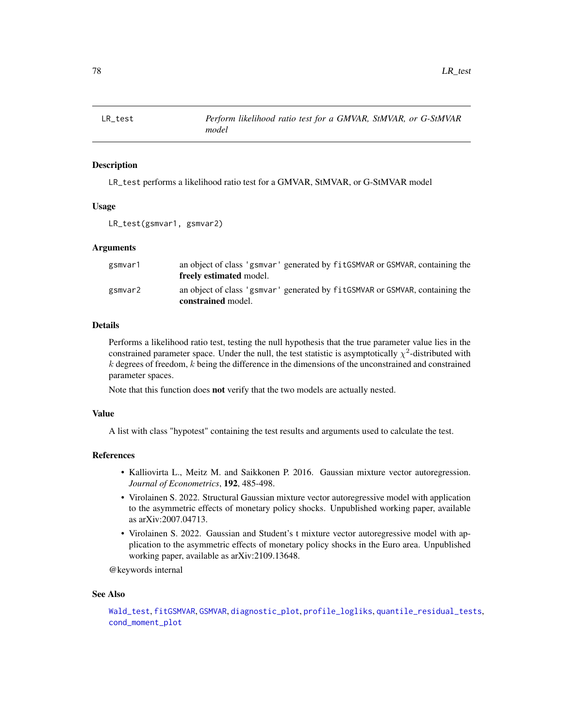## LR_test — *Perform likelihood ratio test for a GMVAR, StMVAR, or G-StMVAR model*

### Description

`LR_test` performs a likelihood ratio test for a GMVAR, StMVAR, or G-StMVAR model

### Usage

```
LR_test(gsmvar1, gsmvar2)
```

### Arguments

| | |
|---|---|
| `gsmvar1` | an object of class `'gsmvar'` generated by `fitGSMVAR` or `GSMVAR`, containing the **freely estimated** model. |
| `gsmvar2` | an object of class `'gsmvar'` generated by `fitGSMVAR` or `GSMVAR`, containing the **constrained** model. |

### Details

Performs a likelihood ratio test, testing the null hypothesis that the true parameter value lies in the constrained parameter space. Under the null, the test statistic is asymptotically $\chi^2$-distributed with $k$ degrees of freedom, $k$ being the difference in the dimensions of the unconstrained and constrained parameter spaces.

Note that this function does **not** verify that the two models are actually nested.

### Value

A list with class "hypotest" containing the test results and arguments used to calculate the test.

### References

- Kalliovirta L., Meitz M. and Saikkonen P. 2016. Gaussian mixture vector autoregression. *Journal of Econometrics*, **192**, 485-498.
- Virolainen S. 2022. Structural Gaussian mixture vector autoregressive model with application to the asymmetric effects of monetary policy shocks. Unpublished working paper, available as arXiv:2007.04713.
- Virolainen S. 2022. Gaussian and Student's t mixture vector autoregressive model with application to the asymmetric effects of monetary policy shocks in the Euro area. Unpublished working paper, available as arXiv:2109.13648.

@keywords internal

### See Also

`Wald_test`, `fitGSMVAR`, `GSMVAR`, `diagnostic_plot`, `profile_logliks`, `quantile_residual_tests`, `cond_moment_plot`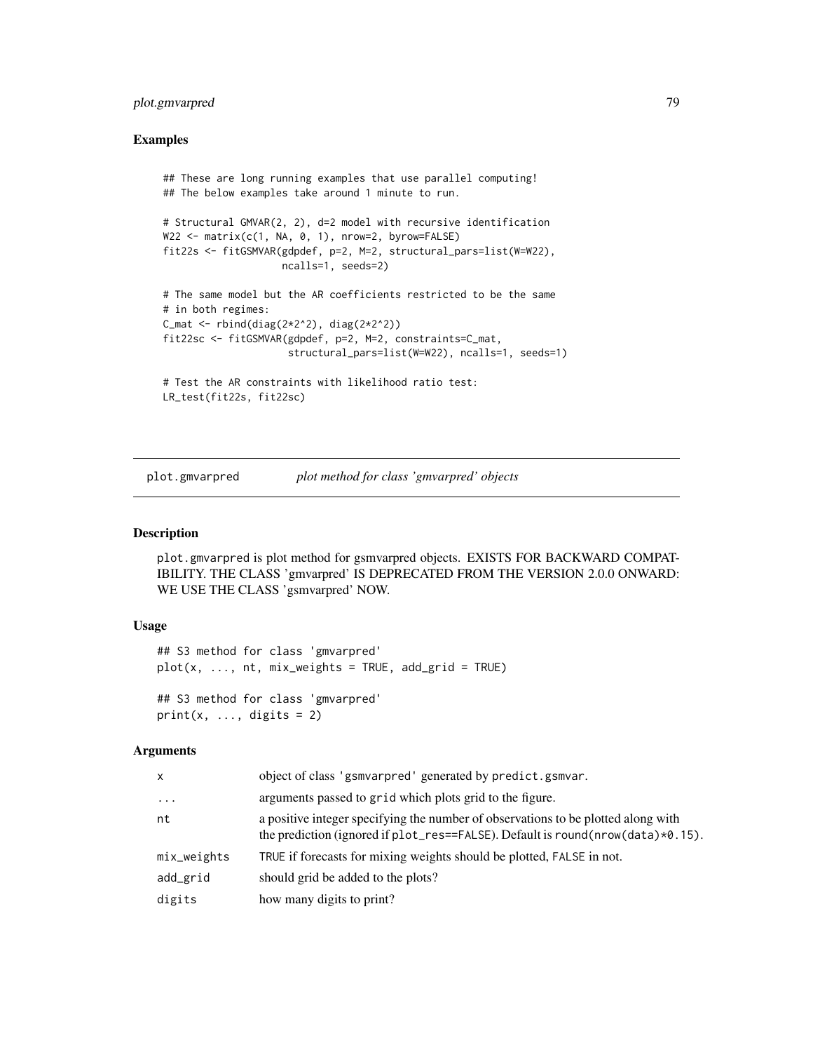## Examples

```
## These are long running examples that use parallel computing!
## The below examples take around 1 minute to run.

# Structural GMVAR(2, 2), d=2 model with recursive identification
W22 <- matrix(c(1, NA, 0, 1), nrow=2, byrow=FALSE)
fit22s <- fitGSMVAR(gdpdef, p=2, M=2, structural_pars=list(W=W22),
                    ncalls=1, seeds=2)

# The same model but the AR coefficients restricted to be the same
# in both regimes:
C_mat <- rbind(diag(2*2^2), diag(2*2^2))
fit22sc <- fitGSMVAR(gdpdef, p=2, M=2, constraints=C_mat,
                     structural_pars=list(W=W22), ncalls=1, seeds=1)

# Test the AR constraints with likelihood ratio test:
LR_test(fit22s, fit22sc)
```

# plot.gmvarpred — *plot method for class 'gmvarpred' objects*

## Description

plot.gmvarpred is plot method for gsmvarpred objects. EXISTS FOR BACKWARD COMPATIBILITY. THE CLASS 'gmvarpred' IS DEPRECATED FROM THE VERSION 2.0.0 ONWARD: WE USE THE CLASS 'gsmvarpred' NOW.

## Usage

```
## S3 method for class 'gmvarpred'
plot(x, ..., nt, mix_weights = TRUE, add_grid = TRUE)

## S3 method for class 'gmvarpred'
print(x, ..., digits = 2)
```

## Arguments

| | |
|---|---|
| x | object of class 'gsmvarpred' generated by predict.gsmvar. |
| ... | arguments passed to grid which plots grid to the figure. |
| nt | a positive integer specifying the number of observations to be plotted along with the prediction (ignored if plot_res==FALSE). Default is round(nrow(data)*0.15). |
| mix_weights | TRUE if forecasts for mixing weights should be plotted, FALSE in not. |
| add_grid | should grid be added to the plots? |
| digits | how many digits to print? |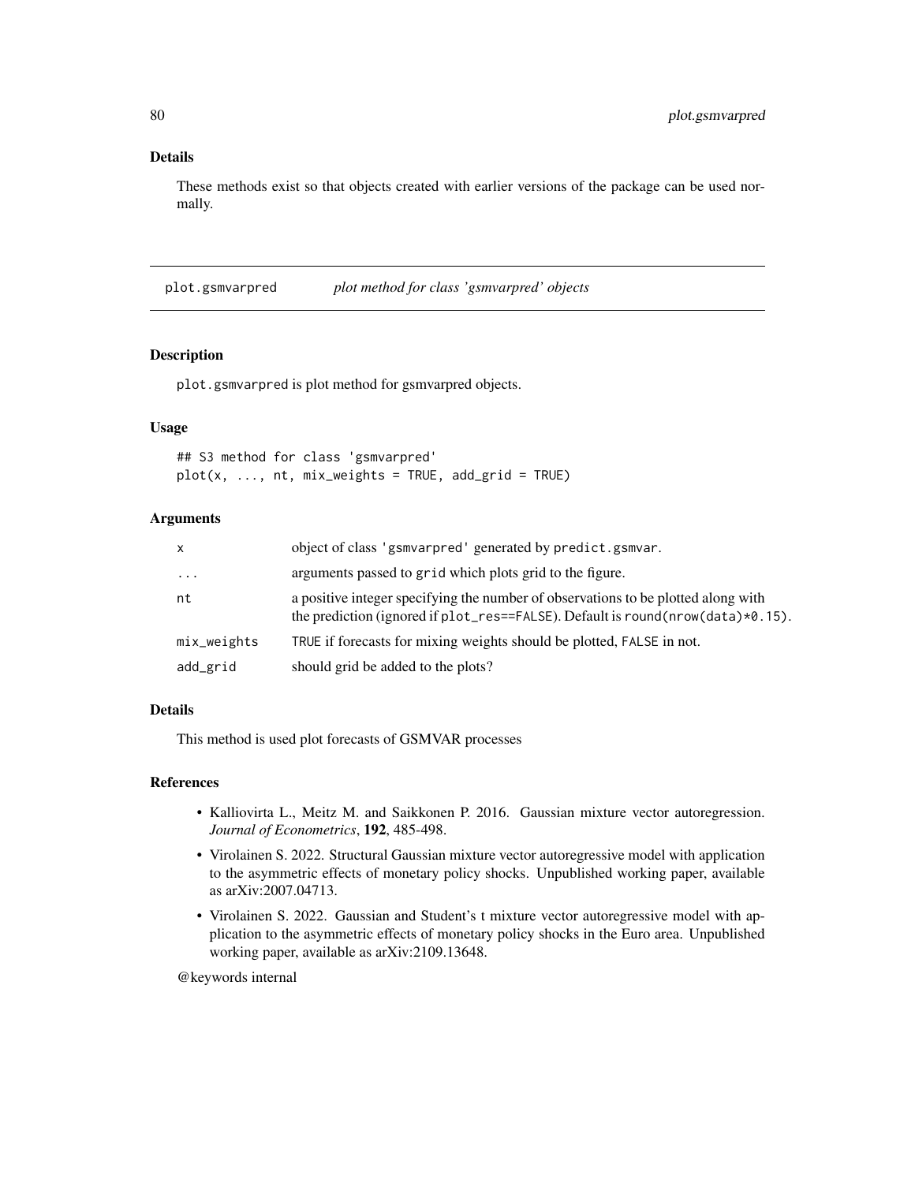## Details

These methods exist so that objects created with earlier versions of the package can be used normally.

---

## plot.gsmvarpred — *plot method for class 'gsmvarpred' objects*

### Description

plot.gsmvarpred is plot method for gsmvarpred objects.

### Usage

```
## S3 method for class 'gsmvarpred'
plot(x, ..., nt, mix_weights = TRUE, add_grid = TRUE)
```

### Arguments

| | |
|---|---|
| x | object of class 'gsmvarpred' generated by predict.gsmvar. |
| ... | arguments passed to grid which plots grid to the figure. |
| nt | a positive integer specifying the number of observations to be plotted along with the prediction (ignored if plot_res==FALSE). Default is round(nrow(data)*0.15). |
| mix_weights | TRUE if forecasts for mixing weights should be plotted, FALSE in not. |
| add_grid | should grid be added to the plots? |

### Details

This method is used plot forecasts of GSMVAR processes

### References

- Kalliovirta L., Meitz M. and Saikkonen P. 2016. Gaussian mixture vector autoregression. *Journal of Econometrics*, **192**, 485-498.
- Virolainen S. 2022. Structural Gaussian mixture vector autoregressive model with application to the asymmetric effects of monetary policy shocks. Unpublished working paper, available as arXiv:2007.04713.
- Virolainen S. 2022. Gaussian and Student's t mixture vector autoregressive model with application to the asymmetric effects of monetary policy shocks in the Euro area. Unpublished working paper, available as arXiv:2109.13648.

@keywords internal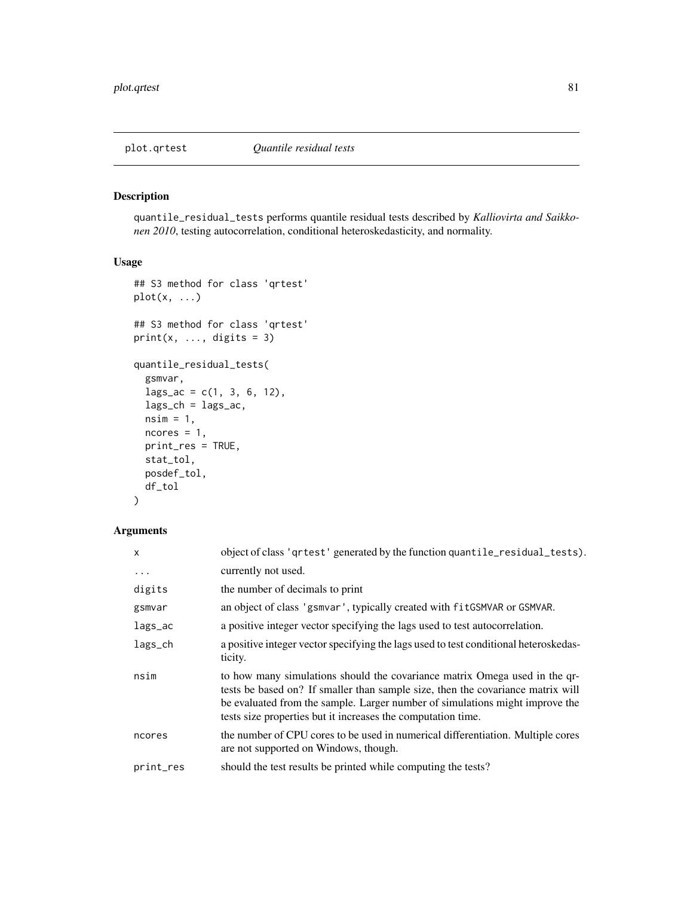plot.qrtest — *Quantile residual tests*

## Description

quantile_residual_tests performs quantile residual tests described by *Kalliovirta and Saikkonen 2010*, testing autocorrelation, conditional heteroskedasticity, and normality.

## Usage

```
## S3 method for class 'qrtest'
plot(x, ...)

## S3 method for class 'qrtest'
print(x, ..., digits = 3)

quantile_residual_tests(
  gsmvar,
  lags_ac = c(1, 3, 6, 12),
  lags_ch = lags_ac,
  nsim = 1,
  ncores = 1,
  print_res = TRUE,
  stat_tol,
  posdef_tol,
  df_tol
)
```

## Arguments

| | |
|---|---|
| x | object of class 'qrtest' generated by the function quantile_residual_tests). |
| ... | currently not used. |
| digits | the number of decimals to print |
| gsmvar | an object of class 'gsmvar', typically created with fitGSMVAR or GSMVAR. |
| lags_ac | a positive integer vector specifying the lags used to test autocorrelation. |
| lags_ch | a positive integer vector specifying the lags used to test conditional heteroskedasticity. |
| nsim | to how many simulations should the covariance matrix Omega used in the qr-tests be based on? If smaller than sample size, then the covariance matrix will be evaluated from the sample. Larger number of simulations might improve the tests size properties but it increases the computation time. |
| ncores | the number of CPU cores to be used in numerical differentiation. Multiple cores are not supported on Windows, though. |
| print_res | should the test results be printed while computing the tests? |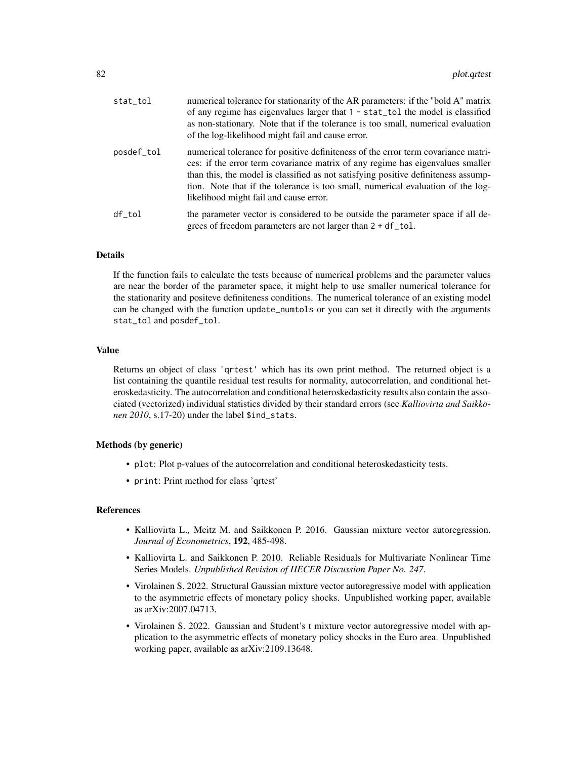| | |
|---|---|
| stat_tol | numerical tolerance for stationarity of the AR parameters: if the "bold A" matrix of any regime has eigenvalues larger that 1 - stat_tol the model is classified as non-stationary. Note that if the tolerance is too small, numerical evaluation of the log-likelihood might fail and cause error. |
| posdef_tol | numerical tolerance for positive definiteness of the error term covariance matrices: if the error term covariance matrix of any regime has eigenvalues smaller than this, the model is classified as not satisfying positive definiteness assumption. Note that if the tolerance is too small, numerical evaluation of the log-likelihood might fail and cause error. |
| df_tol | the parameter vector is considered to be outside the parameter space if all degrees of freedom parameters are not larger than 2 + df_tol. |

### Details

If the function fails to calculate the tests because of numerical problems and the parameter values are near the border of the parameter space, it might help to use smaller numerical tolerance for the stationarity and positeve definiteness conditions. The numerical tolerance of an existing model can be changed with the function update_numtols or you can set it directly with the arguments stat_tol and posdef_tol.

### Value

Returns an object of class 'qrtest' which has its own print method. The returned object is a list containing the quantile residual test results for normality, autocorrelation, and conditional heteroskedasticity. The autocorrelation and conditional heteroskedasticity results also contain the associated (vectorized) individual statistics divided by their standard errors (see *Kalliovirta and Saikkonen 2010*, s.17-20) under the label $ind_stats.

### Methods (by generic)

- plot: Plot p-values of the autocorrelation and conditional heteroskedasticity tests.
- print: Print method for class 'qrtest'

### References

- Kalliovirta L., Meitz M. and Saikkonen P. 2016. Gaussian mixture vector autoregression. *Journal of Econometrics*, **192**, 485-498.
- Kalliovirta L. and Saikkonen P. 2010. Reliable Residuals for Multivariate Nonlinear Time Series Models. *Unpublished Revision of HECER Discussion Paper No. 247*.
- Virolainen S. 2022. Structural Gaussian mixture vector autoregressive model with application to the asymmetric effects of monetary policy shocks. Unpublished working paper, available as arXiv:2007.04713.
- Virolainen S. 2022. Gaussian and Student's t mixture vector autoregressive model with application to the asymmetric effects of monetary policy shocks in the Euro area. Unpublished working paper, available as arXiv:2109.13648.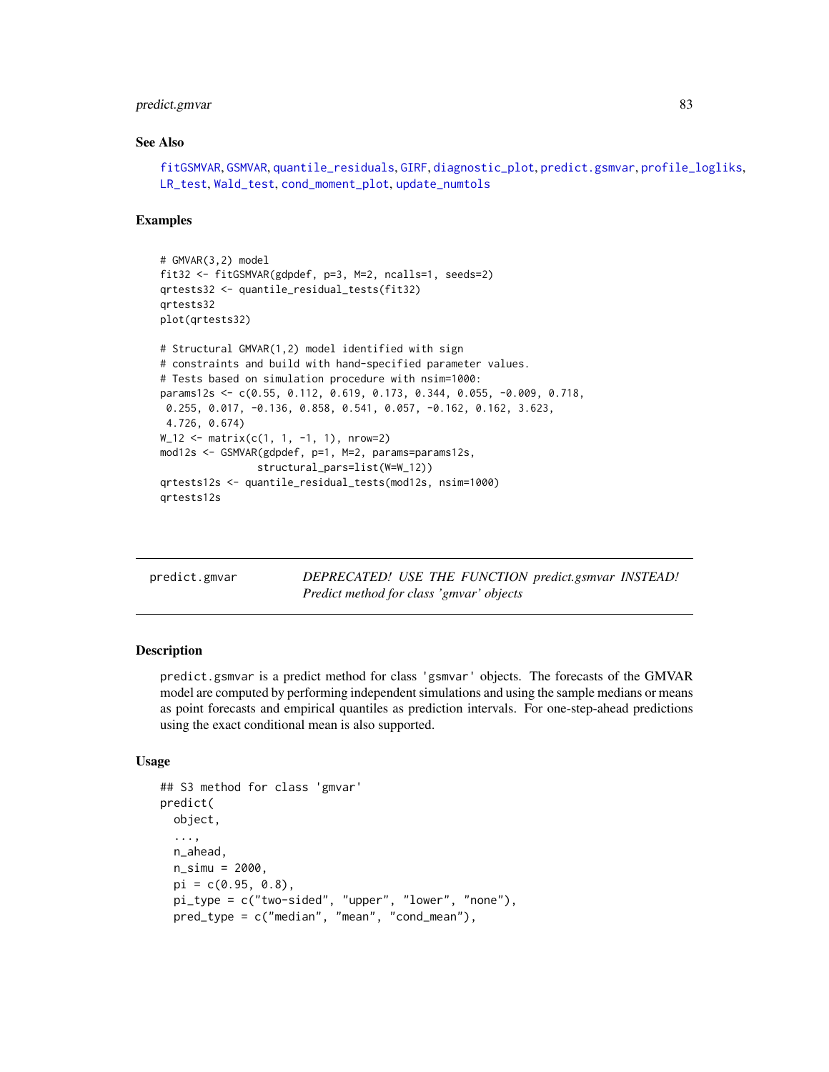### See Also

fitGSMVAR, GSMVAR, quantile_residuals, GIRF, diagnostic_plot, predict.gsmvar, profile_logliks, LR_test, Wald_test, cond_moment_plot, update_numtols

### Examples

```
# GMVAR(3,2) model
fit32 <- fitGSMVAR(gdpdef, p=3, M=2, ncalls=1, seeds=2)
qrtests32 <- quantile_residual_tests(fit32)
qrtests32
plot(qrtests32)

# Structural GMVAR(1,2) model identified with sign
# constraints and build with hand-specified parameter values.
# Tests based on simulation procedure with nsim=1000:
params12s <- c(0.55, 0.112, 0.619, 0.173, 0.344, 0.055, -0.009, 0.718,
 0.255, 0.017, -0.136, 0.858, 0.541, 0.057, -0.162, 0.162, 3.623,
 4.726, 0.674)
W_12 <- matrix(c(1, 1, -1, 1), nrow=2)
mod12s <- GSMVAR(gdpdef, p=1, M=2, params=params12s,
              structural_pars=list(W=W_12))
qrtests12s <- quantile_residual_tests(mod12s, nsim=1000)
qrtests12s
```

---

## predict.gmvar — *DEPRECATED! USE THE FUNCTION predict.gsmvar INSTEAD! Predict method for class 'gmvar' objects*

---

### Description

predict.gsmvar is a predict method for class 'gsmvar' objects. The forecasts of the GMVAR model are computed by performing independent simulations and using the sample medians or means as point forecasts and empirical quantiles as prediction intervals. For one-step-ahead predictions using the exact conditional mean is also supported.

### Usage

```
## S3 method for class 'gmvar'
predict(
  object,
  ...,
  n_ahead,
  n_simu = 2000,
  pi = c(0.95, 0.8),
  pi_type = c("two-sided", "upper", "lower", "none"),
  pred_type = c("median", "mean", "cond_mean"),
```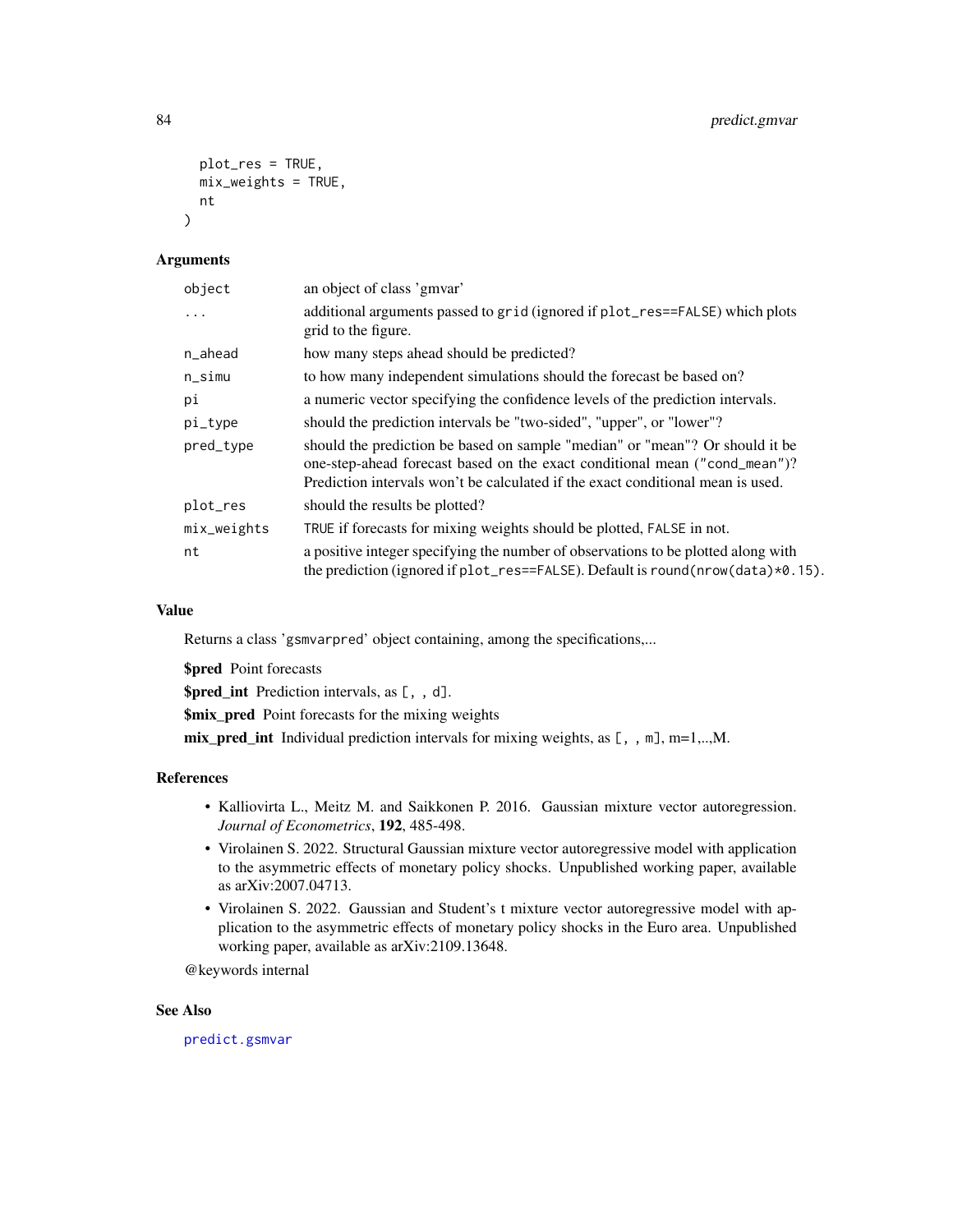```
  plot_res = TRUE,
  mix_weights = TRUE,
  nt
)
```

### Arguments

| | |
|---|---|
| `object` | an object of class 'gmvar' |
| `...` | additional arguments passed to `grid` (ignored if `plot_res==FALSE`) which plots grid to the figure. |
| `n_ahead` | how many steps ahead should be predicted? |
| `n_simu` | to how many independent simulations should the forecast be based on? |
| `pi` | a numeric vector specifying the confidence levels of the prediction intervals. |
| `pi_type` | should the prediction intervals be "two-sided", "upper", or "lower"? |
| `pred_type` | should the prediction be based on sample "median" or "mean"? Or should it be one-step-ahead forecast based on the exact conditional mean (`"cond_mean"`)? Prediction intervals won't be calculated if the exact conditional mean is used. |
| `plot_res` | should the results be plotted? |
| `mix_weights` | `TRUE` if forecasts for mixing weights should be plotted, `FALSE` in not. |
| `nt` | a positive integer specifying the number of observations to be plotted along with the prediction (ignored if `plot_res==FALSE`). Default is `round(nrow(data)*0.15)`. |

### Value

Returns a class 'gsmvarpred' object containing, among the specifications,...

**$pred** Point forecasts

**$pred_int** Prediction intervals, as `[, , d]`.

**$mix_pred** Point forecasts for the mixing weights

**mix_pred_int** Individual prediction intervals for mixing weights, as `[, , m]`, m=1,..,M.

### References

- Kalliovirta L., Meitz M. and Saikkonen P. 2016. Gaussian mixture vector autoregression. *Journal of Econometrics*, **192**, 485-498.
- Virolainen S. 2022. Structural Gaussian mixture vector autoregressive model with application to the asymmetric effects of monetary policy shocks. Unpublished working paper, available as arXiv:2007.04713.
- Virolainen S. 2022. Gaussian and Student's t mixture vector autoregressive model with application to the asymmetric effects of monetary policy shocks in the Euro area. Unpublished working paper, available as arXiv:2109.13648.

@keywords internal

### See Also

`predict.gsmvar`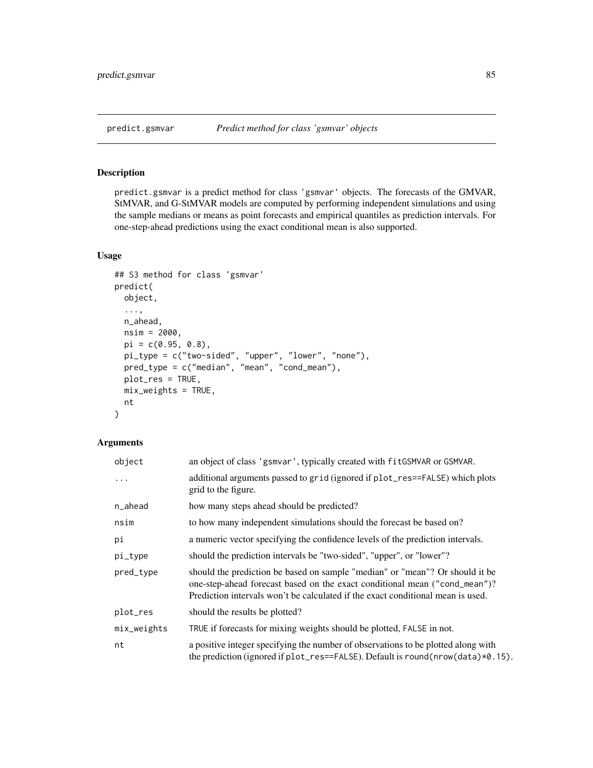# predict.gsmvar — *Predict method for class 'gsmvar' objects*

## Description

predict.gsmvar is a predict method for class 'gsmvar' objects. The forecasts of the GMVAR, StMVAR, and G-StMVAR models are computed by performing independent simulations and using the sample medians or means as point forecasts and empirical quantiles as prediction intervals. For one-step-ahead predictions using the exact conditional mean is also supported.

## Usage

```
## S3 method for class 'gsmvar'
predict(
  object,
  ...,
  n_ahead,
  nsim = 2000,
  pi = c(0.95, 0.8),
  pi_type = c("two-sided", "upper", "lower", "none"),
  pred_type = c("median", "mean", "cond_mean"),
  plot_res = TRUE,
  mix_weights = TRUE,
  nt
)
```

## Arguments

| | |
|---|---|
| object | an object of class 'gsmvar', typically created with fitGSMVAR or GSMVAR. |
| ... | additional arguments passed to grid (ignored if plot_res==FALSE) which plots grid to the figure. |
| n_ahead | how many steps ahead should be predicted? |
| nsim | to how many independent simulations should the forecast be based on? |
| pi | a numeric vector specifying the confidence levels of the prediction intervals. |
| pi_type | should the prediction intervals be "two-sided", "upper", or "lower"? |
| pred_type | should the prediction be based on sample "median" or "mean"? Or should it be one-step-ahead forecast based on the exact conditional mean ("cond_mean")? Prediction intervals won't be calculated if the exact conditional mean is used. |
| plot_res | should the results be plotted? |
| mix_weights | TRUE if forecasts for mixing weights should be plotted, FALSE in not. |
| nt | a positive integer specifying the number of observations to be plotted along with the prediction (ignored if plot_res==FALSE). Default is round(nrow(data)*0.15). |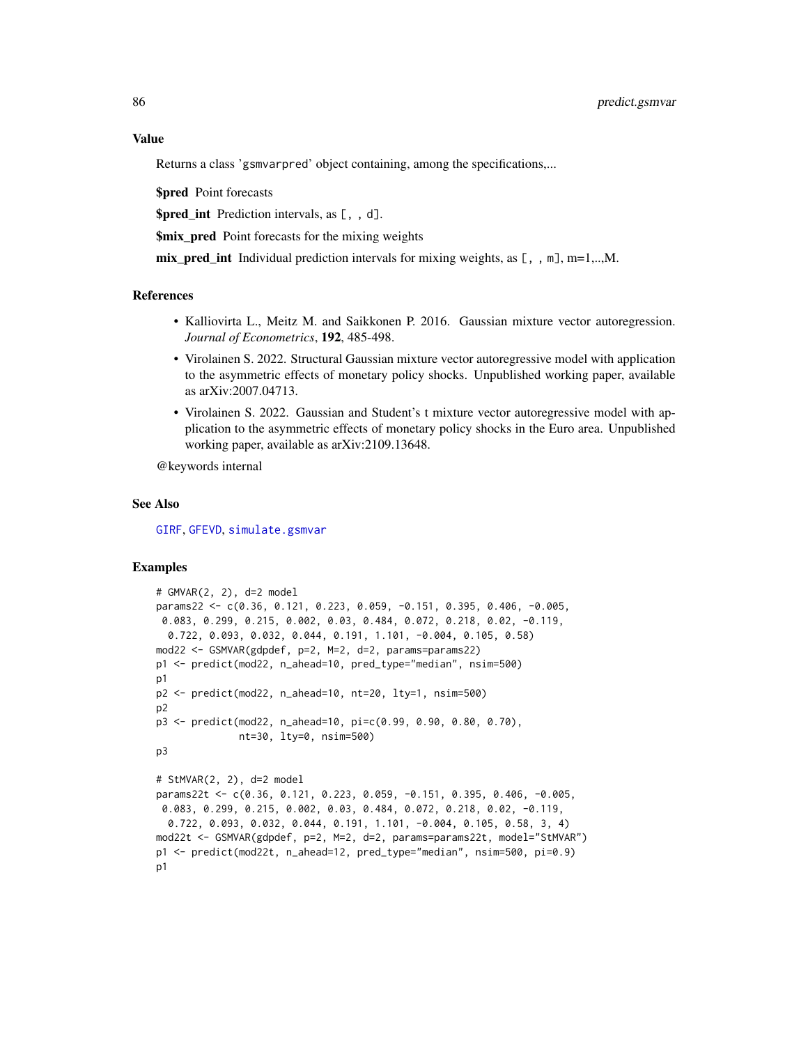## Value

Returns a class 'gsmvarpred' object containing, among the specifications,...

**$pred** Point forecasts

**$pred_int** Prediction intervals, as [, , d].

**$mix_pred** Point forecasts for the mixing weights

**mix_pred_int** Individual prediction intervals for mixing weights, as [, , m], m=1,..,M.

## References

- Kalliovirta L., Meitz M. and Saikkonen P. 2016. Gaussian mixture vector autoregression. *Journal of Econometrics*, **192**, 485-498.
- Virolainen S. 2022. Structural Gaussian mixture vector autoregressive model with application to the asymmetric effects of monetary policy shocks. Unpublished working paper, available as arXiv:2007.04713.
- Virolainen S. 2022. Gaussian and Student's t mixture vector autoregressive model with application to the asymmetric effects of monetary policy shocks in the Euro area. Unpublished working paper, available as arXiv:2109.13648.

@keywords internal

## See Also

GIRF, GFEVD, simulate.gsmvar

## Examples

```
# GMVAR(2, 2), d=2 model
params22 <- c(0.36, 0.121, 0.223, 0.059, -0.151, 0.395, 0.406, -0.005,
 0.083, 0.299, 0.215, 0.002, 0.03, 0.484, 0.072, 0.218, 0.02, -0.119,
  0.722, 0.093, 0.032, 0.044, 0.191, 1.101, -0.004, 0.105, 0.58)
mod22 <- GSMVAR(gdpdef, p=2, M=2, d=2, params=params22)
p1 <- predict(mod22, n_ahead=10, pred_type="median", nsim=500)
p1
p2 <- predict(mod22, n_ahead=10, nt=20, lty=1, nsim=500)
p2
p3 <- predict(mod22, n_ahead=10, pi=c(0.99, 0.90, 0.80, 0.70),
              nt=30, lty=0, nsim=500)
p3

# StMVAR(2, 2), d=2 model
params22t <- c(0.36, 0.121, 0.223, 0.059, -0.151, 0.395, 0.406, -0.005,
 0.083, 0.299, 0.215, 0.002, 0.03, 0.484, 0.072, 0.218, 0.02, -0.119,
  0.722, 0.093, 0.032, 0.044, 0.191, 1.101, -0.004, 0.105, 0.58, 3, 4)
mod22t <- GSMVAR(gdpdef, p=2, M=2, d=2, params=params22t, model="StMVAR")
p1 <- predict(mod22t, n_ahead=12, pred_type="median", nsim=500, pi=0.9)
p1
```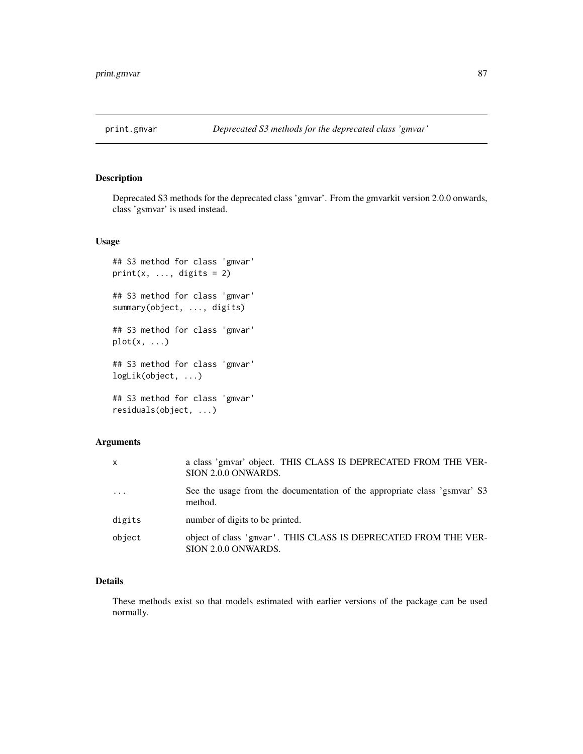# print.gmvar — *Deprecated S3 methods for the deprecated class 'gmvar'*

## Description

Deprecated S3 methods for the deprecated class 'gmvar'. From the gmvarkit version 2.0.0 onwards, class 'gsmvar' is used instead.

## Usage

```
## S3 method for class 'gmvar'
print(x, ..., digits = 2)

## S3 method for class 'gmvar'
summary(object, ..., digits)

## S3 method for class 'gmvar'
plot(x, ...)

## S3 method for class 'gmvar'
logLik(object, ...)

## S3 method for class 'gmvar'
residuals(object, ...)
```

## Arguments

| | |
|---|---|
| `x` | a class 'gmvar' object. THIS CLASS IS DEPRECATED FROM THE VERSION 2.0.0 ONWARDS. |
| `...` | See the usage from the documentation of the appropriate class 'gsmvar' S3 method. |
| `digits` | number of digits to be printed. |
| `object` | object of class `'gmvar'`. THIS CLASS IS DEPRECATED FROM THE VERSION 2.0.0 ONWARDS. |

## Details

These methods exist so that models estimated with earlier versions of the package can be used normally.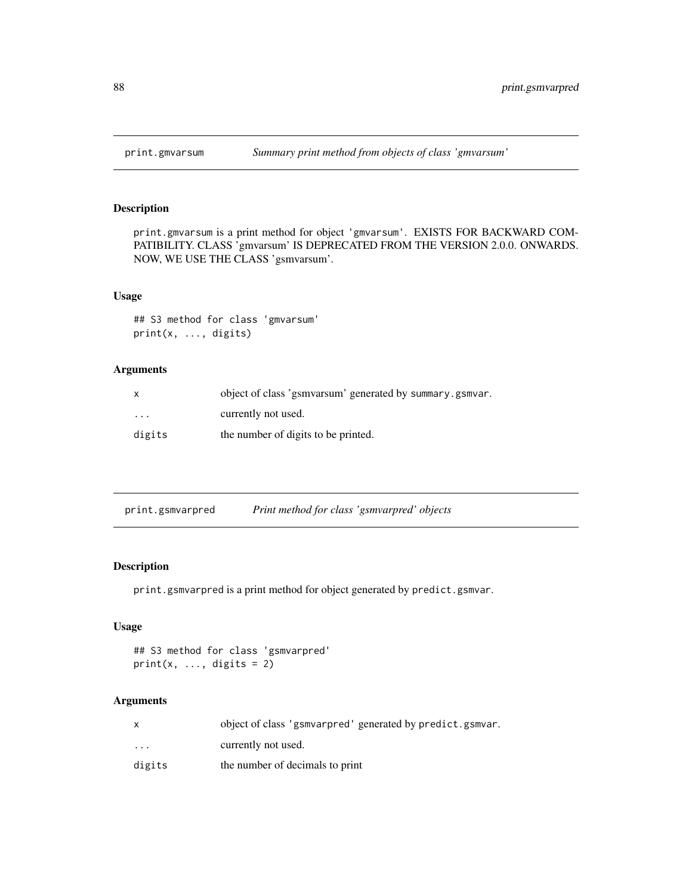## print.gmvarsum — *Summary print method from objects of class 'gmvarsum'*

### Description

print.gmvarsum is a print method for object 'gmvarsum'. EXISTS FOR BACKWARD COMPATIBILITY. CLASS 'gmvarsum' IS DEPRECATED FROM THE VERSION 2.0.0. ONWARDS. NOW, WE USE THE CLASS 'gsmvarsum'.

### Usage

```
## S3 method for class 'gmvarsum'
print(x, ..., digits)
```

### Arguments

| | |
|---|---|
| x | object of class 'gsmvarsum' generated by summary.gsmvar. |
| ... | currently not used. |
| digits | the number of digits to be printed. |

## print.gsmvarpred — *Print method for class 'gsmvarpred' objects*

### Description

print.gsmvarpred is a print method for object generated by predict.gsmvar.

### Usage

```
## S3 method for class 'gsmvarpred'
print(x, ..., digits = 2)
```

### Arguments

| | |
|---|---|
| x | object of class 'gsmvarpred' generated by predict.gsmvar. |
| ... | currently not used. |
| digits | the number of decimals to print |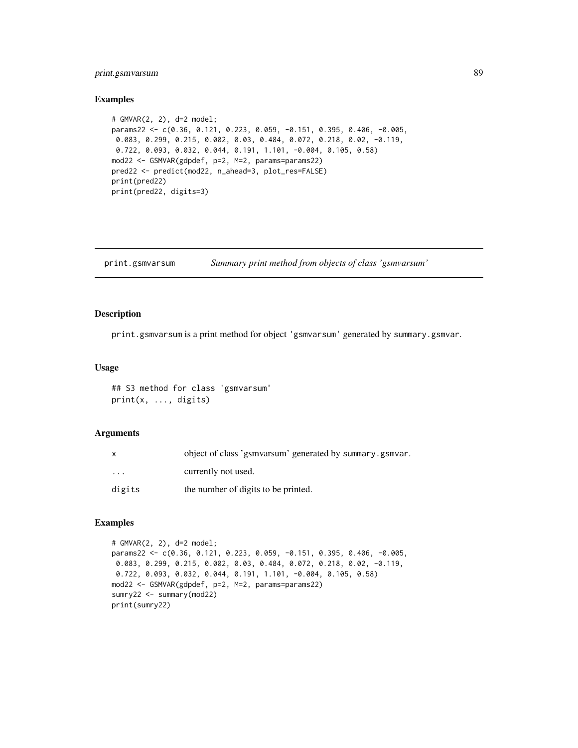## Examples

```
# GMVAR(2, 2), d=2 model;
params22 <- c(0.36, 0.121, 0.223, 0.059, -0.151, 0.395, 0.406, -0.005,
 0.083, 0.299, 0.215, 0.002, 0.03, 0.484, 0.072, 0.218, 0.02, -0.119,
 0.722, 0.093, 0.032, 0.044, 0.191, 1.101, -0.004, 0.105, 0.58)
mod22 <- GSMVAR(gdpdef, p=2, M=2, params=params22)
pred22 <- predict(mod22, n_ahead=3, plot_res=FALSE)
print(pred22)
print(pred22, digits=3)
```

---

# print.gsmvarsum — *Summary print method from objects of class 'gsmvarsum'*

## Description

`print.gsmvarsum` is a print method for object `'gsmvarsum'` generated by `summary.gsmvar`.

## Usage

```
## S3 method for class 'gsmvarsum'
print(x, ..., digits)
```

## Arguments

| | |
|---|---|
| `x` | object of class 'gsmvarsum' generated by `summary.gsmvar`. |
| `...` | currently not used. |
| `digits` | the number of digits to be printed. |

## Examples

```
# GMVAR(2, 2), d=2 model;
params22 <- c(0.36, 0.121, 0.223, 0.059, -0.151, 0.395, 0.406, -0.005,
 0.083, 0.299, 0.215, 0.002, 0.03, 0.484, 0.072, 0.218, 0.02, -0.119,
 0.722, 0.093, 0.032, 0.044, 0.191, 1.101, -0.004, 0.105, 0.58)
mod22 <- GSMVAR(gdpdef, p=2, M=2, params=params22)
sumry22 <- summary(mod22)
print(sumry22)
```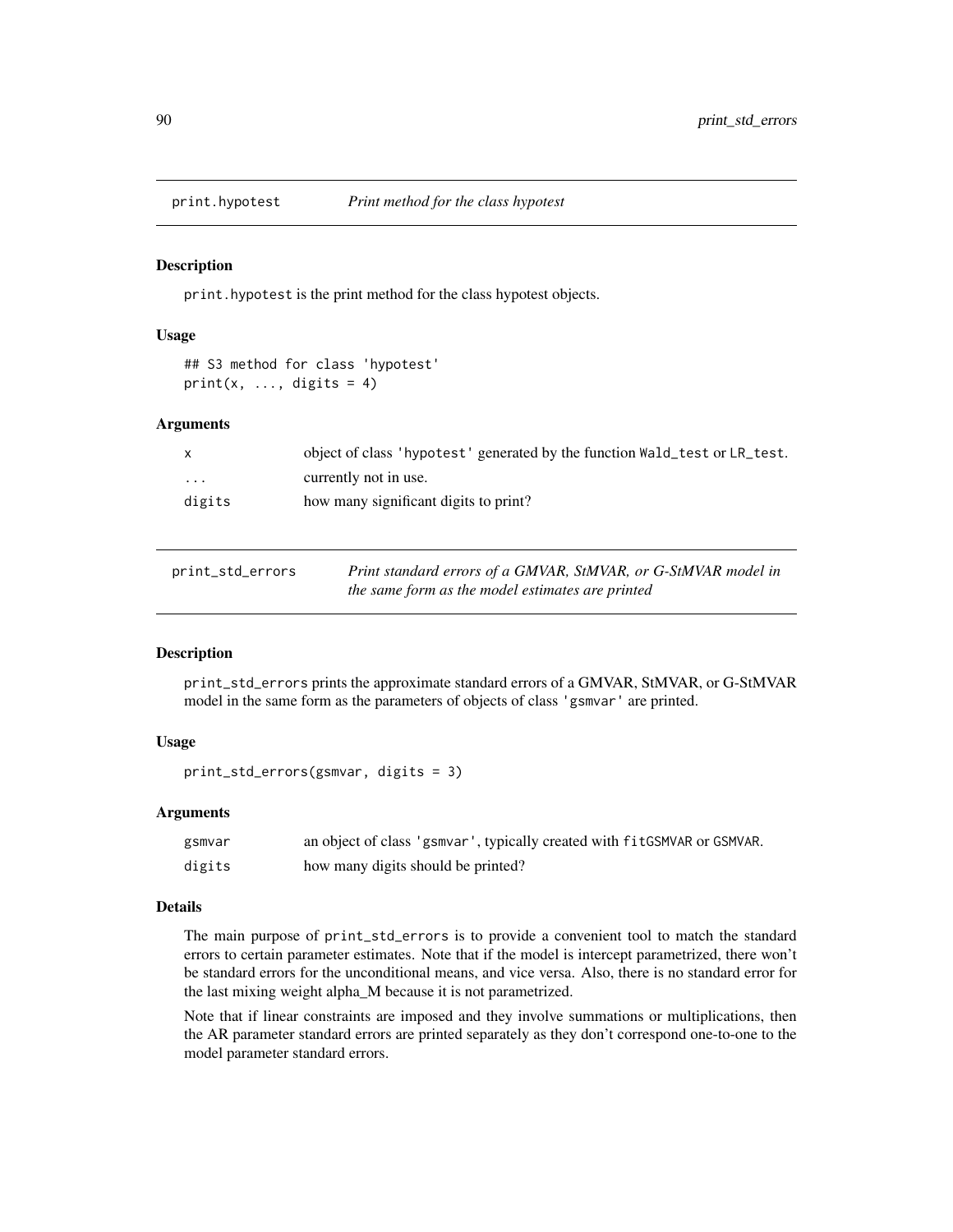## print.hypotest — *Print method for the class hypotest*

### Description

print.hypotest is the print method for the class hypotest objects.

### Usage

```
## S3 method for class 'hypotest'
print(x, ..., digits = 4)
```

### Arguments

| | |
|---|---|
| x | object of class 'hypotest' generated by the function Wald_test or LR_test. |
| ... | currently not in use. |
| digits | how many significant digits to print? |

## print_std_errors — *Print standard errors of a GMVAR, StMVAR, or G-StMVAR model in the same form as the model estimates are printed*

### Description

print_std_errors prints the approximate standard errors of a GMVAR, StMVAR, or G-StMVAR model in the same form as the parameters of objects of class 'gsmvar' are printed.

### Usage

```
print_std_errors(gsmvar, digits = 3)
```

### Arguments

| | |
|---|---|
| gsmvar | an object of class 'gsmvar', typically created with fitGSMVAR or GSMVAR. |
| digits | how many digits should be printed? |

### Details

The main purpose of print_std_errors is to provide a convenient tool to match the standard errors to certain parameter estimates. Note that if the model is intercept parametrized, there won't be standard errors for the unconditional means, and vice versa. Also, there is no standard error for the last mixing weight alpha_M because it is not parametrized.

Note that if linear constraints are imposed and they involve summations or multiplications, then the AR parameter standard errors are printed separately as they don't correspond one-to-one to the model parameter standard errors.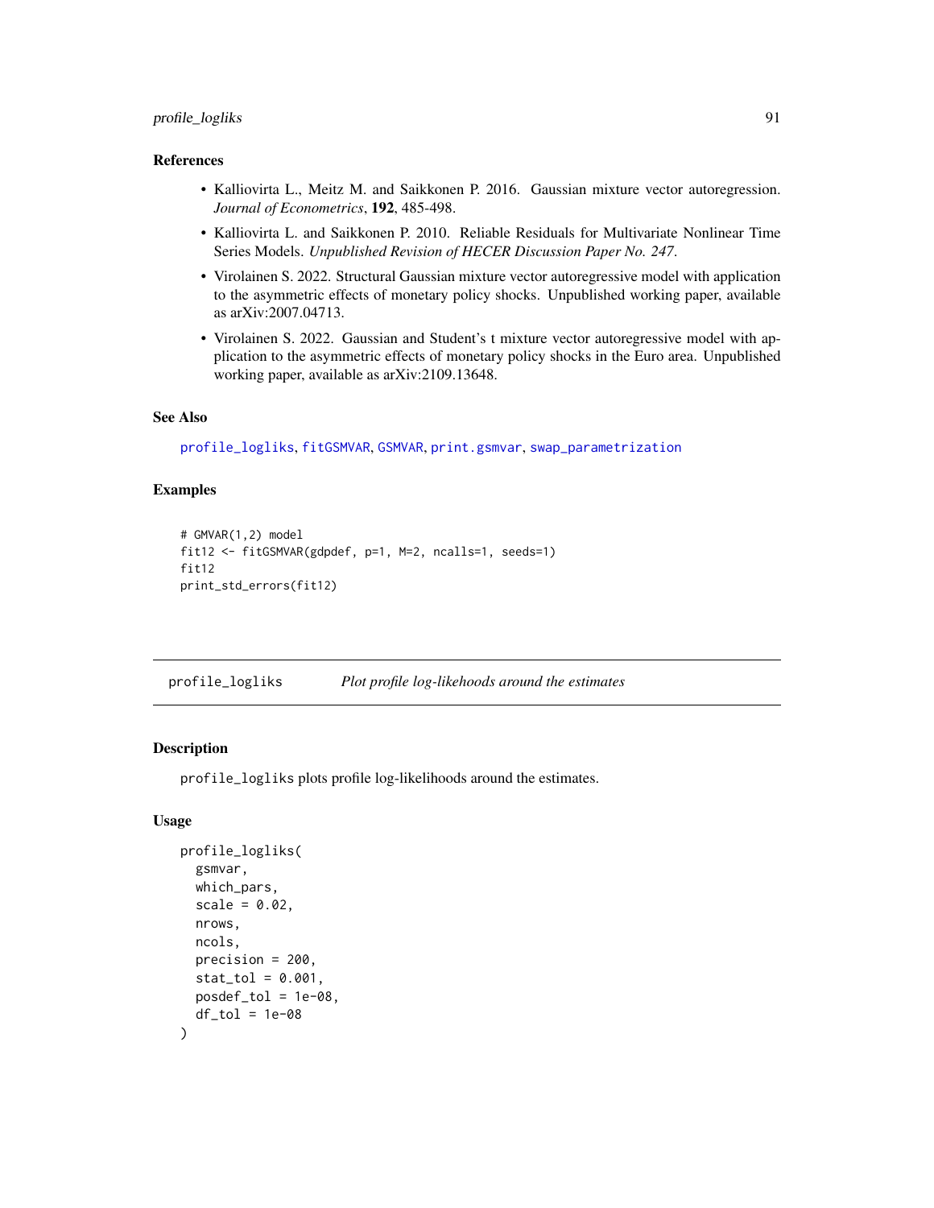### References

- Kalliovirta L., Meitz M. and Saikkonen P. 2016. Gaussian mixture vector autoregression. *Journal of Econometrics*, **192**, 485-498.
- Kalliovirta L. and Saikkonen P. 2010. Reliable Residuals for Multivariate Nonlinear Time Series Models. *Unpublished Revision of HECER Discussion Paper No. 247*.
- Virolainen S. 2022. Structural Gaussian mixture vector autoregressive model with application to the asymmetric effects of monetary policy shocks. Unpublished working paper, available as arXiv:2007.04713.
- Virolainen S. 2022. Gaussian and Student's t mixture vector autoregressive model with application to the asymmetric effects of monetary policy shocks in the Euro area. Unpublished working paper, available as arXiv:2109.13648.

### See Also

`profile_logliks`, `fitGSMVAR`, `GSMVAR`, `print.gsmvar`, `swap_parametrization`

### Examples

```
# GMVAR(1,2) model
fit12 <- fitGSMVAR(gdpdef, p=1, M=2, ncalls=1, seeds=1)
fit12
print_std_errors(fit12)
```

---

## profile_logliks — *Plot profile log-likehoods around the estimates*

### Description

`profile_logliks` plots profile log-likelihoods around the estimates.

### Usage

```
profile_logliks(
  gsmvar,
  which_pars,
  scale = 0.02,
  nrows,
  ncols,
  precision = 200,
  stat_tol = 0.001,
  posdef_tol = 1e-08,
  df_tol = 1e-08
)
```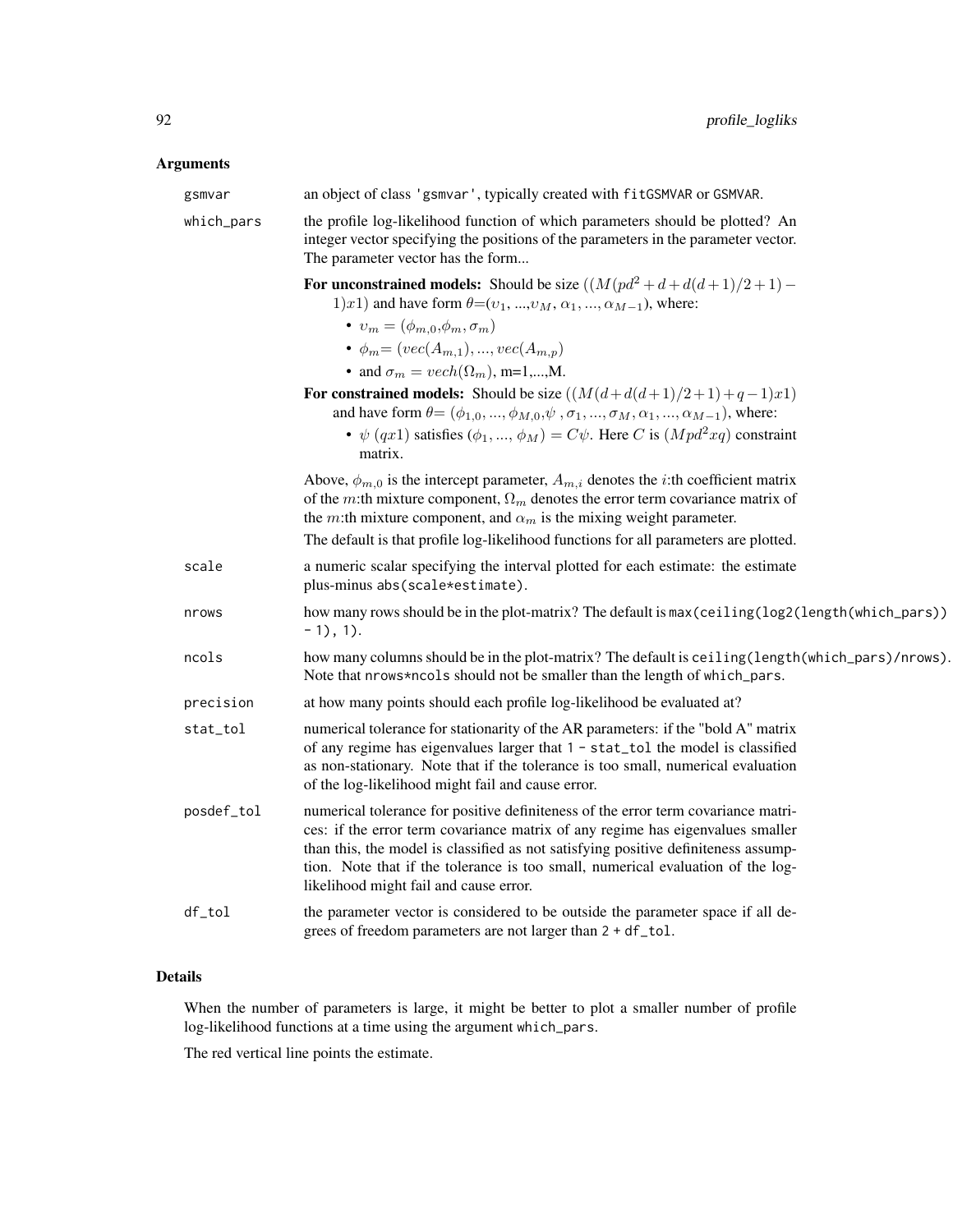## Arguments

**gsmvar** an object of class 'gsmvar', typically created with fitGSMVAR or GSMVAR.

**which_pars** the profile log-likelihood function of which parameters should be plotted? An integer vector specifying the positions of the parameters in the parameter vector. The parameter vector has the form...

**For unconstrained models:** Should be size $((M(pd^2+d+d(d+1)/2+1)-1)x1)$ and have form $\theta=(\upsilon_1, ..., \upsilon_M, \alpha_1, ..., \alpha_{M-1})$, where:

- $\upsilon_m = (\phi_{m,0}, \phi_m, \sigma_m)$
- $\phi_m = (vec(A_{m,1}), ..., vec(A_{m,p})$
- and $\sigma_m = vech(\Omega_m)$, m=1,...,M.

**For constrained models:** Should be size $((M(d+d(d+1)/2+1)+q-1)x1)$ and have form $\theta=(\phi_{1,0}, ..., \phi_{M,0}, \psi, \sigma_1, ..., \sigma_M, \alpha_1, ..., \alpha_{M-1})$, where:

- $\psi$ $(qx1)$ satisfies $(\phi_1, ..., \phi_M) = C\psi$. Here $C$ is $(Mpd^2xq)$ constraint matrix.

Above, $\phi_{m,0}$ is the intercept parameter, $A_{m,i}$ denotes the $i$:th coefficient matrix of the $m$:th mixture component, $\Omega_m$ denotes the error term covariance matrix of the $m$:th mixture component, and $\alpha_m$ is the mixing weight parameter.

The default is that profile log-likelihood functions for all parameters are plotted.

**scale** a numeric scalar specifying the interval plotted for each estimate: the estimate plus-minus abs(scale*estimate).

**nrows** how many rows should be in the plot-matrix? The default is max(ceiling(log2(length(which_pars)) - 1), 1).

**ncols** how many columns should be in the plot-matrix? The default is ceiling(length(which_pars)/nrows). Note that nrows*ncols should not be smaller than the length of which_pars.

**precision** at how many points should each profile log-likelihood be evaluated at?

**stat_tol** numerical tolerance for stationarity of the AR parameters: if the "bold A" matrix of any regime has eigenvalues larger that 1 - stat_tol the model is classified as non-stationary. Note that if the tolerance is too small, numerical evaluation of the log-likelihood might fail and cause error.

**posdef_tol** numerical tolerance for positive definiteness of the error term covariance matrices: if the error term covariance matrix of any regime has eigenvalues smaller than this, the model is classified as not satisfying positive definiteness assumption. Note that if the tolerance is too small, numerical evaluation of the log-likelihood might fail and cause error.

**df_tol** the parameter vector is considered to be outside the parameter space if all degrees of freedom parameters are not larger than 2 + df_tol.

## Details

When the number of parameters is large, it might be better to plot a smaller number of profile log-likelihood functions at a time using the argument which_pars.

The red vertical line points the estimate.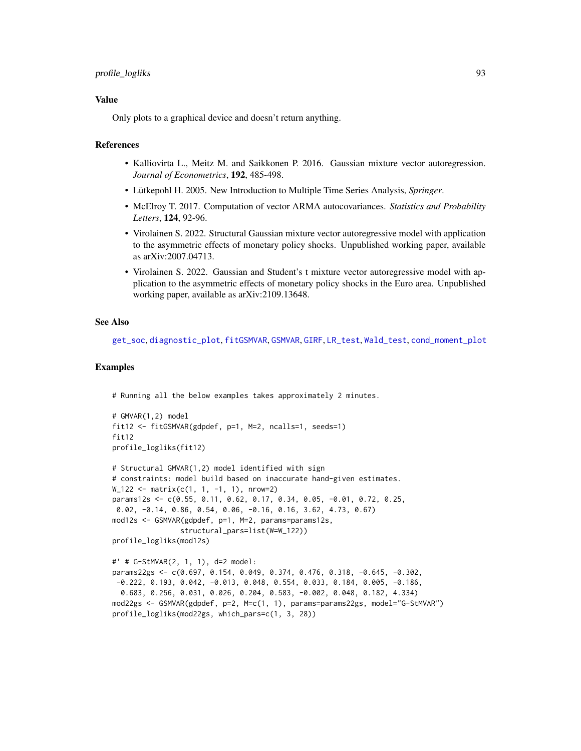## Value

Only plots to a graphical device and doesn't return anything.

## References

- Kalliovirta L., Meitz M. and Saikkonen P. 2016. Gaussian mixture vector autoregression. *Journal of Econometrics*, **192**, 485-498.
- Lütkepohl H. 2005. New Introduction to Multiple Time Series Analysis, *Springer*.
- McElroy T. 2017. Computation of vector ARMA autocovariances. *Statistics and Probability Letters*, **124**, 92-96.
- Virolainen S. 2022. Structural Gaussian mixture vector autoregressive model with application to the asymmetric effects of monetary policy shocks. Unpublished working paper, available as arXiv:2007.04713.
- Virolainen S. 2022. Gaussian and Student's t mixture vector autoregressive model with application to the asymmetric effects of monetary policy shocks in the Euro area. Unpublished working paper, available as arXiv:2109.13648.

## See Also

get_soc, diagnostic_plot, fitGSMVAR, GSMVAR, GIRF, LR_test, Wald_test, cond_moment_plot

## Examples

```
# Running all the below examples takes approximately 2 minutes.

# GMVAR(1,2) model
fit12 <- fitGSMVAR(gdpdef, p=1, M=2, ncalls=1, seeds=1)
fit12
profile_logliks(fit12)

# Structural GMVAR(1,2) model identified with sign
# constraints: model build based on inaccurate hand-given estimates.
W_122 <- matrix(c(1, 1, -1, 1), nrow=2)
params12s <- c(0.55, 0.11, 0.62, 0.17, 0.34, 0.05, -0.01, 0.72, 0.25,
 0.02, -0.14, 0.86, 0.54, 0.06, -0.16, 0.16, 3.62, 4.73, 0.67)
mod12s <- GSMVAR(gdpdef, p=1, M=2, params=params12s,
               structural_pars=list(W=W_122))
profile_logliks(mod12s)

#' # G-StMVAR(2, 1, 1), d=2 model:
params22gs <- c(0.697, 0.154, 0.049, 0.374, 0.476, 0.318, -0.645, -0.302,
 -0.222, 0.193, 0.042, -0.013, 0.048, 0.554, 0.033, 0.184, 0.005, -0.186,
  0.683, 0.256, 0.031, 0.026, 0.204, 0.583, -0.002, 0.048, 0.182, 4.334)
mod22gs <- GSMVAR(gdpdef, p=2, M=c(1, 1), params=params22gs, model="G-StMVAR")
profile_logliks(mod22gs, which_pars=c(1, 3, 28))
```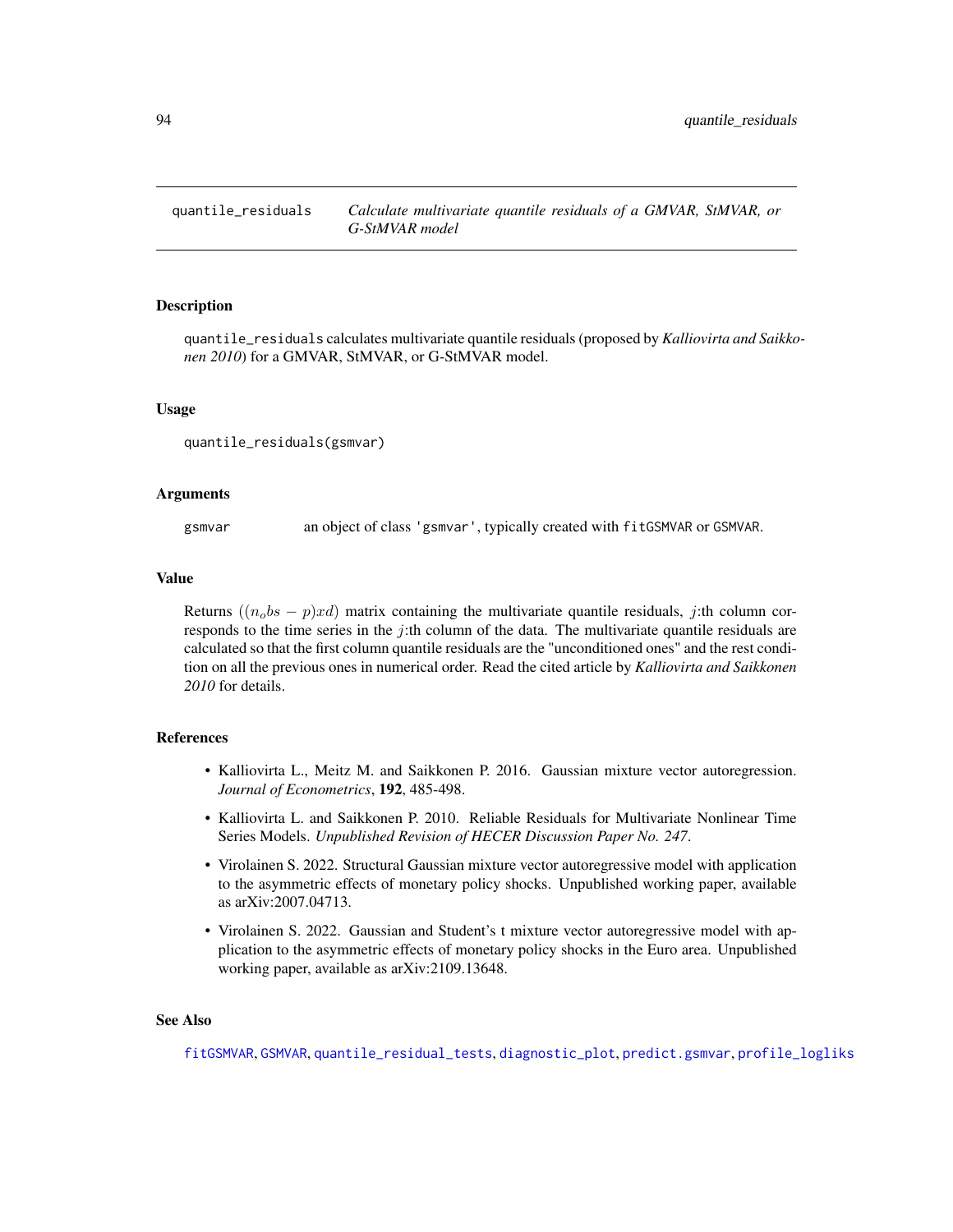quantile_residuals *Calculate multivariate quantile residuals of a GMVAR, StMVAR, or G-StMVAR model*

## Description

quantile_residuals calculates multivariate quantile residuals (proposed by *Kalliovirta and Saikkonen 2010*) for a GMVAR, StMVAR, or G-StMVAR model.

## Usage

```
quantile_residuals(gsmvar)
```

## Arguments

gsmvar an object of class 'gsmvar', typically created with fitGSMVAR or GSMVAR.

## Value

Returns $((n_obs - p)xd)$ matrix containing the multivariate quantile residuals, $j$:th column corresponds to the time series in the $j$:th column of the data. The multivariate quantile residuals are calculated so that the first column quantile residuals are the "unconditioned ones" and the rest condition on all the previous ones in numerical order. Read the cited article by *Kalliovirta and Saikkonen 2010* for details.

## References

- Kalliovirta L., Meitz M. and Saikkonen P. 2016. Gaussian mixture vector autoregression. *Journal of Econometrics*, **192**, 485-498.
- Kalliovirta L. and Saikkonen P. 2010. Reliable Residuals for Multivariate Nonlinear Time Series Models. *Unpublished Revision of HECER Discussion Paper No. 247*.
- Virolainen S. 2022. Structural Gaussian mixture vector autoregressive model with application to the asymmetric effects of monetary policy shocks. Unpublished working paper, available as arXiv:2007.04713.
- Virolainen S. 2022. Gaussian and Student's t mixture vector autoregressive model with application to the asymmetric effects of monetary policy shocks in the Euro area. Unpublished working paper, available as arXiv:2109.13648.

## See Also

fitGSMVAR, GSMVAR, quantile_residual_tests, diagnostic_plot, predict.gsmvar, profile_logliks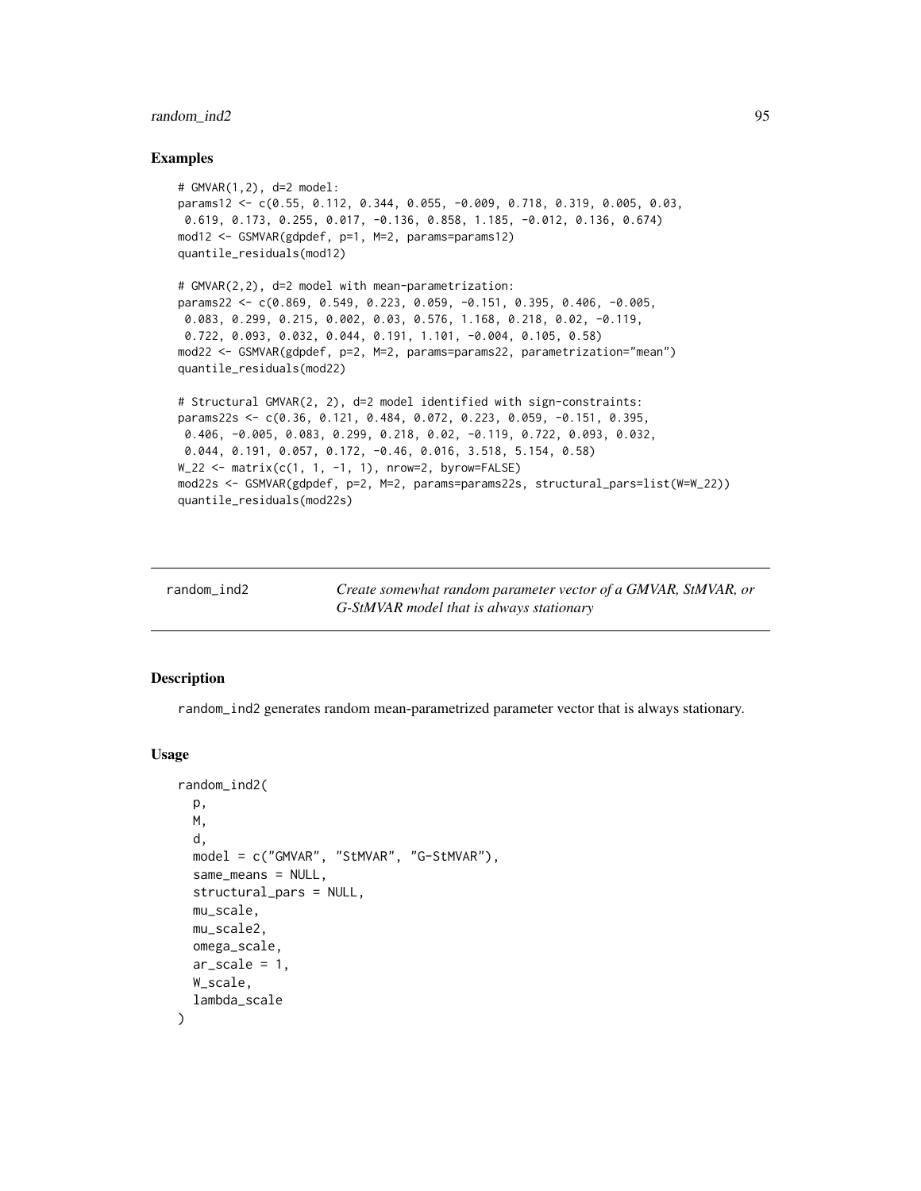## Examples

```
# GMVAR(1,2), d=2 model:
params12 <- c(0.55, 0.112, 0.344, 0.055, -0.009, 0.718, 0.319, 0.005, 0.03,
 0.619, 0.173, 0.255, 0.017, -0.136, 0.858, 1.185, -0.012, 0.136, 0.674)
mod12 <- GSMVAR(gdpdef, p=1, M=2, params=params12)
quantile_residuals(mod12)

# GMVAR(2,2), d=2 model with mean-parametrization:
params22 <- c(0.869, 0.549, 0.223, 0.059, -0.151, 0.395, 0.406, -0.005,
 0.083, 0.299, 0.215, 0.002, 0.03, 0.576, 1.168, 0.218, 0.02, -0.119,
 0.722, 0.093, 0.032, 0.044, 0.191, 1.101, -0.004, 0.105, 0.58)
mod22 <- GSMVAR(gdpdef, p=2, M=2, params=params22, parametrization="mean")
quantile_residuals(mod22)

# Structural GMVAR(2, 2), d=2 model identified with sign-constraints:
params22s <- c(0.36, 0.121, 0.484, 0.072, 0.223, 0.059, -0.151, 0.395,
 0.406, -0.005, 0.083, 0.299, 0.218, 0.02, -0.119, 0.722, 0.093, 0.032,
 0.044, 0.191, 0.057, 0.172, -0.46, 0.016, 3.518, 5.154, 0.58)
W_22 <- matrix(c(1, 1, -1, 1), nrow=2, byrow=FALSE)
mod22s <- GSMVAR(gdpdef, p=2, M=2, params=params22s, structural_pars=list(W=W_22))
quantile_residuals(mod22s)
```

---

`random_ind2` *Create somewhat random parameter vector of a GMVAR, StMVAR, or G-StMVAR model that is always stationary*

---

## Description

random_ind2 generates random mean-parametrized parameter vector that is always stationary.

## Usage

```
random_ind2(
  p,
  M,
  d,
  model = c("GMVAR", "StMVAR", "G-StMVAR"),
  same_means = NULL,
  structural_pars = NULL,
  mu_scale,
  mu_scale2,
  omega_scale,
  ar_scale = 1,
  W_scale,
  lambda_scale
)
```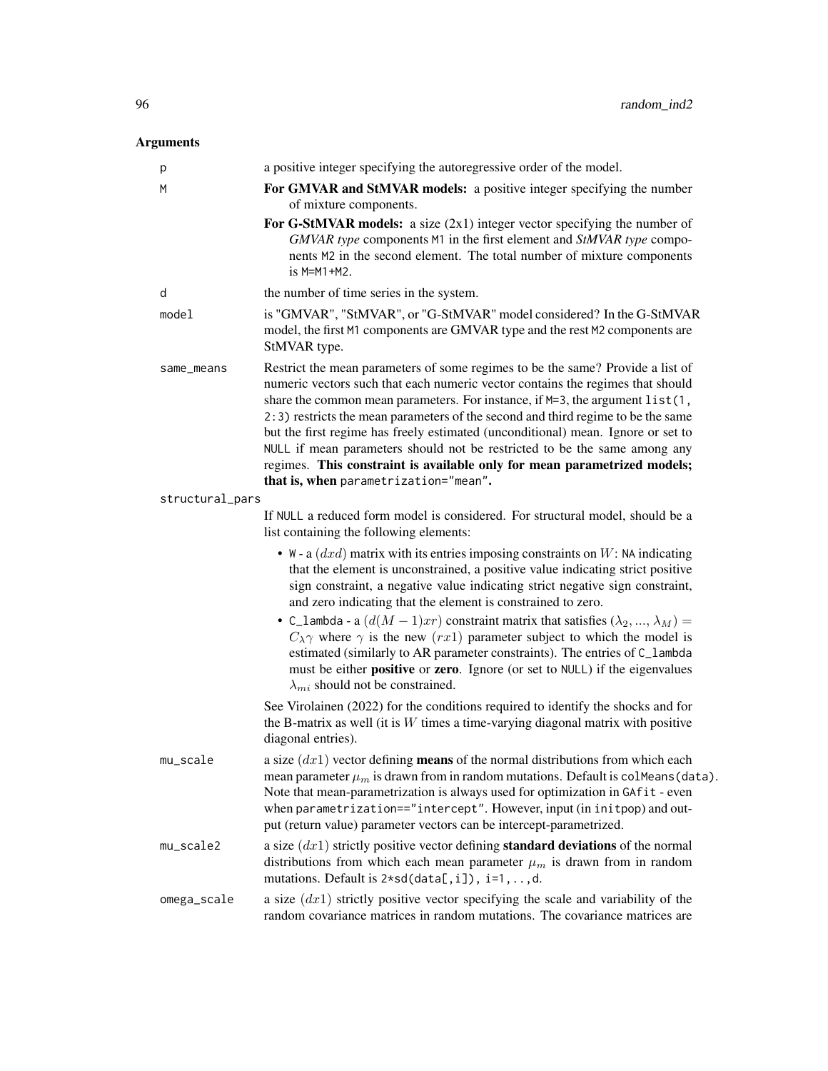## Arguments

| | |
|---|---|
| p | a positive integer specifying the autoregressive order of the model. |
| M | **For GMVAR and StMVAR models:** a positive integer specifying the number of mixture components. **For G-StMVAR models:** a size (2x1) integer vector specifying the number of *GMVAR type* components M1 in the first element and *StMVAR type* components M2 in the second element. The total number of mixture components is M=M1+M2. |
| d | the number of time series in the system. |
| model | is "GMVAR", "StMVAR", or "G-StMVAR" model considered? In the G-StMVAR model, the first M1 components are GMVAR type and the rest M2 components are StMVAR type. |
| same_means | Restrict the mean parameters of some regimes to be the same? Provide a list of numeric vectors such that each numeric vector contains the regimes that should share the common mean parameters. For instance, if M=3, the argument list(1, 2:3) restricts the mean parameters of the second and third regime to be the same but the first regime has freely estimated (unconditional) mean. Ignore or set to NULL if mean parameters should not be restricted to be the same among any regimes. **This constraint is available only for mean parametrized models; that is, when** parametrization="mean"**.** |
| structural_pars | If NULL a reduced form model is considered. For structural model, should be a list containing the following elements: <br>• W - a $(dxd)$ matrix with its entries imposing constraints on $W$: NA indicating that the element is unconstrained, a positive value indicating strict positive sign constraint, a negative value indicating strict negative sign constraint, and zero indicating that the element is constrained to zero. <br>• C_lambda - a $(d(M-1)xr)$ constraint matrix that satisfies $(\lambda_2, ..., \lambda_M) = C_{\lambda}\gamma$ where $\gamma$ is the new $(rx1)$ parameter subject to which the model is estimated (similarly to AR parameter constraints). The entries of C_lambda must be either **positive** or **zero**. Ignore (or set to NULL) if the eigenvalues $\lambda_{mi}$ should not be constrained. <br>See Virolainen (2022) for the conditions required to identify the shocks and for the B-matrix as well (it is $W$ times a time-varying diagonal matrix with positive diagonal entries). |
| mu_scale | a size $(dx1)$ vector defining **means** of the normal distributions from which each mean parameter $\mu_m$ is drawn from in random mutations. Default is colMeans(data). Note that mean-parametrization is always used for optimization in GAfit - even when parametrization=="intercept". However, input (in initpop) and output (return value) parameter vectors can be intercept-parametrized. |
| mu_scale2 | a size $(dx1)$ strictly positive vector defining **standard deviations** of the normal distributions from which each mean parameter $\mu_m$ is drawn from in random mutations. Default is 2*sd(data[,i]), i=1,..,d. |
| omega_scale | a size $(dx1)$ strictly positive vector specifying the scale and variability of the random covariance matrices in random mutations. The covariance matrices are |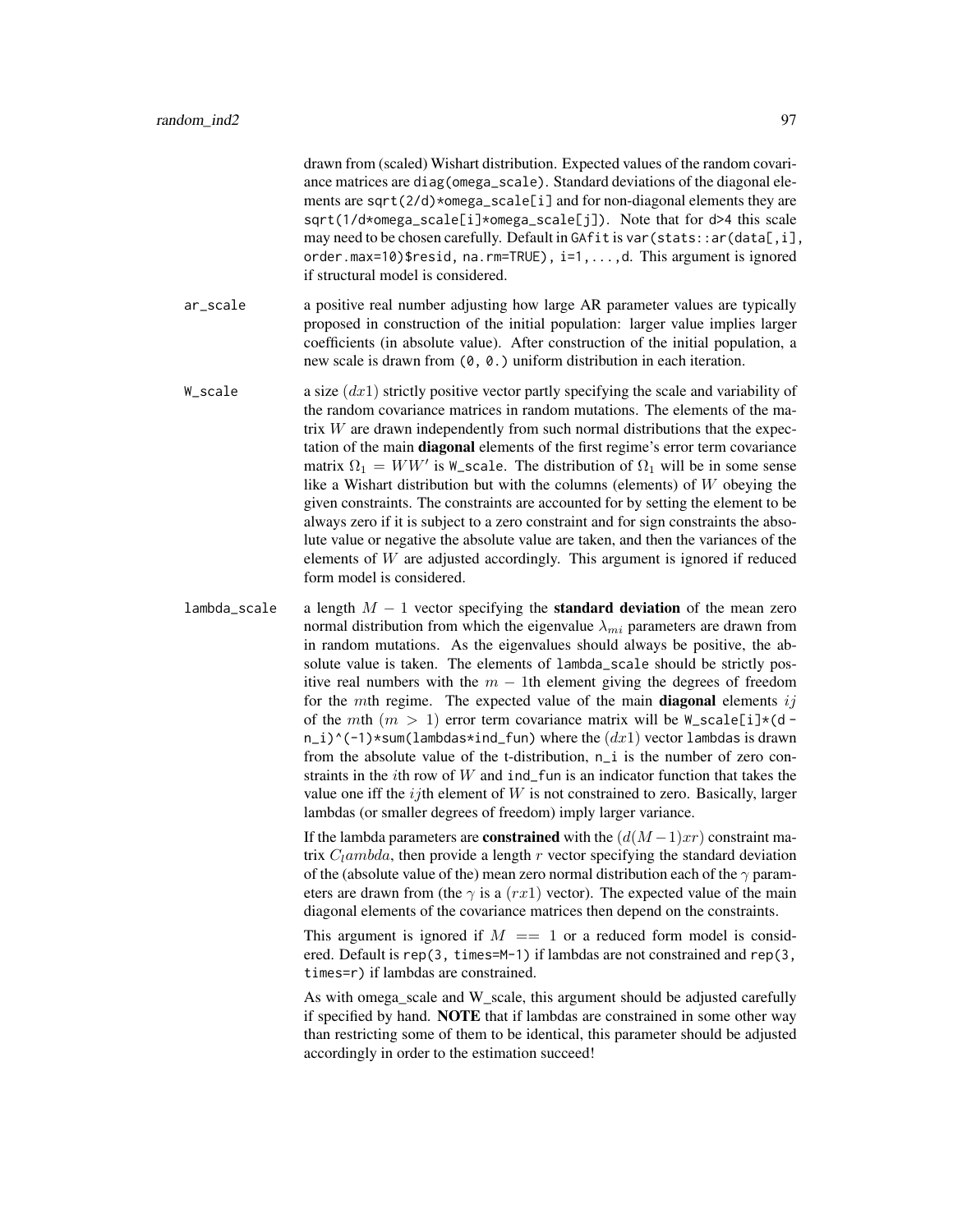drawn from (scaled) Wishart distribution. Expected values of the random covariance matrices are `diag(omega_scale)`. Standard deviations of the diagonal elements are `sqrt(2/d)*omega_scale[i]` and for non-diagonal elements they are `sqrt(1/d*omega_scale[i]*omega_scale[j])`. Note that for `d>4` this scale may need to be chosen carefully. Default in `GAfit` is `var(stats::ar(data[,i], order.max=10)$resid, na.rm=TRUE), i=1,...,d`. This argument is ignored if structural model is considered.

**ar_scale** a positive real number adjusting how large AR parameter values are typically proposed in construction of the initial population: larger value implies larger coefficients (in absolute value). After construction of the initial population, a new scale is drawn from `(0, 0.)` uniform distribution in each iteration.

**W_scale** a size $(dx1)$ strictly positive vector partly specifying the scale and variability of the random covariance matrices in random mutations. The elements of the matrix $W$ are drawn independently from such normal distributions that the expectation of the main **diagonal** elements of the first regime's error term covariance matrix $\Omega_1 = WW'$ is `W_scale`. The distribution of $\Omega_1$ will be in some sense like a Wishart distribution but with the columns (elements) of $W$ obeying the given constraints. The constraints are accounted for by setting the element to be always zero if it is subject to a zero constraint and for sign constraints the absolute value or negative the absolute value are taken, and then the variances of the elements of $W$ are adjusted accordingly. This argument is ignored if reduced form model is considered.

**lambda_scale** a length $M - 1$ vector specifying the **standard deviation** of the mean zero normal distribution from which the eigenvalue $\lambda_{mi}$ parameters are drawn from in random mutations. As the eigenvalues should always be positive, the absolute value is taken. The elements of `lambda_scale` should be strictly positive real numbers with the $m - 1$th element giving the degrees of freedom for the $m$th regime. The expected value of the main **diagonal** elements $ij$ of the $m$th $(m > 1)$ error term covariance matrix will be `W_scale[i]*(d - n_i)^(-1)*sum(lambdas*ind_fun)` where the $(dx1)$ vector `lambdas` is drawn from the absolute value of the t-distribution, `n_i` is the number of zero constraints in the $i$th row of $W$ and `ind_fun` is an indicator function that takes the value one iff the $ij$th element of $W$ is not constrained to zero. Basically, larger lambdas (or smaller degrees of freedom) imply larger variance.

If the lambda parameters are **constrained** with the $(d(M-1)xr)$ constraint matrix $C_lambda$, then provide a length $r$ vector specifying the standard deviation of the (absolute value of the) mean zero normal distribution each of the $\gamma$ parameters are drawn from (the $\gamma$ is a $(rx1)$ vector). The expected value of the main diagonal elements of the covariance matrices then depend on the constraints.

This argument is ignored if $M == 1$ or a reduced form model is considered. Default is `rep(3, times=M-1)` if lambdas are not constrained and `rep(3, times=r)` if lambdas are constrained.

As with omega_scale and W_scale, this argument should be adjusted carefully if specified by hand. **NOTE** that if lambdas are constrained in some other way than restricting some of them to be identical, this parameter should be adjusted accordingly in order to the estimation succeed!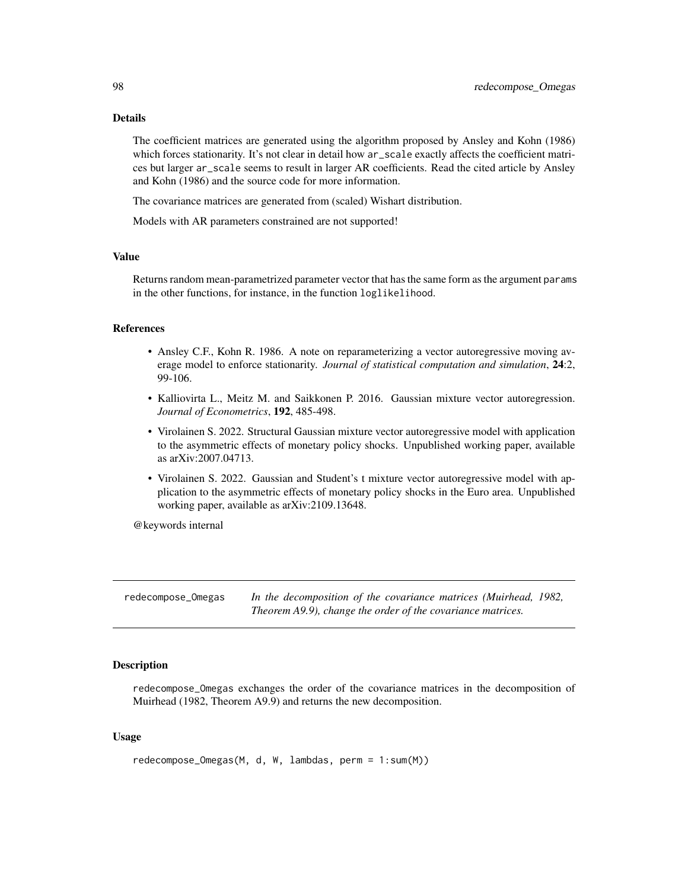### Details

The coefficient matrices are generated using the algorithm proposed by Ansley and Kohn (1986) which forces stationarity. It's not clear in detail how `ar_scale` exactly affects the coefficient matrices but larger `ar_scale` seems to result in larger AR coefficients. Read the cited article by Ansley and Kohn (1986) and the source code for more information.

The covariance matrices are generated from (scaled) Wishart distribution.

Models with AR parameters constrained are not supported!

### Value

Returns random mean-parametrized parameter vector that has the same form as the argument `params` in the other functions, for instance, in the function `loglikelihood`.

### References

- Ansley C.F., Kohn R. 1986. A note on reparameterizing a vector autoregressive moving average model to enforce stationarity. *Journal of statistical computation and simulation*, **24**:2, 99-106.
- Kalliovirta L., Meitz M. and Saikkonen P. 2016. Gaussian mixture vector autoregression. *Journal of Econometrics*, **192**, 485-498.
- Virolainen S. 2022. Structural Gaussian mixture vector autoregressive model with application to the asymmetric effects of monetary policy shocks. Unpublished working paper, available as arXiv:2007.04713.
- Virolainen S. 2022. Gaussian and Student's t mixture vector autoregressive model with application to the asymmetric effects of monetary policy shocks in the Euro area. Unpublished working paper, available as arXiv:2109.13648.

@keywords internal

---

## redecompose_Omegas — *In the decomposition of the covariance matrices (Muirhead, 1982, Theorem A9.9), change the order of the covariance matrices.*

---

### Description

`redecompose_Omegas` exchanges the order of the covariance matrices in the decomposition of Muirhead (1982, Theorem A9.9) and returns the new decomposition.

### Usage

```
redecompose_Omegas(M, d, W, lambdas, perm = 1:sum(M))
```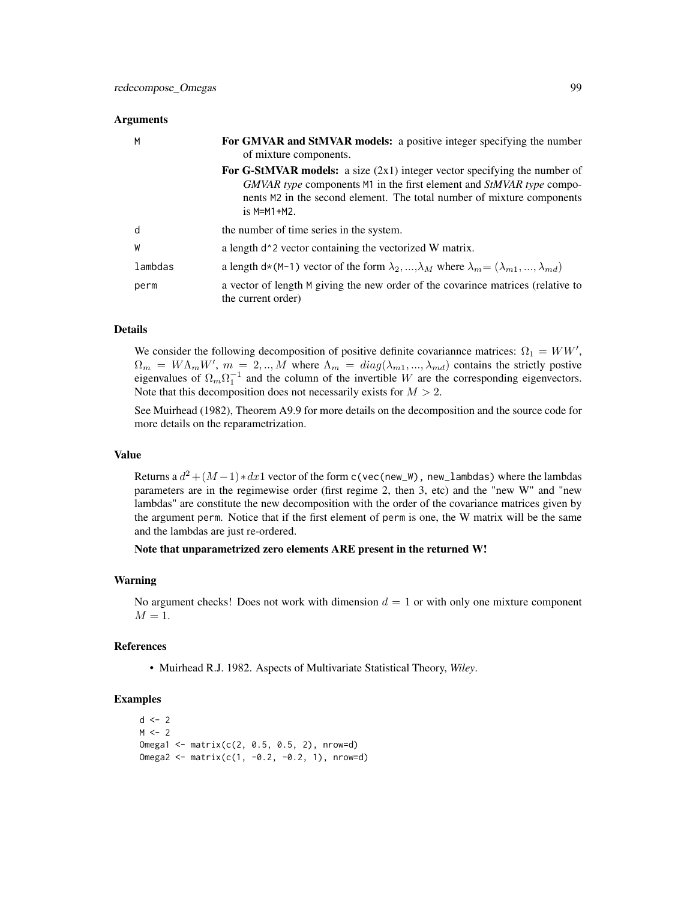### Arguments

| | |
|---|---|
| M | **For GMVAR and StMVAR models:** a positive integer specifying the number of mixture components. **For G-StMVAR models:** a size (2x1) integer vector specifying the number of *GMVAR type* components M1 in the first element and *StMVAR type* components M2 in the second element. The total number of mixture components is M=M1+M2. |
| d | the number of time series in the system. |
| W | a length d^2 vector containing the vectorized W matrix. |
| lambdas | a length d*(M-1) vector of the form $\lambda_2,...,\lambda_M$ where $\lambda_m=(\lambda_{m1},...,\lambda_{md})$ |
| perm | a vector of length M giving the new order of the covarince matrices (relative to the current order) |

### Details

We consider the following decomposition of positive definite covariannce matrices: $\Omega_1 = WW'$, $\Omega_m = W\Lambda_m W'$, $m = 2,..,M$ where $\Lambda_m = diag(\lambda_{m1},...,\lambda_{md})$ contains the strictly postive eigenvalues of $\Omega_m\Omega_1^{-1}$ and the column of the invertible $W$ are the corresponding eigenvectors. Note that this decomposition does not necessarily exists for $M > 2$.

See Muirhead (1982), Theorem A9.9 for more details on the decomposition and the source code for more details on the reparametrization.

### Value

Returns a $d^2 + (M-1)*dx1$ vector of the form c(vec(new_W), new_lambdas) where the lambdas parameters are in the regimewise order (first regime 2, then 3, etc) and the "new W" and "new lambdas" are constitute the new decomposition with the order of the covariance matrices given by the argument perm. Notice that if the first element of perm is one, the W matrix will be the same and the lambdas are just re-ordered.

**Note that unparametrized zero elements ARE present in the returned W!**

### Warning

No argument checks! Does not work with dimension $d = 1$ or with only one mixture component $M = 1$.

### References

- Muirhead R.J. 1982. Aspects of Multivariate Statistical Theory, *Wiley*.

### Examples

```
d <- 2
M <- 2
Omega1 <- matrix(c(2, 0.5, 0.5, 2), nrow=d)
Omega2 <- matrix(c(1, -0.2, -0.2, 1), nrow=d)
```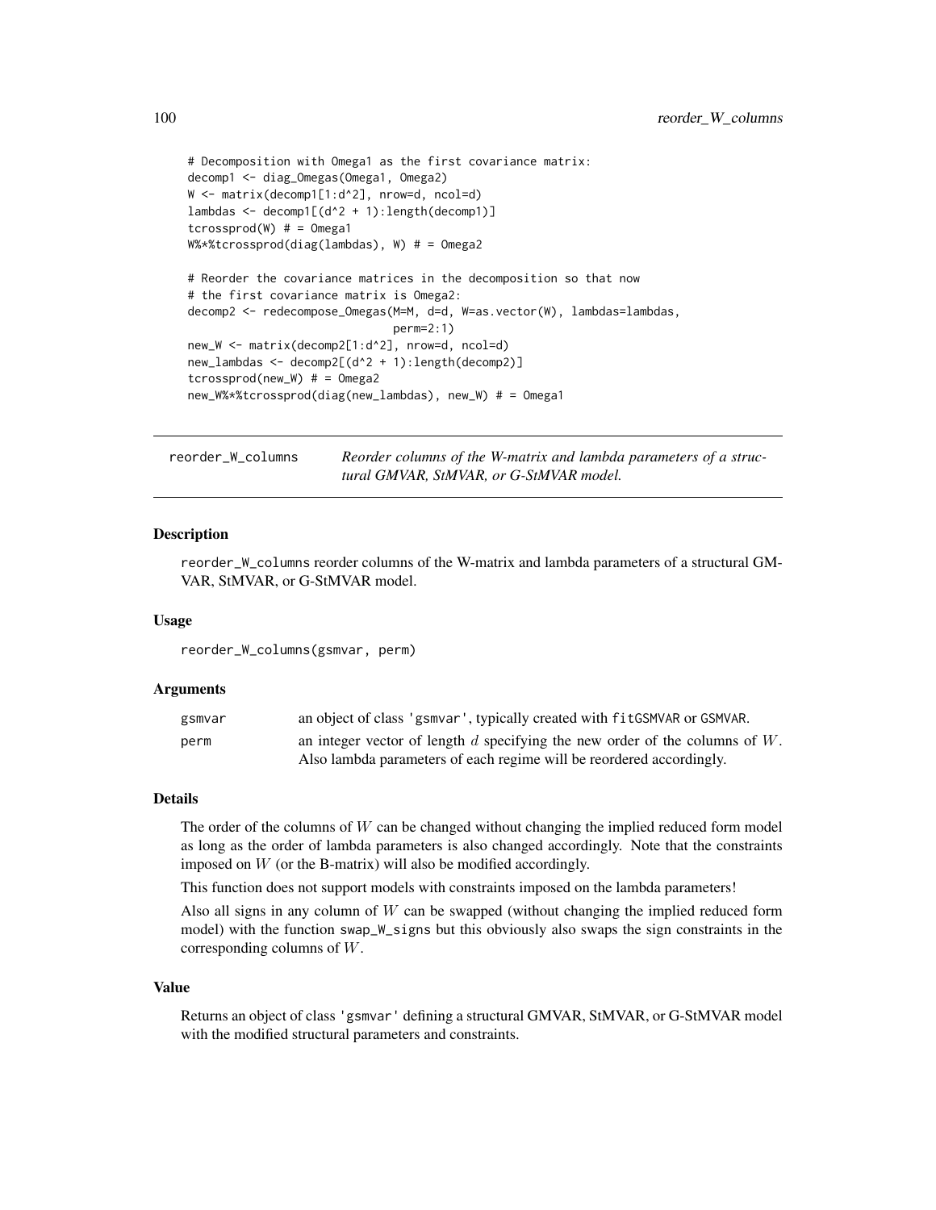```
# Decomposition with Omega1 as the first covariance matrix:
decomp1 <- diag_Omegas(Omega1, Omega2)
W <- matrix(decomp1[1:d^2], nrow=d, ncol=d)
lambdas <- decomp1[(d^2 + 1):length(decomp1)]
tcrossprod(W) # = Omega1
W%*%tcrossprod(diag(lambdas), W) # = Omega2

# Reorder the covariance matrices in the decomposition so that now
# the first covariance matrix is Omega2:
decomp2 <- redecompose_Omegas(M=M, d=d, W=as.vector(W), lambdas=lambdas,
                              perm=2:1)
new_W <- matrix(decomp2[1:d^2], nrow=d, ncol=d)
new_lambdas <- decomp2[(d^2 + 1):length(decomp2)]
tcrossprod(new_W) # = Omega2
new_W%*%tcrossprod(diag(new_lambdas), new_W) # = Omega1
```

---

## reorder_W_columns — *Reorder columns of the W-matrix and lambda parameters of a structural GMVAR, StMVAR, or G-StMVAR model.*

---

### Description

reorder_W_columns reorder columns of the W-matrix and lambda parameters of a structural GMVAR, StMVAR, or G-StMVAR model.

### Usage

```
reorder_W_columns(gsmvar, perm)
```

### Arguments

| | |
|---|---|
| gsmvar | an object of class 'gsmvar', typically created with fitGSMVAR or GSMVAR. |
| perm | an integer vector of length $d$ specifying the new order of the columns of $W$. Also lambda parameters of each regime will be reordered accordingly. |

### Details

The order of the columns of $W$ can be changed without changing the implied reduced form model as long as the order of lambda parameters is also changed accordingly. Note that the constraints imposed on $W$ (or the B-matrix) will also be modified accordingly.

This function does not support models with constraints imposed on the lambda parameters!

Also all signs in any column of $W$ can be swapped (without changing the implied reduced form model) with the function swap_W_signs but this obviously also swaps the sign constraints in the corresponding columns of $W$.

### Value

Returns an object of class 'gsmvar' defining a structural GMVAR, StMVAR, or G-StMVAR model with the modified structural parameters and constraints.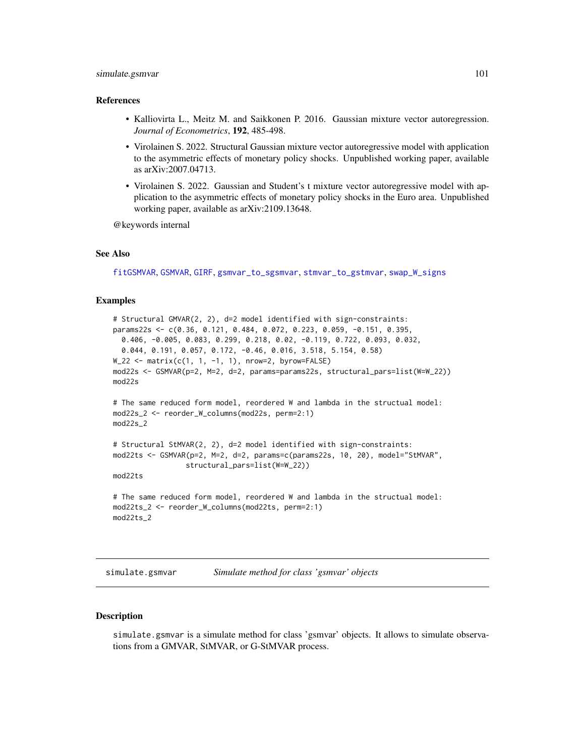### References

- Kalliovirta L., Meitz M. and Saikkonen P. 2016. Gaussian mixture vector autoregression. *Journal of Econometrics*, **192**, 485-498.
- Virolainen S. 2022. Structural Gaussian mixture vector autoregressive model with application to the asymmetric effects of monetary policy shocks. Unpublished working paper, available as arXiv:2007.04713.
- Virolainen S. 2022. Gaussian and Student's t mixture vector autoregressive model with application to the asymmetric effects of monetary policy shocks in the Euro area. Unpublished working paper, available as arXiv:2109.13648.

@keywords internal

### See Also

fitGSMVAR, GSMVAR, GIRF, gsmvar_to_sgsmvar, stmvar_to_gstmvar, swap_W_signs

### Examples

```
# Structural GMVAR(2, 2), d=2 model identified with sign-constraints:
params22s <- c(0.36, 0.121, 0.484, 0.072, 0.223, 0.059, -0.151, 0.395,
  0.406, -0.005, 0.083, 0.299, 0.218, 0.02, -0.119, 0.722, 0.093, 0.032,
  0.044, 0.191, 0.057, 0.172, -0.46, 0.016, 3.518, 5.154, 0.58)
W_22 <- matrix(c(1, 1, -1, 1), nrow=2, byrow=FALSE)
mod22s <- GSMVAR(p=2, M=2, d=2, params=params22s, structural_pars=list(W=W_22))
mod22s

# The same reduced form model, reordered W and lambda in the structual model:
mod22s_2 <- reorder_W_columns(mod22s, perm=2:1)
mod22s_2

# Structural StMVAR(2, 2), d=2 model identified with sign-constraints:
mod22ts <- GSMVAR(p=2, M=2, d=2, params=c(params22s, 10, 20), model="StMVAR",
                  structural_pars=list(W=W_22))
mod22ts

# The same reduced form model, reordered W and lambda in the structual model:
mod22ts_2 <- reorder_W_columns(mod22ts, perm=2:1)
mod22ts_2
```

---

## simulate.gsmvar *Simulate method for class 'gsmvar' objects*

### Description

simulate.gsmvar is a simulate method for class 'gsmvar' objects. It allows to simulate observations from a GMVAR, StMVAR, or G-StMVAR process.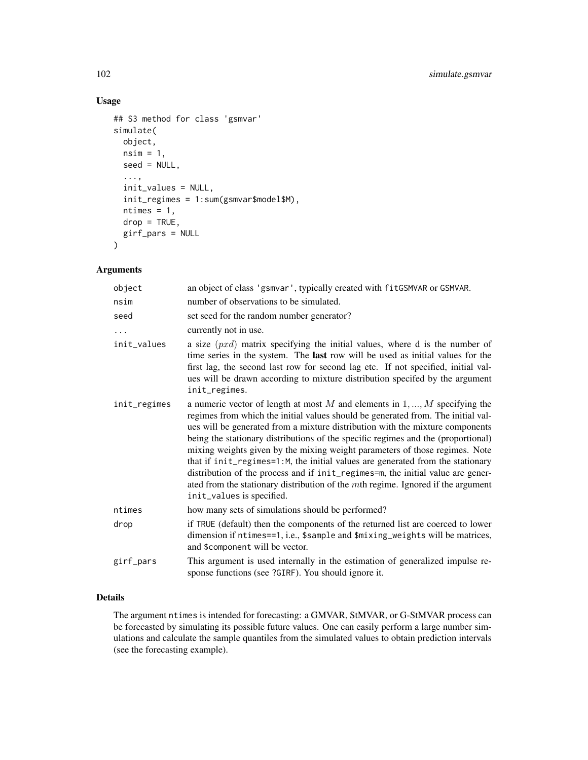## Usage

```
## S3 method for class 'gsmvar'
simulate(
  object,
  nsim = 1,
  seed = NULL,
  ...,
  init_values = NULL,
  init_regimes = 1:sum(gsmvar$model$M),
  ntimes = 1,
  drop = TRUE,
  girf_pars = NULL
)
```

## Arguments

| | |
|---|---|
| object | an object of class 'gsmvar', typically created with fitGSMVAR or GSMVAR. |
| nsim | number of observations to be simulated. |
| seed | set seed for the random number generator? |
| ... | currently not in use. |
| init_values | a size $(pxd)$ matrix specifying the initial values, where d is the number of time series in the system. The **last** row will be used as initial values for the first lag, the second last row for second lag etc. If not specified, initial values will be drawn according to mixture distribution specifed by the argument init_regimes. |
| init_regimes | a numeric vector of length at most $M$ and elements in $1, ..., M$ specifying the regimes from which the initial values should be generated from. The initial values will be generated from a mixture distribution with the mixture components being the stationary distributions of the specific regimes and the (proportional) mixing weights given by the mixing weight parameters of those regimes. Note that if init_regimes=1:M, the initial values are generated from the stationary distribution of the process and if init_regimes=m, the initial value are generated from the stationary distribution of the $m$th regime. Ignored if the argument init_values is specified. |
| ntimes | how many sets of simulations should be performed? |
| drop | if TRUE (default) then the components of the returned list are coerced to lower dimension if ntimes==1, i.e., $sample and $mixing_weights will be matrices, and $component will be vector. |
| girf_pars | This argument is used internally in the estimation of generalized impulse response functions (see ?GIRF). You should ignore it. |

## Details

The argument ntimes is intended for forecasting: a GMVAR, StMVAR, or G-StMVAR process can be forecasted by simulating its possible future values. One can easily perform a large number simulations and calculate the sample quantiles from the simulated values to obtain prediction intervals (see the forecasting example).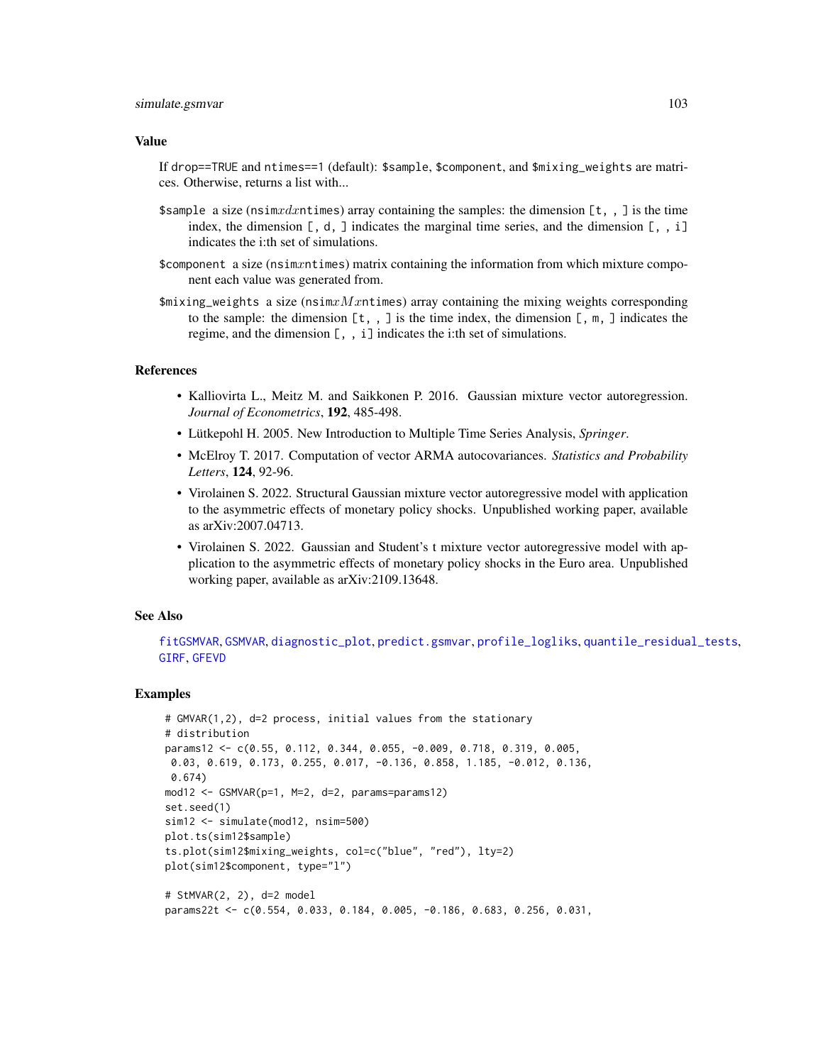### Value

If drop==TRUE and ntimes==1 (default): $sample, $component, and $mixing_weights are matrices. Otherwise, returns a list with...

$sample a size (nsim$x$$d$$x$ntimes) array containing the samples: the dimension [t, , ] is the time index, the dimension [, d, ] indicates the marginal time series, and the dimension [, , i] indicates the i:th set of simulations.

$component a size (nsim$x$ntimes) matrix containing the information from which mixture component each value was generated from.

$mixing_weights a size (nsim$x$$M$$x$ntimes) array containing the mixing weights corresponding to the sample: the dimension [t, , ] is the time index, the dimension [, m, ] indicates the regime, and the dimension [, , i] indicates the i:th set of simulations.

### References

- Kalliovirta L., Meitz M. and Saikkonen P. 2016. Gaussian mixture vector autoregression. *Journal of Econometrics*, **192**, 485-498.
- Lütkepohl H. 2005. New Introduction to Multiple Time Series Analysis, *Springer*.
- McElroy T. 2017. Computation of vector ARMA autocovariances. *Statistics and Probability Letters*, **124**, 92-96.
- Virolainen S. 2022. Structural Gaussian mixture vector autoregressive model with application to the asymmetric effects of monetary policy shocks. Unpublished working paper, available as arXiv:2007.04713.
- Virolainen S. 2022. Gaussian and Student's t mixture vector autoregressive model with application to the asymmetric effects of monetary policy shocks in the Euro area. Unpublished working paper, available as arXiv:2109.13648.

### See Also

fitGSMVAR, GSMVAR, diagnostic_plot, predict.gsmvar, profile_logliks, quantile_residual_tests, GIRF, GFEVD

### Examples

```
# GMVAR(1,2), d=2 process, initial values from the stationary
# distribution
params12 <- c(0.55, 0.112, 0.344, 0.055, -0.009, 0.718, 0.319, 0.005,
 0.03, 0.619, 0.173, 0.255, 0.017, -0.136, 0.858, 1.185, -0.012, 0.136,
 0.674)
mod12 <- GSMVAR(p=1, M=2, d=2, params=params12)
set.seed(1)
sim12 <- simulate(mod12, nsim=500)
plot.ts(sim12$sample)
ts.plot(sim12$mixing_weights, col=c("blue", "red"), lty=2)
plot(sim12$component, type="l")

# StMVAR(2, 2), d=2 model
params22t <- c(0.554, 0.033, 0.184, 0.005, -0.186, 0.683, 0.256, 0.031,
```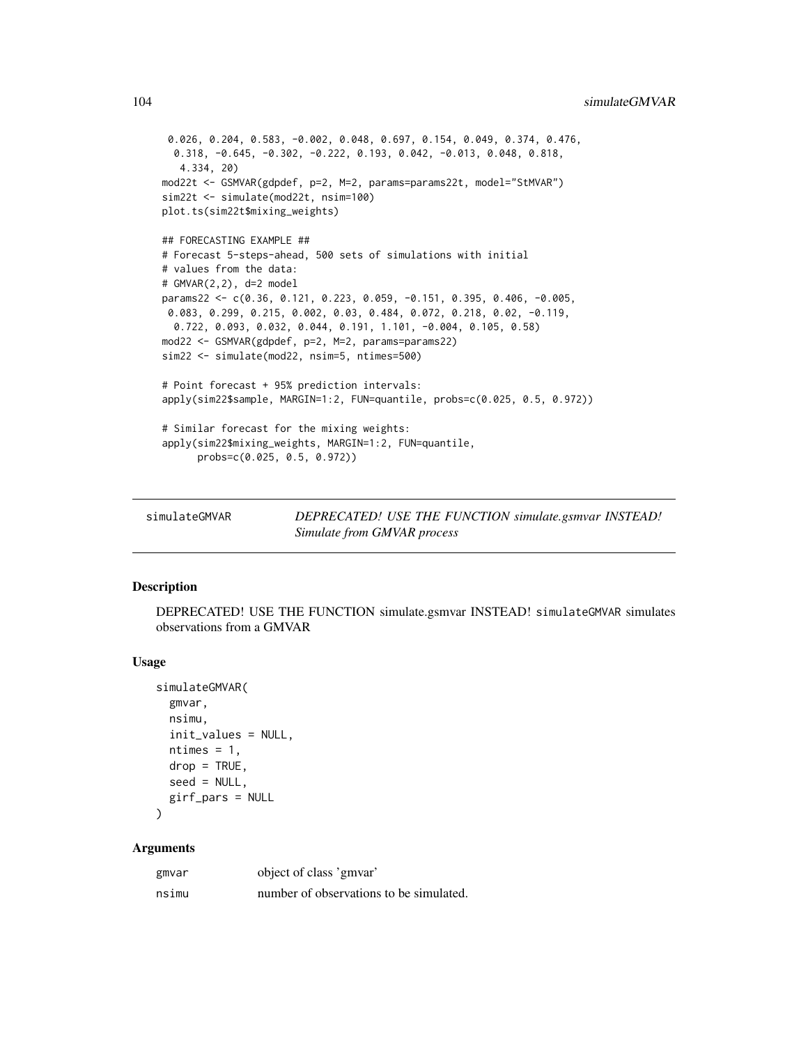```
  0.026, 0.204, 0.583, -0.002, 0.048, 0.697, 0.154, 0.049, 0.374, 0.476,
   0.318, -0.645, -0.302, -0.222, 0.193, 0.042, -0.013, 0.048, 0.818,
    4.334, 20)
mod22t <- GSMVAR(gdpdef, p=2, M=2, params=params22t, model="StMVAR")
sim22t <- simulate(mod22t, nsim=100)
plot.ts(sim22t$mixing_weights)

## FORECASTING EXAMPLE ##
# Forecast 5-steps-ahead, 500 sets of simulations with initial
# values from the data:
# GMVAR(2,2), d=2 model
params22 <- c(0.36, 0.121, 0.223, 0.059, -0.151, 0.395, 0.406, -0.005,
 0.083, 0.299, 0.215, 0.002, 0.03, 0.484, 0.072, 0.218, 0.02, -0.119,
  0.722, 0.093, 0.032, 0.044, 0.191, 1.101, -0.004, 0.105, 0.58)
mod22 <- GSMVAR(gdpdef, p=2, M=2, params=params22)
sim22 <- simulate(mod22, nsim=5, ntimes=500)

# Point forecast + 95% prediction intervals:
apply(sim22$sample, MARGIN=1:2, FUN=quantile, probs=c(0.025, 0.5, 0.972))

# Similar forecast for the mixing weights:
apply(sim22$mixing_weights, MARGIN=1:2, FUN=quantile,
      probs=c(0.025, 0.5, 0.972))
```

---

## simulateGMVAR — *DEPRECATED! USE THE FUNCTION simulate.gsmvar INSTEAD! Simulate from GMVAR process*

---

### Description

DEPRECATED! USE THE FUNCTION simulate.gsmvar INSTEAD! `simulateGMVAR` simulates observations from a GMVAR

### Usage

```
simulateGMVAR(
  gmvar,
  nsimu,
  init_values = NULL,
  ntimes = 1,
  drop = TRUE,
  seed = NULL,
  girf_pars = NULL
)
```

### Arguments

| | |
|---|---|
| `gmvar` | object of class 'gmvar' |
| `nsimu` | number of observations to be simulated. |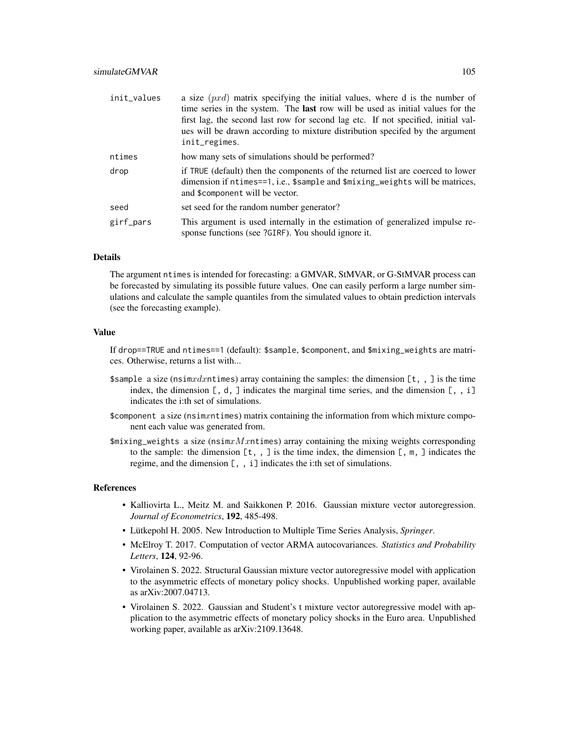| | |
|---|---|
| init_values | a size $(pxd)$ matrix specifying the initial values, where d is the number of time series in the system. The **last** row will be used as initial values for the first lag, the second last row for second lag etc. If not specified, initial values will be drawn according to mixture distribution specifed by the argument init_regimes. |
| ntimes | how many sets of simulations should be performed? |
| drop | if TRUE (default) then the components of the returned list are coerced to lower dimension if ntimes==1, i.e., $sample and $mixing_weights will be matrices, and $component will be vector. |
| seed | set seed for the random number generator? |
| girf_pars | This argument is used internally in the estimation of generalized impulse response functions (see ?GIRF). You should ignore it. |

### Details

The argument ntimes is intended for forecasting: a GMVAR, StMVAR, or G-StMVAR process can be forecasted by simulating its possible future values. One can easily perform a large number simulations and calculate the sample quantiles from the simulated values to obtain prediction intervals (see the forecasting example).

### Value

If drop==TRUE and ntimes==1 (default): $sample, $component, and $mixing_weights are matrices. Otherwise, returns a list with...

- $sample a size (nsim$xdx$ntimes) array containing the samples: the dimension [t, , ] is the time index, the dimension [, d, ] indicates the marginal time series, and the dimension [, , i] indicates the i:th set of simulations.
- $component a size (nsim$x$ntimes) matrix containing the information from which mixture component each value was generated from.
- $mixing_weights a size (nsim$xMx$ntimes) array containing the mixing weights corresponding to the sample: the dimension [t, , ] is the time index, the dimension [, m, ] indicates the regime, and the dimension [, , i] indicates the i:th set of simulations.

### References

- Kalliovirta L., Meitz M. and Saikkonen P. 2016. Gaussian mixture vector autoregression. *Journal of Econometrics*, **192**, 485-498.
- Lütkepohl H. 2005. New Introduction to Multiple Time Series Analysis, *Springer*.
- McElroy T. 2017. Computation of vector ARMA autocovariances. *Statistics and Probability Letters*, **124**, 92-96.
- Virolainen S. 2022. Structural Gaussian mixture vector autoregressive model with application to the asymmetric effects of monetary policy shocks. Unpublished working paper, available as arXiv:2007.04713.
- Virolainen S. 2022. Gaussian and Student's t mixture vector autoregressive model with application to the asymmetric effects of monetary policy shocks in the Euro area. Unpublished working paper, available as arXiv:2109.13648.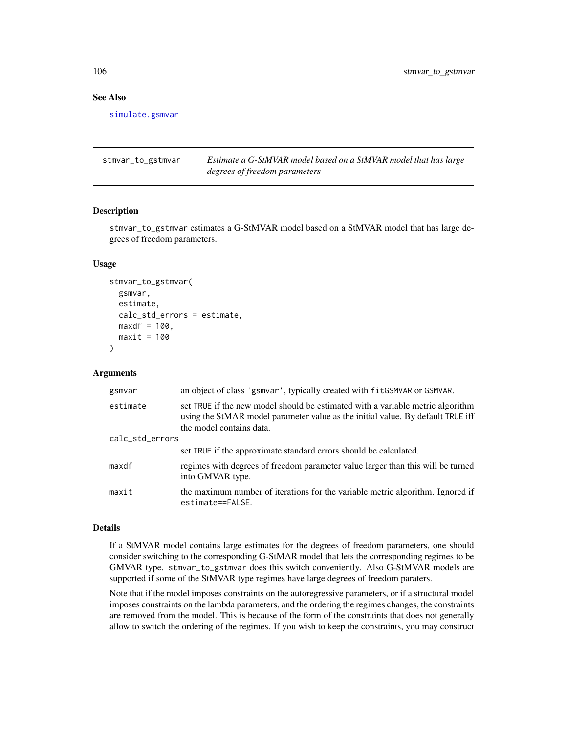## See Also

simulate.gsmvar

---

## stmvar_to_gstmvar — *Estimate a G-StMVAR model based on a StMVAR model that has large degrees of freedom parameters*

### Description

stmvar_to_gstmvar estimates a G-StMVAR model based on a StMVAR model that has large degrees of freedom parameters.

### Usage

```
stmvar_to_gstmvar(
  gsmvar,
  estimate,
  calc_std_errors = estimate,
  maxdf = 100,
  maxit = 100
)
```

### Arguments

| Argument | Description |
|---|---|
| gsmvar | an object of class 'gsmvar', typically created with fitGSMVAR or GSMVAR. |
| estimate | set TRUE if the new model should be estimated with a variable metric algorithm using the StMAR model parameter value as the initial value. By default TRUE iff the model contains data. |
| calc_std_errors | set TRUE if the approximate standard errors should be calculated. |
| maxdf | regimes with degrees of freedom parameter value larger than this will be turned into GMVAR type. |
| maxit | the maximum number of iterations for the variable metric algorithm. Ignored if estimate==FALSE. |

### Details

If a StMVAR model contains large estimates for the degrees of freedom parameters, one should consider switching to the corresponding G-StMAR model that lets the corresponding regimes to be GMVAR type. stmvar_to_gstmvar does this switch conveniently. Also G-StMVAR models are supported if some of the StMVAR type regimes have large degrees of freedom paraters.

Note that if the model imposes constraints on the autoregressive parameters, or if a structural model imposes constraints on the lambda parameters, and the ordering the regimes changes, the constraints are removed from the model. This is because of the form of the constraints that does not generally allow to switch the ordering of the regimes. If you wish to keep the constraints, you may construct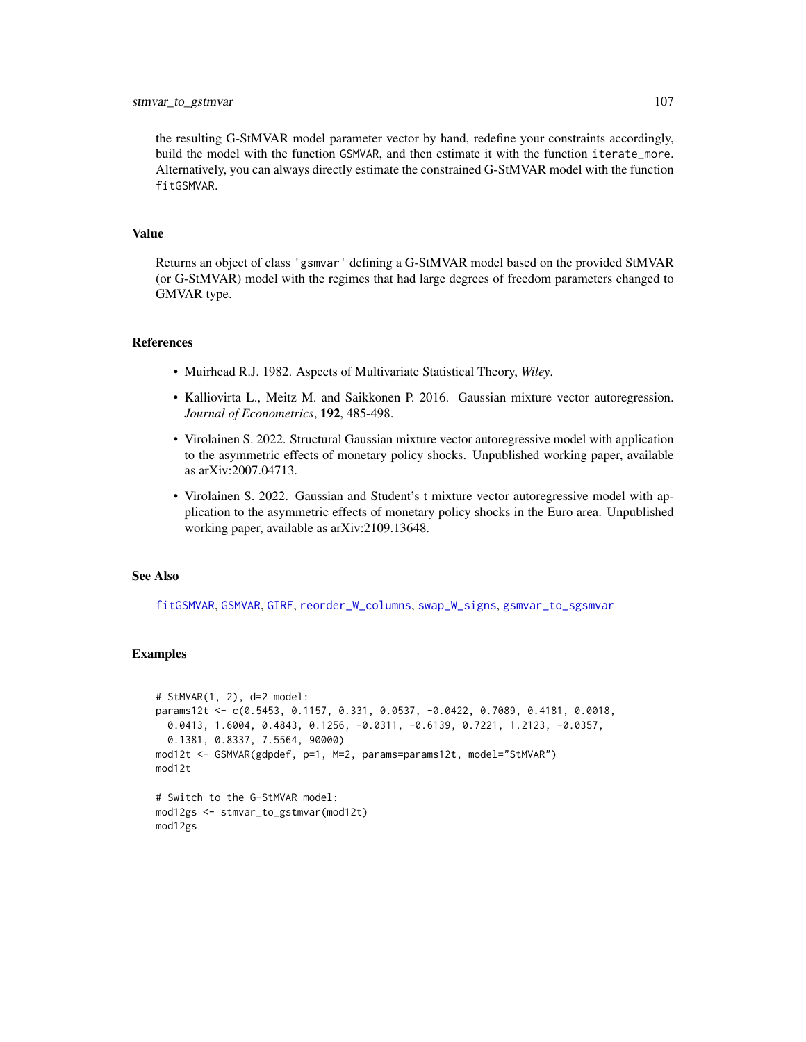the resulting G-StMVAR model parameter vector by hand, redefine your constraints accordingly, build the model with the function `GSMVAR`, and then estimate it with the function `iterate_more`. Alternatively, you can always directly estimate the constrained G-StMVAR model with the function `fitGSMVAR`.

## Value

Returns an object of class 'gsmvar' defining a G-StMVAR model based on the provided StMVAR (or G-StMVAR) model with the regimes that had large degrees of freedom parameters changed to GMVAR type.

## References

- Muirhead R.J. 1982. Aspects of Multivariate Statistical Theory, *Wiley*.
- Kalliovirta L., Meitz M. and Saikkonen P. 2016. Gaussian mixture vector autoregression. *Journal of Econometrics*, **192**, 485-498.
- Virolainen S. 2022. Structural Gaussian mixture vector autoregressive model with application to the asymmetric effects of monetary policy shocks. Unpublished working paper, available as arXiv:2007.04713.
- Virolainen S. 2022. Gaussian and Student's t mixture vector autoregressive model with application to the asymmetric effects of monetary policy shocks in the Euro area. Unpublished working paper, available as arXiv:2109.13648.

## See Also

`fitGSMVAR`, `GSMVAR`, `GIRF`, `reorder_W_columns`, `swap_W_signs`, `gsmvar_to_sgsmvar`

## Examples

```
# StMVAR(1, 2), d=2 model:
params12t <- c(0.5453, 0.1157, 0.331, 0.0537, -0.0422, 0.7089, 0.4181, 0.0018,
  0.0413, 1.6004, 0.4843, 0.1256, -0.0311, -0.6139, 0.7221, 1.2123, -0.0357,
  0.1381, 0.8337, 7.5564, 90000)
mod12t <- GSMVAR(gdpdef, p=1, M=2, params=params12t, model="StMVAR")
mod12t

# Switch to the G-StMVAR model:
mod12gs <- stmvar_to_gstmvar(mod12t)
mod12gs
```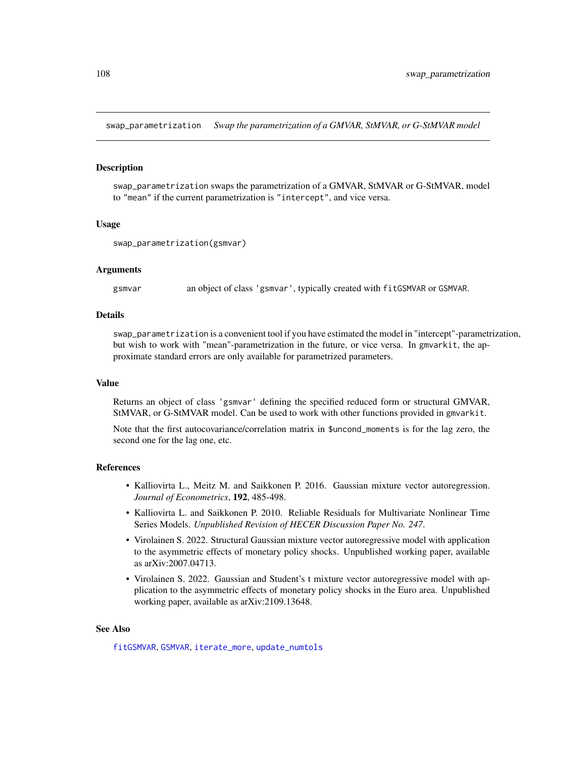swap_parametrization    *Swap the parametrization of a GMVAR, StMVAR, or G-StMVAR model*

## Description

swap_parametrization swaps the parametrization of a GMVAR, StMVAR or G-StMVAR, model to "mean" if the current parametrization is "intercept", and vice versa.

## Usage

```
swap_parametrization(gsmvar)
```

## Arguments

gsmvar    an object of class 'gsmvar', typically created with fitGSMVAR or GSMVAR.

## Details

swap_parametrization is a convenient tool if you have estimated the model in "intercept"-parametrization, but wish to work with "mean"-parametrization in the future, or vice versa. In gmvarkit, the approximate standard errors are only available for parametrized parameters.

## Value

Returns an object of class 'gsmvar' defining the specified reduced form or structural GMVAR, StMVAR, or G-StMVAR model. Can be used to work with other functions provided in gmvarkit.

Note that the first autocovariance/correlation matrix in $uncond_moments is for the lag zero, the second one for the lag one, etc.

## References

- Kalliovirta L., Meitz M. and Saikkonen P. 2016. Gaussian mixture vector autoregression. *Journal of Econometrics*, **192**, 485-498.
- Kalliovirta L. and Saikkonen P. 2010. Reliable Residuals for Multivariate Nonlinear Time Series Models. *Unpublished Revision of HECER Discussion Paper No. 247*.
- Virolainen S. 2022. Structural Gaussian mixture vector autoregressive model with application to the asymmetric effects of monetary policy shocks. Unpublished working paper, available as arXiv:2007.04713.
- Virolainen S. 2022. Gaussian and Student's t mixture vector autoregressive model with application to the asymmetric effects of monetary policy shocks in the Euro area. Unpublished working paper, available as arXiv:2109.13648.

## See Also

fitGSMVAR, GSMVAR, iterate_more, update_numtols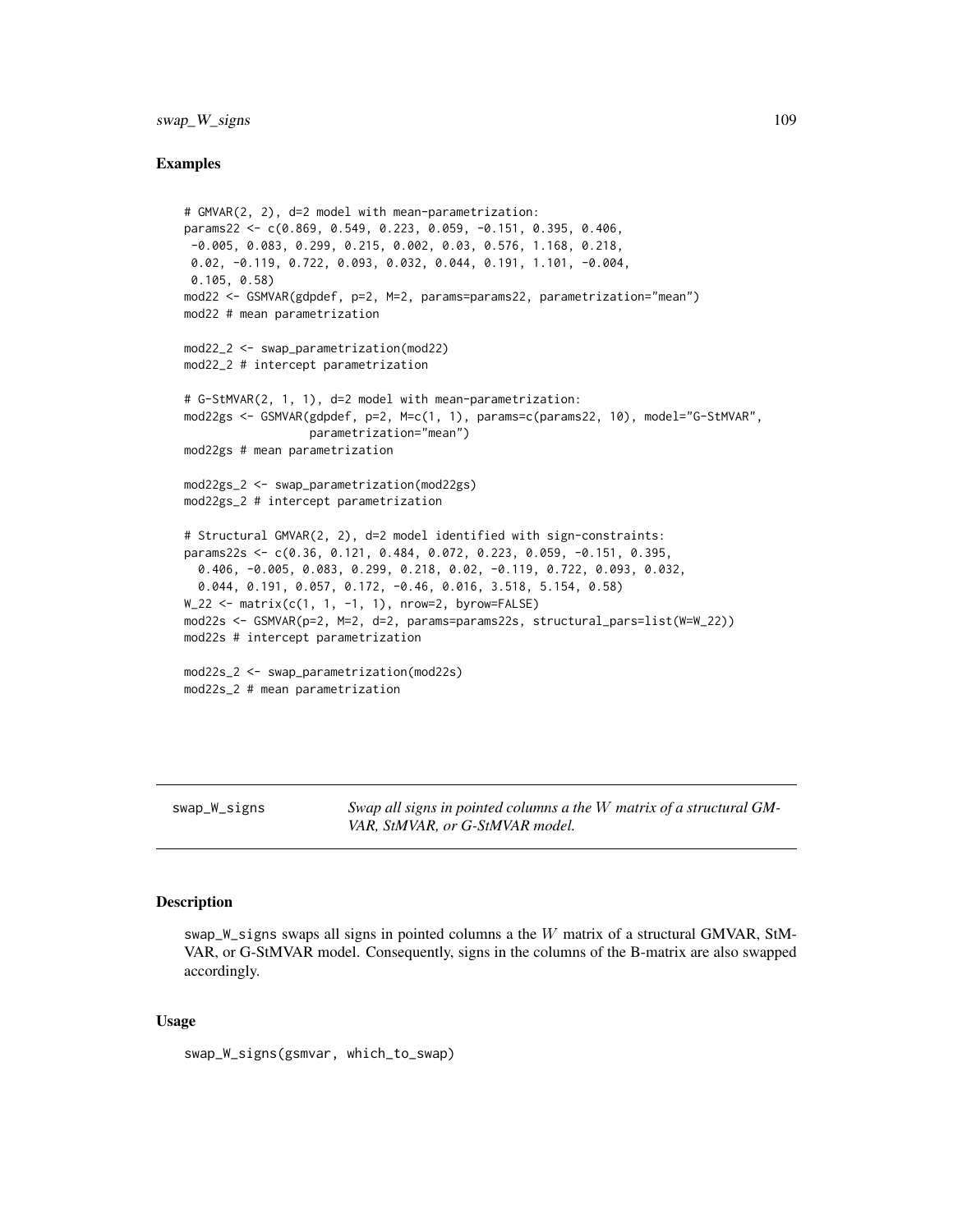### Examples

```
# GMVAR(2, 2), d=2 model with mean-parametrization:
params22 <- c(0.869, 0.549, 0.223, 0.059, -0.151, 0.395, 0.406,
 -0.005, 0.083, 0.299, 0.215, 0.002, 0.03, 0.576, 1.168, 0.218,
 0.02, -0.119, 0.722, 0.093, 0.032, 0.044, 0.191, 1.101, -0.004,
 0.105, 0.58)
mod22 <- GSMVAR(gdpdef, p=2, M=2, params=params22, parametrization="mean")
mod22 # mean parametrization

mod22_2 <- swap_parametrization(mod22)
mod22_2 # intercept parametrization

# G-StMVAR(2, 1, 1), d=2 model with mean-parametrization:
mod22gs <- GSMVAR(gdpdef, p=2, M=c(1, 1), params=c(params22, 10), model="G-StMVAR",
                  parametrization="mean")
mod22gs # mean parametrization

mod22gs_2 <- swap_parametrization(mod22gs)
mod22gs_2 # intercept parametrization

# Structural GMVAR(2, 2), d=2 model identified with sign-constraints:
params22s <- c(0.36, 0.121, 0.484, 0.072, 0.223, 0.059, -0.151, 0.395,
  0.406, -0.005, 0.083, 0.299, 0.218, 0.02, -0.119, 0.722, 0.093, 0.032,
  0.044, 0.191, 0.057, 0.172, -0.46, 0.016, 3.518, 5.154, 0.58)
W_22 <- matrix(c(1, 1, -1, 1), nrow=2, byrow=FALSE)
mod22s <- GSMVAR(p=2, M=2, d=2, params=params22s, structural_pars=list(W=W_22))
mod22s # intercept parametrization

mod22s_2 <- swap_parametrization(mod22s)
mod22s_2 # mean parametrization
```

## swap_W_signs — *Swap all signs in pointed columns a the $W$ matrix of a structural GMVAR, StMVAR, or G-StMVAR model.*

### Description

swap_W_signs swaps all signs in pointed columns a the $W$ matrix of a structural GMVAR, StMVAR, or G-StMVAR model. Consequently, signs in the columns of the B-matrix are also swapped accordingly.

### Usage

```
swap_W_signs(gsmvar, which_to_swap)
```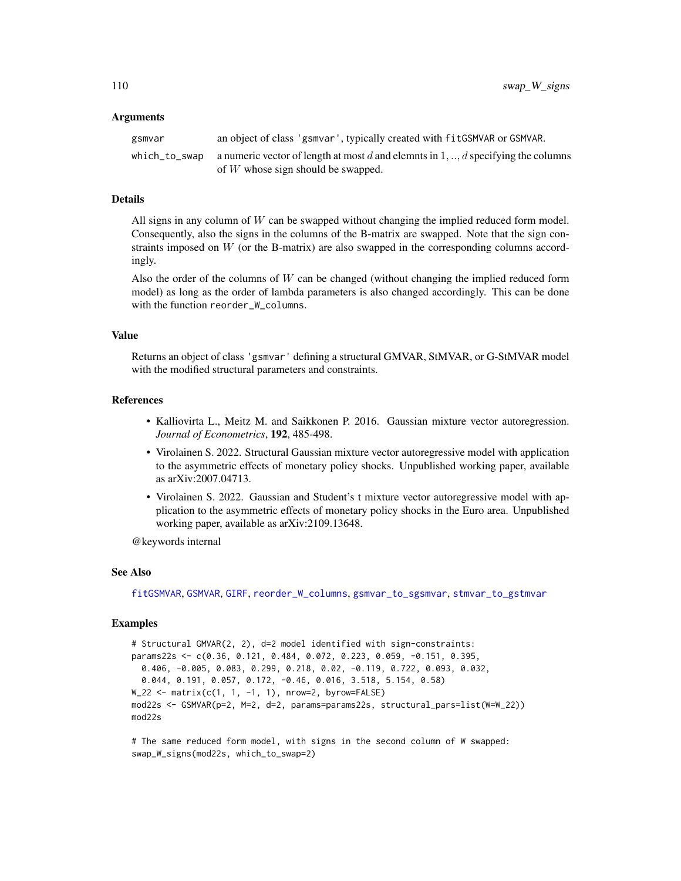## Arguments

| | |
|---|---|
| gsmvar | an object of class 'gsmvar', typically created with fitGSMVAR or GSMVAR. |
| which_to_swap | a numeric vector of length at most $d$ and elemnts in $1, .., d$ specifying the columns of $W$ whose sign should be swapped. |

## Details

All signs in any column of $W$ can be swapped without changing the implied reduced form model. Consequently, also the signs in the columns of the B-matrix are swapped. Note that the sign constraints imposed on $W$ (or the B-matrix) are also swapped in the corresponding columns accordingly.

Also the order of the columns of $W$ can be changed (without changing the implied reduced form model) as long as the order of lambda parameters is also changed accordingly. This can be done with the function reorder_W_columns.

## Value

Returns an object of class 'gsmvar' defining a structural GMVAR, StMVAR, or G-StMVAR model with the modified structural parameters and constraints.

## References

- Kalliovirta L., Meitz M. and Saikkonen P. 2016. Gaussian mixture vector autoregression. *Journal of Econometrics*, **192**, 485-498.
- Virolainen S. 2022. Structural Gaussian mixture vector autoregressive model with application to the asymmetric effects of monetary policy shocks. Unpublished working paper, available as arXiv:2007.04713.
- Virolainen S. 2022. Gaussian and Student's t mixture vector autoregressive model with application to the asymmetric effects of monetary policy shocks in the Euro area. Unpublished working paper, available as arXiv:2109.13648.

@keywords internal

## See Also

fitGSMVAR, GSMVAR, GIRF, reorder_W_columns, gsmvar_to_sgsmvar, stmvar_to_gstmvar

## Examples

```
# Structural GMVAR(2, 2), d=2 model identified with sign-constraints:
params22s <- c(0.36, 0.121, 0.484, 0.072, 0.223, 0.059, -0.151, 0.395,
  0.406, -0.005, 0.083, 0.299, 0.218, 0.02, -0.119, 0.722, 0.093, 0.032,
  0.044, 0.191, 0.057, 0.172, -0.46, 0.016, 3.518, 5.154, 0.58)
W_22 <- matrix(c(1, 1, -1, 1), nrow=2, byrow=FALSE)
mod22s <- GSMVAR(p=2, M=2, d=2, params=params22s, structural_pars=list(W=W_22))
mod22s

# The same reduced form model, with signs in the second column of W swapped:
swap_W_signs(mod22s, which_to_swap=2)
```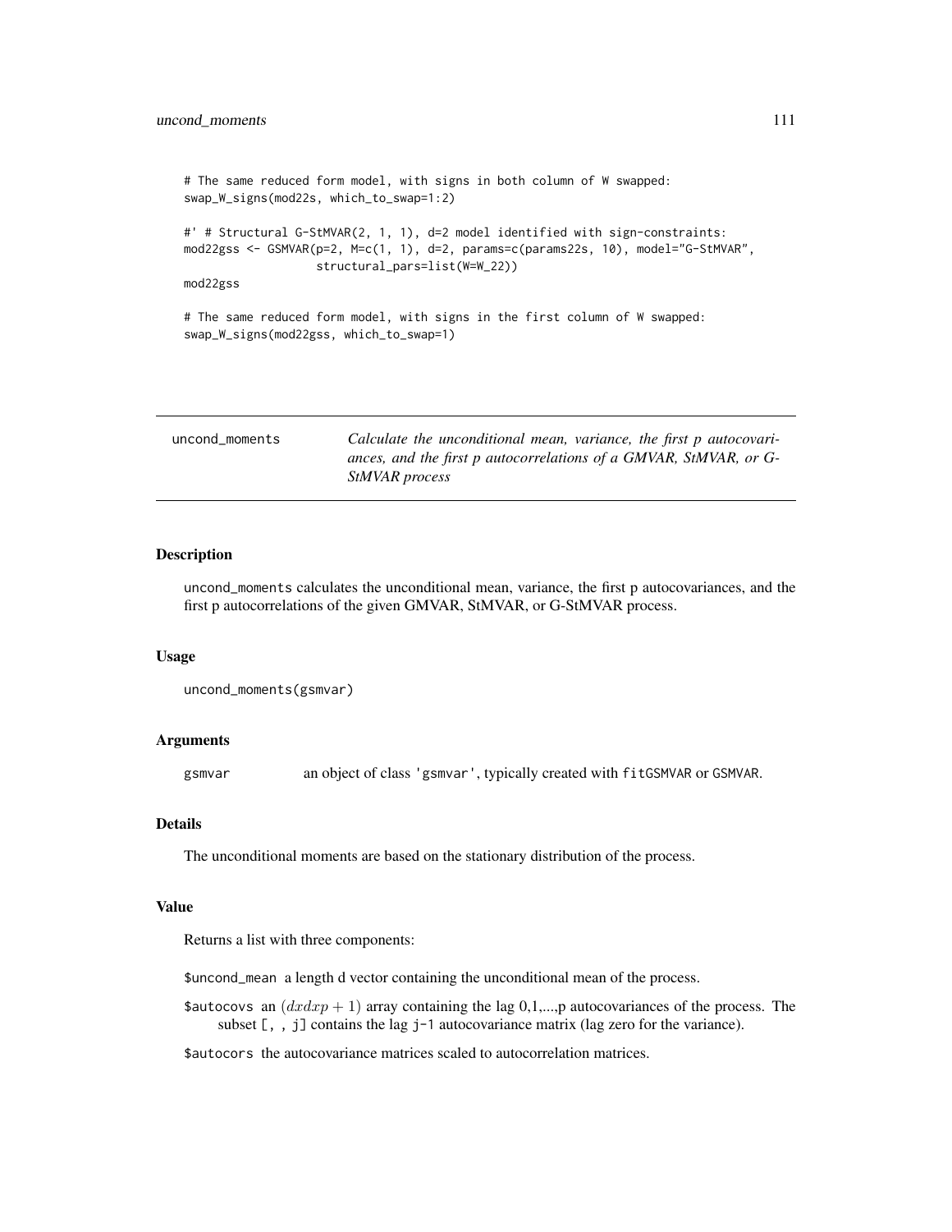```
# The same reduced form model, with signs in both column of W swapped:
swap_W_signs(mod22s, which_to_swap=1:2)

#' # Structural G-StMVAR(2, 1, 1), d=2 model identified with sign-constraints:
mod22gss <- GSMVAR(p=2, M=c(1, 1), d=2, params=c(params22s, 10), model="G-StMVAR",
                   structural_pars=list(W=W_22))
mod22gss

# The same reduced form model, with signs in the first column of W swapped:
swap_W_signs(mod22gss, which_to_swap=1)
```

---

## uncond_moments — *Calculate the unconditional mean, variance, the first p autocovariances, and the first p autocorrelations of a GMVAR, StMVAR, or G-StMVAR process*

### Description

uncond_moments calculates the unconditional mean, variance, the first p autocovariances, and the first p autocorrelations of the given GMVAR, StMVAR, or G-StMVAR process.

### Usage

```
uncond_moments(gsmvar)
```

### Arguments

| | |
|---|---|
| gsmvar | an object of class 'gsmvar', typically created with fitGSMVAR or GSMVAR. |

### Details

The unconditional moments are based on the stationary distribution of the process.

### Value

Returns a list with three components:

$uncond_mean a length d vector containing the unconditional mean of the process.

$autocovs an $(dxdxp + 1)$ array containing the lag 0,1,...,p autocovariances of the process. The subset [, , j] contains the lag j-1 autocovariance matrix (lag zero for the variance).

$autocors the autocovariance matrices scaled to autocorrelation matrices.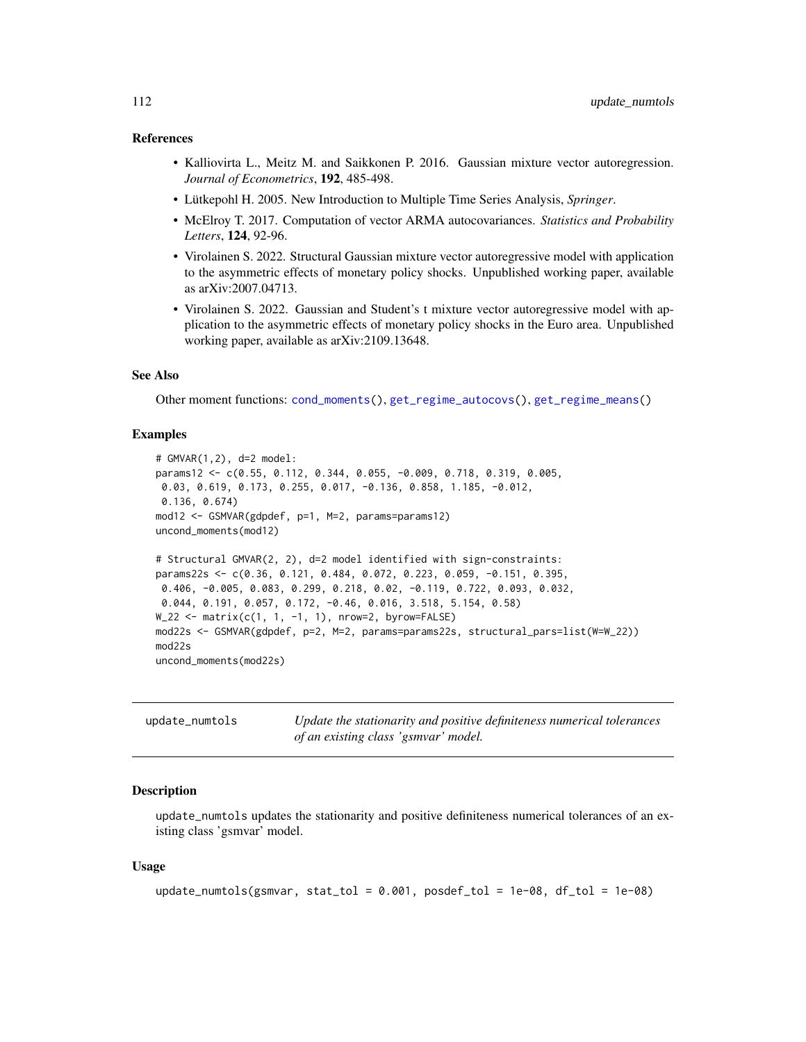### References

- Kalliovirta L., Meitz M. and Saikkonen P. 2016. Gaussian mixture vector autoregression. *Journal of Econometrics*, **192**, 485-498.
- Lütkepohl H. 2005. New Introduction to Multiple Time Series Analysis, *Springer*.
- McElroy T. 2017. Computation of vector ARMA autocovariances. *Statistics and Probability Letters*, **124**, 92-96.
- Virolainen S. 2022. Structural Gaussian mixture vector autoregressive model with application to the asymmetric effects of monetary policy shocks. Unpublished working paper, available as arXiv:2007.04713.
- Virolainen S. 2022. Gaussian and Student's t mixture vector autoregressive model with application to the asymmetric effects of monetary policy shocks in the Euro area. Unpublished working paper, available as arXiv:2109.13648.

### See Also

Other moment functions: cond_moments(), get_regime_autocovs(), get_regime_means()

### Examples

```
# GMVAR(1,2), d=2 model:
params12 <- c(0.55, 0.112, 0.344, 0.055, -0.009, 0.718, 0.319, 0.005,
 0.03, 0.619, 0.173, 0.255, 0.017, -0.136, 0.858, 1.185, -0.012,
 0.136, 0.674)
mod12 <- GSMVAR(gdpdef, p=1, M=2, params=params12)
uncond_moments(mod12)

# Structural GMVAR(2, 2), d=2 model identified with sign-constraints:
params22s <- c(0.36, 0.121, 0.484, 0.072, 0.223, 0.059, -0.151, 0.395,
 0.406, -0.005, 0.083, 0.299, 0.218, 0.02, -0.119, 0.722, 0.093, 0.032,
 0.044, 0.191, 0.057, 0.172, -0.46, 0.016, 3.518, 5.154, 0.58)
W_22 <- matrix(c(1, 1, -1, 1), nrow=2, byrow=FALSE)
mod22s <- GSMVAR(gdpdef, p=2, M=2, params=params22s, structural_pars=list(W=W_22))
mod22s
uncond_moments(mod22s)
```

---

## update_numtols — *Update the stationarity and positive definiteness numerical tolerances of an existing class 'gsmvar' model.*

### Description

update_numtols updates the stationarity and positive definiteness numerical tolerances of an existing class 'gsmvar' model.

### Usage

```
update_numtols(gsmvar, stat_tol = 0.001, posdef_tol = 1e-08, df_tol = 1e-08)
```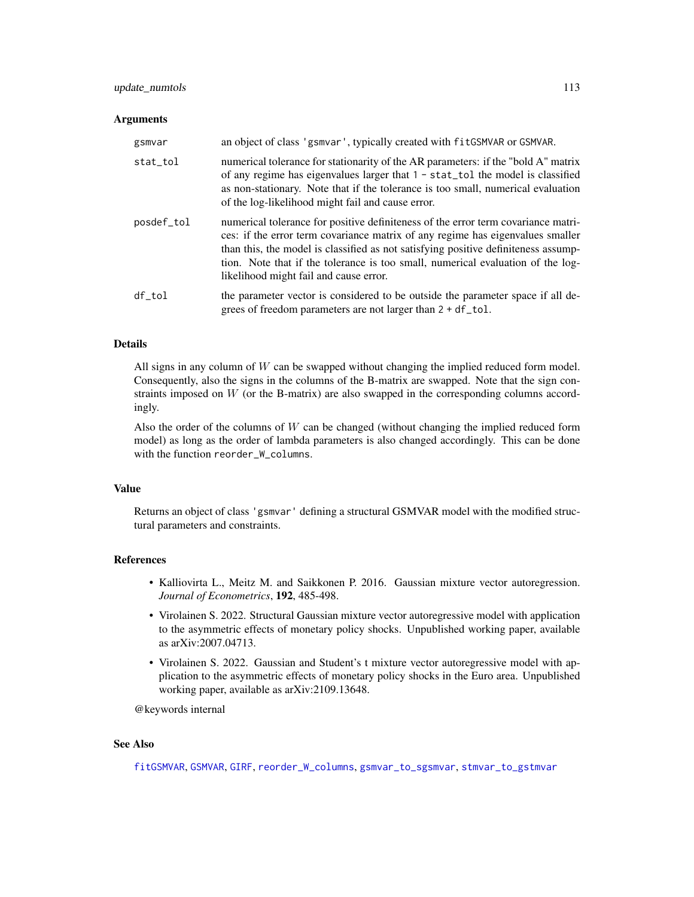## Arguments

| | |
|---|---|
| gsmvar | an object of class 'gsmvar', typically created with fitGSMVAR or GSMVAR. |
| stat_tol | numerical tolerance for stationarity of the AR parameters: if the "bold A" matrix of any regime has eigenvalues larger that 1 - stat_tol the model is classified as non-stationary. Note that if the tolerance is too small, numerical evaluation of the log-likelihood might fail and cause error. |
| posdef_tol | numerical tolerance for positive definiteness of the error term covariance matrices: if the error term covariance matrix of any regime has eigenvalues smaller than this, the model is classified as not satisfying positive definiteness assumption. Note that if the tolerance is too small, numerical evaluation of the log-likelihood might fail and cause error. |
| df_tol | the parameter vector is considered to be outside the parameter space if all degrees of freedom parameters are not larger than 2 + df_tol. |

## Details

All signs in any column of $W$ can be swapped without changing the implied reduced form model. Consequently, also the signs in the columns of the B-matrix are swapped. Note that the sign constraints imposed on $W$ (or the B-matrix) are also swapped in the corresponding columns accordingly.

Also the order of the columns of $W$ can be changed (without changing the implied reduced form model) as long as the order of lambda parameters is also changed accordingly. This can be done with the function reorder_W_columns.

## Value

Returns an object of class 'gsmvar' defining a structural GSMVAR model with the modified structural parameters and constraints.

## References

- Kalliovirta L., Meitz M. and Saikkonen P. 2016. Gaussian mixture vector autoregression. *Journal of Econometrics*, **192**, 485-498.
- Virolainen S. 2022. Structural Gaussian mixture vector autoregressive model with application to the asymmetric effects of monetary policy shocks. Unpublished working paper, available as arXiv:2007.04713.
- Virolainen S. 2022. Gaussian and Student's t mixture vector autoregressive model with application to the asymmetric effects of monetary policy shocks in the Euro area. Unpublished working paper, available as arXiv:2109.13648.

@keywords internal

## See Also

fitGSMVAR, GSMVAR, GIRF, reorder_W_columns, gsmvar_to_sgsmvar, stmvar_to_gstmvar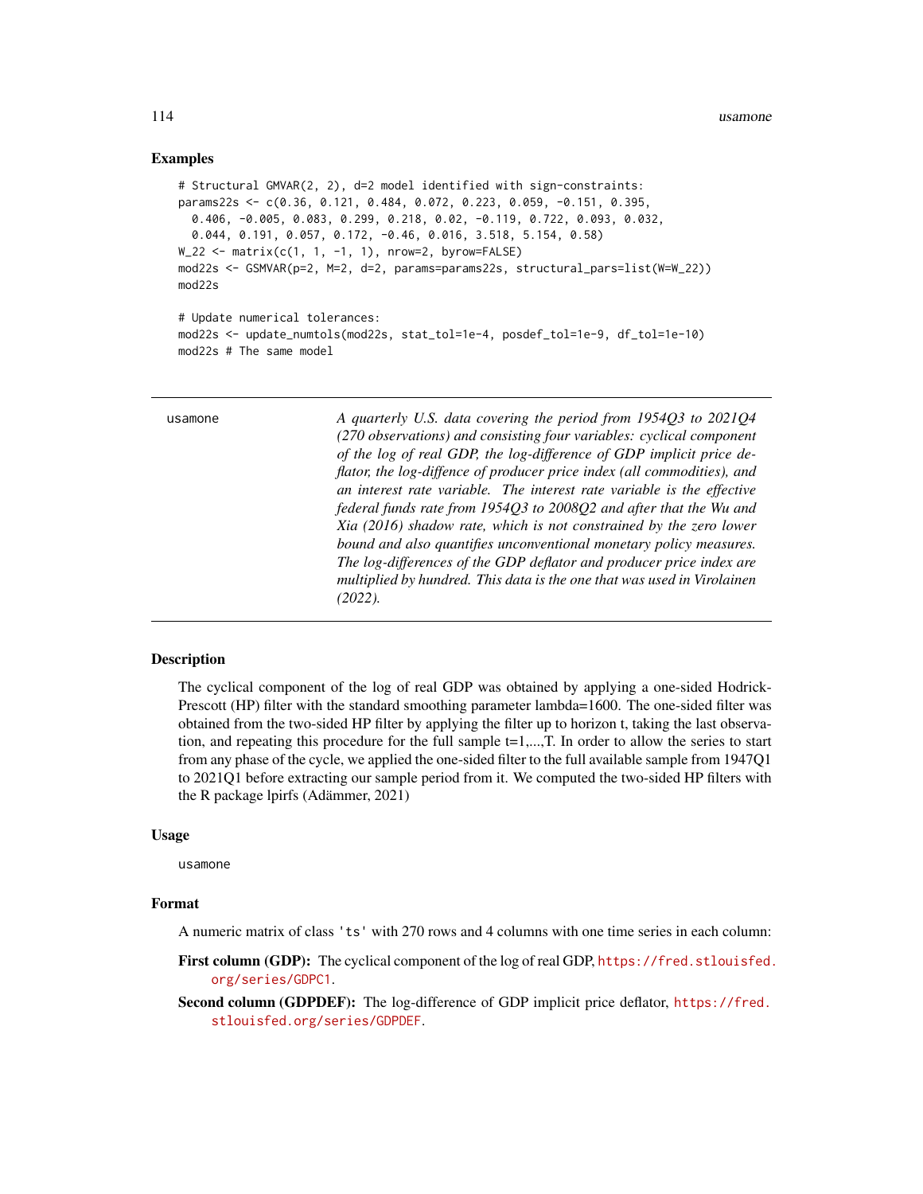### Examples

```
# Structural GMVAR(2, 2), d=2 model identified with sign-constraints:
params22s <- c(0.36, 0.121, 0.484, 0.072, 0.223, 0.059, -0.151, 0.395,
  0.406, -0.005, 0.083, 0.299, 0.218, 0.02, -0.119, 0.722, 0.093, 0.032,
  0.044, 0.191, 0.057, 0.172, -0.46, 0.016, 3.518, 5.154, 0.58)
W_22 <- matrix(c(1, 1, -1, 1), nrow=2, byrow=FALSE)
mod22s <- GSMVAR(p=2, M=2, d=2, params=params22s, structural_pars=list(W=W_22))
mod22s

# Update numerical tolerances:
mod22s <- update_numtols(mod22s, stat_tol=1e-4, posdef_tol=1e-9, df_tol=1e-10)
mod22s # The same model
```

---

usamone — *A quarterly U.S. data covering the period from 1954Q3 to 2021Q4 (270 observations) and consisting four variables: cyclical component of the log of real GDP, the log-difference of GDP implicit price deflator, the log-diffence of producer price index (all commodities), and an interest rate variable. The interest rate variable is the effective federal funds rate from 1954Q3 to 2008Q2 and after that the Wu and Xia (2016) shadow rate, which is not constrained by the zero lower bound and also quantifies unconventional monetary policy measures. The log-differences of the GDP deflator and producer price index are multiplied by hundred. This data is the one that was used in Virolainen (2022).*

---

### Description

The cyclical component of the log of real GDP was obtained by applying a one-sided Hodrick-Prescott (HP) filter with the standard smoothing parameter lambda=1600. The one-sided filter was obtained from the two-sided HP filter by applying the filter up to horizon t, taking the last observation, and repeating this procedure for the full sample t=1,...,T. In order to allow the series to start from any phase of the cycle, we applied the one-sided filter to the full available sample from 1947Q1 to 2021Q1 before extracting our sample period from it. We computed the two-sided HP filters with the R package lpirfs (Adämmer, 2021)

### Usage

```
usamone
```

### Format

A numeric matrix of class 'ts' with 270 rows and 4 columns with one time series in each column:

**First column (GDP):** The cyclical component of the log of real GDP, https://fred.stlouisfed.org/series/GDPC1.

**Second column (GDPDEF):** The log-difference of GDP implicit price deflator, https://fred.stlouisfed.org/series/GDPDEF.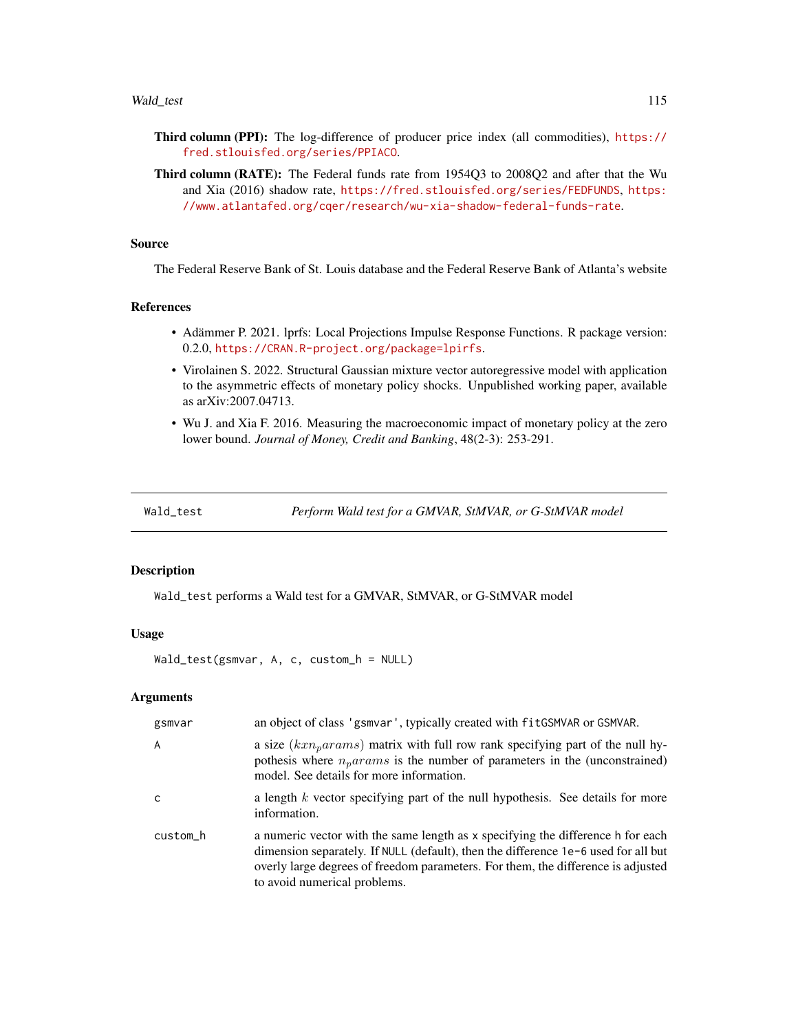**Third column (PPI):** The log-difference of producer price index (all commodities), https://fred.stlouisfed.org/series/PPIACO.

**Third column (RATE):** The Federal funds rate from 1954Q3 to 2008Q2 and after that the Wu and Xia (2016) shadow rate, https://fred.stlouisfed.org/series/FEDFUNDS, https://www.atlantafed.org/cqer/research/wu-xia-shadow-federal-funds-rate.

### Source

The Federal Reserve Bank of St. Louis database and the Federal Reserve Bank of Atlanta's website

### References

- Adämmer P. 2021. lprfs: Local Projections Impulse Response Functions. R package version: 0.2.0, https://CRAN.R-project.org/package=lpirfs.
- Virolainen S. 2022. Structural Gaussian mixture vector autoregressive model with application to the asymmetric effects of monetary policy shocks. Unpublished working paper, available as arXiv:2007.04713.
- Wu J. and Xia F. 2016. Measuring the macroeconomic impact of monetary policy at the zero lower bound. *Journal of Money, Credit and Banking*, 48(2-3): 253-291.

---

## Wald_test — *Perform Wald test for a GMVAR, StMVAR, or G-StMVAR model*

### Description

`Wald_test` performs a Wald test for a GMVAR, StMVAR, or G-StMVAR model

### Usage

```
Wald_test(gsmvar, A, c, custom_h = NULL)
```

### Arguments

| | |
|---|---|
| `gsmvar` | an object of class `'gsmvar'`, typically created with `fitGSMVAR` or `GSMVAR`. |
| `A` | a size $(kxn_params)$ matrix with full row rank specifying part of the null hypothesis where $n_params$ is the number of parameters in the (unconstrained) model. See details for more information. |
| `c` | a length $k$ vector specifying part of the null hypothesis. See details for more information. |
| `custom_h` | a numeric vector with the same length as `x` specifying the difference `h` for each dimension separately. If `NULL` (default), then the difference `1e-6` used for all but overly large degrees of freedom parameters. For them, the difference is adjusted to avoid numerical problems. |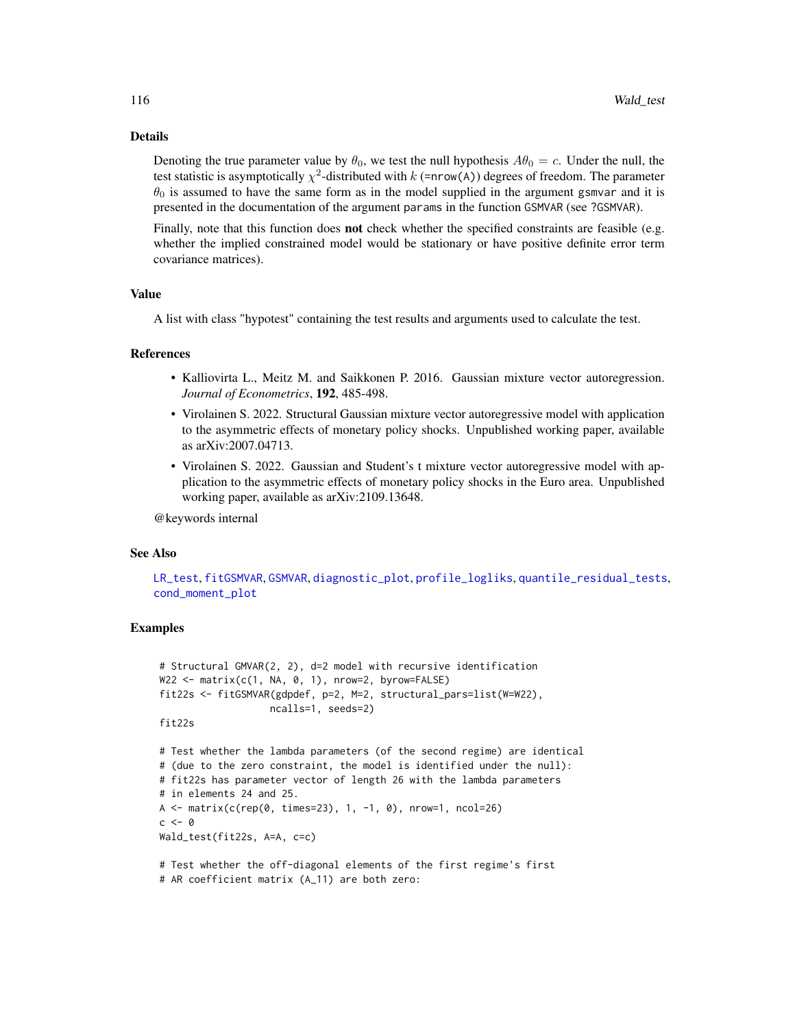## Details

Denoting the true parameter value by $\theta_0$, we test the null hypothesis $A\theta_0 = c$. Under the null, the test statistic is asymptotically $\chi^2$-distributed with $k$ (=nrow(A)) degrees of freedom. The parameter $\theta_0$ is assumed to have the same form as in the model supplied in the argument gsmvar and it is presented in the documentation of the argument params in the function GSMVAR (see ?GSMVAR).

Finally, note that this function does **not** check whether the specified constraints are feasible (e.g. whether the implied constrained model would be stationary or have positive definite error term covariance matrices).

## Value

A list with class "hypotest" containing the test results and arguments used to calculate the test.

## References

- Kalliovirta L., Meitz M. and Saikkonen P. 2016. Gaussian mixture vector autoregression. *Journal of Econometrics*, **192**, 485-498.
- Virolainen S. 2022. Structural Gaussian mixture vector autoregressive model with application to the asymmetric effects of monetary policy shocks. Unpublished working paper, available as arXiv:2007.04713.
- Virolainen S. 2022. Gaussian and Student's t mixture vector autoregressive model with application to the asymmetric effects of monetary policy shocks in the Euro area. Unpublished working paper, available as arXiv:2109.13648.

@keywords internal

## See Also

LR_test, fitGSMVAR, GSMVAR, diagnostic_plot, profile_logliks, quantile_residual_tests, cond_moment_plot

## Examples

```
# Structural GMVAR(2, 2), d=2 model with recursive identification
W22 <- matrix(c(1, NA, 0, 1), nrow=2, byrow=FALSE)
fit22s <- fitGSMVAR(gdpdef, p=2, M=2, structural_pars=list(W=W22),
                    ncalls=1, seeds=2)
fit22s

# Test whether the lambda parameters (of the second regime) are identical
# (due to the zero constraint, the model is identified under the null):
# fit22s has parameter vector of length 26 with the lambda parameters
# in elements 24 and 25.
A <- matrix(c(rep(0, times=23), 1, -1, 0), nrow=1, ncol=26)
c <- 0
Wald_test(fit22s, A=A, c=c)

# Test whether the off-diagonal elements of the first regime's first
# AR coefficient matrix (A_11) are both zero:
```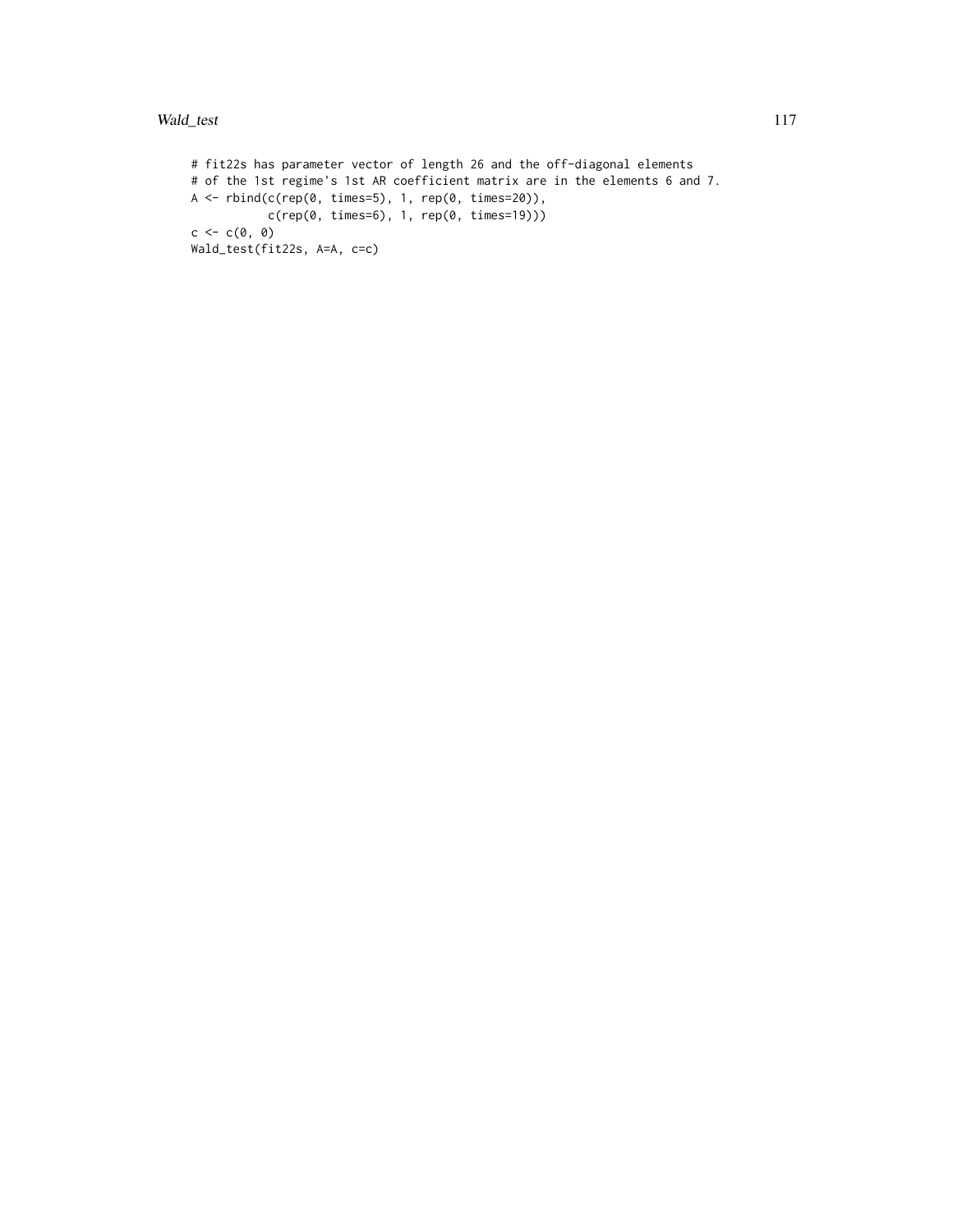```
# fit22s has parameter vector of length 26 and the off-diagonal elements
# of the 1st regime's 1st AR coefficient matrix are in the elements 6 and 7.
A <- rbind(c(rep(0, times=5), 1, rep(0, times=20)),
           c(rep(0, times=6), 1, rep(0, times=19)))
c <- c(0, 0)
Wald_test(fit22s, A=A, c=c)
```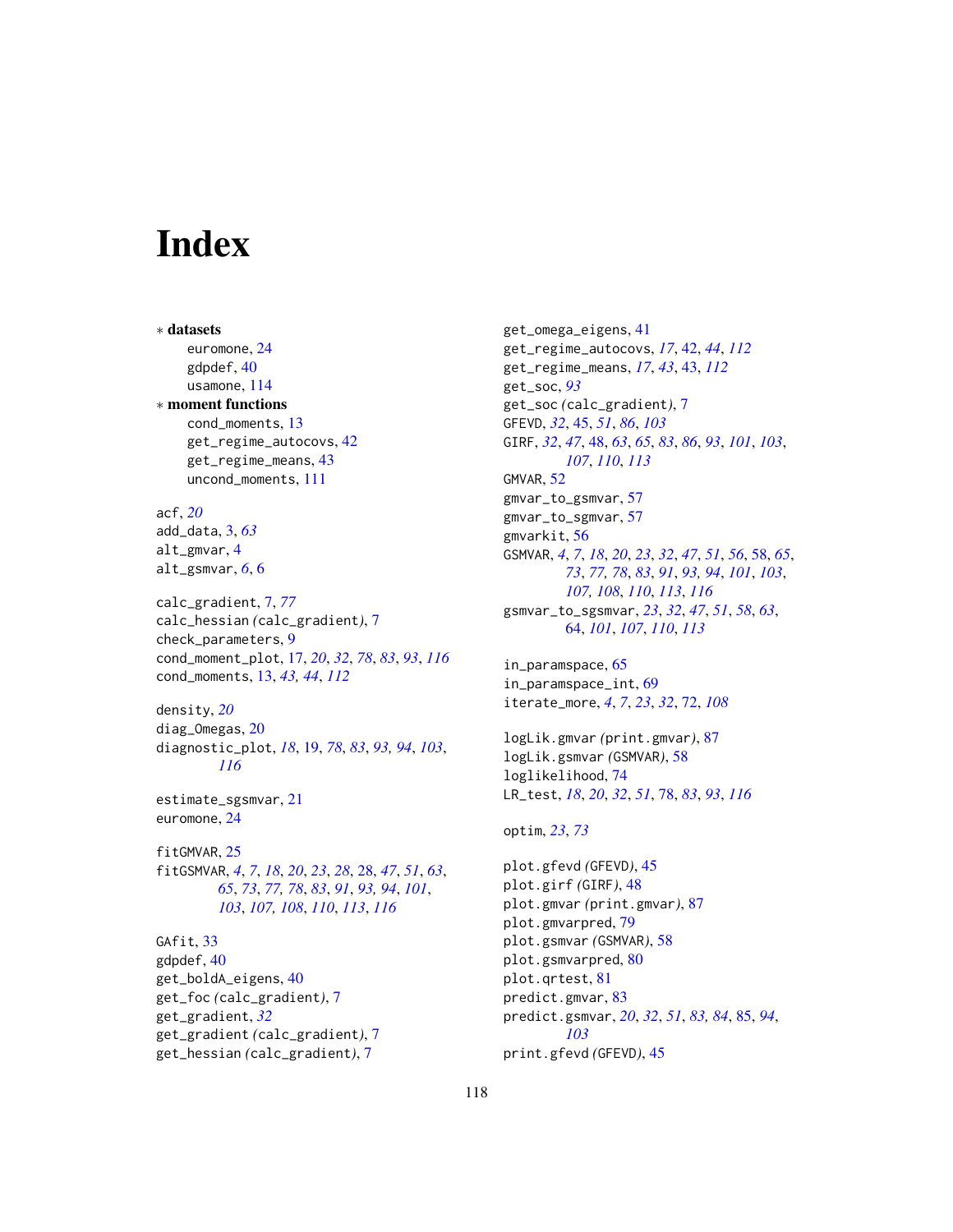# Index

∗ **datasets**
- euromone, 24
- gdpdef, 40
- usamone, 114

∗ **moment functions**
- cond_moments, 13
- get_regime_autocovs, 42
- get_regime_means, 43
- uncond_moments, 111

acf, *20*
add_data, 3, *63*
alt_gmvar, 4
alt_gsmvar, *6*, 6

calc_gradient, 7, *77*
calc_hessian *(calc_gradient)*, 7
check_parameters, 9
cond_moment_plot, 17, *20*, *32*, *78*, *83*, *93*, *116*
cond_moments, 13, *43*, *44*, *112*

density, *20*
diag_Omegas, 20
diagnostic_plot, *18*, 19, *78*, *83*, *93*, *94*, *103*, *116*

estimate_sgsmvar, 21
euromone, 24

fitGMVAR, 25
fitGSMVAR, *4*, *7*, *18*, *20*, *23*, *28*, 28, *47*, *51*, *63*, *65*, *73*, *77*, *78*, *83*, *91*, *93*, *94*, *101*, *103*, *107*, *108*, *110*, *113*, *116*

GAfit, 33
gdpdef, 40
get_boldA_eigens, 40
get_foc *(calc_gradient)*, 7
get_gradient, *32*
get_gradient *(calc_gradient)*, 7
get_hessian *(calc_gradient)*, 7
get_omega_eigens, 41
get_regime_autocovs, *17*, 42, *44*, *112*
get_regime_means, *17*, *43*, 43, *112*
get_soc, *93*
get_soc *(calc_gradient)*, 7
GFEVD, *32*, 45, *51*, *86*, *103*
GIRF, *32*, *47*, 48, *63*, *65*, *83*, *86*, *93*, *101*, *103*, *107*, *110*, *113*
GMVAR, 52
gmvar_to_gsmvar, 57
gmvar_to_sgmvar, 57
gmvarkit, 56
GSMVAR, *4*, *7*, *18*, *20*, *23*, *32*, *47*, *51*, *56*, 58, *65*, *73*, *77*, *78*, *83*, *91*, *93*, *94*, *101*, *103*, *107*, *108*, *110*, *113*, *116*
gsmvar_to_sgsmvar, *23*, *32*, *47*, *51*, *58*, *63*, *64*, *101*, *107*, *110*, *113*

in_paramspace, 65
in_paramspace_int, 69
iterate_more, *4*, *7*, *23*, *32*, 72, *108*

logLik.gmvar *(print.gmvar)*, 87
logLik.gsmvar *(GSMVAR)*, 58
loglikelihood, 74
LR_test, *18*, *20*, *32*, *51*, 78, *83*, *93*, *116*

optim, *23*, *73*

plot.gfevd *(GFEVD)*, 45
plot.girf *(GIRF)*, 48
plot.gmvar *(print.gmvar)*, 87
plot.gmvarpred, 79
plot.gsmvar *(GSMVAR)*, 58
plot.gsmvarpred, 80
plot.qrtest, 81
predict.gmvar, 83
predict.gsmvar, *20*, *32*, *51*, *83*, *84*, 85, *94*, *103*
print.gfevd *(GFEVD)*, 45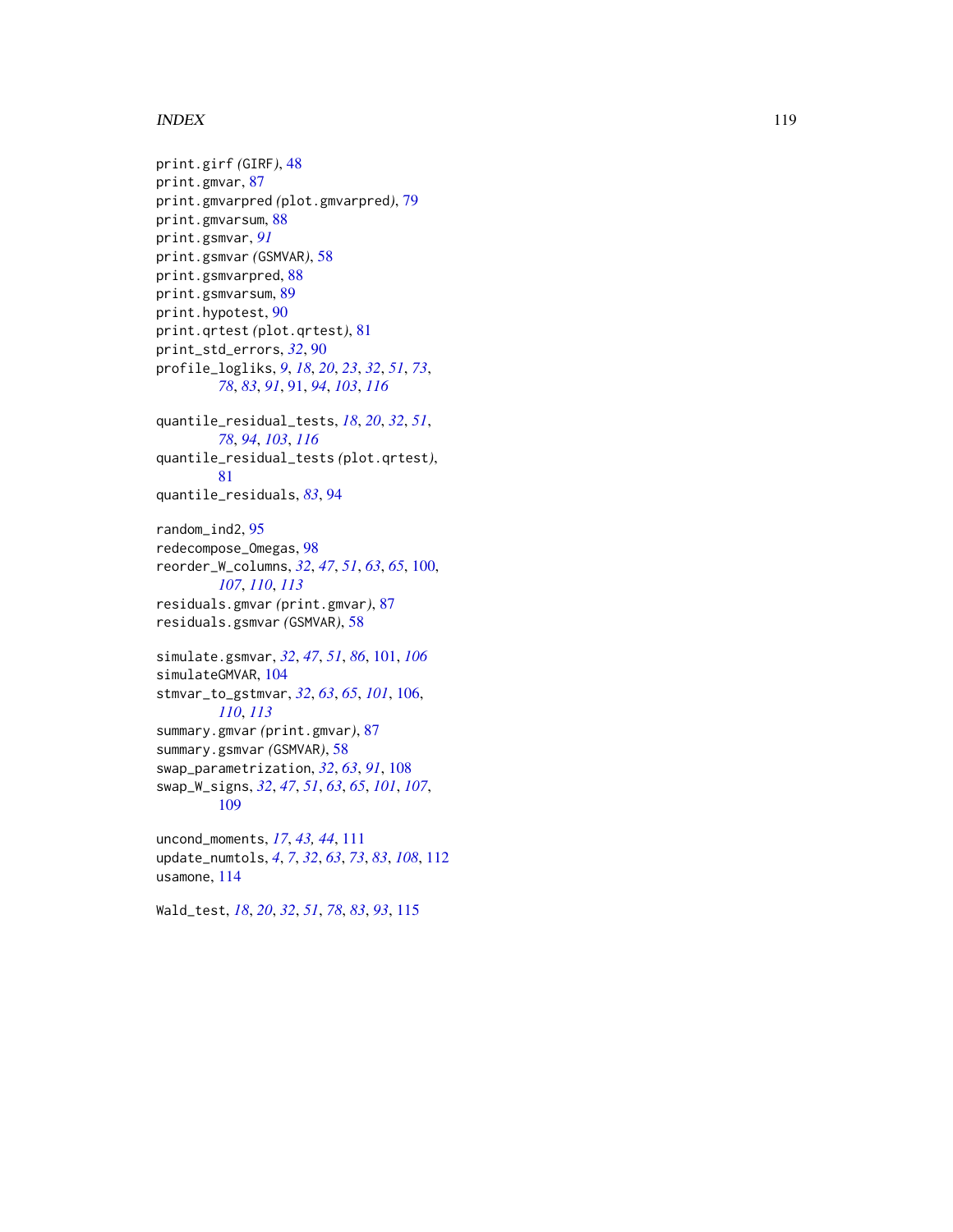print.girf (GIRF), 48
print.gmvar, 87
print.gmvarpred (plot.gmvarpred), 79
print.gmvarsum, 88
print.gsmvar, *91*
print.gsmvar (GSMVAR), 58
print.gsmvarpred, 88
print.gsmvarsum, 89
print.hypotest, 90
print.qrtest (plot.qrtest), 81
print_std_errors, *32*, 90
profile_logliks, *9*, *18*, *20*, *23*, *32*, *51*, *73*, *78*, *83*, *91*, 91, *94*, *103*, *116*

quantile_residual_tests, *18*, *20*, *32*, *51*, *78*, *94*, *103*, *116*
quantile_residual_tests (plot.qrtest), 81
quantile_residuals, *83*, 94

random_ind2, 95
redecompose_Omegas, 98
reorder_W_columns, *32*, *47*, *51*, *63*, *65*, 100, *107*, *110*, *113*
residuals.gmvar (print.gmvar), 87
residuals.gsmvar (GSMVAR), 58

simulate.gsmvar, *32*, *47*, *51*, *86*, 101, *106*
simulateGMVAR, 104
stmvar_to_gstmvar, *32*, *63*, *65*, *101*, 106, *110*, *113*
summary.gmvar (print.gmvar), 87
summary.gsmvar (GSMVAR), 58
swap_parametrization, *32*, *63*, *91*, 108
swap_W_signs, *32*, *47*, *51*, *63*, *65*, *101*, *107*, 109

uncond_moments, *17*, *43, 44*, 111
update_numtols, *4*, *7*, *32*, *63*, *73*, *83*, *108*, 112
usamone, 114

Wald_test, *18*, *20*, *32*, *51*, *78*, *83*, *93*, 115